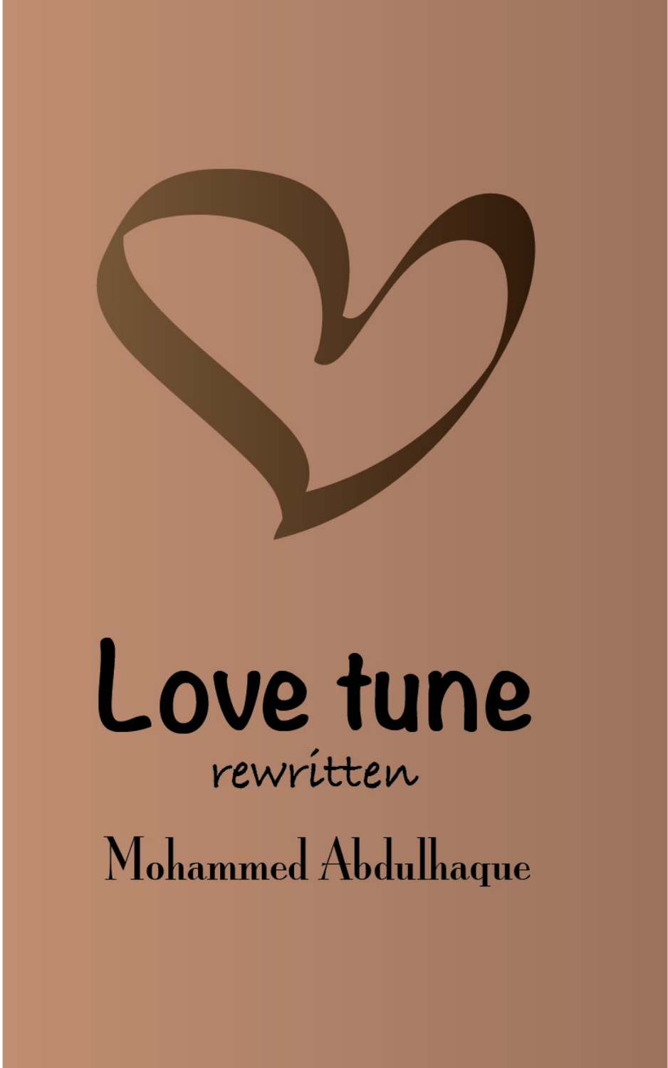# Love tune

*rewritten*

Mohammed Abdulhaque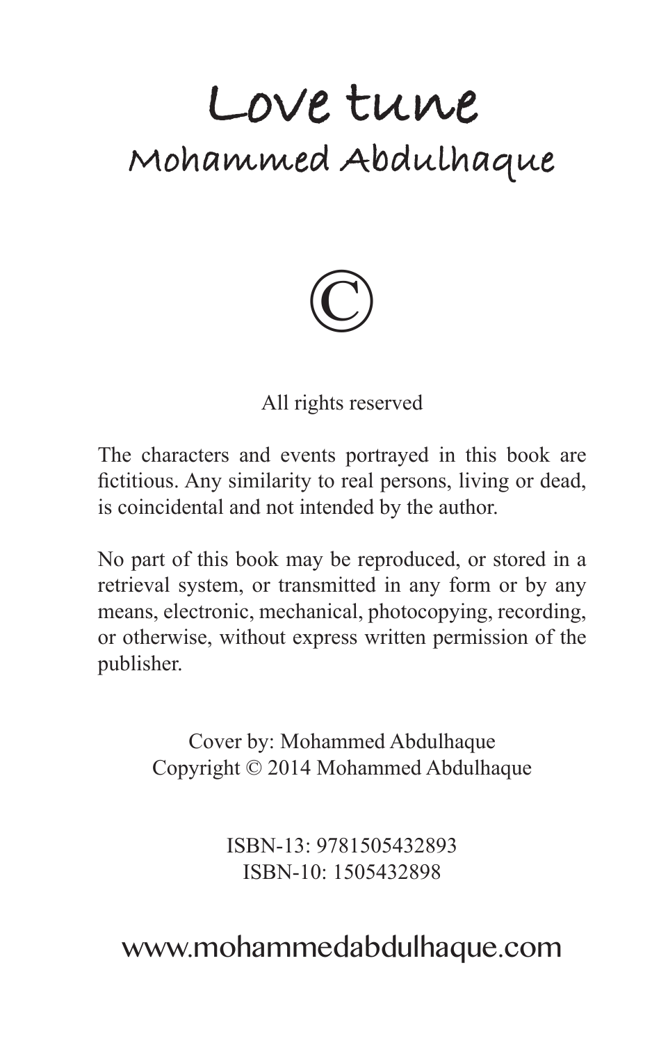# Love tune

## Mohammed Abdulhaque

©

All rights reserved

The characters and events portrayed in this book are fictitious. Any similarity to real persons, living or dead, is coincidental and not intended by the author.

No part of this book may be reproduced, or stored in a retrieval system, or transmitted in any form or by any means, electronic, mechanical, photocopying, recording, or otherwise, without express written permission of the publisher.

Cover by: Mohammed Abdulhaque
Copyright © 2014 Mohammed Abdulhaque

ISBN-13: 9781505432893
ISBN-10: 1505432898

www.mohammedabdulhaque.com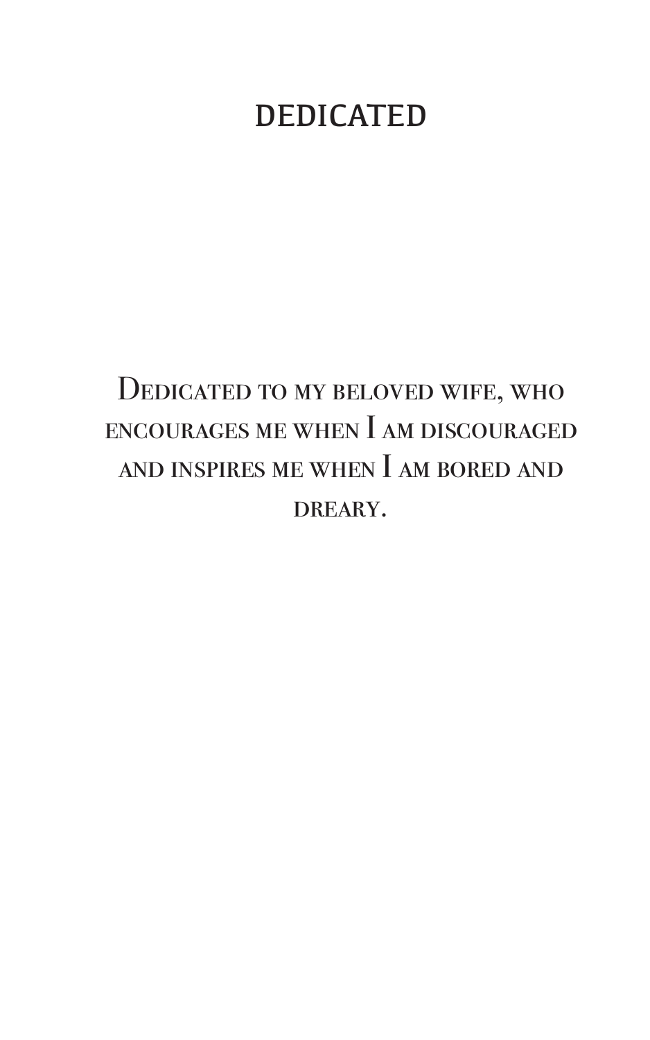# DEDICATED

Dedicated to my beloved wife, who encourages me when I am discouraged and inspires me when I am bored and dreary.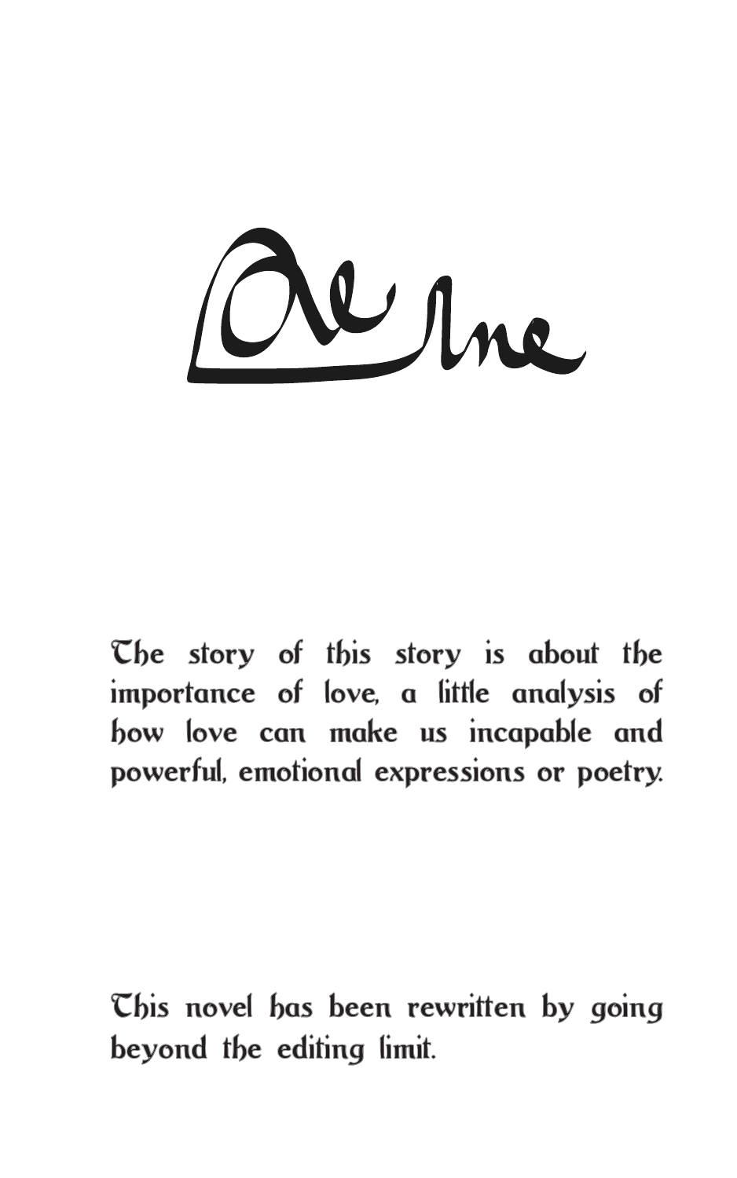# Love Line

The story of this story is about the importance of love, a little analysis of how love can make us incapable and powerful, emotional expressions or poetry.

This novel has been rewritten by going beyond the editing limit.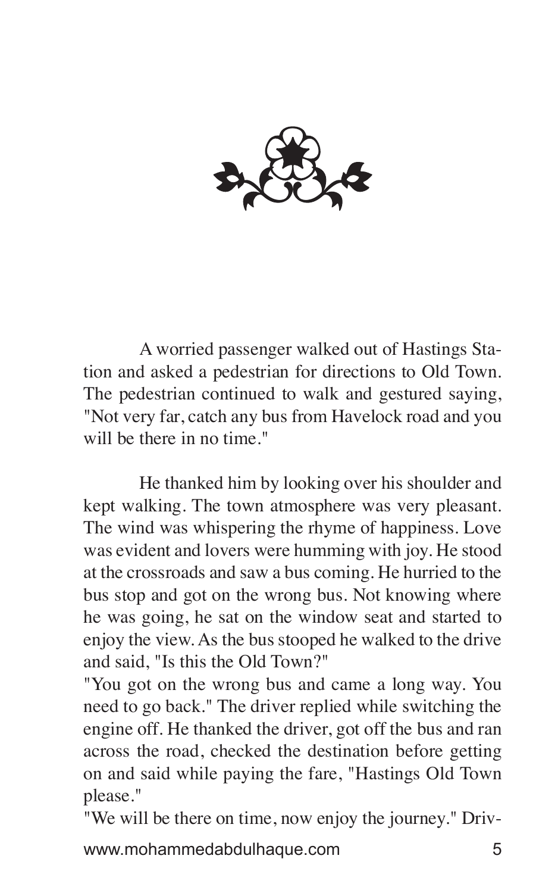A worried passenger walked out of Hastings Station and asked a pedestrian for directions to Old Town. The pedestrian continued to walk and gestured saying, "Not very far, catch any bus from Havelock road and you will be there in no time."

He thanked him by looking over his shoulder and kept walking. The town atmosphere was very pleasant. The wind was whispering the rhyme of happiness. Love was evident and lovers were humming with joy. He stood at the crossroads and saw a bus coming. He hurried to the bus stop and got on the wrong bus. Not knowing where he was going, he sat on the window seat and started to enjoy the view. As the bus stooped he walked to the drive and said, "Is this the Old Town?"

"You got on the wrong bus and came a long way. You need to go back." The driver replied while switching the engine off. He thanked the driver, got off the bus and ran across the road, checked the destination before getting on and said while paying the fare, "Hastings Old Town please."

"We will be there on time, now enjoy the journey." Driv-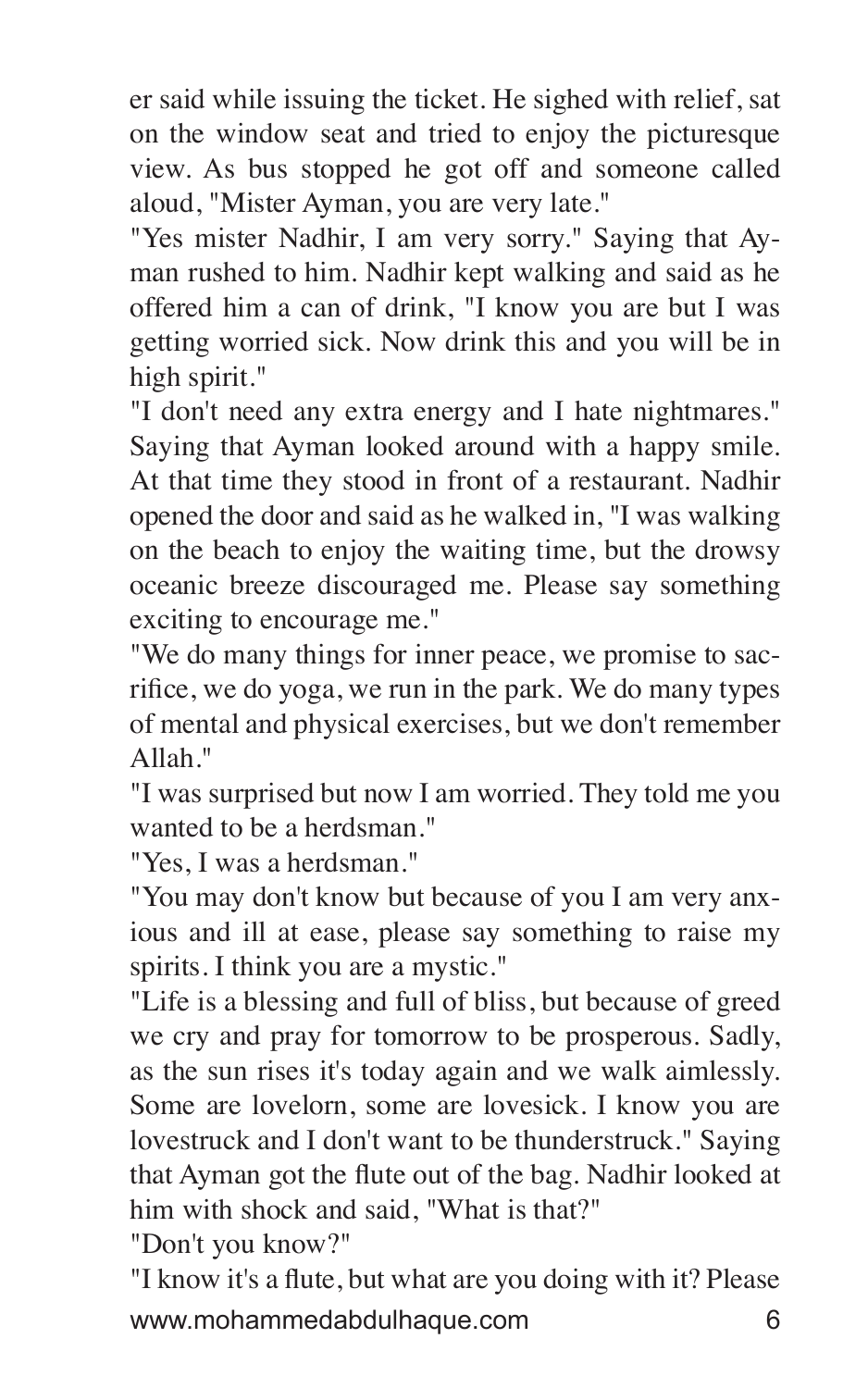er said while issuing the ticket. He sighed with relief, sat on the window seat and tried to enjoy the picturesque view. As bus stopped he got off and someone called aloud, "Mister Ayman, you are very late."

"Yes mister Nadhir, I am very sorry." Saying that Ayman rushed to him. Nadhir kept walking and said as he offered him a can of drink, "I know you are but I was getting worried sick. Now drink this and you will be in high spirit."

"I don't need any extra energy and I hate nightmares." Saying that Ayman looked around with a happy smile. At that time they stood in front of a restaurant. Nadhir opened the door and said as he walked in, "I was walking on the beach to enjoy the waiting time, but the drowsy oceanic breeze discouraged me. Please say something exciting to encourage me."

"We do many things for inner peace, we promise to sacrifice, we do yoga, we run in the park. We do many types of mental and physical exercises, but we don't remember Allah."

"I was surprised but now I am worried. They told me you wanted to be a herdsman."

"Yes, I was a herdsman."

"You may don't know but because of you I am very anxious and ill at ease, please say something to raise my spirits. I think you are a mystic."

"Life is a blessing and full of bliss, but because of greed we cry and pray for tomorrow to be prosperous. Sadly, as the sun rises it's today again and we walk aimlessly. Some are lovelorn, some are lovesick. I know you are lovestruck and I don't want to be thunderstruck." Saying that Ayman got the flute out of the bag. Nadhir looked at him with shock and said, "What is that?"

"Don't you know?"

"I know it's a flute, but what are you doing with it? Please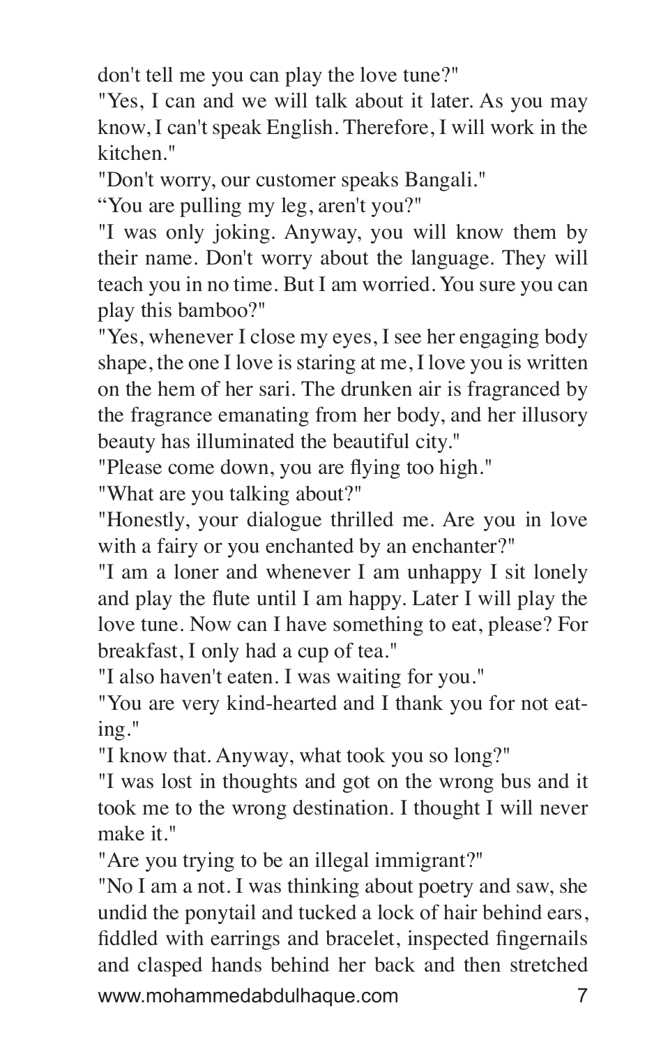don't tell me you can play the love tune?"

"Yes, I can and we will talk about it later. As you may know, I can't speak English. Therefore, I will work in the kitchen."

"Don't worry, our customer speaks Bangali."

“You are pulling my leg, aren't you?"

"I was only joking. Anyway, you will know them by their name. Don't worry about the language. They will teach you in no time. But I am worried. You sure you can play this bamboo?"

"Yes, whenever I close my eyes, I see her engaging body shape, the one I love is staring at me, I love you is written on the hem of her sari. The drunken air is fragranced by the fragrance emanating from her body, and her illusory beauty has illuminated the beautiful city."

"Please come down, you are flying too high."

"What are you talking about?"

"Honestly, your dialogue thrilled me. Are you in love with a fairy or you enchanted by an enchanter?"

"I am a loner and whenever I am unhappy I sit lonely and play the flute until I am happy. Later I will play the love tune. Now can I have something to eat, please? For breakfast, I only had a cup of tea."

"I also haven't eaten. I was waiting for you."

"You are very kind-hearted and I thank you for not eating."

"I know that. Anyway, what took you so long?"

"I was lost in thoughts and got on the wrong bus and it took me to the wrong destination. I thought I will never make it."

"Are you trying to be an illegal immigrant?"

"No I am a not. I was thinking about poetry and saw, she undid the ponytail and tucked a lock of hair behind ears, fiddled with earrings and bracelet, inspected fingernails and clasped hands behind her back and then stretched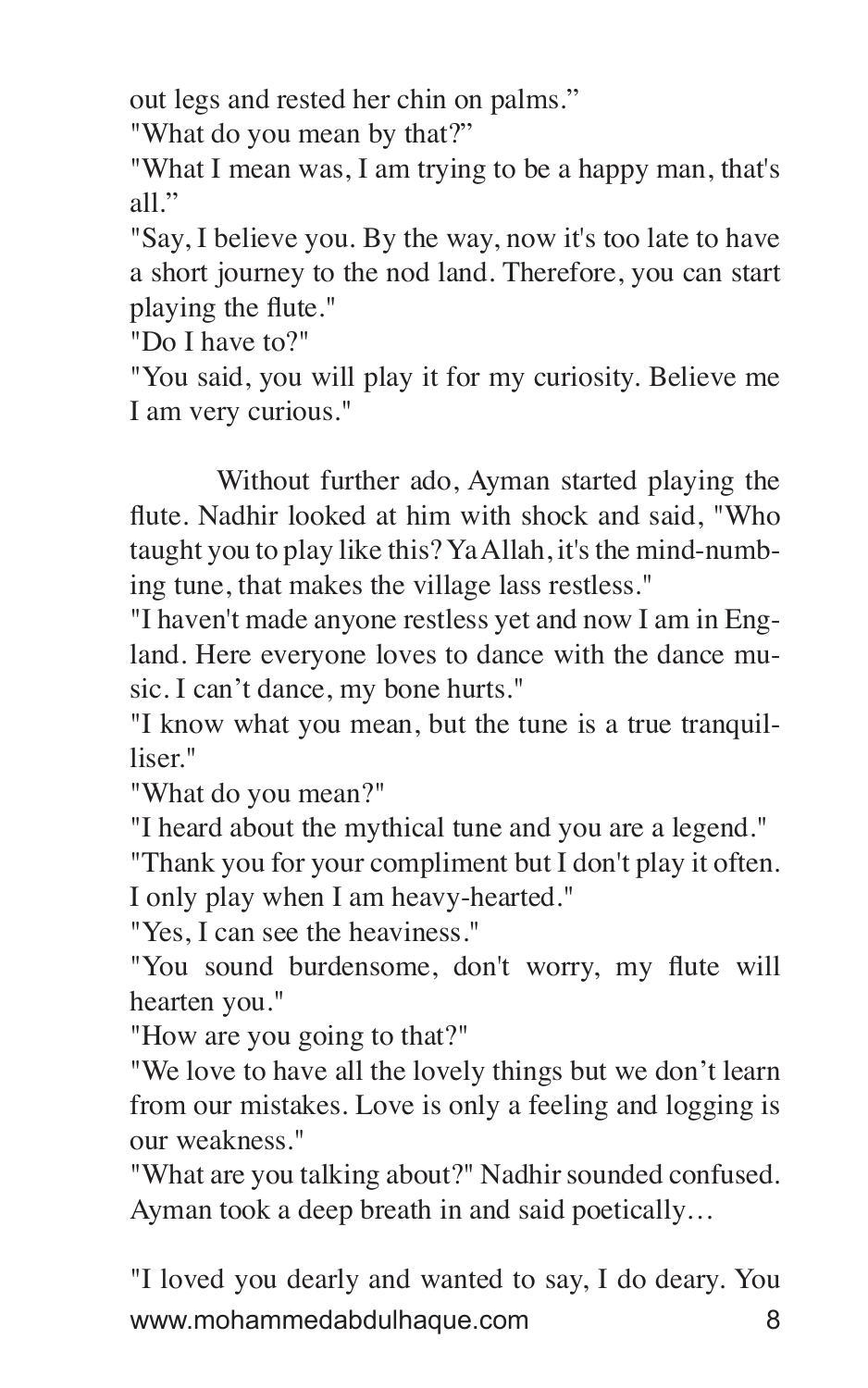out legs and rested her chin on palms."

"What do you mean by that?"

"What I mean was, I am trying to be a happy man, that's all."

"Say, I believe you. By the way, now it's too late to have a short journey to the nod land. Therefore, you can start playing the flute."

"Do I have to?"

"You said, you will play it for my curiosity. Believe me I am very curious."

Without further ado, Ayman started playing the flute. Nadhir looked at him with shock and said, "Who taught you to play like this? Ya Allah, it's the mind-numbing tune, that makes the village lass restless."

"I haven't made anyone restless yet and now I am in England. Here everyone loves to dance with the dance music. I can't dance, my bone hurts."

"I know what you mean, but the tune is a true tranquilliser."

"What do you mean?"

"I heard about the mythical tune and you are a legend."

"Thank you for your compliment but I don't play it often. I only play when I am heavy-hearted."

"Yes, I can see the heaviness."

"You sound burdensome, don't worry, my flute will hearten you."

"How are you going to that?"

"We love to have all the lovely things but we don't learn from our mistakes. Love is only a feeling and logging is our weakness."

"What are you talking about?" Nadhir sounded confused. Ayman took a deep breath in and said poetically…

"I loved you dearly and wanted to say, I do deary. You

www.mohammedabdulhaque.com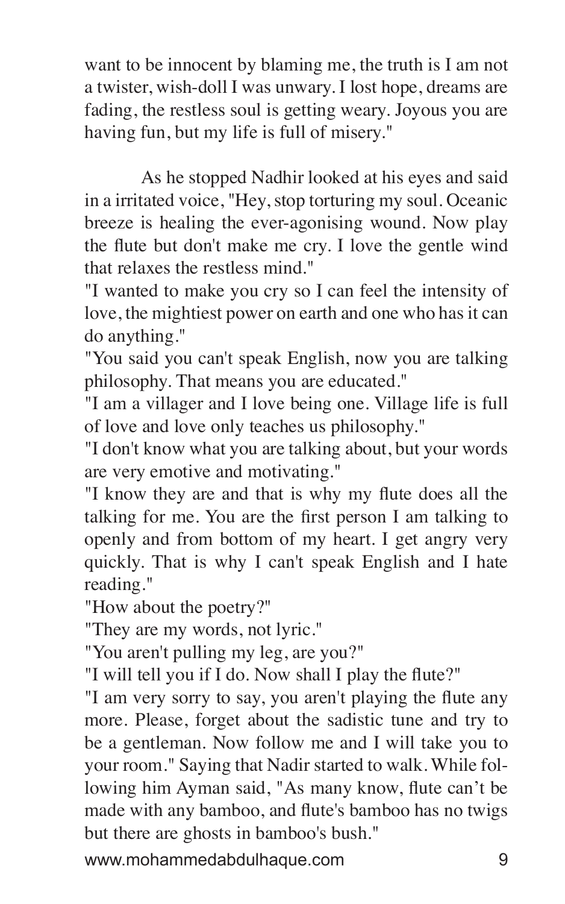want to be innocent by blaming me, the truth is I am not a twister, wish-doll I was unwary. I lost hope, dreams are fading, the restless soul is getting weary. Joyous you are having fun, but my life is full of misery."

As he stopped Nadhir looked at his eyes and said in a irritated voice, "Hey, stop torturing my soul. Oceanic breeze is healing the ever-agonising wound. Now play the flute but don't make me cry. I love the gentle wind that relaxes the restless mind."

"I wanted to make you cry so I can feel the intensity of love, the mightiest power on earth and one who has it can do anything."

"You said you can't speak English, now you are talking philosophy. That means you are educated."

"I am a villager and I love being one. Village life is full of love and love only teaches us philosophy."

"I don't know what you are talking about, but your words are very emotive and motivating."

"I know they are and that is why my flute does all the talking for me. You are the first person I am talking to openly and from bottom of my heart. I get angry very quickly. That is why I can't speak English and I hate reading."

"How about the poetry?"

"They are my words, not lyric."

"You aren't pulling my leg, are you?"

"I will tell you if I do. Now shall I play the flute?"

"I am very sorry to say, you aren't playing the flute any more. Please, forget about the sadistic tune and try to be a gentleman. Now follow me and I will take you to your room." Saying that Nadir started to walk. While following him Ayman said, "As many know, flute can't be made with any bamboo, and flute's bamboo has no twigs but there are ghosts in bamboo's bush."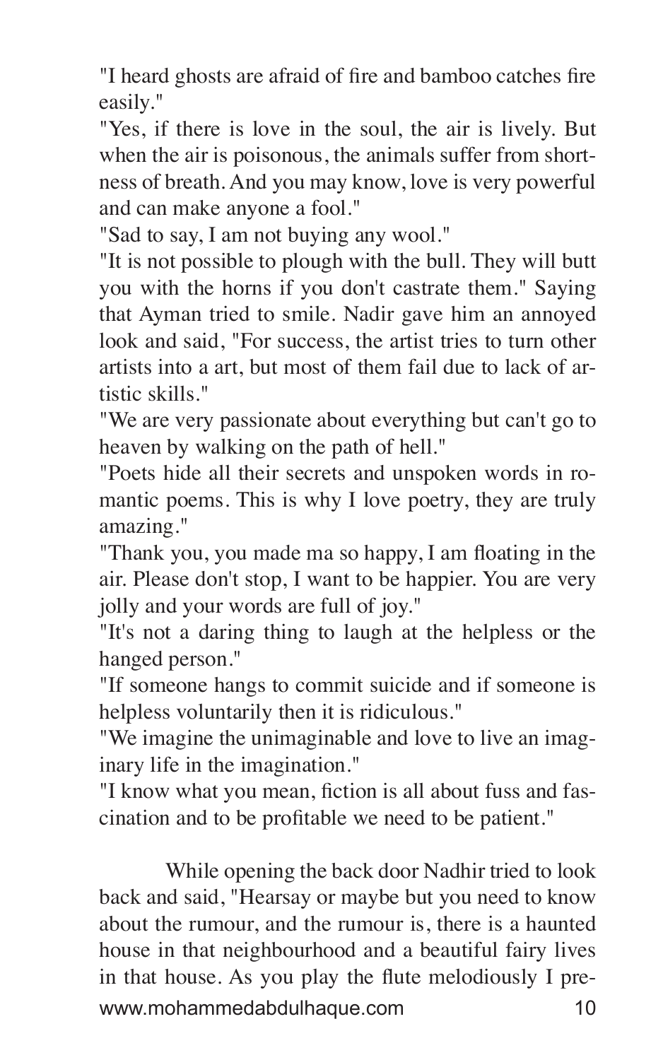"I heard ghosts are afraid of fire and bamboo catches fire easily."

"Yes, if there is love in the soul, the air is lively. But when the air is poisonous, the animals suffer from shortness of breath. And you may know, love is very powerful and can make anyone a fool."

"Sad to say, I am not buying any wool."

"It is not possible to plough with the bull. They will butt you with the horns if you don't castrate them." Saying that Ayman tried to smile. Nadir gave him an annoyed look and said, "For success, the artist tries to turn other artists into a art, but most of them fail due to lack of artistic skills."

"We are very passionate about everything but can't go to heaven by walking on the path of hell."

"Poets hide all their secrets and unspoken words in romantic poems. This is why I love poetry, they are truly amazing."

"Thank you, you made ma so happy, I am floating in the air. Please don't stop, I want to be happier. You are very jolly and your words are full of joy."

"It's not a daring thing to laugh at the helpless or the hanged person."

"If someone hangs to commit suicide and if someone is helpless voluntarily then it is ridiculous."

"We imagine the unimaginable and love to live an imaginary life in the imagination."

"I know what you mean, fiction is all about fuss and fascination and to be profitable we need to be patient."

While opening the back door Nadhir tried to look back and said, "Hearsay or maybe but you need to know about the rumour, and the rumour is, there is a haunted house in that neighbourhood and a beautiful fairy lives in that house. As you play the flute melodiously I pre-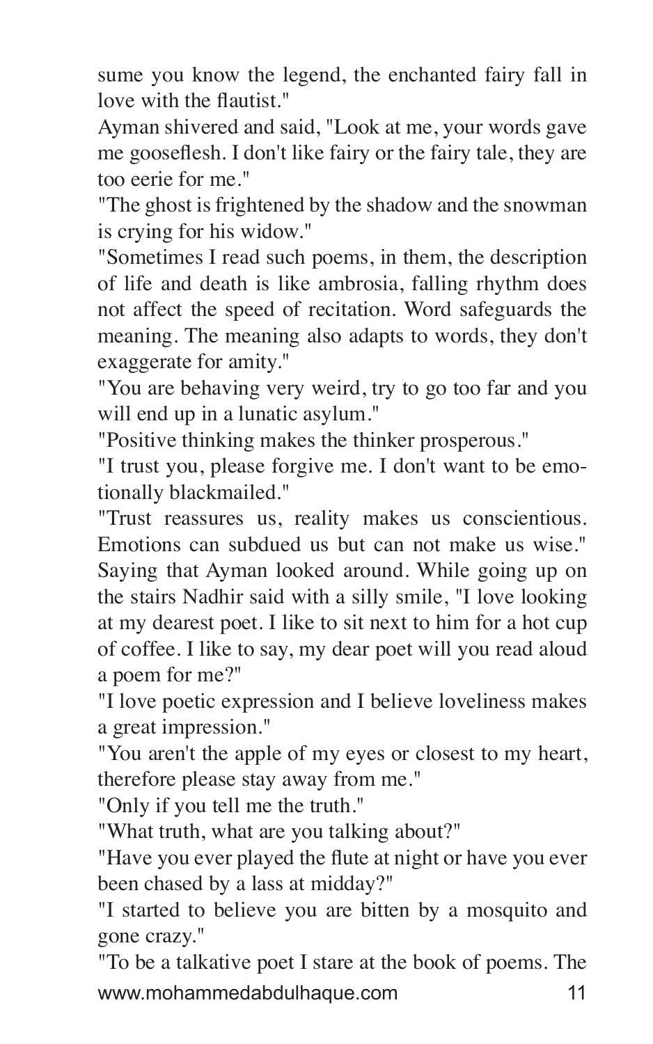sume you know the legend, the enchanted fairy fall in love with the flautist."

Ayman shivered and said, "Look at me, your words gave me gooseflesh. I don't like fairy or the fairy tale, they are too eerie for me."

"The ghost is frightened by the shadow and the snowman is crying for his widow."

"Sometimes I read such poems, in them, the description of life and death is like ambrosia, falling rhythm does not affect the speed of recitation. Word safeguards the meaning. The meaning also adapts to words, they don't exaggerate for amity."

"You are behaving very weird, try to go too far and you will end up in a lunatic asylum."

"Positive thinking makes the thinker prosperous."

"I trust you, please forgive me. I don't want to be emotionally blackmailed."

"Trust reassures us, reality makes us conscientious. Emotions can subdued us but can not make us wise." Saying that Ayman looked around. While going up on the stairs Nadhir said with a silly smile, "I love looking at my dearest poet. I like to sit next to him for a hot cup of coffee. I like to say, my dear poet will you read aloud a poem for me?"

"I love poetic expression and I believe loveliness makes a great impression."

"You aren't the apple of my eyes or closest to my heart, therefore please stay away from me."

"Only if you tell me the truth."

"What truth, what are you talking about?"

"Have you ever played the flute at night or have you ever been chased by a lass at midday?"

"I started to believe you are bitten by a mosquito and gone crazy."

"To be a talkative poet I stare at the book of poems. The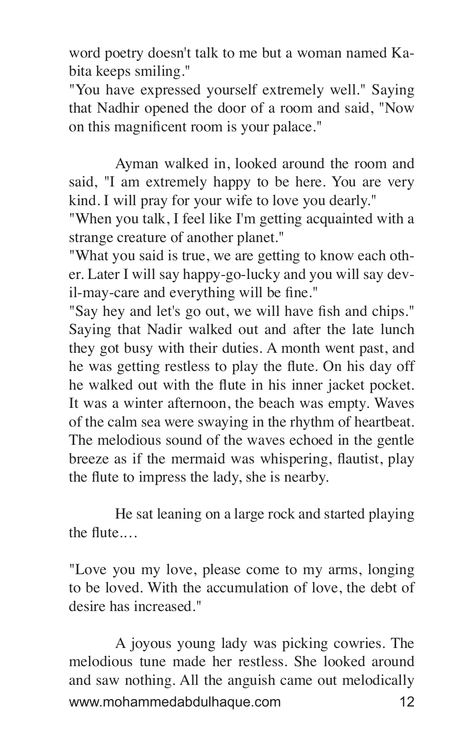word poetry doesn't talk to me but a woman named Kabita keeps smiling."

"You have expressed yourself extremely well." Saying that Nadhir opened the door of a room and said, "Now on this magnificent room is your palace."

Ayman walked in, looked around the room and said, "I am extremely happy to be here. You are very kind. I will pray for your wife to love you dearly."

"When you talk, I feel like I'm getting acquainted with a strange creature of another planet."

"What you said is true, we are getting to know each other. Later I will say happy-go-lucky and you will say devil-may-care and everything will be fine."

"Say hey and let's go out, we will have fish and chips." Saying that Nadir walked out and after the late lunch they got busy with their duties. A month went past, and he was getting restless to play the flute. On his day off he walked out with the flute in his inner jacket pocket. It was a winter afternoon, the beach was empty. Waves of the calm sea were swaying in the rhythm of heartbeat. The melodious sound of the waves echoed in the gentle breeze as if the mermaid was whispering, flautist, play the flute to impress the lady, she is nearby.

He sat leaning on a large rock and started playing the flute.…

"Love you my love, please come to my arms, longing to be loved. With the accumulation of love, the debt of desire has increased."

A joyous young lady was picking cowries. The melodious tune made her restless. She looked around and saw nothing. All the anguish came out melodically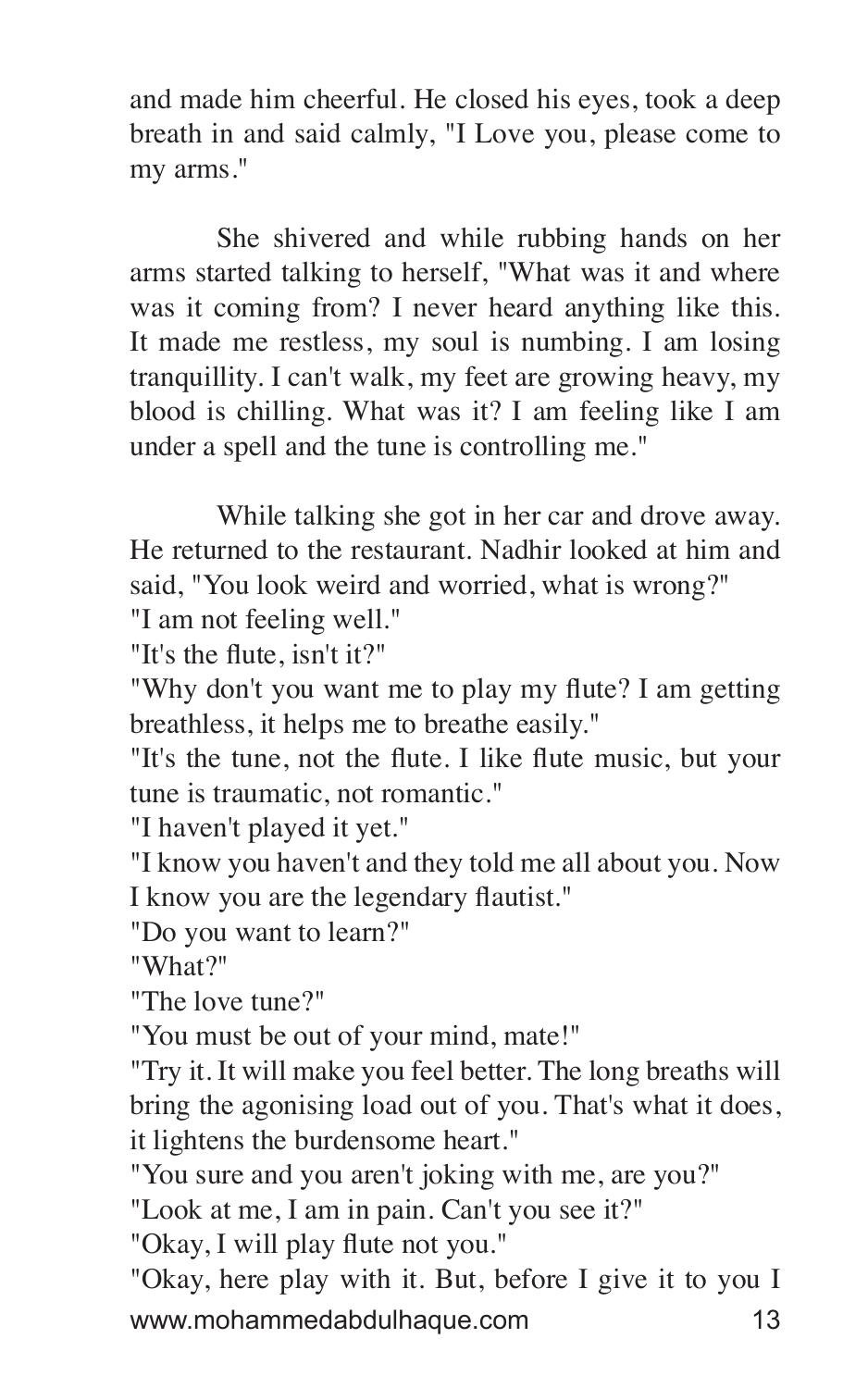and made him cheerful. He closed his eyes, took a deep breath in and said calmly, "I Love you, please come to my arms."

She shivered and while rubbing hands on her arms started talking to herself, "What was it and where was it coming from? I never heard anything like this. It made me restless, my soul is numbing. I am losing tranquillity. I can't walk, my feet are growing heavy, my blood is chilling. What was it? I am feeling like I am under a spell and the tune is controlling me."

While talking she got in her car and drove away. He returned to the restaurant. Nadhir looked at him and said, "You look weird and worried, what is wrong?"
"I am not feeling well."
"It's the flute, isn't it?"
"Why don't you want me to play my flute? I am getting breathless, it helps me to breathe easily."
"It's the tune, not the flute. I like flute music, but your tune is traumatic, not romantic."
"I haven't played it yet."
"I know you haven't and they told me all about you. Now I know you are the legendary flautist."
"Do you want to learn?"
"What?"
"The love tune?"
"You must be out of your mind, mate!"
"Try it. It will make you feel better. The long breaths will bring the agonising load out of you. That's what it does, it lightens the burdensome heart."
"You sure and you aren't joking with me, are you?"
"Look at me, I am in pain. Can't you see it?"
"Okay, I will play flute not you."
"Okay, here play with it. But, before I give it to you I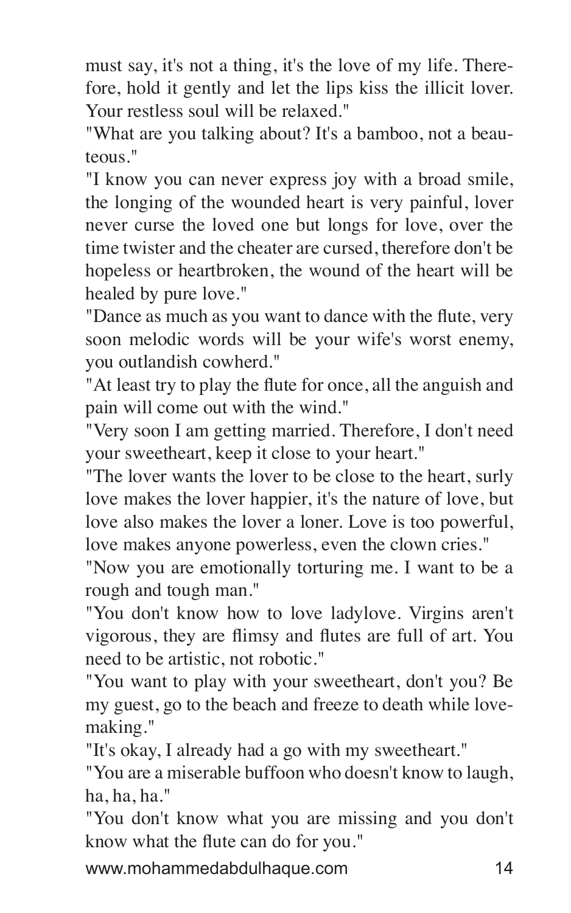must say, it's not a thing, it's the love of my life. Therefore, hold it gently and let the lips kiss the illicit lover. Your restless soul will be relaxed."

"What are you talking about? It's a bamboo, not a beauteous."

"I know you can never express joy with a broad smile, the longing of the wounded heart is very painful, lover never curse the loved one but longs for love, over the time twister and the cheater are cursed, therefore don't be hopeless or heartbroken, the wound of the heart will be healed by pure love."

"Dance as much as you want to dance with the flute, very soon melodic words will be your wife's worst enemy, you outlandish cowherd."

"At least try to play the flute for once, all the anguish and pain will come out with the wind."

"Very soon I am getting married. Therefore, I don't need your sweetheart, keep it close to your heart."

"The lover wants the lover to be close to the heart, surly love makes the lover happier, it's the nature of love, but love also makes the lover a loner. Love is too powerful, love makes anyone powerless, even the clown cries."

"Now you are emotionally torturing me. I want to be a rough and tough man."

"You don't know how to love ladylove. Virgins aren't vigorous, they are flimsy and flutes are full of art. You need to be artistic, not robotic."

"You want to play with your sweetheart, don't you? Be my guest, go to the beach and freeze to death while lovemaking."

"It's okay, I already had a go with my sweetheart."

"You are a miserable buffoon who doesn't know to laugh, ha, ha, ha."

"You don't know what you are missing and you don't know what the flute can do for you."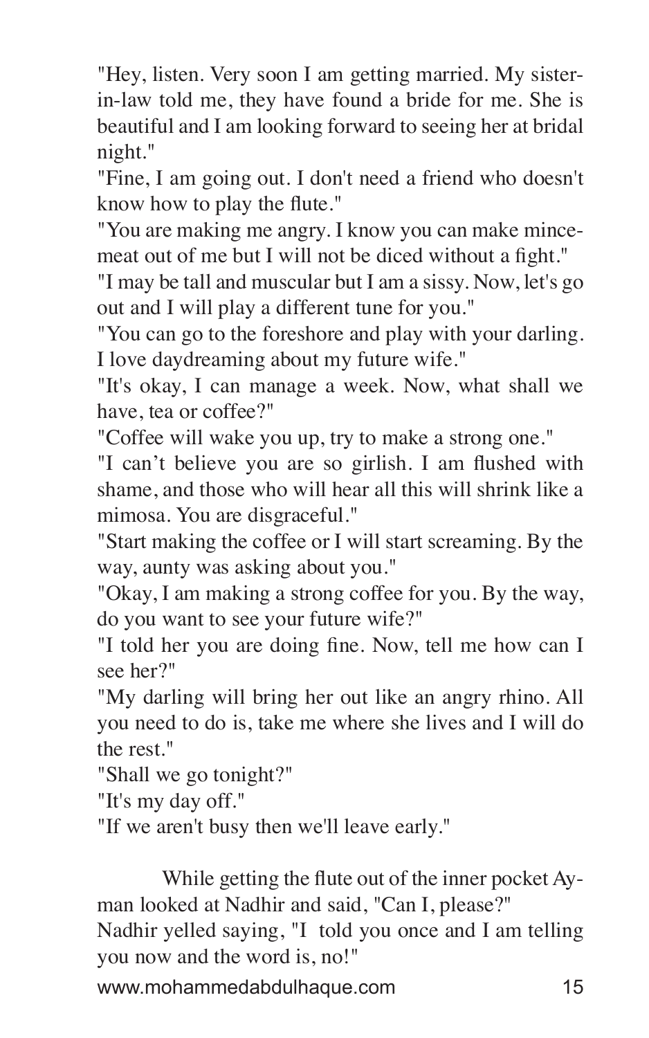"Hey, listen. Very soon I am getting married. My sister-in-law told me, they have found a bride for me. She is beautiful and I am looking forward to seeing her at bridal night."

"Fine, I am going out. I don't need a friend who doesn't know how to play the flute."

"You are making me angry. I know you can make mince-meat out of me but I will not be diced without a fight."

"I may be tall and muscular but I am a sissy. Now, let's go out and I will play a different tune for you."

"You can go to the foreshore and play with your darling. I love daydreaming about my future wife."

"It's okay, I can manage a week. Now, what shall we have, tea or coffee?"

"Coffee will wake you up, try to make a strong one."

"I can't believe you are so girlish. I am flushed with shame, and those who will hear all this will shrink like a mimosa. You are disgraceful."

"Start making the coffee or I will start screaming. By the way, aunty was asking about you."

"Okay, I am making a strong coffee for you. By the way, do you want to see your future wife?"

"I told her you are doing fine. Now, tell me how can I see her?"

"My darling will bring her out like an angry rhino. All you need to do is, take me where she lives and I will do the rest."

"Shall we go tonight?"

"It's my day off."

"If we aren't busy then we'll leave early."

While getting the flute out of the inner pocket Ayman looked at Nadhir and said, "Can I, please?"

Nadhir yelled saying, "I told you once and I am telling you now and the word is, no!"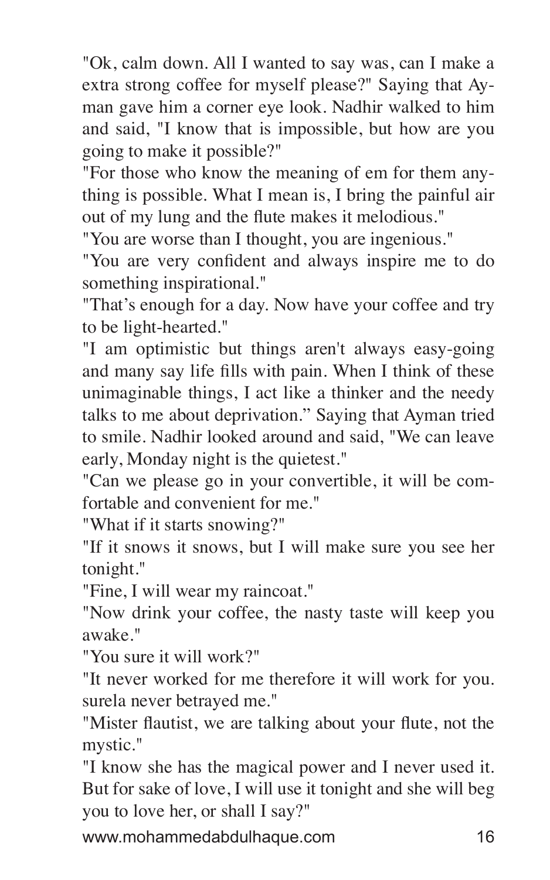"Ok, calm down. All I wanted to say was, can I make a extra strong coffee for myself please?" Saying that Ayman gave him a corner eye look. Nadhir walked to him and said, "I know that is impossible, but how are you going to make it possible?"

"For those who know the meaning of em for them anything is possible. What I mean is, I bring the painful air out of my lung and the flute makes it melodious."

"You are worse than I thought, you are ingenious."

"You are very confident and always inspire me to do something inspirational."

"That's enough for a day. Now have your coffee and try to be light-hearted."

"I am optimistic but things aren't always easy-going and many say life fills with pain. When I think of these unimaginable things, I act like a thinker and the needy talks to me about deprivation." Saying that Ayman tried to smile. Nadhir looked around and said, "We can leave early, Monday night is the quietest."

"Can we please go in your convertible, it will be comfortable and convenient for me."

"What if it starts snowing?"

"If it snows it snows, but I will make sure you see her tonight."

"Fine, I will wear my raincoat."

"Now drink your coffee, the nasty taste will keep you awake."

"You sure it will work?"

"It never worked for me therefore it will work for you. surela never betrayed me."

"Mister flautist, we are talking about your flute, not the mystic."

"I know she has the magical power and I never used it. But for sake of love, I will use it tonight and she will beg you to love her, or shall I say?"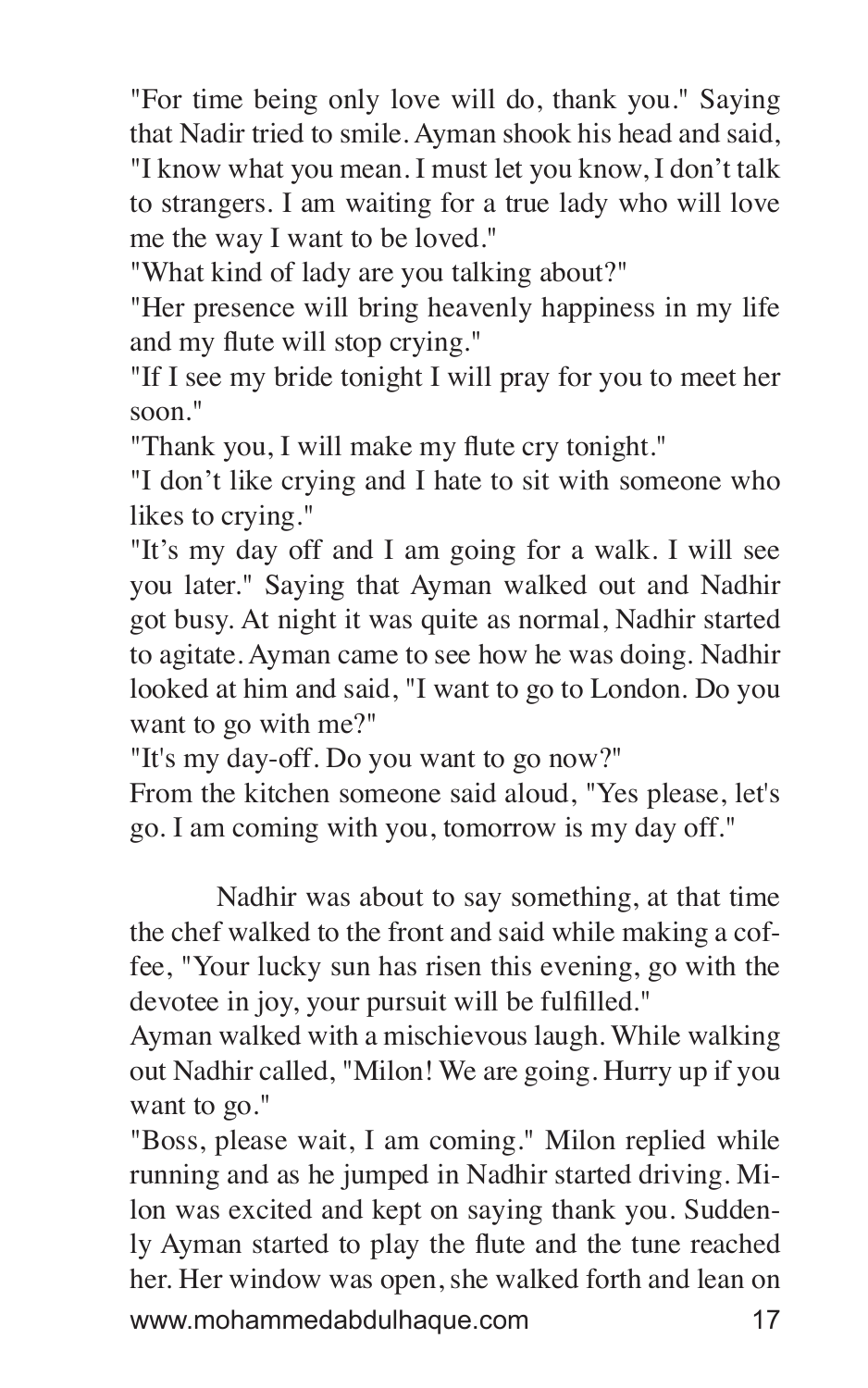"For time being only love will do, thank you." Saying that Nadir tried to smile. Ayman shook his head and said, "I know what you mean. I must let you know, I don't talk to strangers. I am waiting for a true lady who will love me the way I want to be loved."

"What kind of lady are you talking about?"

"Her presence will bring heavenly happiness in my life and my flute will stop crying."

"If I see my bride tonight I will pray for you to meet her soon."

"Thank you, I will make my flute cry tonight."

"I don't like crying and I hate to sit with someone who likes to crying."

"It's my day off and I am going for a walk. I will see you later." Saying that Ayman walked out and Nadhir got busy. At night it was quite as normal, Nadhir started to agitate. Ayman came to see how he was doing. Nadhir looked at him and said, "I want to go to London. Do you want to go with me?"

"It's my day-off. Do you want to go now?"

From the kitchen someone said aloud, "Yes please, let's go. I am coming with you, tomorrow is my day off."

Nadhir was about to say something, at that time the chef walked to the front and said while making a coffee, "Your lucky sun has risen this evening, go with the devotee in joy, your pursuit will be fulfilled."

Ayman walked with a mischievous laugh. While walking out Nadhir called, "Milon! We are going. Hurry up if you want to go."

"Boss, please wait, I am coming." Milon replied while running and as he jumped in Nadhir started driving. Milon was excited and kept on saying thank you. Suddenly Ayman started to play the flute and the tune reached her. Her window was open, she walked forth and lean on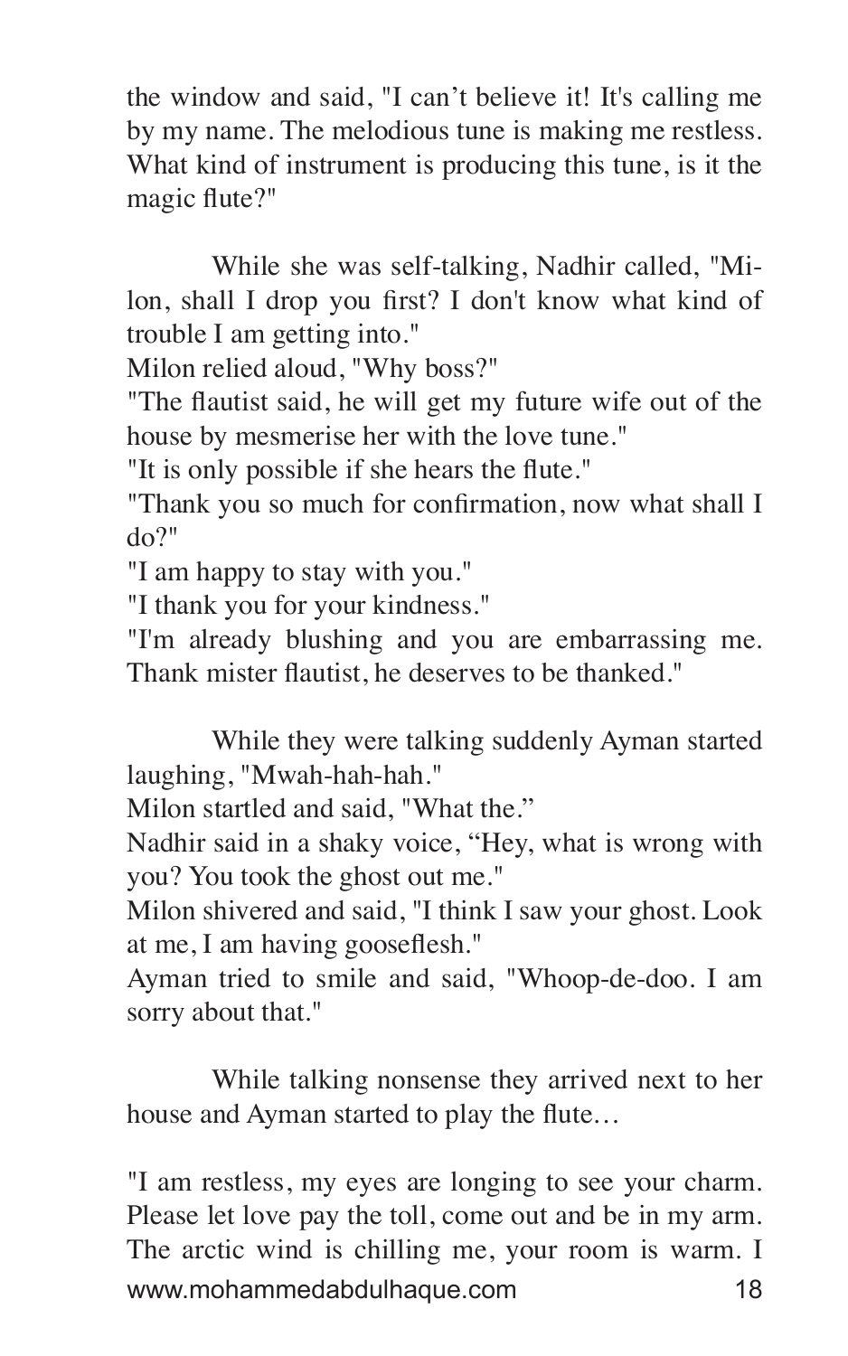the window and said, "I can’t believe it! It's calling me by my name. The melodious tune is making me restless. What kind of instrument is producing this tune, is it the magic flute?"

While she was self-talking, Nadhir called, "Milon, shall I drop you first? I don't know what kind of trouble I am getting into."
Milon relied aloud, "Why boss?"
"The flautist said, he will get my future wife out of the house by mesmerise her with the love tune."
"It is only possible if she hears the flute."
"Thank you so much for confirmation, now what shall I do?"
"I am happy to stay with you."
"I thank you for your kindness."
"I'm already blushing and you are embarrassing me. Thank mister flautist, he deserves to be thanked."

While they were talking suddenly Ayman started laughing, "Mwah-hah-hah."
Milon startled and said, "What the.”
Nadhir said in a shaky voice, “Hey, what is wrong with you? You took the ghost out me."
Milon shivered and said, "I think I saw your ghost. Look at me, I am having gooseflesh."
Ayman tried to smile and said, "Whoop-de-doo. I am sorry about that."

While talking nonsense they arrived next to her house and Ayman started to play the flute…

"I am restless, my eyes are longing to see your charm. Please let love pay the toll, come out and be in my arm. The arctic wind is chilling me, your room is warm. I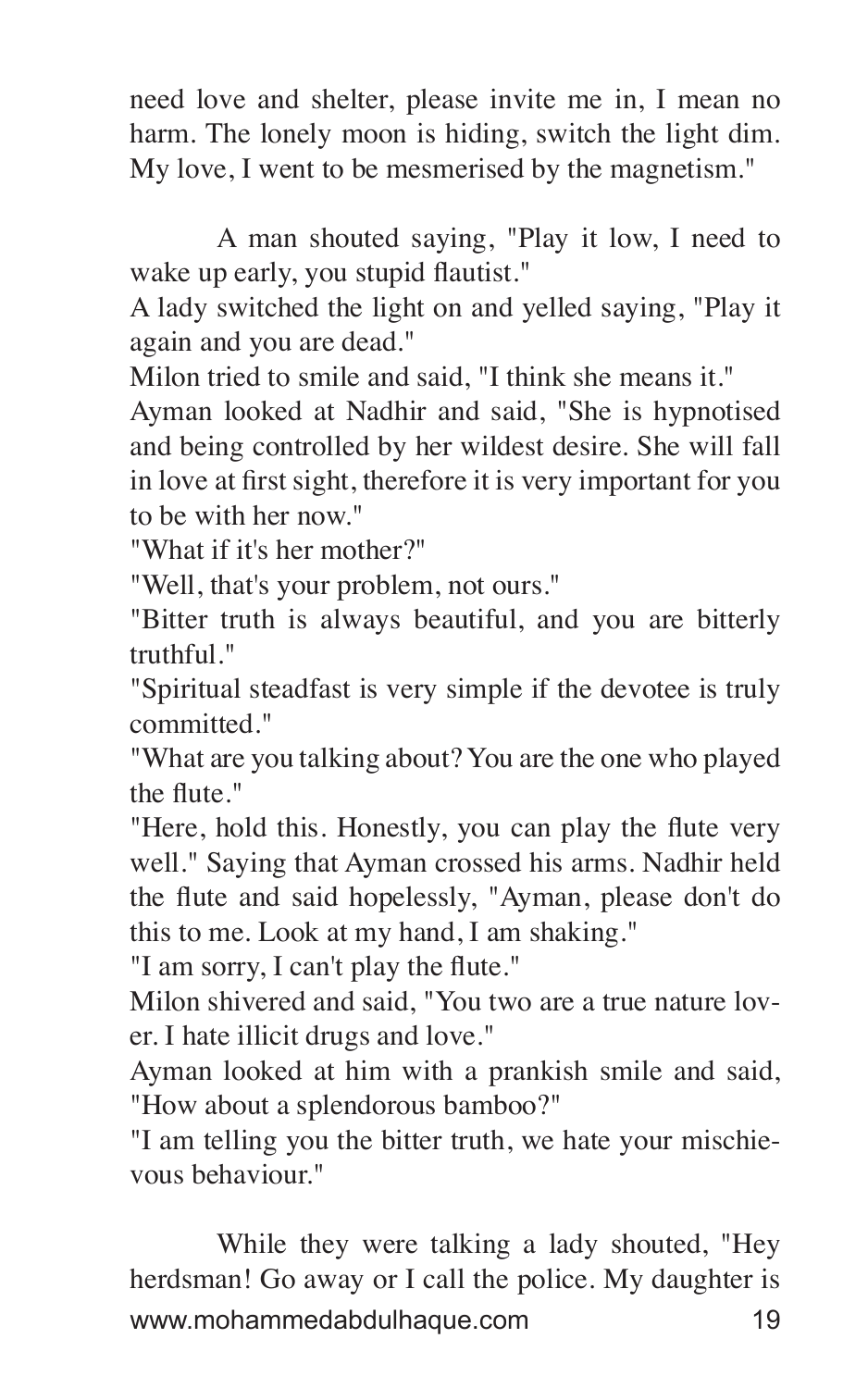need love and shelter, please invite me in, I mean no harm. The lonely moon is hiding, switch the light dim. My love, I went to be mesmerised by the magnetism."

A man shouted saying, "Play it low, I need to wake up early, you stupid flautist."
A lady switched the light on and yelled saying, "Play it again and you are dead."
Milon tried to smile and said, "I think she means it."
Ayman looked at Nadhir and said, "She is hypnotised and being controlled by her wildest desire. She will fall in love at first sight, therefore it is very important for you to be with her now."
"What if it's her mother?"
"Well, that's your problem, not ours."
"Bitter truth is always beautiful, and you are bitterly truthful."
"Spiritual steadfast is very simple if the devotee is truly committed."
"What are you talking about? You are the one who played the flute."
"Here, hold this. Honestly, you can play the flute very well." Saying that Ayman crossed his arms. Nadhir held the flute and said hopelessly, "Ayman, please don't do this to me. Look at my hand, I am shaking."
"I am sorry, I can't play the flute."
Milon shivered and said, "You two are a true nature lover. I hate illicit drugs and love."
Ayman looked at him with a prankish smile and said, "How about a splendorous bamboo?"
"I am telling you the bitter truth, we hate your mischievous behaviour."

While they were talking a lady shouted, "Hey herdsman! Go away or I call the police. My daughter is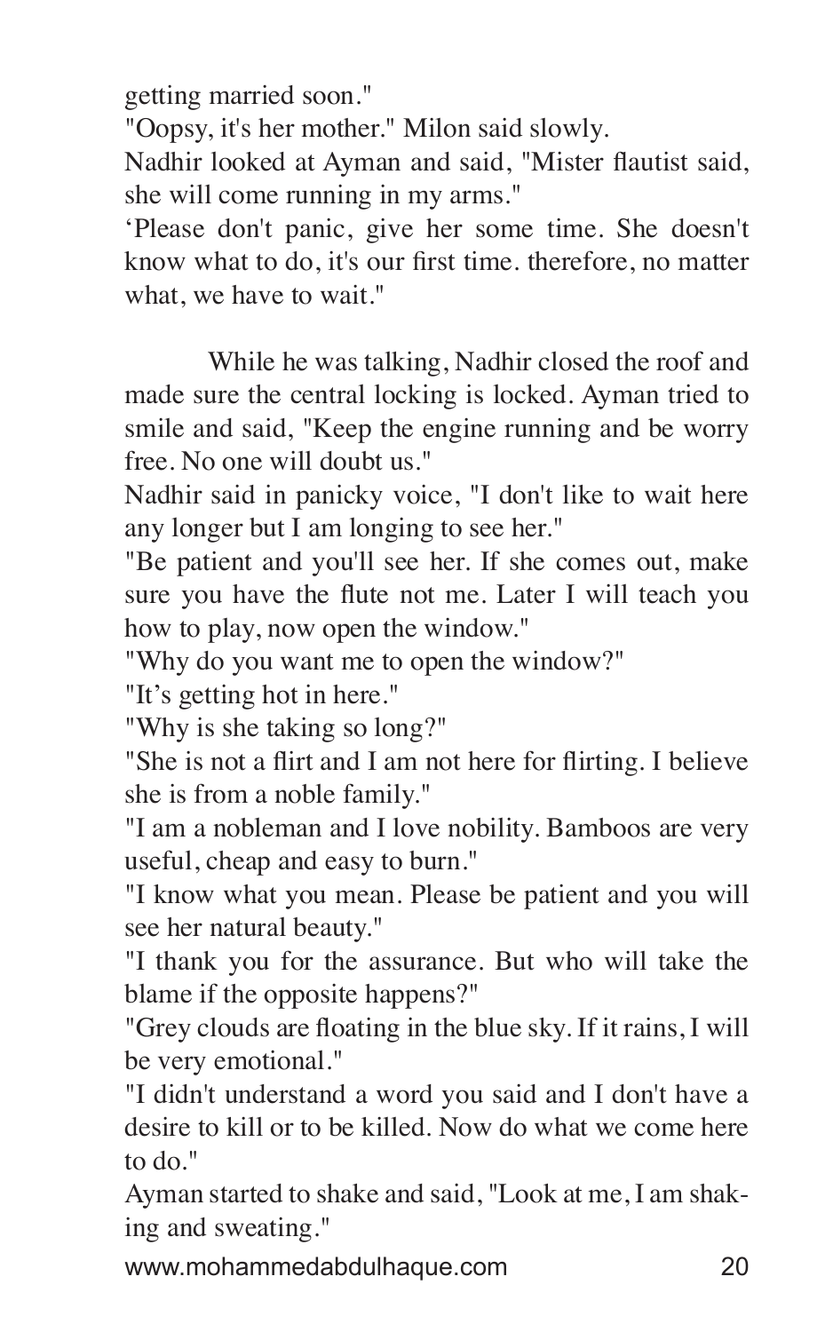getting married soon."

"Oopsy, it's her mother." Milon said slowly.

Nadhir looked at Ayman and said, "Mister flautist said, she will come running in my arms."

'Please don't panic, give her some time. She doesn't know what to do, it's our first time. therefore, no matter what, we have to wait."

While he was talking, Nadhir closed the roof and made sure the central locking is locked. Ayman tried to smile and said, "Keep the engine running and be worry free. No one will doubt us."

Nadhir said in panicky voice, "I don't like to wait here any longer but I am longing to see her."

"Be patient and you'll see her. If she comes out, make sure you have the flute not me. Later I will teach you how to play, now open the window."

"Why do you want me to open the window?"

"It's getting hot in here."

"Why is she taking so long?"

"She is not a flirt and I am not here for flirting. I believe she is from a noble family."

"I am a nobleman and I love nobility. Bamboos are very useful, cheap and easy to burn."

"I know what you mean. Please be patient and you will see her natural beauty."

"I thank you for the assurance. But who will take the blame if the opposite happens?"

"Grey clouds are floating in the blue sky. If it rains, I will be very emotional."

"I didn't understand a word you said and I don't have a desire to kill or to be killed. Now do what we come here to do."

Ayman started to shake and said, "Look at me, I am shaking and sweating."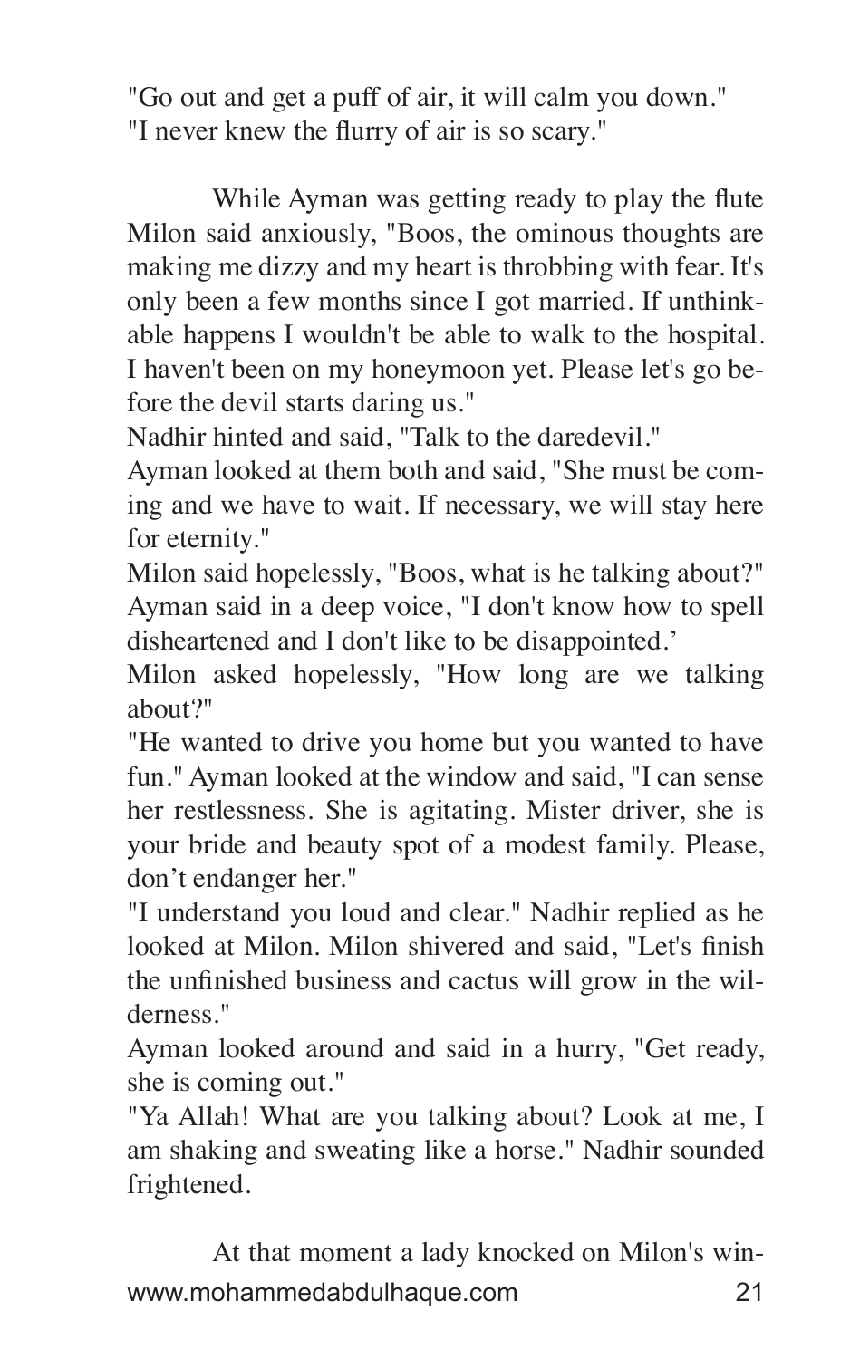"Go out and get a puff of air, it will calm you down."
"I never knew the flurry of air is so scary."

While Ayman was getting ready to play the flute Milon said anxiously, "Boos, the ominous thoughts are making me dizzy and my heart is throbbing with fear. It's only been a few months since I got married. If unthinkable happens I wouldn't be able to walk to the hospital. I haven't been on my honeymoon yet. Please let's go before the devil starts daring us."
Nadhir hinted and said, "Talk to the daredevil."
Ayman looked at them both and said, "She must be coming and we have to wait. If necessary, we will stay here for eternity."
Milon said hopelessly, "Boos, what is he talking about?"
Ayman said in a deep voice, "I don't know how to spell disheartened and I don't like to be disappointed.'
Milon asked hopelessly, "How long are we talking about?"
"He wanted to drive you home but you wanted to have fun." Ayman looked at the window and said, "I can sense her restlessness. She is agitating. Mister driver, she is your bride and beauty spot of a modest family. Please, don't endanger her."
"I understand you loud and clear." Nadhir replied as he looked at Milon. Milon shivered and said, "Let's finish the unfinished business and cactus will grow in the wilderness."
Ayman looked around and said in a hurry, "Get ready, she is coming out."
"Ya Allah! What are you talking about? Look at me, I am shaking and sweating like a horse." Nadhir sounded frightened.

At that moment a lady knocked on Milon's win-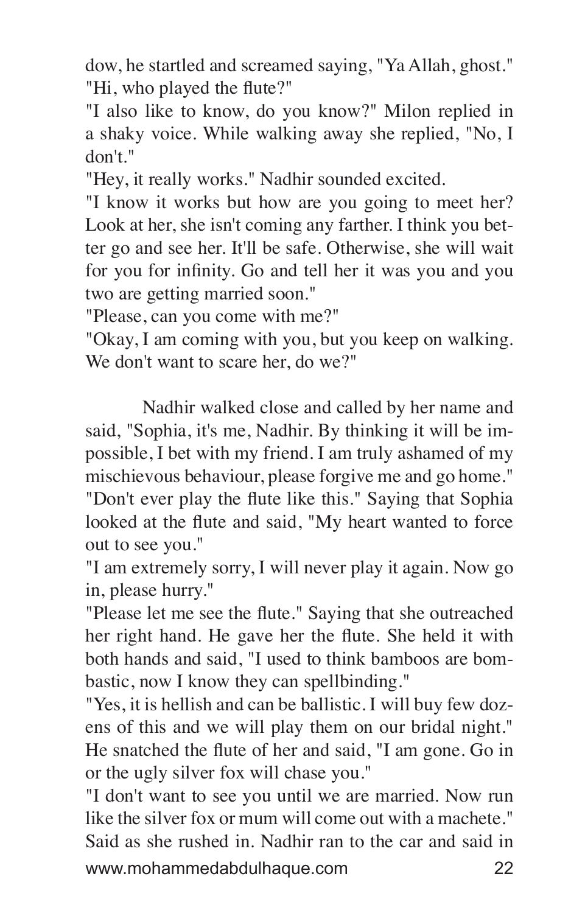dow, he startled and screamed saying, "Ya Allah, ghost."
"Hi, who played the flute?"

"I also like to know, do you know?" Milon replied in a shaky voice. While walking away she replied, "No, I don't."

"Hey, it really works." Nadhir sounded excited.

"I know it works but how are you going to meet her? Look at her, she isn't coming any farther. I think you better go and see her. It'll be safe. Otherwise, she will wait for you for infinity. Go and tell her it was you and you two are getting married soon."

"Please, can you come with me?"

"Okay, I am coming with you, but you keep on walking. We don't want to scare her, do we?"

Nadhir walked close and called by her name and said, "Sophia, it's me, Nadhir. By thinking it will be impossible, I bet with my friend. I am truly ashamed of my mischievous behaviour, please forgive me and go home."

"Don't ever play the flute like this." Saying that Sophia looked at the flute and said, "My heart wanted to force out to see you."

"I am extremely sorry, I will never play it again. Now go in, please hurry."

"Please let me see the flute." Saying that she outreached her right hand. He gave her the flute. She held it with both hands and said, "I used to think bamboos are bombastic, now I know they can spellbinding."

"Yes, it is hellish and can be ballistic. I will buy few dozens of this and we will play them on our bridal night." He snatched the flute of her and said, "I am gone. Go in or the ugly silver fox will chase you."

"I don't want to see you until we are married. Now run like the silver fox or mum will come out with a machete." Said as she rushed in. Nadhir ran to the car and said in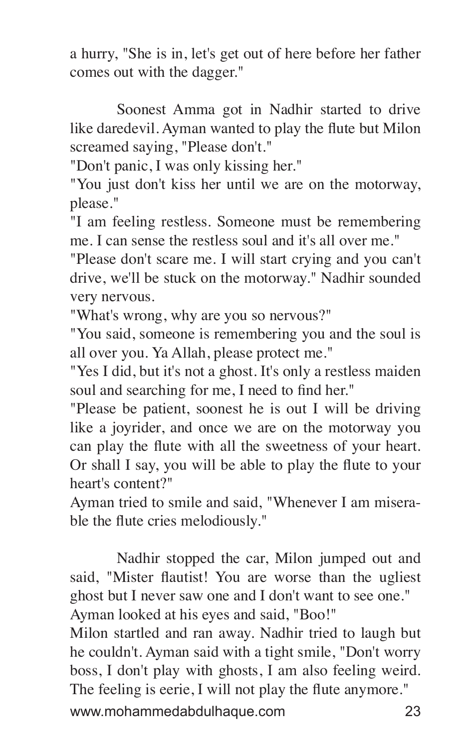a hurry, "She is in, let's get out of here before her father comes out with the dagger."

Soonest Amma got in Nadhir started to drive like daredevil. Ayman wanted to play the flute but Milon screamed saying, "Please don't."

"Don't panic, I was only kissing her."

"You just don't kiss her until we are on the motorway, please."

"I am feeling restless. Someone must be remembering me. I can sense the restless soul and it's all over me."

"Please don't scare me. I will start crying and you can't drive, we'll be stuck on the motorway." Nadhir sounded very nervous.

"What's wrong, why are you so nervous?"

"You said, someone is remembering you and the soul is all over you. Ya Allah, please protect me."

"Yes I did, but it's not a ghost. It's only a restless maiden soul and searching for me, I need to find her."

"Please be patient, soonest he is out I will be driving like a joyrider, and once we are on the motorway you can play the flute with all the sweetness of your heart. Or shall I say, you will be able to play the flute to your heart's content?"

Ayman tried to smile and said, "Whenever I am miserable the flute cries melodiously."

Nadhir stopped the car, Milon jumped out and said, "Mister flautist! You are worse than the ugliest ghost but I never saw one and I don't want to see one."

Ayman looked at his eyes and said, "Boo!"

Milon startled and ran away. Nadhir tried to laugh but he couldn't. Ayman said with a tight smile, "Don't worry boss, I don't play with ghosts, I am also feeling weird. The feeling is eerie, I will not play the flute anymore."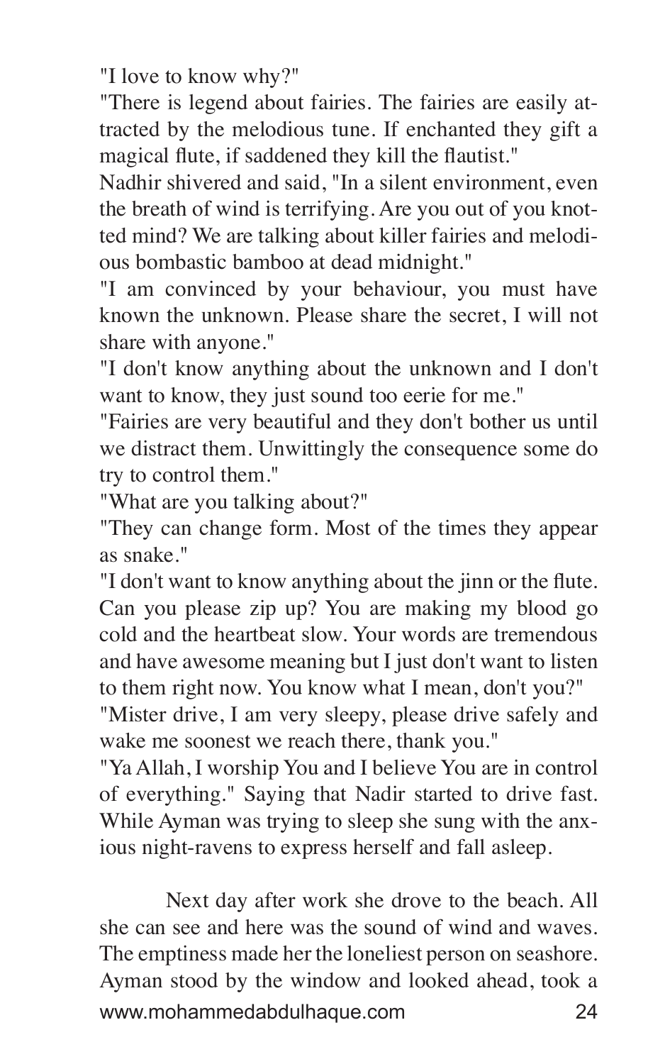"I love to know why?"

"There is legend about fairies. The fairies are easily attracted by the melodious tune. If enchanted they gift a magical flute, if saddened they kill the flautist."

Nadhir shivered and said, "In a silent environment, even the breath of wind is terrifying. Are you out of you knotted mind? We are talking about killer fairies and melodious bombastic bamboo at dead midnight."

"I am convinced by your behaviour, you must have known the unknown. Please share the secret, I will not share with anyone."

"I don't know anything about the unknown and I don't want to know, they just sound too eerie for me."

"Fairies are very beautiful and they don't bother us until we distract them. Unwittingly the consequence some do try to control them."

"What are you talking about?"

"They can change form. Most of the times they appear as snake."

"I don't want to know anything about the jinn or the flute. Can you please zip up? You are making my blood go cold and the heartbeat slow. Your words are tremendous and have awesome meaning but I just don't want to listen to them right now. You know what I mean, don't you?"

"Mister drive, I am very sleepy, please drive safely and wake me soonest we reach there, thank you."

"Ya Allah, I worship You and I believe You are in control of everything." Saying that Nadir started to drive fast. While Ayman was trying to sleep she sung with the anxious night-ravens to express herself and fall asleep.

Next day after work she drove to the beach. All she can see and here was the sound of wind and waves. The emptiness made her the loneliest person on seashore. Ayman stood by the window and looked ahead, took a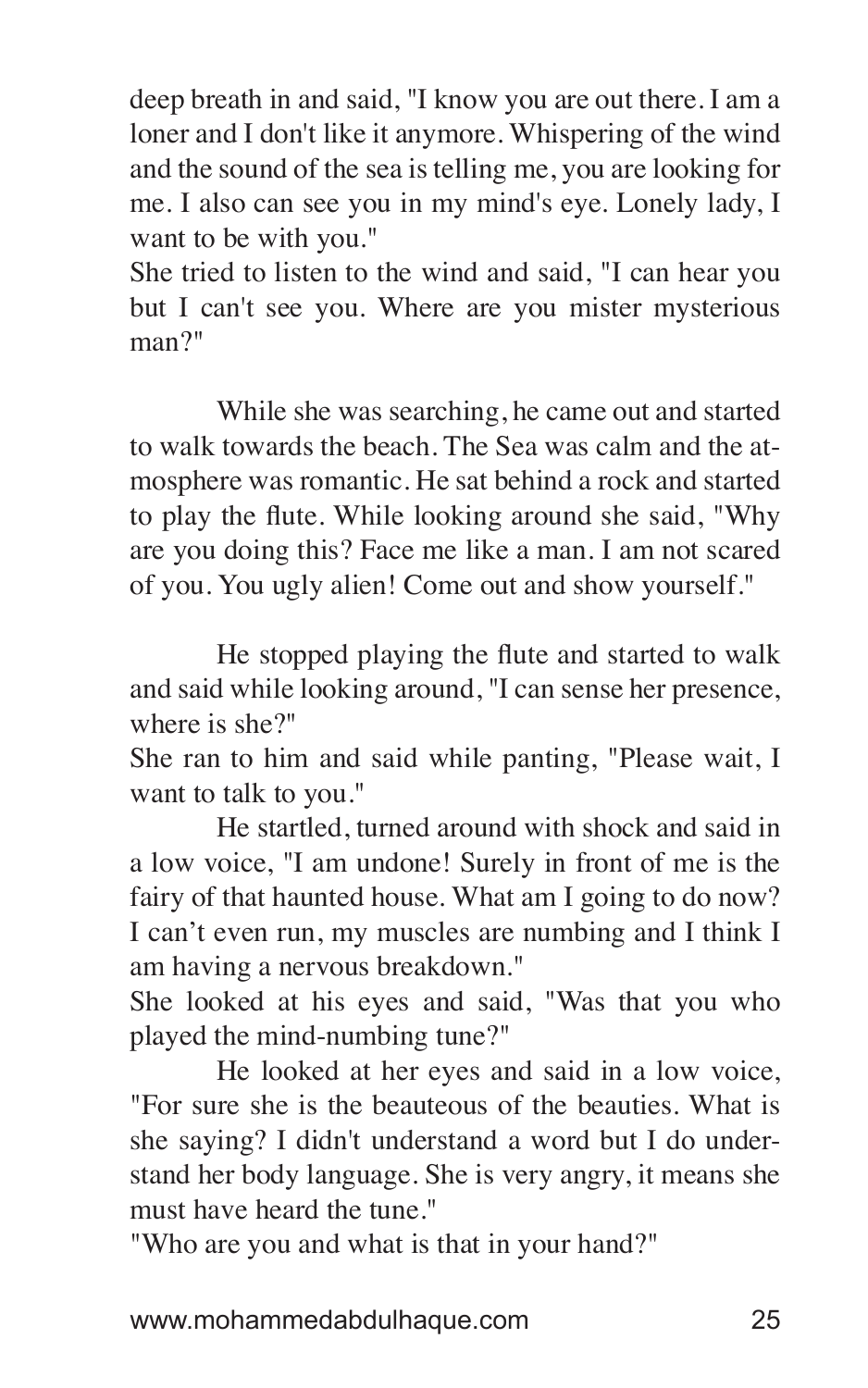deep breath in and said, "I know you are out there. I am a loner and I don't like it anymore. Whispering of the wind and the sound of the sea is telling me, you are looking for me. I also can see you in my mind's eye. Lonely lady, I want to be with you."

She tried to listen to the wind and said, "I can hear you but I can't see you. Where are you mister mysterious man?"

While she was searching, he came out and started to walk towards the beach. The Sea was calm and the atmosphere was romantic. He sat behind a rock and started to play the flute. While looking around she said, "Why are you doing this? Face me like a man. I am not scared of you. You ugly alien! Come out and show yourself."

He stopped playing the flute and started to walk and said while looking around, "I can sense her presence, where is she?"

She ran to him and said while panting, "Please wait, I want to talk to you."

He startled, turned around with shock and said in a low voice, "I am undone! Surely in front of me is the fairy of that haunted house. What am I going to do now? I can't even run, my muscles are numbing and I think I am having a nervous breakdown."

She looked at his eyes and said, "Was that you who played the mind-numbing tune?"

He looked at her eyes and said in a low voice, "For sure she is the beauteous of the beauties. What is she saying? I didn't understand a word but I do understand her body language. She is very angry, it means she must have heard the tune."

"Who are you and what is that in your hand?"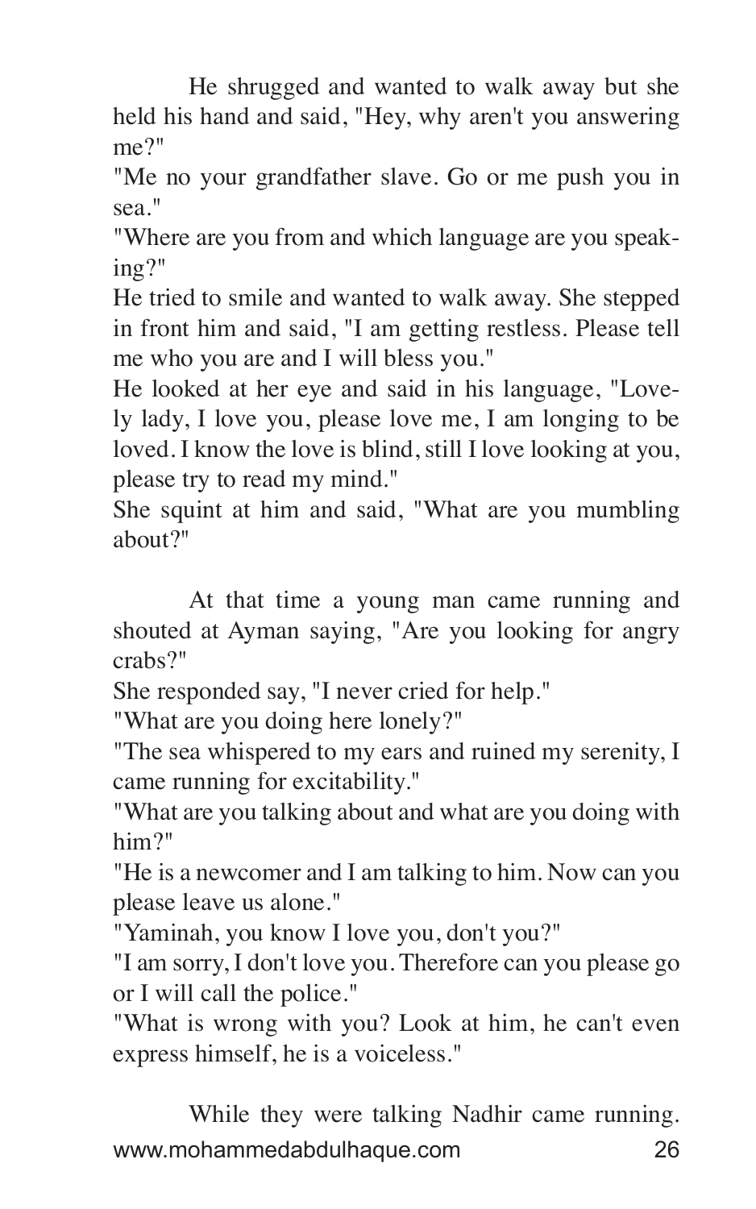He shrugged and wanted to walk away but she held his hand and said, "Hey, why aren't you answering me?"

"Me no your grandfather slave. Go or me push you in sea."

"Where are you from and which language are you speaking?"

He tried to smile and wanted to walk away. She stepped in front him and said, "I am getting restless. Please tell me who you are and I will bless you."

He looked at her eye and said in his language, "Lovely lady, I love you, please love me, I am longing to be loved. I know the love is blind, still I love looking at you, please try to read my mind."

She squint at him and said, "What are you mumbling about?"

At that time a young man came running and shouted at Ayman saying, "Are you looking for angry crabs?"

She responded say, "I never cried for help."

"What are you doing here lonely?"

"The sea whispered to my ears and ruined my serenity, I came running for excitability."

"What are you talking about and what are you doing with him?"

"He is a newcomer and I am talking to him. Now can you please leave us alone."

"Yaminah, you know I love you, don't you?"

"I am sorry, I don't love you. Therefore can you please go or I will call the police."

"What is wrong with you? Look at him, he can't even express himself, he is a voiceless."

While they were talking Nadhir came running.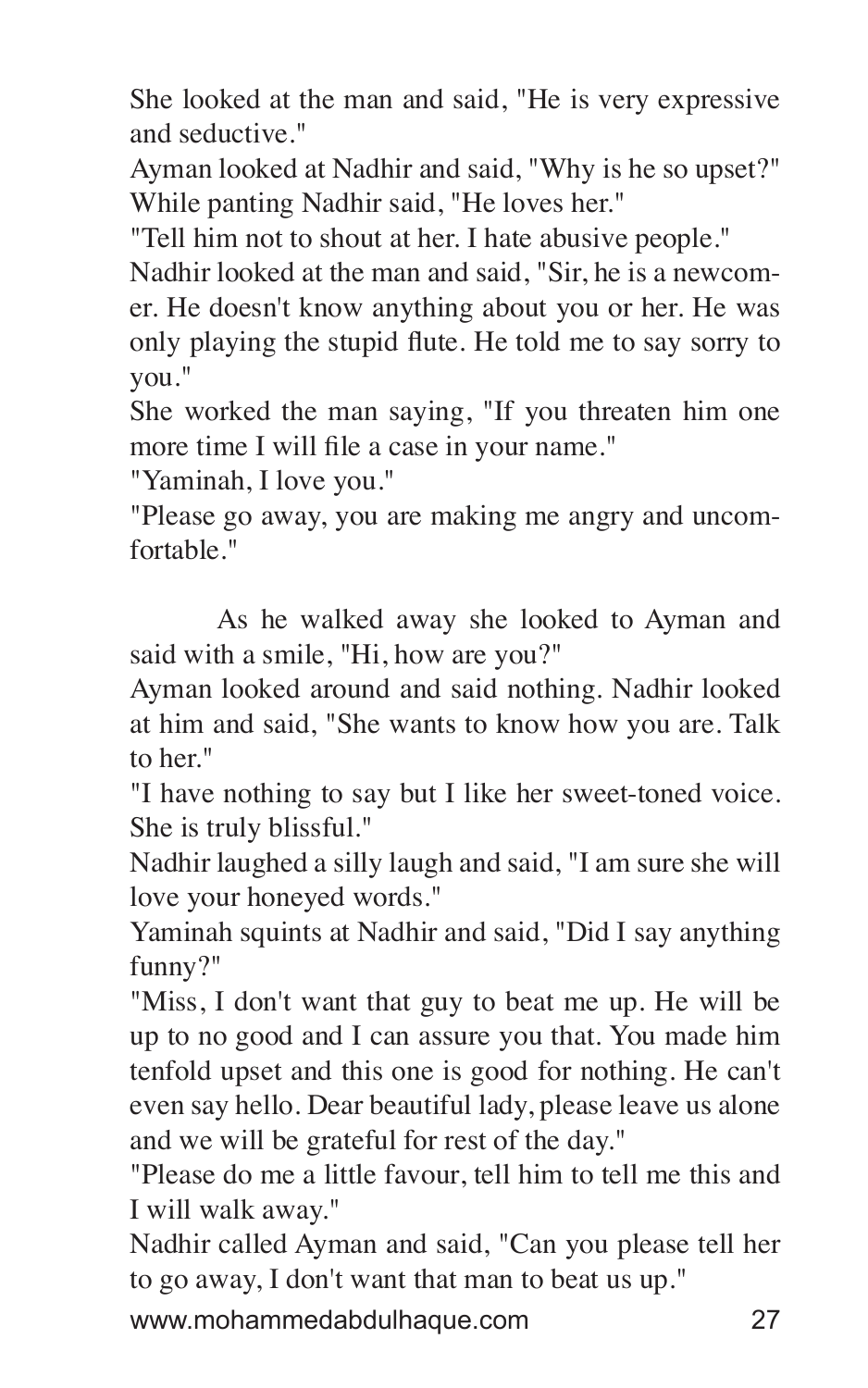She looked at the man and said, "He is very expressive and seductive."
Ayman looked at Nadhir and said, "Why is he so upset?"
While panting Nadhir said, "He loves her."
"Tell him not to shout at her. I hate abusive people."
Nadhir looked at the man and said, "Sir, he is a newcomer. He doesn't know anything about you or her. He was only playing the stupid flute. He told me to say sorry to you."
She worked the man saying, "If you threaten him one more time I will file a case in your name."
"Yaminah, I love you."
"Please go away, you are making me angry and uncomfortable."

As he walked away she looked to Ayman and said with a smile, "Hi, how are you?"
Ayman looked around and said nothing. Nadhir looked at him and said, "She wants to know how you are. Talk to her."
"I have nothing to say but I like her sweet-toned voice. She is truly blissful."
Nadhir laughed a silly laugh and said, "I am sure she will love your honeyed words."
Yaminah squints at Nadhir and said, "Did I say anything funny?"
"Miss, I don't want that guy to beat me up. He will be up to no good and I can assure you that. You made him tenfold upset and this one is good for nothing. He can't even say hello. Dear beautiful lady, please leave us alone and we will be grateful for rest of the day."
"Please do me a little favour, tell him to tell me this and I will walk away."
Nadhir called Ayman and said, "Can you please tell her to go away, I don't want that man to beat us up."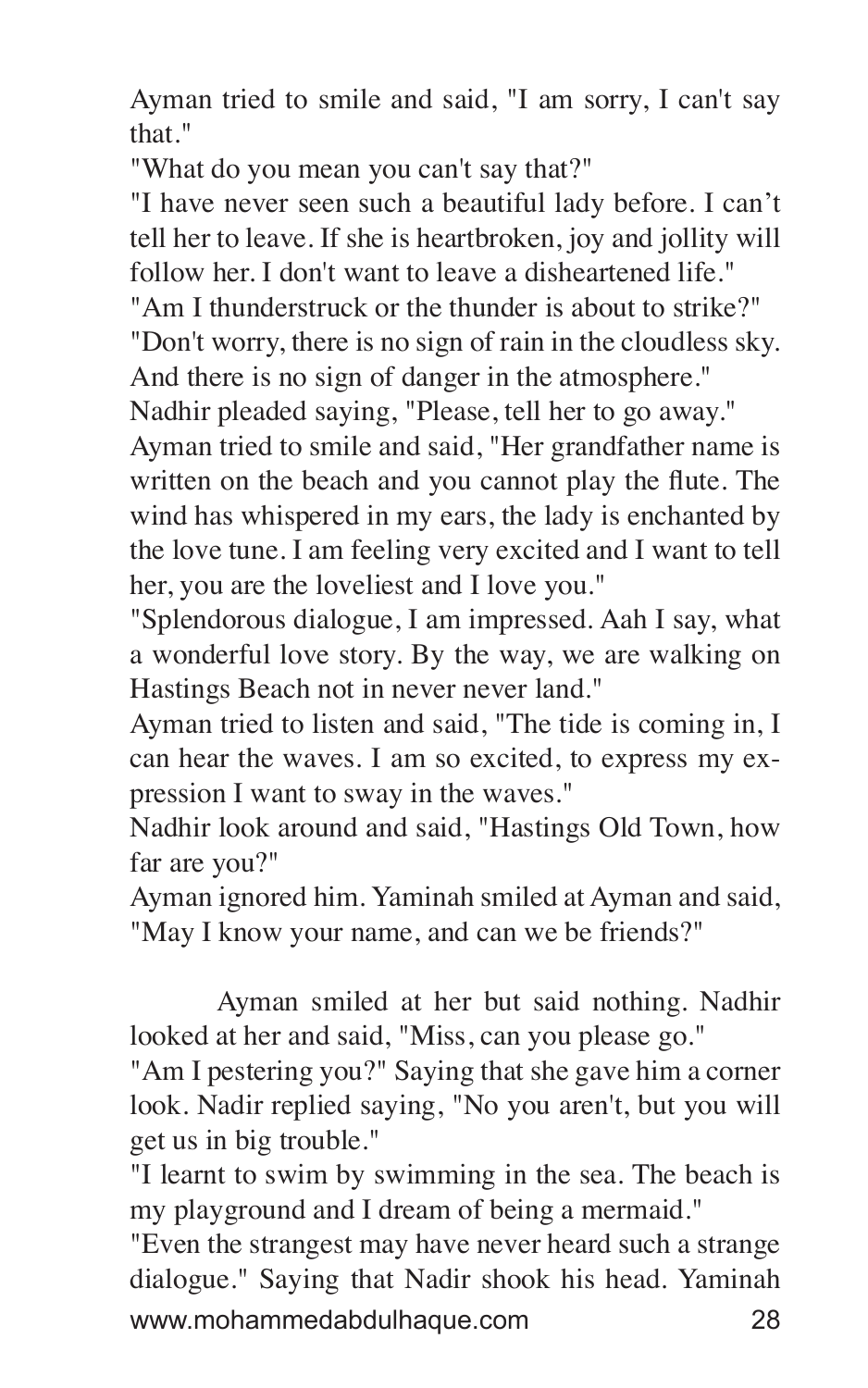Ayman tried to smile and said, "I am sorry, I can't say that."

"What do you mean you can't say that?"

"I have never seen such a beautiful lady before. I can't tell her to leave. If she is heartbroken, joy and jollity will follow her. I don't want to leave a disheartened life."

"Am I thunderstruck or the thunder is about to strike?"

"Don't worry, there is no sign of rain in the cloudless sky. And there is no sign of danger in the atmosphere."

Nadhir pleaded saying, "Please, tell her to go away."

Ayman tried to smile and said, "Her grandfather name is written on the beach and you cannot play the flute. The wind has whispered in my ears, the lady is enchanted by the love tune. I am feeling very excited and I want to tell her, you are the loveliest and I love you."

"Splendorous dialogue, I am impressed. Aah I say, what a wonderful love story. By the way, we are walking on Hastings Beach not in never never land."

Ayman tried to listen and said, "The tide is coming in, I can hear the waves. I am so excited, to express my expression I want to sway in the waves."

Nadhir look around and said, "Hastings Old Town, how far are you?"

Ayman ignored him. Yaminah smiled at Ayman and said, "May I know your name, and can we be friends?"

Ayman smiled at her but said nothing. Nadhir looked at her and said, "Miss, can you please go."

"Am I pestering you?" Saying that she gave him a corner look. Nadir replied saying, "No you aren't, but you will get us in big trouble."

"I learnt to swim by swimming in the sea. The beach is my playground and I dream of being a mermaid."

"Even the strangest may have never heard such a strange dialogue." Saying that Nadir shook his head. Yaminah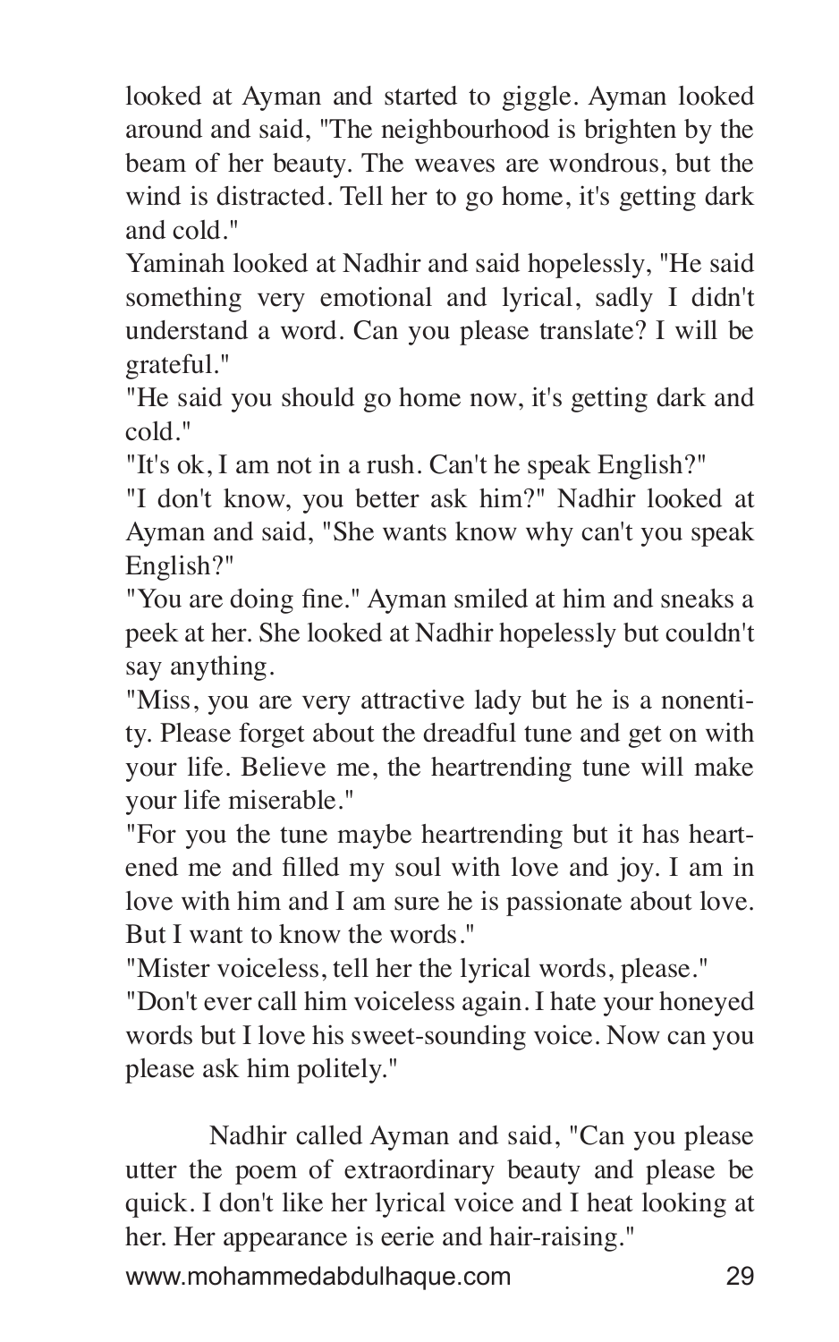looked at Ayman and started to giggle. Ayman looked around and said, "The neighbourhood is brighten by the beam of her beauty. The weaves are wondrous, but the wind is distracted. Tell her to go home, it's getting dark and cold."

Yaminah looked at Nadhir and said hopelessly, "He said something very emotional and lyrical, sadly I didn't understand a word. Can you please translate? I will be grateful."

"He said you should go home now, it's getting dark and cold."

"It's ok, I am not in a rush. Can't he speak English?"

"I don't know, you better ask him?" Nadhir looked at Ayman and said, "She wants know why can't you speak English?"

"You are doing fine." Ayman smiled at him and sneaks a peek at her. She looked at Nadhir hopelessly but couldn't say anything.

"Miss, you are very attractive lady but he is a nonentity. Please forget about the dreadful tune and get on with your life. Believe me, the heartrending tune will make your life miserable."

"For you the tune maybe heartrending but it has heartened me and filled my soul with love and joy. I am in love with him and I am sure he is passionate about love. But I want to know the words."

"Mister voiceless, tell her the lyrical words, please."

"Don't ever call him voiceless again. I hate your honeyed words but I love his sweet-sounding voice. Now can you please ask him politely."

Nadhir called Ayman and said, "Can you please utter the poem of extraordinary beauty and please be quick. I don't like her lyrical voice and I heat looking at her. Her appearance is eerie and hair-raising."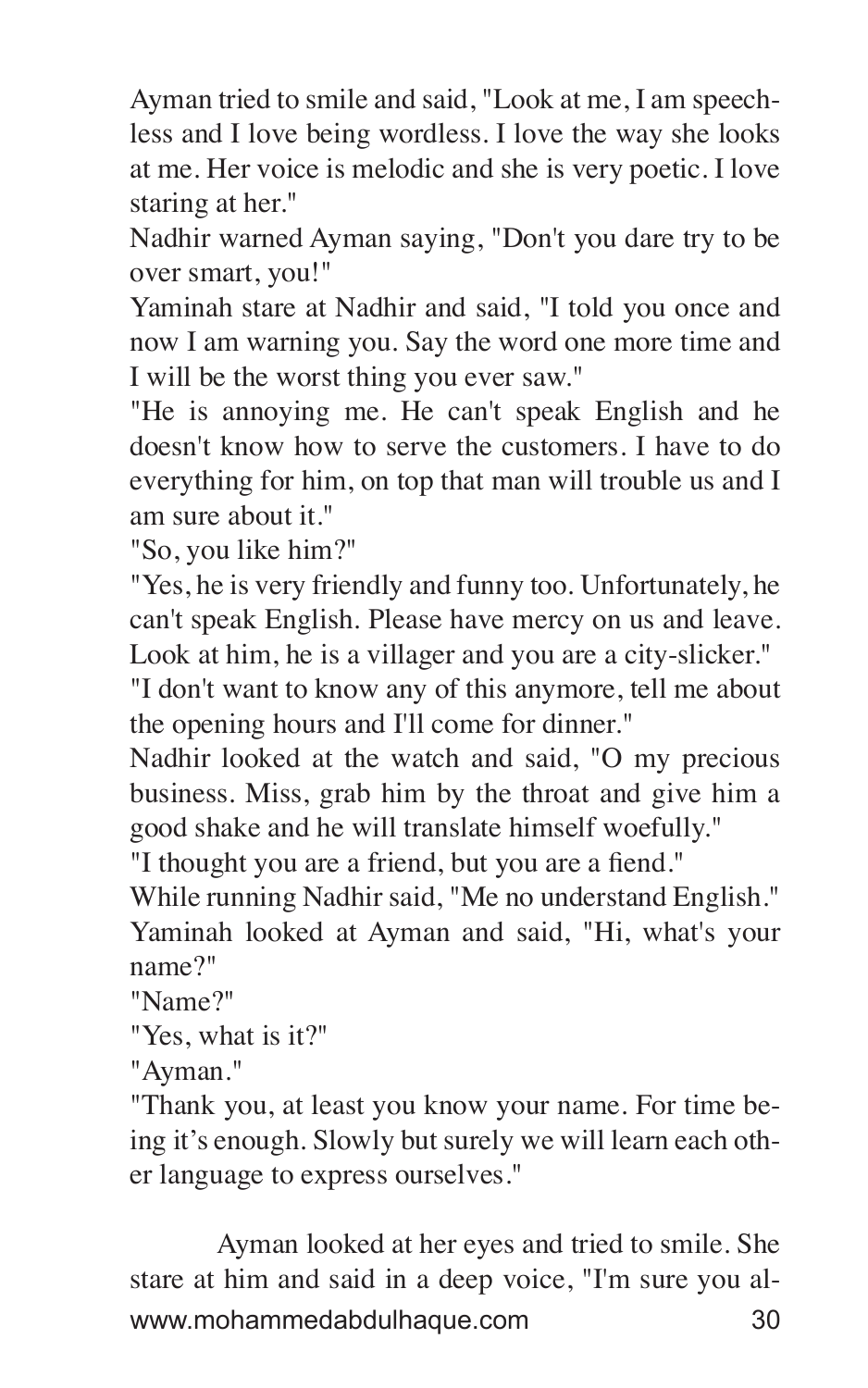Ayman tried to smile and said, "Look at me, I am speechless and I love being wordless. I love the way she looks at me. Her voice is melodic and she is very poetic. I love staring at her."

Nadhir warned Ayman saying, "Don't you dare try to be over smart, you!"

Yaminah stare at Nadhir and said, "I told you once and now I am warning you. Say the word one more time and I will be the worst thing you ever saw."

"He is annoying me. He can't speak English and he doesn't know how to serve the customers. I have to do everything for him, on top that man will trouble us and I am sure about it."

"So, you like him?"

"Yes, he is very friendly and funny too. Unfortunately, he can't speak English. Please have mercy on us and leave. Look at him, he is a villager and you are a city-slicker."

"I don't want to know any of this anymore, tell me about the opening hours and I'll come for dinner."

Nadhir looked at the watch and said, "O my precious business. Miss, grab him by the throat and give him a good shake and he will translate himself woefully."

"I thought you are a friend, but you are a fiend."

While running Nadhir said, "Me no understand English."

Yaminah looked at Ayman and said, "Hi, what's your name?"

"Name?"

"Yes, what is it?"

"Ayman."

"Thank you, at least you know your name. For time being it's enough. Slowly but surely we will learn each other language to express ourselves."

Ayman looked at her eyes and tried to smile. She stare at him and said in a deep voice, "I'm sure you al-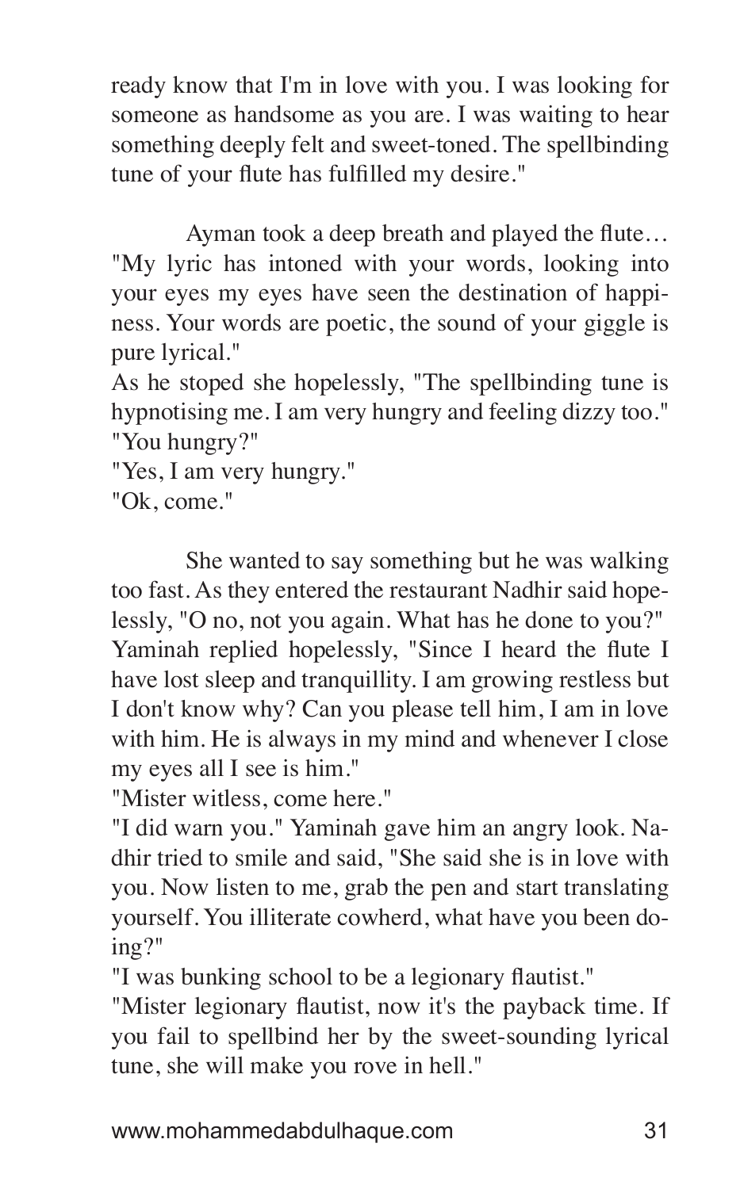ready know that I'm in love with you. I was looking for someone as handsome as you are. I was waiting to hear something deeply felt and sweet-toned. The spellbinding tune of your flute has fulfilled my desire."

Ayman took a deep breath and played the flute… "My lyric has intoned with your words, looking into your eyes my eyes have seen the destination of happiness. Your words are poetic, the sound of your giggle is pure lyrical."
As he stoped she hopelessly, "The spellbinding tune is hypnotising me. I am very hungry and feeling dizzy too."
"You hungry?"
"Yes, I am very hungry."
"Ok, come."

She wanted to say something but he was walking too fast. As they entered the restaurant Nadhir said hopelessly, "O no, not you again. What has he done to you?"
Yaminah replied hopelessly, "Since I heard the flute I have lost sleep and tranquillity. I am growing restless but I don't know why? Can you please tell him, I am in love with him. He is always in my mind and whenever I close my eyes all I see is him."
"Mister witless, come here."
"I did warn you." Yaminah gave him an angry look. Nadhir tried to smile and said, "She said she is in love with you. Now listen to me, grab the pen and start translating yourself. You illiterate cowherd, what have you been doing?"
"I was bunking school to be a legionary flautist."
"Mister legionary flautist, now it's the payback time. If you fail to spellbind her by the sweet-sounding lyrical tune, she will make you rove in hell."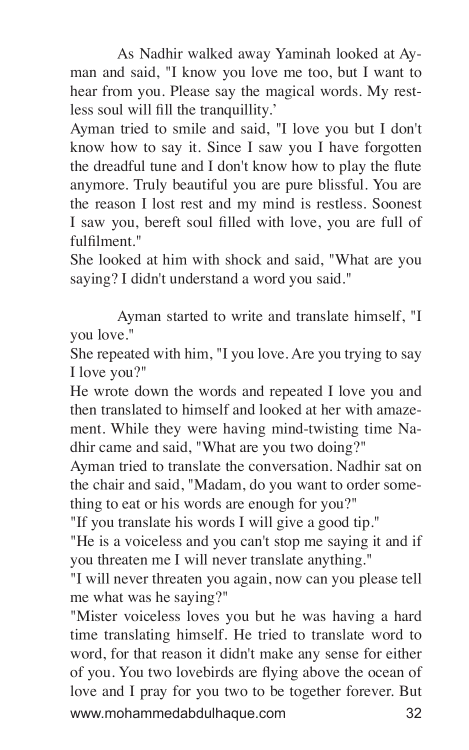As Nadhir walked away Yaminah looked at Ayman and said, "I know you love me too, but I want to hear from you. Please say the magical words. My restless soul will fill the tranquillity.'

Ayman tried to smile and said, "I love you but I don't know how to say it. Since I saw you I have forgotten the dreadful tune and I don't know how to play the flute anymore. Truly beautiful you are pure blissful. You are the reason I lost rest and my mind is restless. Soonest I saw you, bereft soul filled with love, you are full of fulfilment."

She looked at him with shock and said, "What are you saying? I didn't understand a word you said."

Ayman started to write and translate himself, "I you love."

She repeated with him, "I you love. Are you trying to say I love you?"

He wrote down the words and repeated I love you and then translated to himself and looked at her with amazement. While they were having mind-twisting time Nadhir came and said, "What are you two doing?"

Ayman tried to translate the conversation. Nadhir sat on the chair and said, "Madam, do you want to order something to eat or his words are enough for you?"

"If you translate his words I will give a good tip."

"He is a voiceless and you can't stop me saying it and if you threaten me I will never translate anything."

"I will never threaten you again, now can you please tell me what was he saying?"

"Mister voiceless loves you but he was having a hard time translating himself. He tried to translate word to word, for that reason it didn't make any sense for either of you. You two lovebirds are flying above the ocean of love and I pray for you two to be together forever. But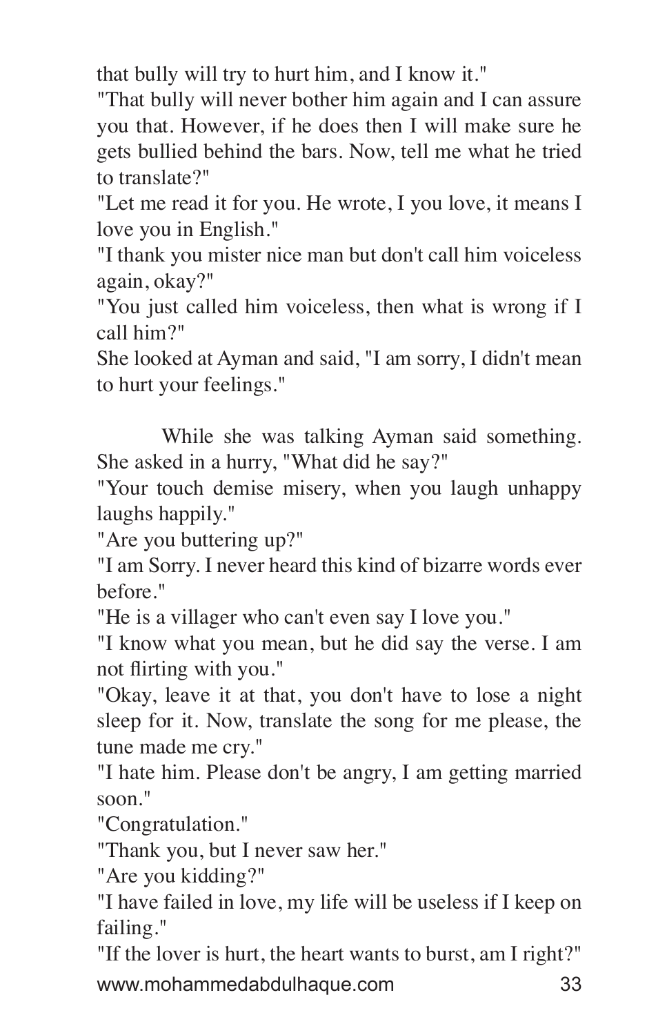that bully will try to hurt him, and I know it."

"That bully will never bother him again and I can assure you that. However, if he does then I will make sure he gets bullied behind the bars. Now, tell me what he tried to translate?"

"Let me read it for you. He wrote, I you love, it means I love you in English."

"I thank you mister nice man but don't call him voiceless again, okay?"

"You just called him voiceless, then what is wrong if I call him?"

She looked at Ayman and said, "I am sorry, I didn't mean to hurt your feelings."

While she was talking Ayman said something. She asked in a hurry, "What did he say?"

"Your touch demise misery, when you laugh unhappy laughs happily."

"Are you buttering up?"

"I am Sorry. I never heard this kind of bizarre words ever before."

"He is a villager who can't even say I love you."

"I know what you mean, but he did say the verse. I am not flirting with you."

"Okay, leave it at that, you don't have to lose a night sleep for it. Now, translate the song for me please, the tune made me cry."

"I hate him. Please don't be angry, I am getting married soon."

"Congratulation."

"Thank you, but I never saw her."

"Are you kidding?"

"I have failed in love, my life will be useless if I keep on failing."

"If the lover is hurt, the heart wants to burst, am I right?"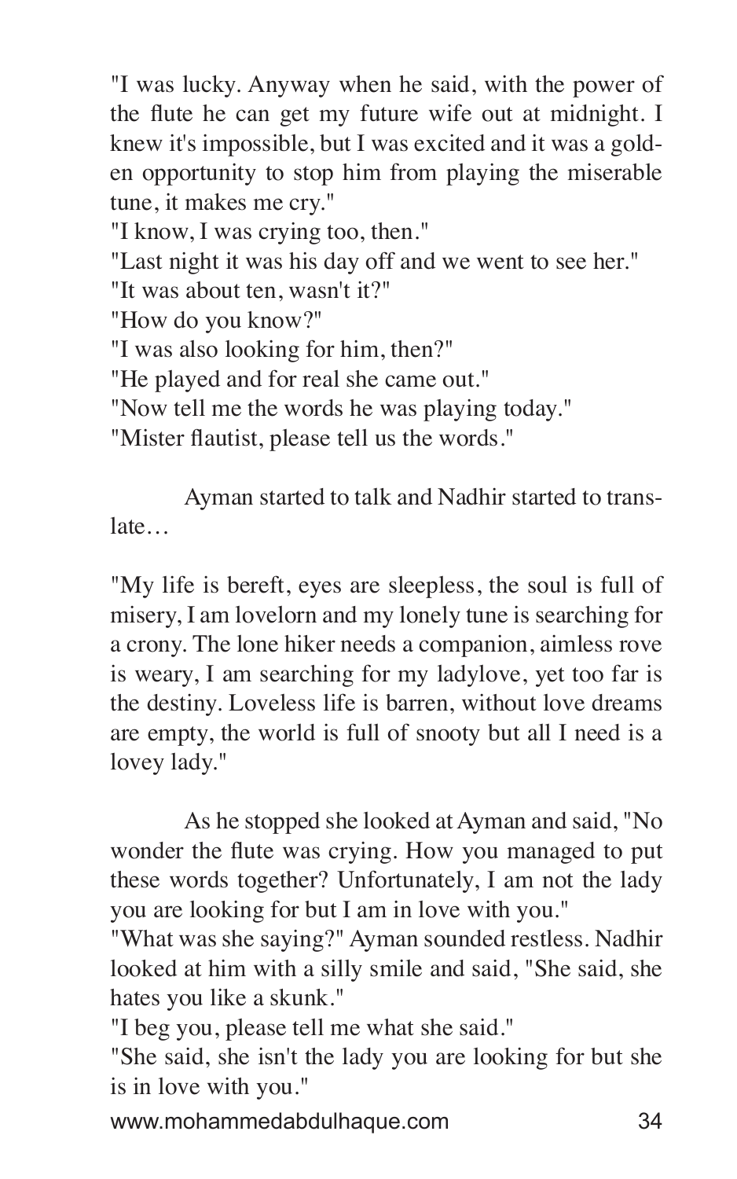"I was lucky. Anyway when he said, with the power of the flute he can get my future wife out at midnight. I knew it's impossible, but I was excited and it was a golden opportunity to stop him from playing the miserable tune, it makes me cry."

"I know, I was crying too, then."

"Last night it was his day off and we went to see her."

"It was about ten, wasn't it?"

"How do you know?"

"I was also looking for him, then?"

"He played and for real she came out."

"Now tell me the words he was playing today."

"Mister flautist, please tell us the words."

Ayman started to talk and Nadhir started to translate…

"My life is bereft, eyes are sleepless, the soul is full of misery, I am lovelorn and my lonely tune is searching for a crony. The lone hiker needs a companion, aimless rove is weary, I am searching for my ladylove, yet too far is the destiny. Loveless life is barren, without love dreams are empty, the world is full of snooty but all I need is a lovey lady."

As he stopped she looked at Ayman and said, "No wonder the flute was crying. How you managed to put these words together? Unfortunately, I am not the lady you are looking for but I am in love with you."

"What was she saying?" Ayman sounded restless. Nadhir looked at him with a silly smile and said, "She said, she hates you like a skunk."

"I beg you, please tell me what she said."

"She said, she isn't the lady you are looking for but she is in love with you."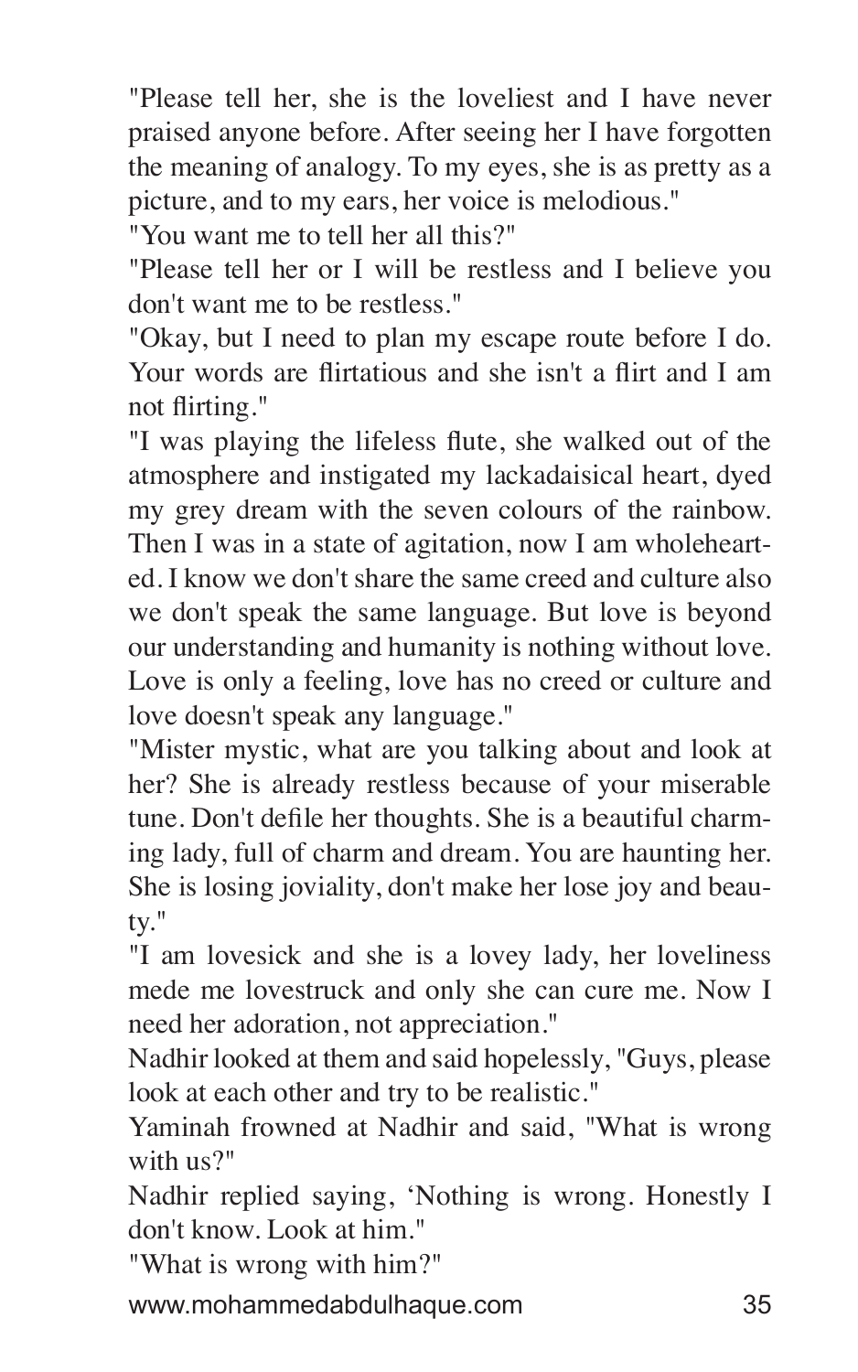"Please tell her, she is the loveliest and I have never praised anyone before. After seeing her I have forgotten the meaning of analogy. To my eyes, she is as pretty as a picture, and to my ears, her voice is melodious."

"You want me to tell her all this?"

"Please tell her or I will be restless and I believe you don't want me to be restless."

"Okay, but I need to plan my escape route before I do. Your words are flirtatious and she isn't a flirt and I am not flirting."

"I was playing the lifeless flute, she walked out of the atmosphere and instigated my lackadaisical heart, dyed my grey dream with the seven colours of the rainbow. Then I was in a state of agitation, now I am wholehearted. I know we don't share the same creed and culture also we don't speak the same language. But love is beyond our understanding and humanity is nothing without love. Love is only a feeling, love has no creed or culture and love doesn't speak any language."

"Mister mystic, what are you talking about and look at her? She is already restless because of your miserable tune. Don't defile her thoughts. She is a beautiful charming lady, full of charm and dream. You are haunting her. She is losing joviality, don't make her lose joy and beauty."

"I am lovesick and she is a lovey lady, her loveliness mede me lovestruck and only she can cure me. Now I need her adoration, not appreciation."

Nadhir looked at them and said hopelessly, "Guys, please look at each other and try to be realistic."

Yaminah frowned at Nadhir and said, "What is wrong with us?"

Nadhir replied saying, 'Nothing is wrong. Honestly I don't know. Look at him."

"What is wrong with him?"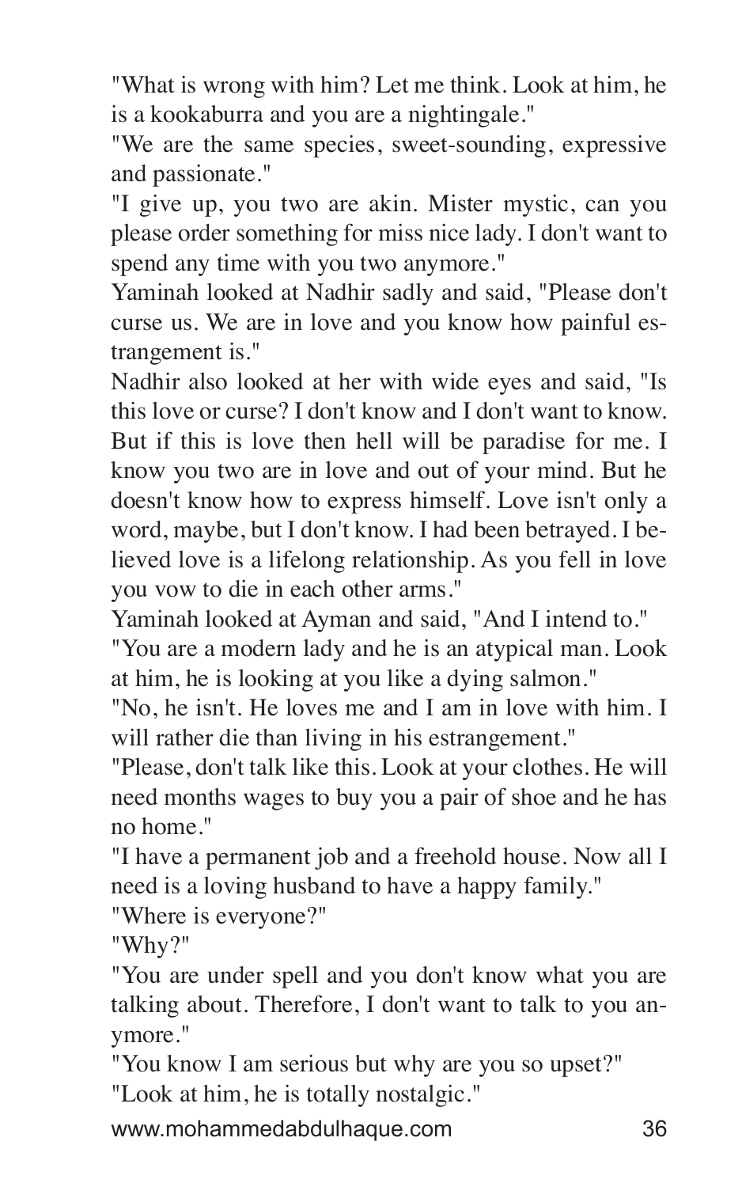"What is wrong with him? Let me think. Look at him, he is a kookaburra and you are a nightingale."

"We are the same species, sweet-sounding, expressive and passionate."

"I give up, you two are akin. Mister mystic, can you please order something for miss nice lady. I don't want to spend any time with you two anymore."

Yaminah looked at Nadhir sadly and said, "Please don't curse us. We are in love and you know how painful estrangement is."

Nadhir also looked at her with wide eyes and said, "Is this love or curse? I don't know and I don't want to know. But if this is love then hell will be paradise for me. I know you two are in love and out of your mind. But he doesn't know how to express himself. Love isn't only a word, maybe, but I don't know. I had been betrayed. I believed love is a lifelong relationship. As you fell in love you vow to die in each other arms."

Yaminah looked at Ayman and said, "And I intend to."

"You are a modern lady and he is an atypical man. Look at him, he is looking at you like a dying salmon."

"No, he isn't. He loves me and I am in love with him. I will rather die than living in his estrangement."

"Please, don't talk like this. Look at your clothes. He will need months wages to buy you a pair of shoe and he has no home."

"I have a permanent job and a freehold house. Now all I need is a loving husband to have a happy family."

"Where is everyone?"

"Why?"

"You are under spell and you don't know what you are talking about. Therefore, I don't want to talk to you anymore."

"You know I am serious but why are you so upset?"

"Look at him, he is totally nostalgic."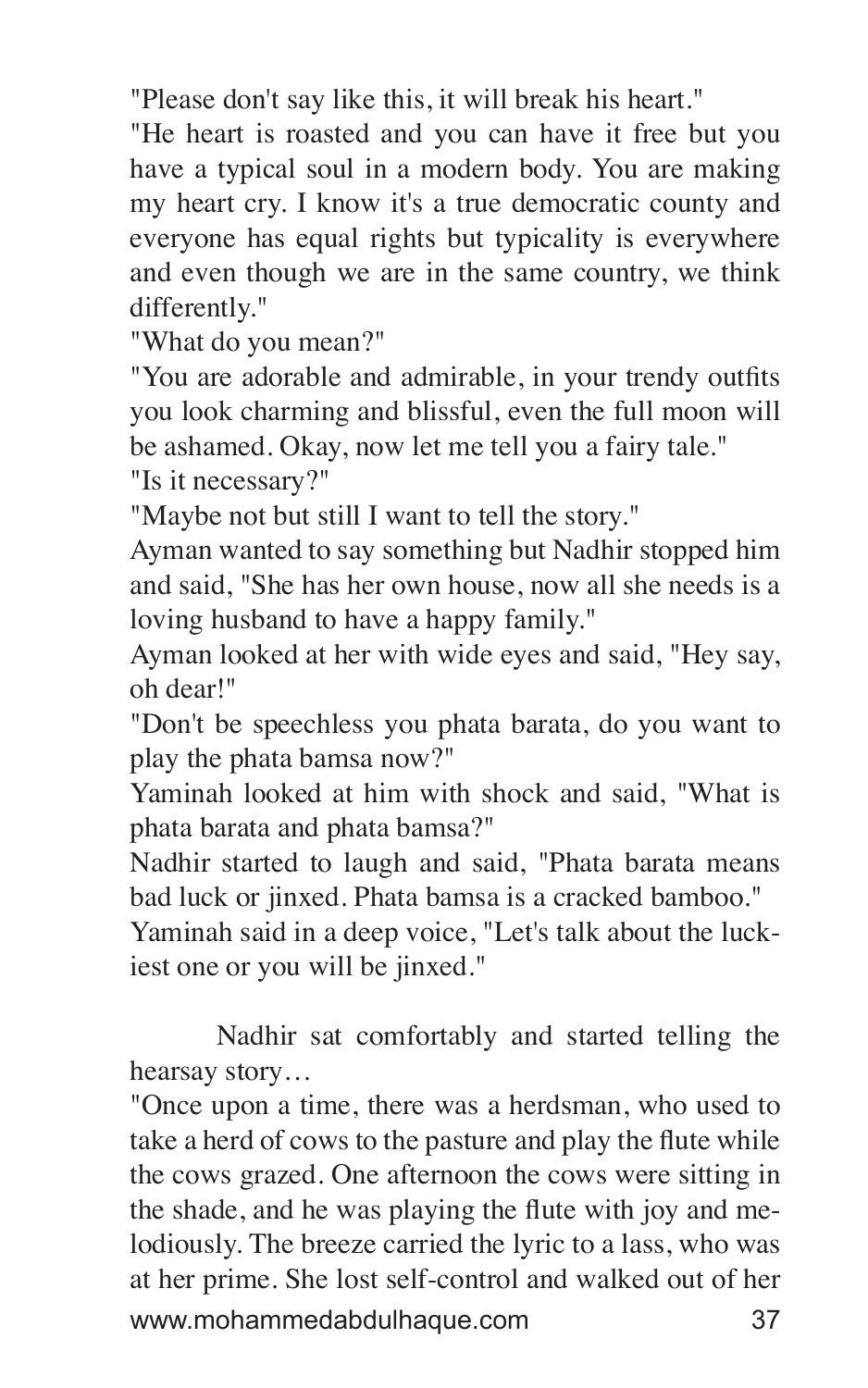"Please don't say like this, it will break his heart."

"He heart is roasted and you can have it free but you have a typical soul in a modern body. You are making my heart cry. I know it's a true democratic county and everyone has equal rights but typicality is everywhere and even though we are in the same country, we think differently."

"What do you mean?"

"You are adorable and admirable, in your trendy outfits you look charming and blissful, even the full moon will be ashamed. Okay, now let me tell you a fairy tale."

"Is it necessary?"

"Maybe not but still I want to tell the story."

Ayman wanted to say something but Nadhir stopped him and said, "She has her own house, now all she needs is a loving husband to have a happy family."

Ayman looked at her with wide eyes and said, "Hey say, oh dear!"

"Don't be speechless you phata barata, do you want to play the phata bamsa now?"

Yaminah looked at him with shock and said, "What is phata barata and phata bamsa?"

Nadhir started to laugh and said, "Phata barata means bad luck or jinxed. Phata bamsa is a cracked bamboo."

Yaminah said in a deep voice, "Let's talk about the luckiest one or you will be jinxed."

Nadhir sat comfortably and started telling the hearsay story…

"Once upon a time, there was a herdsman, who used to take a herd of cows to the pasture and play the flute while the cows grazed. One afternoon the cows were sitting in the shade, and he was playing the flute with joy and melodiously. The breeze carried the lyric to a lass, who was at her prime. She lost self-control and walked out of her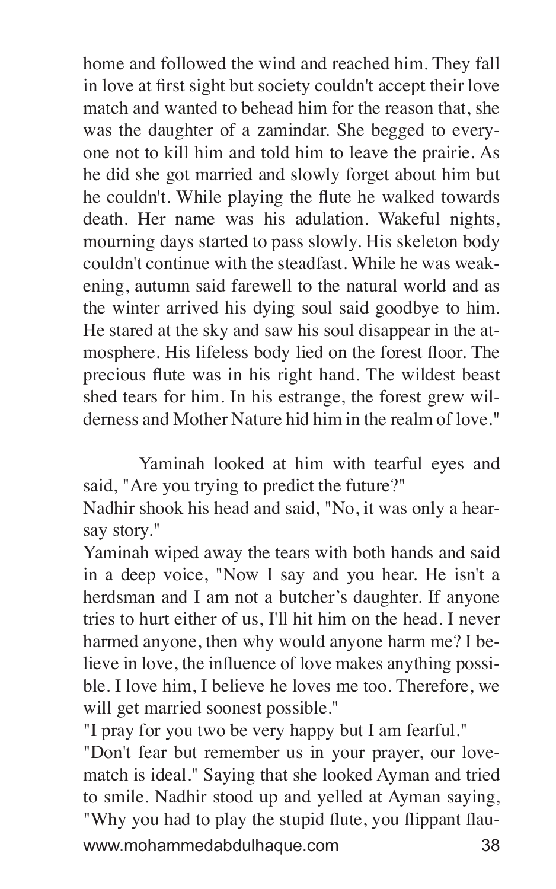home and followed the wind and reached him. They fall in love at first sight but society couldn't accept their love match and wanted to behead him for the reason that, she was the daughter of a zamindar. She begged to everyone not to kill him and told him to leave the prairie. As he did she got married and slowly forget about him but he couldn't. While playing the flute he walked towards death. Her name was his adulation. Wakeful nights, mourning days started to pass slowly. His skeleton body couldn't continue with the steadfast. While he was weakening, autumn said farewell to the natural world and as the winter arrived his dying soul said goodbye to him. He stared at the sky and saw his soul disappear in the atmosphere. His lifeless body lied on the forest floor. The precious flute was in his right hand. The wildest beast shed tears for him. In his estrange, the forest grew wilderness and Mother Nature hid him in the realm of love."

Yaminah looked at him with tearful eyes and said, "Are you trying to predict the future?"

Nadhir shook his head and said, "No, it was only a hearsay story."

Yaminah wiped away the tears with both hands and said in a deep voice, "Now I say and you hear. He isn't a herdsman and I am not a butcher's daughter. If anyone tries to hurt either of us, I'll hit him on the head. I never harmed anyone, then why would anyone harm me? I believe in love, the influence of love makes anything possible. I love him, I believe he loves me too. Therefore, we will get married soonest possible."

"I pray for you two be very happy but I am fearful."

"Don't fear but remember us in your prayer, our love-match is ideal." Saying that she looked Ayman and tried to smile. Nadhir stood up and yelled at Ayman saying, "Why you had to play the stupid flute, you flippant flau-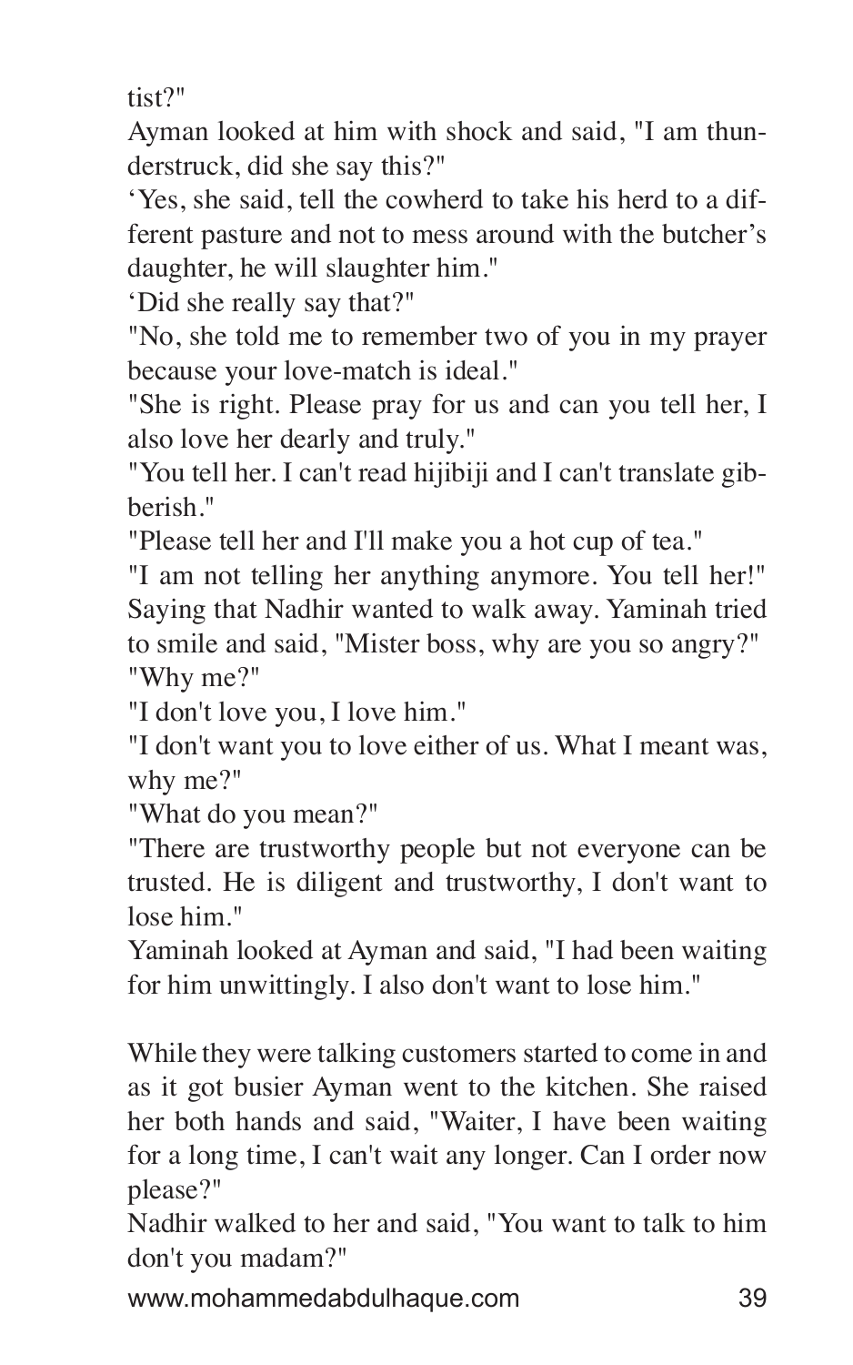tist?"

Ayman looked at him with shock and said, "I am thunderstruck, did she say this?"

'Yes, she said, tell the cowherd to take his herd to a different pasture and not to mess around with the butcher's daughter, he will slaughter him."

'Did she really say that?"

"No, she told me to remember two of you in my prayer because your love-match is ideal."

"She is right. Please pray for us and can you tell her, I also love her dearly and truly."

"You tell her. I can't read hijibiji and I can't translate gibberish."

"Please tell her and I'll make you a hot cup of tea."

"I am not telling her anything anymore. You tell her!" Saying that Nadhir wanted to walk away. Yaminah tried to smile and said, "Mister boss, why are you so angry?"

"Why me?"

"I don't love you, I love him."

"I don't want you to love either of us. What I meant was, why me?"

"What do you mean?"

"There are trustworthy people but not everyone can be trusted. He is diligent and trustworthy, I don't want to lose him."

Yaminah looked at Ayman and said, "I had been waiting for him unwittingly. I also don't want to lose him."

While they were talking customers started to come in and as it got busier Ayman went to the kitchen. She raised her both hands and said, "Waiter, I have been waiting for a long time, I can't wait any longer. Can I order now please?"

Nadhir walked to her and said, "You want to talk to him don't you madam?"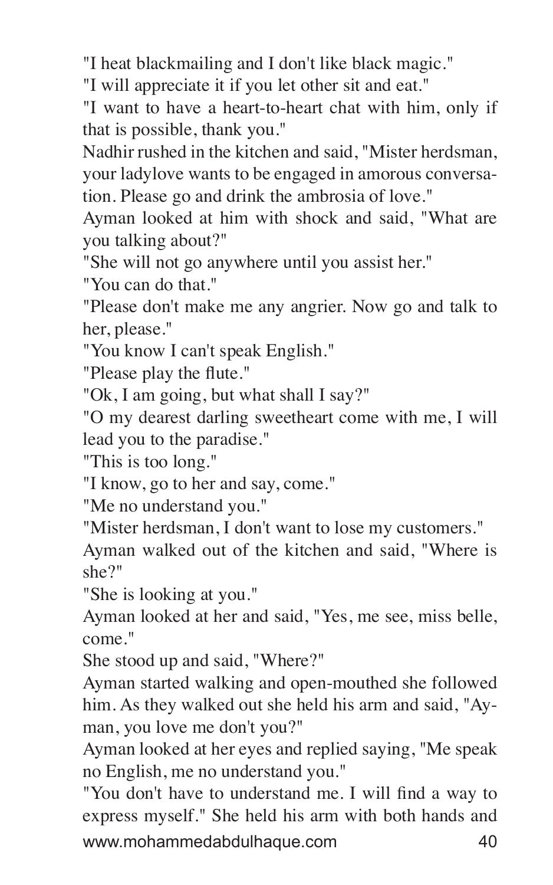"I heat blackmailing and I don't like black magic."

"I will appreciate it if you let other sit and eat."

"I want to have a heart-to-heart chat with him, only if that is possible, thank you."

Nadhir rushed in the kitchen and said, "Mister herdsman, your ladylove wants to be engaged in amorous conversation. Please go and drink the ambrosia of love."

Ayman looked at him with shock and said, "What are you talking about?"

"She will not go anywhere until you assist her."

"You can do that."

"Please don't make me any angrier. Now go and talk to her, please."

"You know I can't speak English."

"Please play the flute."

"Ok, I am going, but what shall I say?"

"O my dearest darling sweetheart come with me, I will lead you to the paradise."

"This is too long."

"I know, go to her and say, come."

"Me no understand you."

"Mister herdsman, I don't want to lose my customers."

Ayman walked out of the kitchen and said, "Where is she?"

"She is looking at you."

Ayman looked at her and said, "Yes, me see, miss belle, come."

She stood up and said, "Where?"

Ayman started walking and open-mouthed she followed him. As they walked out she held his arm and said, "Ayman, you love me don't you?"

Ayman looked at her eyes and replied saying, "Me speak no English, me no understand you."

"You don't have to understand me. I will find a way to express myself." She held his arm with both hands and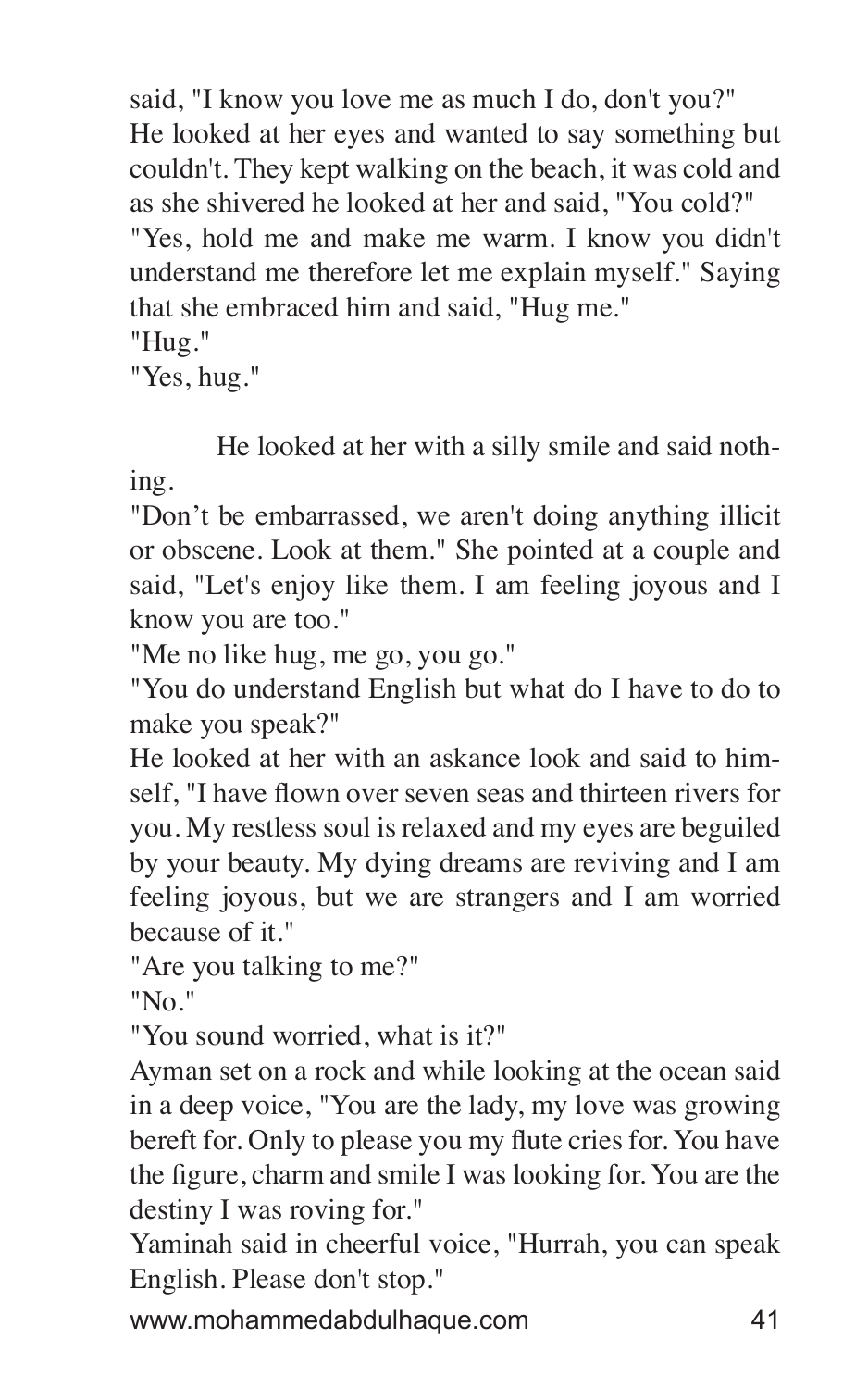said, "I know you love me as much I do, don't you?" He looked at her eyes and wanted to say something but couldn't. They kept walking on the beach, it was cold and as she shivered he looked at her and said, "You cold?"
"Yes, hold me and make me warm. I know you didn't understand me therefore let me explain myself." Saying that she embraced him and said, "Hug me."
"Hug."
"Yes, hug."

He looked at her with a silly smile and said nothing.
"Don't be embarrassed, we aren't doing anything illicit or obscene. Look at them." She pointed at a couple and said, "Let's enjoy like them. I am feeling joyous and I know you are too."
"Me no like hug, me go, you go."
"You do understand English but what do I have to do to make you speak?"
He looked at her with an askance look and said to himself, "I have flown over seven seas and thirteen rivers for you. My restless soul is relaxed and my eyes are beguiled by your beauty. My dying dreams are reviving and I am feeling joyous, but we are strangers and I am worried because of it."
"Are you talking to me?"
"No."
"You sound worried, what is it?"
Ayman set on a rock and while looking at the ocean said in a deep voice, "You are the lady, my love was growing bereft for. Only to please you my flute cries for. You have the figure, charm and smile I was looking for. You are the destiny I was roving for."
Yaminah said in cheerful voice, "Hurrah, you can speak English. Please don't stop."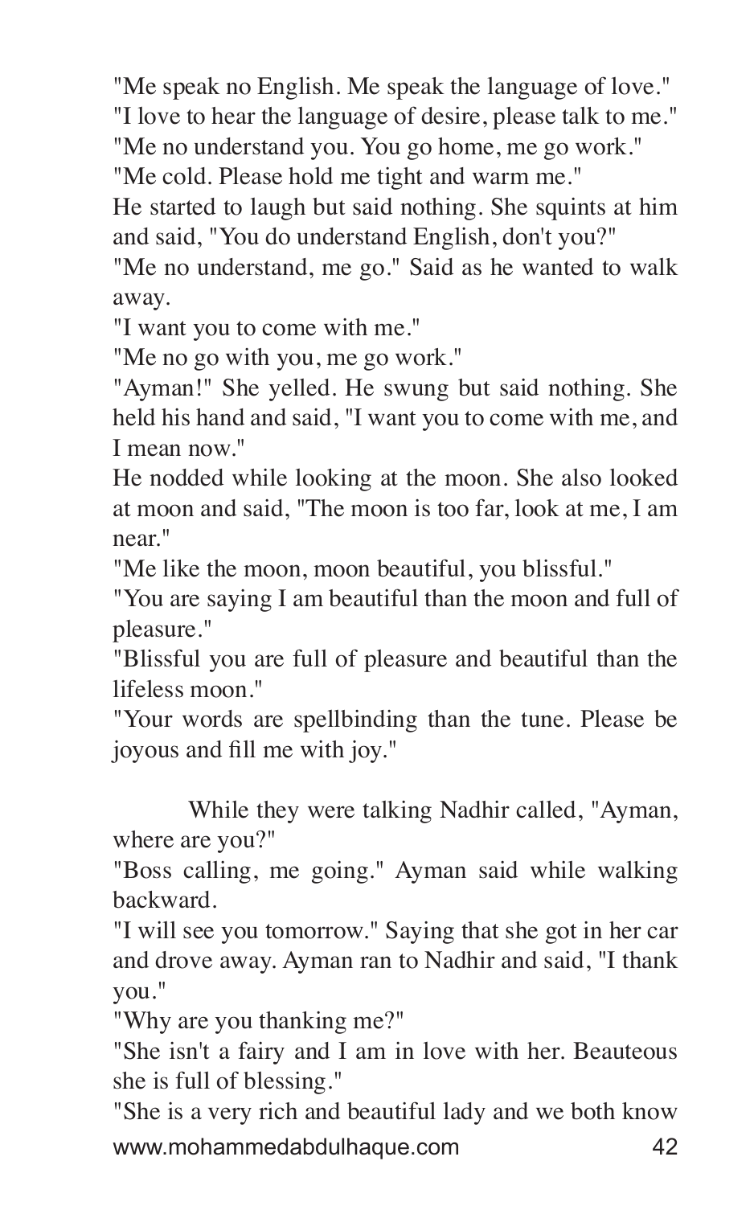"Me speak no English. Me speak the language of love."

"I love to hear the language of desire, please talk to me."

"Me no understand you. You go home, me go work."

"Me cold. Please hold me tight and warm me."

He started to laugh but said nothing. She squints at him and said, "You do understand English, don't you?"

"Me no understand, me go." Said as he wanted to walk away.

"I want you to come with me."

"Me no go with you, me go work."

"Ayman!" She yelled. He swung but said nothing. She held his hand and said, "I want you to come with me, and I mean now."

He nodded while looking at the moon. She also looked at moon and said, "The moon is too far, look at me, I am near."

"Me like the moon, moon beautiful, you blissful."

"You are saying I am beautiful than the moon and full of pleasure."

"Blissful you are full of pleasure and beautiful than the lifeless moon."

"Your words are spellbinding than the tune. Please be joyous and fill me with joy."

While they were talking Nadhir called, "Ayman, where are you?"

"Boss calling, me going." Ayman said while walking backward.

"I will see you tomorrow." Saying that she got in her car and drove away. Ayman ran to Nadhir and said, "I thank you."

"Why are you thanking me?"

"She isn't a fairy and I am in love with her. Beauteous she is full of blessing."

"She is a very rich and beautiful lady and we both know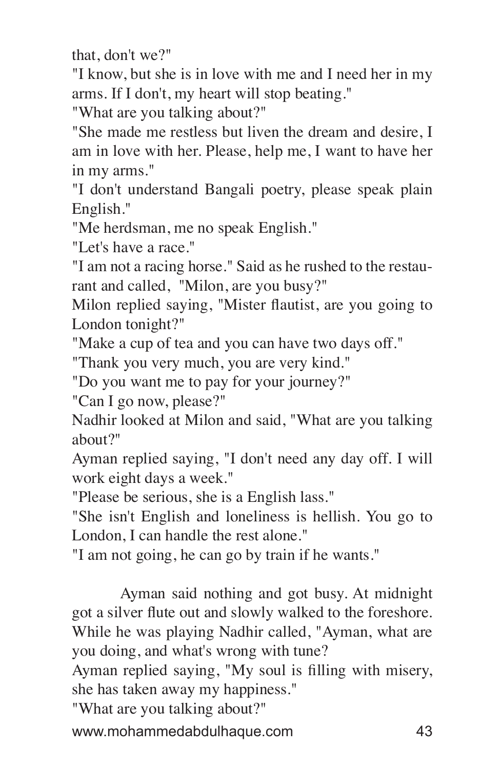that, don't we?"

"I know, but she is in love with me and I need her in my arms. If I don't, my heart will stop beating."

"What are you talking about?"

"She made me restless but liven the dream and desire, I am in love with her. Please, help me, I want to have her in my arms."

"I don't understand Bangali poetry, please speak plain English."

"Me herdsman, me no speak English."

"Let's have a race."

"I am not a racing horse." Said as he rushed to the restaurant and called, "Milon, are you busy?"

Milon replied saying, "Mister flautist, are you going to London tonight?"

"Make a cup of tea and you can have two days off."

"Thank you very much, you are very kind."

"Do you want me to pay for your journey?"

"Can I go now, please?"

Nadhir looked at Milon and said, "What are you talking about?"

Ayman replied saying, "I don't need any day off. I will work eight days a week."

"Please be serious, she is a English lass."

"She isn't English and loneliness is hellish. You go to London, I can handle the rest alone."

"I am not going, he can go by train if he wants."

Ayman said nothing and got busy. At midnight got a silver flute out and slowly walked to the foreshore. While he was playing Nadhir called, "Ayman, what are you doing, and what's wrong with tune?

Ayman replied saying, "My soul is filling with misery, she has taken away my happiness."

"What are you talking about?"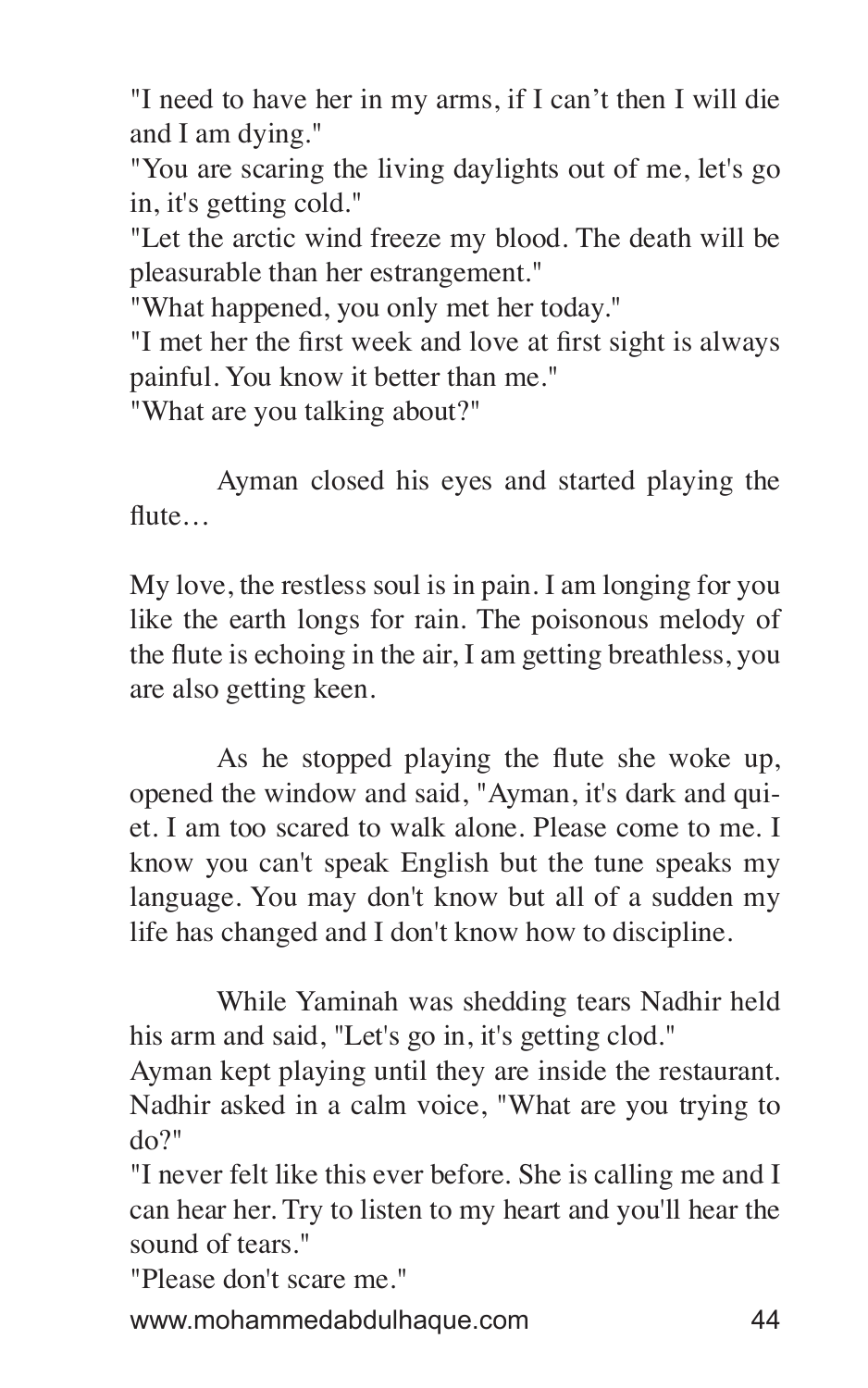"I need to have her in my arms, if I can't then I will die and I am dying."

"You are scaring the living daylights out of me, let's go in, it's getting cold."

"Let the arctic wind freeze my blood. The death will be pleasurable than her estrangement."

"What happened, you only met her today."

"I met her the first week and love at first sight is always painful. You know it better than me."

"What are you talking about?"

Ayman closed his eyes and started playing the flute…

My love, the restless soul is in pain. I am longing for you like the earth longs for rain. The poisonous melody of the flute is echoing in the air, I am getting breathless, you are also getting keen.

As he stopped playing the flute she woke up, opened the window and said, "Ayman, it's dark and quiet. I am too scared to walk alone. Please come to me. I know you can't speak English but the tune speaks my language. You may don't know but all of a sudden my life has changed and I don't know how to discipline.

While Yaminah was shedding tears Nadhir held his arm and said, "Let's go in, it's getting clod."

Ayman kept playing until they are inside the restaurant. Nadhir asked in a calm voice, "What are you trying to do?"

"I never felt like this ever before. She is calling me and I can hear her. Try to listen to my heart and you'll hear the sound of tears."

"Please don't scare me."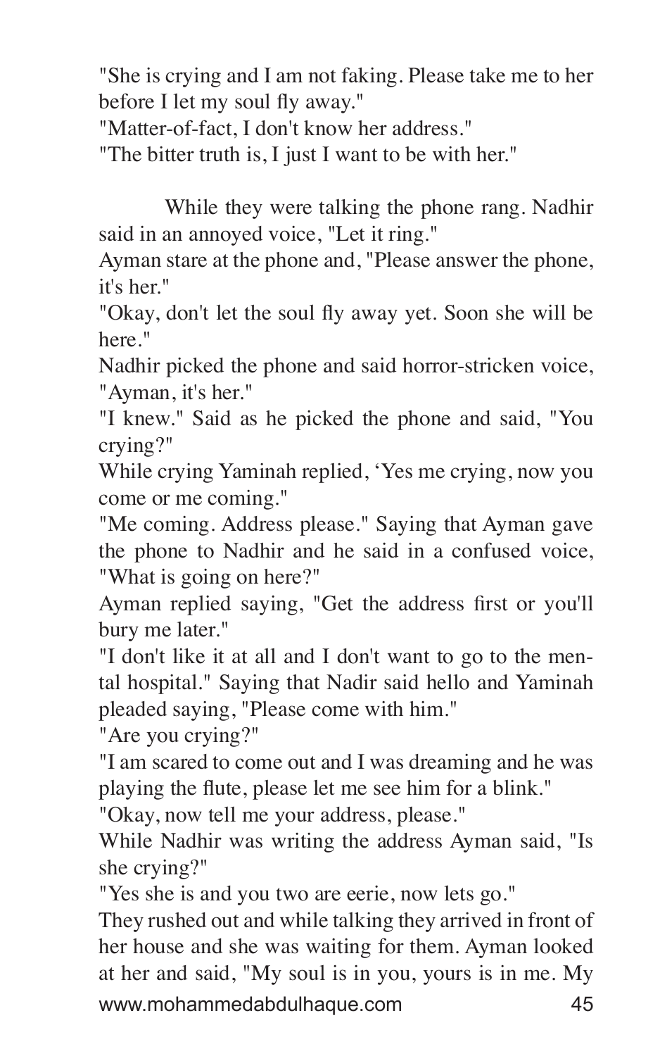"She is crying and I am not faking. Please take me to her before I let my soul fly away."

"Matter-of-fact, I don't know her address."

"The bitter truth is, I just I want to be with her."

While they were talking the phone rang. Nadhir said in an annoyed voice, "Let it ring."

Ayman stare at the phone and, "Please answer the phone, it's her."

"Okay, don't let the soul fly away yet. Soon she will be here."

Nadhir picked the phone and said horror-stricken voice, "Ayman, it's her."

"I knew." Said as he picked the phone and said, "You crying?"

While crying Yaminah replied, 'Yes me crying, now you come or me coming."

"Me coming. Address please." Saying that Ayman gave the phone to Nadhir and he said in a confused voice, "What is going on here?"

Ayman replied saying, "Get the address first or you'll bury me later."

"I don't like it at all and I don't want to go to the mental hospital." Saying that Nadir said hello and Yaminah pleaded saying, "Please come with him."

"Are you crying?"

"I am scared to come out and I was dreaming and he was playing the flute, please let me see him for a blink."

"Okay, now tell me your address, please."

While Nadhir was writing the address Ayman said, "Is she crying?"

"Yes she is and you two are eerie, now lets go."

They rushed out and while talking they arrived in front of her house and she was waiting for them. Ayman looked at her and said, "My soul is in you, yours is in me. My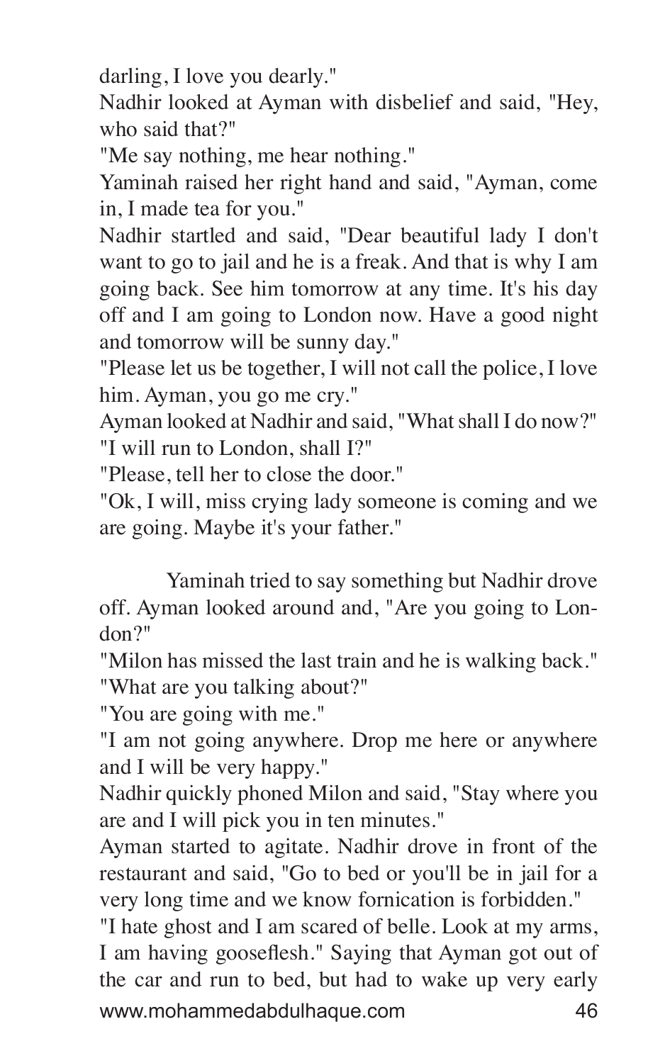darling, I love you dearly."

Nadhir looked at Ayman with disbelief and said, "Hey, who said that?"

"Me say nothing, me hear nothing."

Yaminah raised her right hand and said, "Ayman, come in, I made tea for you."

Nadhir startled and said, "Dear beautiful lady I don't want to go to jail and he is a freak. And that is why I am going back. See him tomorrow at any time. It's his day off and I am going to London now. Have a good night and tomorrow will be sunny day."

"Please let us be together, I will not call the police, I love him. Ayman, you go me cry."

Ayman looked at Nadhir and said, "What shall I do now?"

"I will run to London, shall I?"

"Please, tell her to close the door."

"Ok, I will, miss crying lady someone is coming and we are going. Maybe it's your father."

Yaminah tried to say something but Nadhir drove off. Ayman looked around and, "Are you going to London?"

"Milon has missed the last train and he is walking back."

"What are you talking about?"

"You are going with me."

"I am not going anywhere. Drop me here or anywhere and I will be very happy."

Nadhir quickly phoned Milon and said, "Stay where you are and I will pick you in ten minutes."

Ayman started to agitate. Nadhir drove in front of the restaurant and said, "Go to bed or you'll be in jail for a very long time and we know fornication is forbidden."

"I hate ghost and I am scared of belle. Look at my arms, I am having gooseflesh." Saying that Ayman got out of the car and run to bed, but had to wake up very early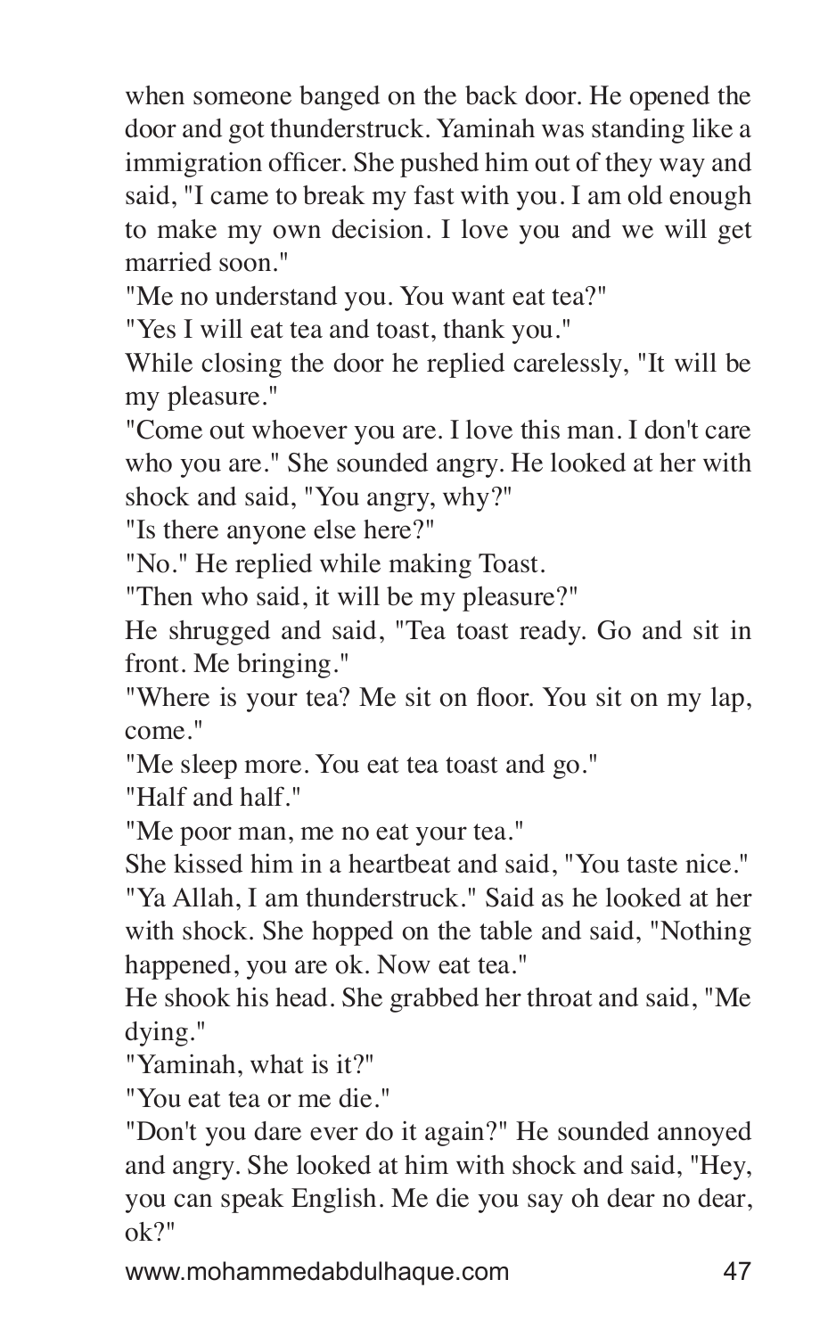when someone banged on the back door. He opened the door and got thunderstruck. Yaminah was standing like a immigration officer. She pushed him out of they way and said, "I came to break my fast with you. I am old enough to make my own decision. I love you and we will get married soon."

"Me no understand you. You want eat tea?"

"Yes I will eat tea and toast, thank you."

While closing the door he replied carelessly, "It will be my pleasure."

"Come out whoever you are. I love this man. I don't care who you are." She sounded angry. He looked at her with shock and said, "You angry, why?"

"Is there anyone else here?"

"No." He replied while making Toast.

"Then who said, it will be my pleasure?"

He shrugged and said, "Tea toast ready. Go and sit in front. Me bringing."

"Where is your tea? Me sit on floor. You sit on my lap, come."

"Me sleep more. You eat tea toast and go."

"Half and half."

"Me poor man, me no eat your tea."

She kissed him in a heartbeat and said, "You taste nice."

"Ya Allah, I am thunderstruck." Said as he looked at her with shock. She hopped on the table and said, "Nothing happened, you are ok. Now eat tea."

He shook his head. She grabbed her throat and said, "Me dying."

"Yaminah, what is it?"

"You eat tea or me die."

"Don't you dare ever do it again?" He sounded annoyed and angry. She looked at him with shock and said, "Hey, you can speak English. Me die you say oh dear no dear, ok?"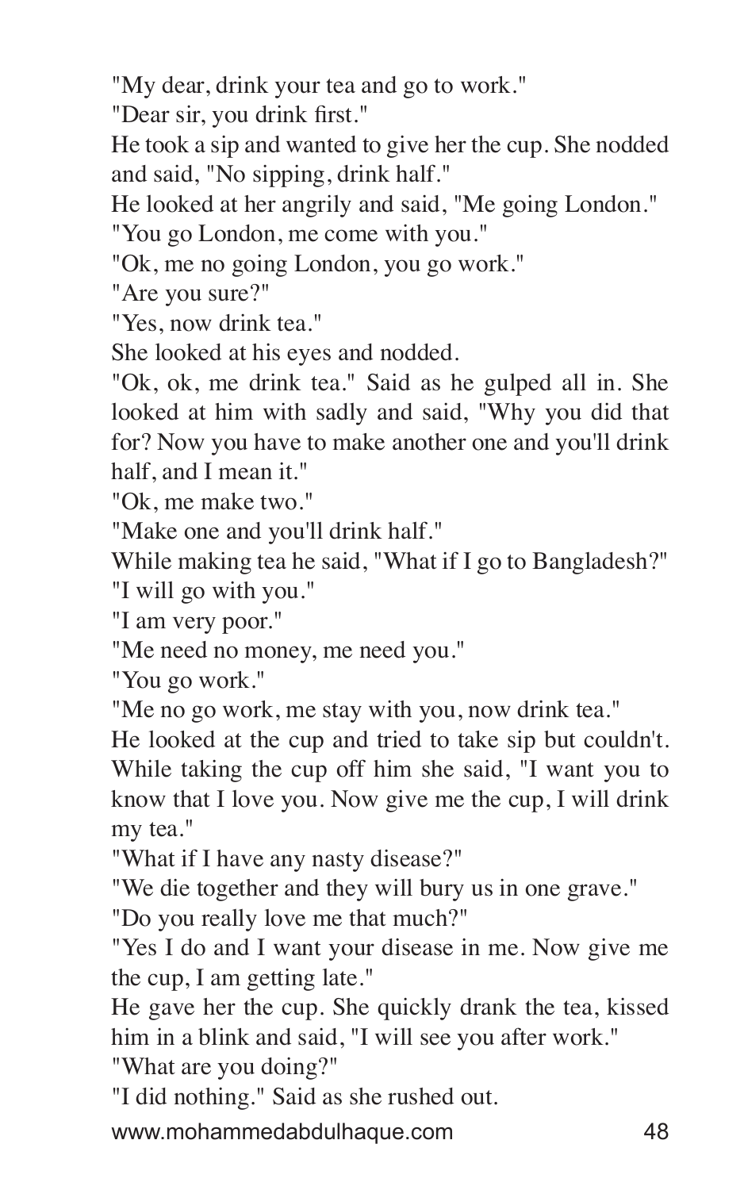"My dear, drink your tea and go to work."

"Dear sir, you drink first."

He took a sip and wanted to give her the cup. She nodded and said, "No sipping, drink half."

He looked at her angrily and said, "Me going London."

"You go London, me come with you."

"Ok, me no going London, you go work."

"Are you sure?"

"Yes, now drink tea."

She looked at his eyes and nodded.

"Ok, ok, me drink tea." Said as he gulped all in. She looked at him with sadly and said, "Why you did that for? Now you have to make another one and you'll drink half, and I mean it."

"Ok, me make two."

"Make one and you'll drink half."

While making tea he said, "What if I go to Bangladesh?"

"I will go with you."

"I am very poor."

"Me need no money, me need you."

"You go work."

"Me no go work, me stay with you, now drink tea."

He looked at the cup and tried to take sip but couldn't. While taking the cup off him she said, "I want you to know that I love you. Now give me the cup, I will drink my tea."

"What if I have any nasty disease?"

"We die together and they will bury us in one grave."

"Do you really love me that much?"

"Yes I do and I want your disease in me. Now give me the cup, I am getting late."

He gave her the cup. She quickly drank the tea, kissed him in a blink and said, "I will see you after work."

"What are you doing?"

"I did nothing." Said as she rushed out.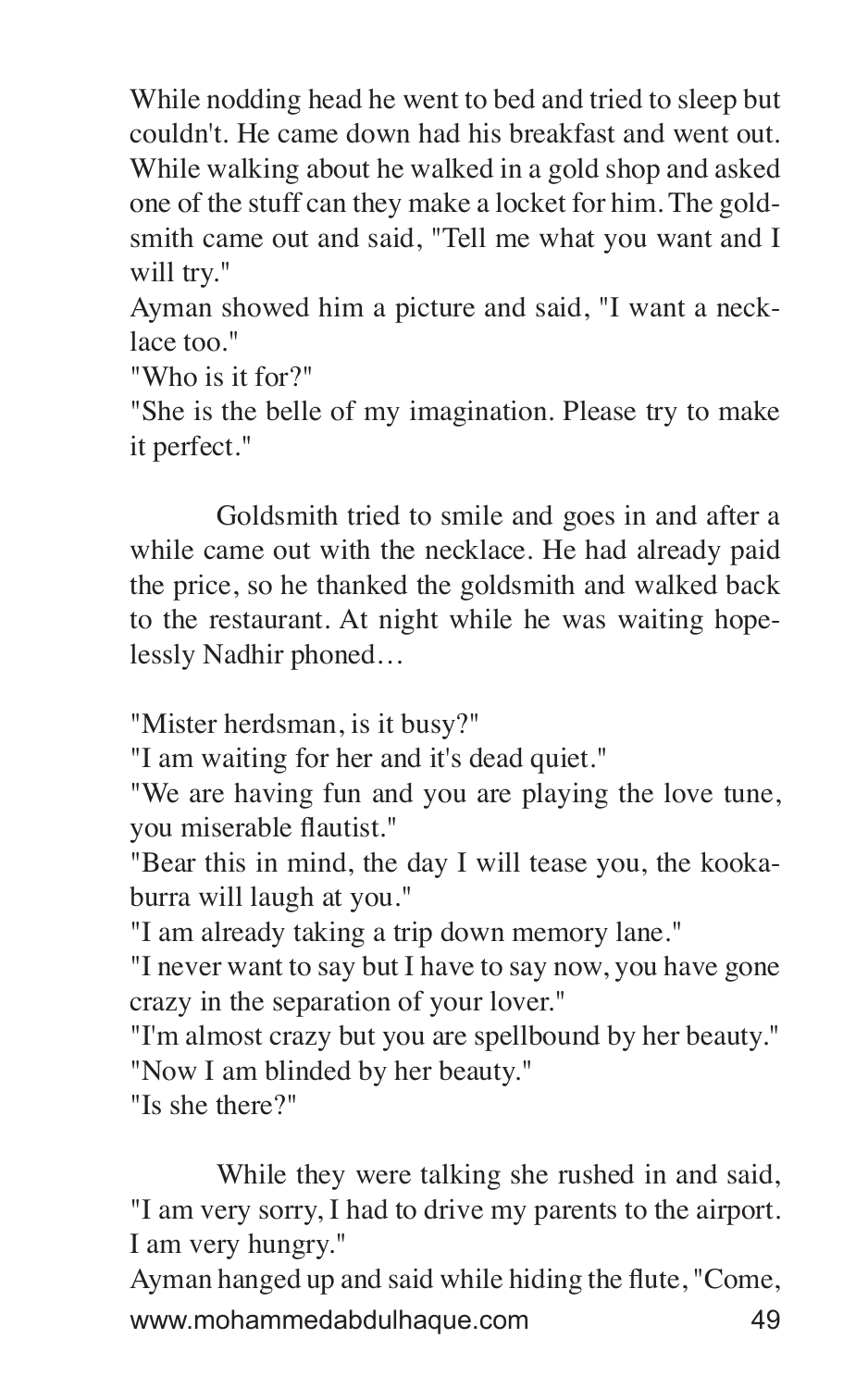While nodding head he went to bed and tried to sleep but couldn't. He came down had his breakfast and went out. While walking about he walked in a gold shop and asked one of the stuff can they make a locket for him. The goldsmith came out and said, "Tell me what you want and I will try."

Ayman showed him a picture and said, "I want a necklace too."

"Who is it for?"

"She is the belle of my imagination. Please try to make it perfect."

Goldsmith tried to smile and goes in and after a while came out with the necklace. He had already paid the price, so he thanked the goldsmith and walked back to the restaurant. At night while he was waiting hopelessly Nadhir phoned…

"Mister herdsman, is it busy?"

"I am waiting for her and it's dead quiet."

"We are having fun and you are playing the love tune, you miserable flautist."

"Bear this in mind, the day I will tease you, the kookaburra will laugh at you."

"I am already taking a trip down memory lane."

"I never want to say but I have to say now, you have gone crazy in the separation of your lover."

"I'm almost crazy but you are spellbound by her beauty."

"Now I am blinded by her beauty."

"Is she there?"

While they were talking she rushed in and said, "I am very sorry, I had to drive my parents to the airport. I am very hungry."

Ayman hanged up and said while hiding the flute, "Come,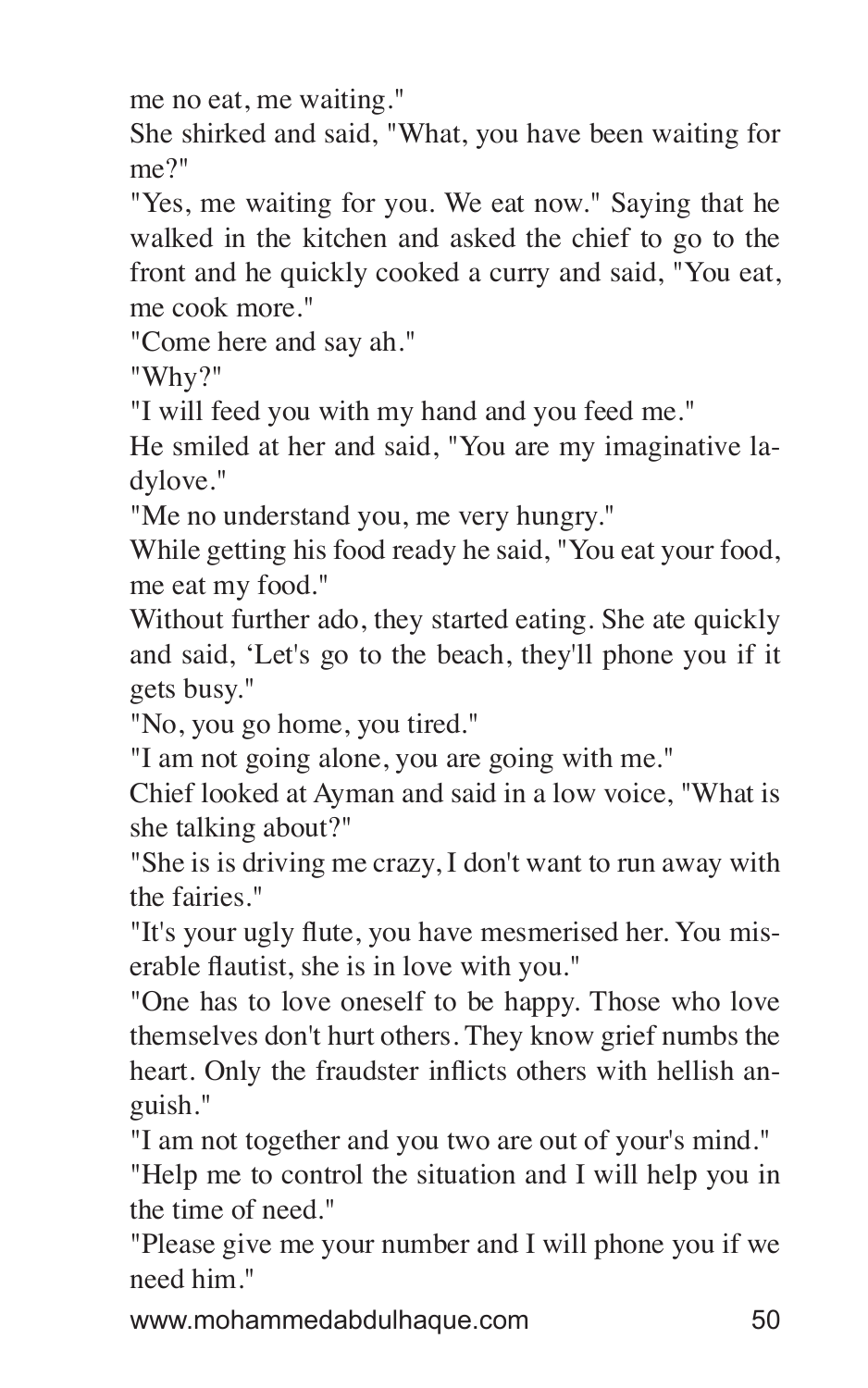me no eat, me waiting."

She shirked and said, "What, you have been waiting for me?"

"Yes, me waiting for you. We eat now." Saying that he walked in the kitchen and asked the chief to go to the front and he quickly cooked a curry and said, "You eat, me cook more."

"Come here and say ah."

"Why?"

"I will feed you with my hand and you feed me."

He smiled at her and said, "You are my imaginative ladylove."

"Me no understand you, me very hungry."

While getting his food ready he said, "You eat your food, me eat my food."

Without further ado, they started eating. She ate quickly and said, 'Let's go to the beach, they'll phone you if it gets busy."

"No, you go home, you tired."

"I am not going alone, you are going with me."

Chief looked at Ayman and said in a low voice, "What is she talking about?"

"She is is driving me crazy, I don't want to run away with the fairies."

"It's your ugly flute, you have mesmerised her. You miserable flautist, she is in love with you."

"One has to love oneself to be happy. Those who love themselves don't hurt others. They know grief numbs the heart. Only the fraudster inflicts others with hellish anguish."

"I am not together and you two are out of your's mind."

"Help me to control the situation and I will help you in the time of need."

"Please give me your number and I will phone you if we need him."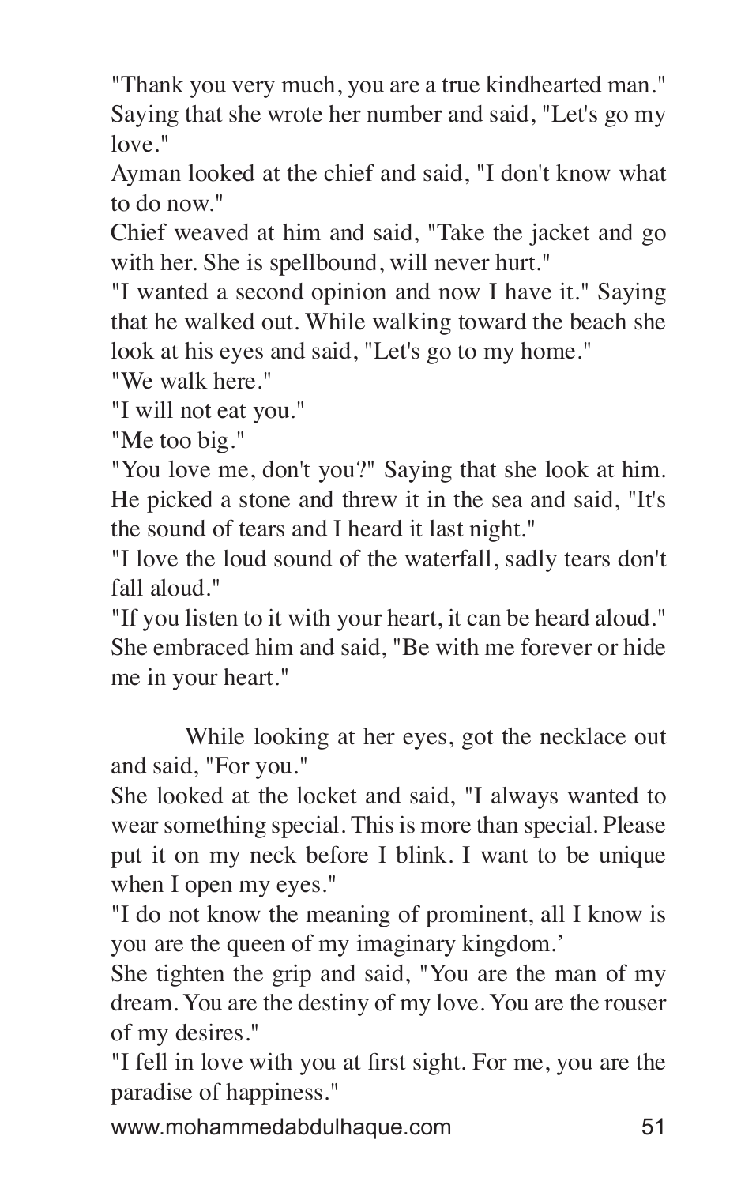"Thank you very much, you are a true kindhearted man." Saying that she wrote her number and said, "Let's go my love."

Ayman looked at the chief and said, "I don't know what to do now."

Chief weaved at him and said, "Take the jacket and go with her. She is spellbound, will never hurt."

"I wanted a second opinion and now I have it." Saying that he walked out. While walking toward the beach she look at his eyes and said, "Let's go to my home."

"We walk here."

"I will not eat you."

"Me too big."

"You love me, don't you?" Saying that she look at him. He picked a stone and threw it in the sea and said, "It's the sound of tears and I heard it last night."

"I love the loud sound of the waterfall, sadly tears don't fall aloud."

"If you listen to it with your heart, it can be heard aloud." She embraced him and said, "Be with me forever or hide me in your heart."

While looking at her eyes, got the necklace out and said, "For you."

She looked at the locket and said, "I always wanted to wear something special. This is more than special. Please put it on my neck before I blink. I want to be unique when I open my eyes."

"I do not know the meaning of prominent, all I know is you are the queen of my imaginary kingdom.'

She tighten the grip and said, "You are the man of my dream. You are the destiny of my love. You are the rouser of my desires."

"I fell in love with you at first sight. For me, you are the paradise of happiness."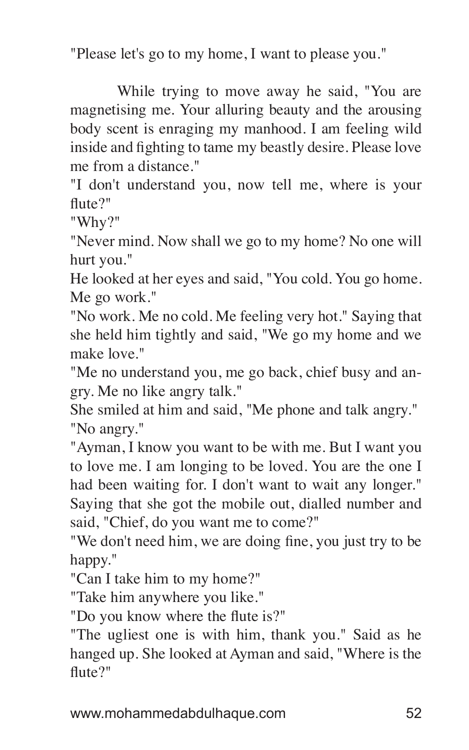"Please let's go to my home, I want to please you."

While trying to move away he said, "You are magnetising me. Your alluring beauty and the arousing body scent is enraging my manhood. I am feeling wild inside and fighting to tame my beastly desire. Please love me from a distance."

"I don't understand you, now tell me, where is your flute?"

"Why?"

"Never mind. Now shall we go to my home? No one will hurt you."

He looked at her eyes and said, "You cold. You go home. Me go work."

"No work. Me no cold. Me feeling very hot." Saying that she held him tightly and said, "We go my home and we make love."

"Me no understand you, me go back, chief busy and angry. Me no like angry talk."

She smiled at him and said, "Me phone and talk angry."

"No angry."

"Ayman, I know you want to be with me. But I want you to love me. I am longing to be loved. You are the one I had been waiting for. I don't want to wait any longer." Saying that she got the mobile out, dialled number and said, "Chief, do you want me to come?"

"We don't need him, we are doing fine, you just try to be happy."

"Can I take him to my home?"

"Take him anywhere you like."

"Do you know where the flute is?"

"The ugliest one is with him, thank you." Said as he hanged up. She looked at Ayman and said, "Where is the flute?"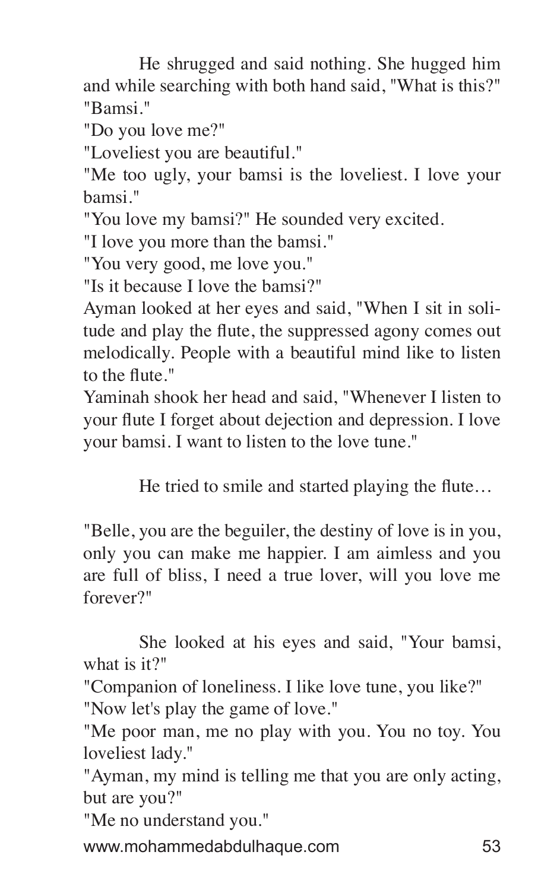He shrugged and said nothing. She hugged him and while searching with both hand said, "What is this?"

"Bamsi."

"Do you love me?"

"Loveliest you are beautiful."

"Me too ugly, your bamsi is the loveliest. I love your bamsi."

"You love my bamsi?" He sounded very excited.

"I love you more than the bamsi."

"You very good, me love you."

"Is it because I love the bamsi?"

Ayman looked at her eyes and said, "When I sit in solitude and play the flute, the suppressed agony comes out melodically. People with a beautiful mind like to listen to the flute."

Yaminah shook her head and said, "Whenever I listen to your flute I forget about dejection and depression. I love your bamsi. I want to listen to the love tune."

He tried to smile and started playing the flute…

"Belle, you are the beguiler, the destiny of love is in you, only you can make me happier. I am aimless and you are full of bliss, I need a true lover, will you love me forever?"

She looked at his eyes and said, "Your bamsi, what is it?"

"Companion of loneliness. I like love tune, you like?"

"Now let's play the game of love."

"Me poor man, me no play with you. You no toy. You loveliest lady."

"Ayman, my mind is telling me that you are only acting, but are you?"

"Me no understand you."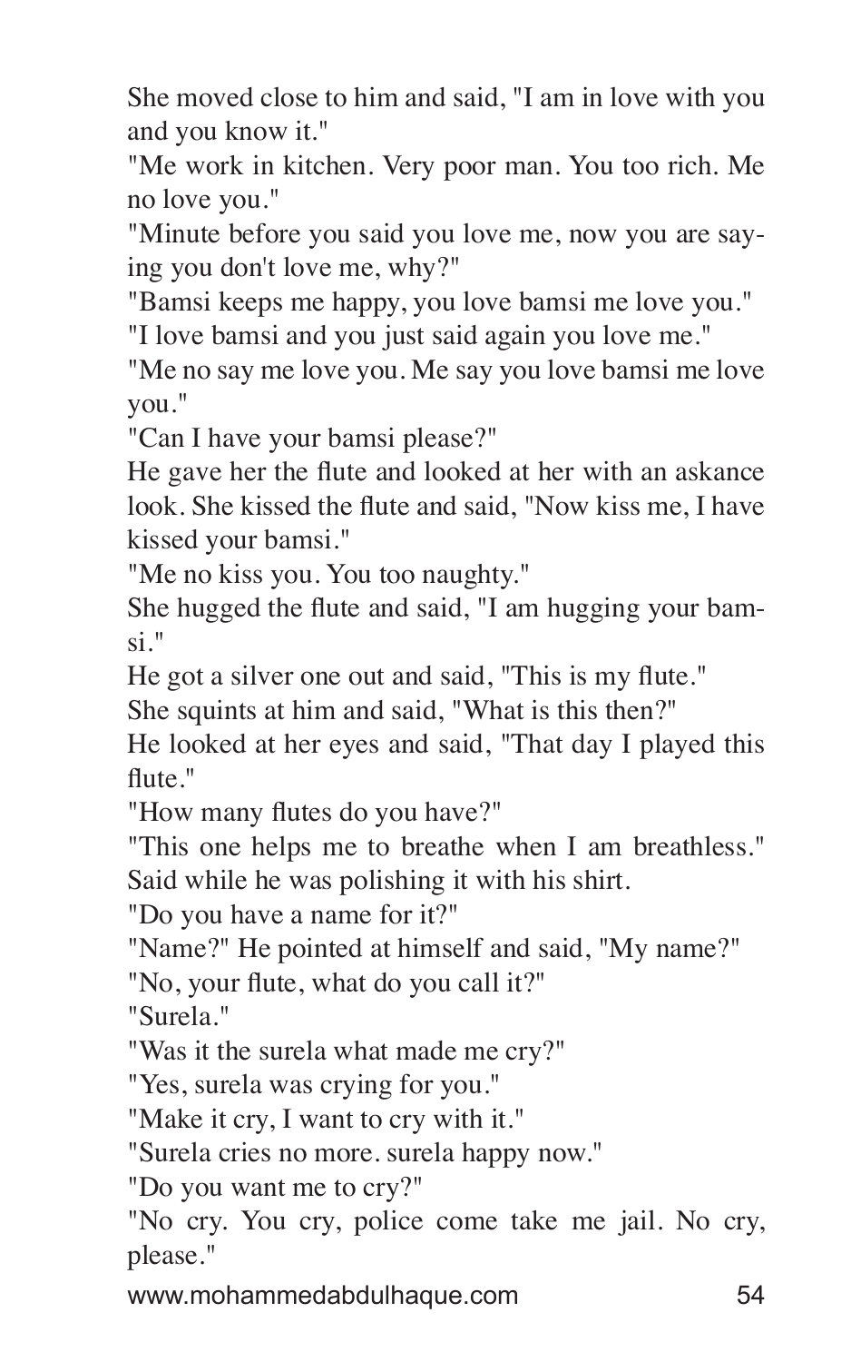She moved close to him and said, "I am in love with you and you know it."

"Me work in kitchen. Very poor man. You too rich. Me no love you."

"Minute before you said you love me, now you are saying you don't love me, why?"

"Bamsi keeps me happy, you love bamsi me love you."

"I love bamsi and you just said again you love me."

"Me no say me love you. Me say you love bamsi me love you."

"Can I have your bamsi please?"

He gave her the flute and looked at her with an askance look. She kissed the flute and said, "Now kiss me, I have kissed your bamsi."

"Me no kiss you. You too naughty."

She hugged the flute and said, "I am hugging your bamsi."

He got a silver one out and said, "This is my flute."

She squints at him and said, "What is this then?"

He looked at her eyes and said, "That day I played this flute."

"How many flutes do you have?"

"This one helps me to breathe when I am breathless." Said while he was polishing it with his shirt.

"Do you have a name for it?"

"Name?" He pointed at himself and said, "My name?"

"No, your flute, what do you call it?"

"Surela."

"Was it the surela what made me cry?"

"Yes, surela was crying for you."

"Make it cry, I want to cry with it."

"Surela cries no more. surela happy now."

"Do you want me to cry?"

"No cry. You cry, police come take me jail. No cry, please."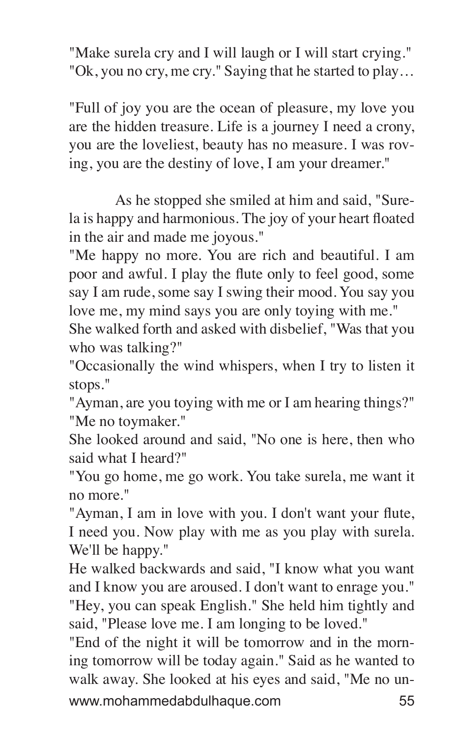"Make surela cry and I will laugh or I will start crying."
"Ok, you no cry, me cry." Saying that he started to play…

"Full of joy you are the ocean of pleasure, my love you are the hidden treasure. Life is a journey I need a crony, you are the loveliest, beauty has no measure. I was roving, you are the destiny of love, I am your dreamer."

As he stopped she smiled at him and said, "Surela is happy and harmonious. The joy of your heart floated in the air and made me joyous."
"Me happy no more. You are rich and beautiful. I am poor and awful. I play the flute only to feel good, some say I am rude, some say I swing their mood. You say you love me, my mind says you are only toying with me."
She walked forth and asked with disbelief, "Was that you who was talking?"
"Occasionally the wind whispers, when I try to listen it stops."
"Ayman, are you toying with me or I am hearing things?"
"Me no toymaker."
She looked around and said, "No one is here, then who said what I heard?"
"You go home, me go work. You take surela, me want it no more."
"Ayman, I am in love with you. I don't want your flute, I need you. Now play with me as you play with surela. We'll be happy."
He walked backwards and said, "I know what you want and I know you are aroused. I don't want to enrage you."
"Hey, you can speak English." She held him tightly and said, "Please love me. I am longing to be loved."
"End of the night it will be tomorrow and in the morning tomorrow will be today again." Said as he wanted to walk away. She looked at his eyes and said, "Me no un-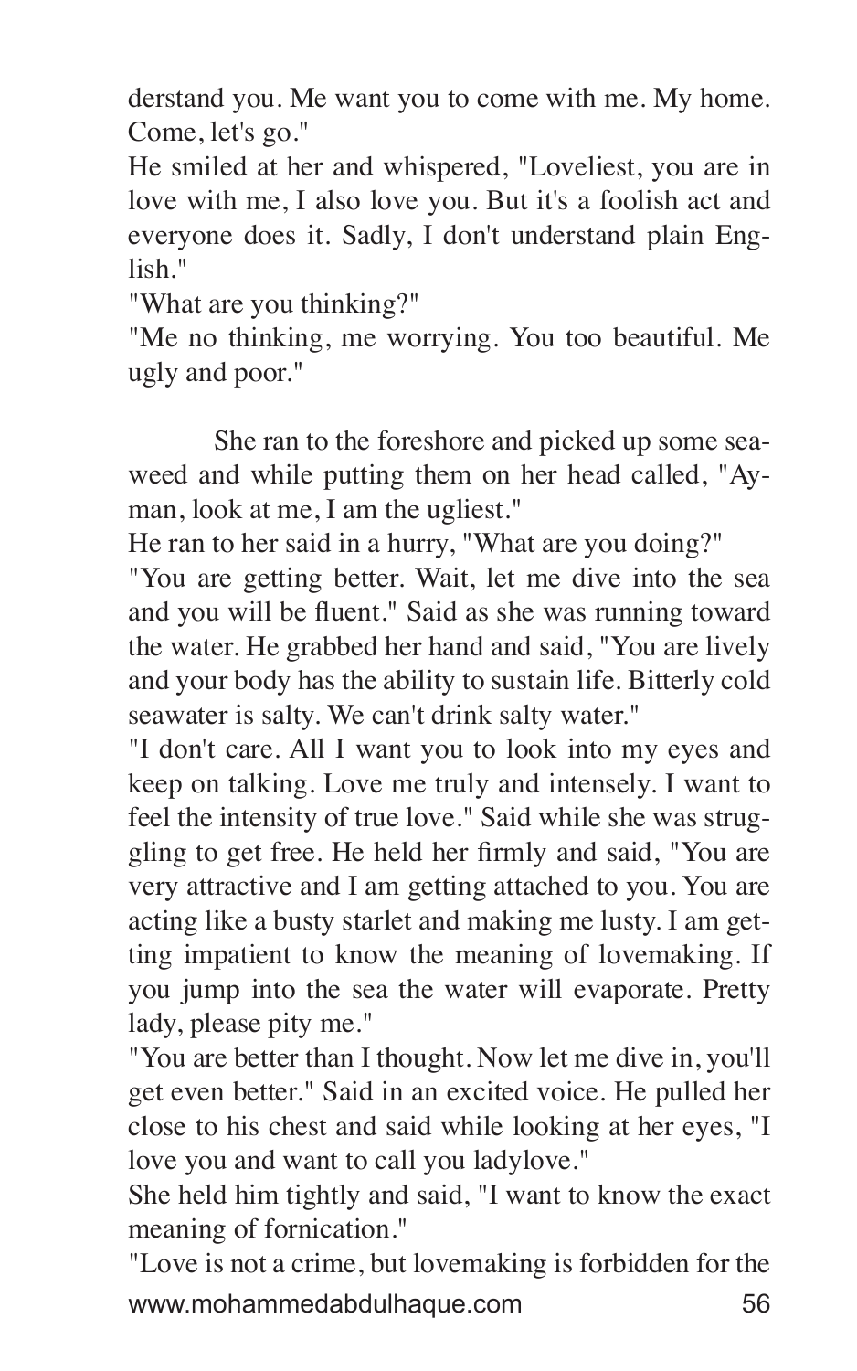derstand you. Me want you to come with me. My home. Come, let's go."

He smiled at her and whispered, "Loveliest, you are in love with me, I also love you. But it's a foolish act and everyone does it. Sadly, I don't understand plain English."

"What are you thinking?"

"Me no thinking, me worrying. You too beautiful. Me ugly and poor."

She ran to the foreshore and picked up some seaweed and while putting them on her head called, "Ayman, look at me, I am the ugliest."

He ran to her said in a hurry, "What are you doing?"

"You are getting better. Wait, let me dive into the sea and you will be fluent." Said as she was running toward the water. He grabbed her hand and said, "You are lively and your body has the ability to sustain life. Bitterly cold seawater is salty. We can't drink salty water."

"I don't care. All I want you to look into my eyes and keep on talking. Love me truly and intensely. I want to feel the intensity of true love." Said while she was struggling to get free. He held her firmly and said, "You are very attractive and I am getting attached to you. You are acting like a busty starlet and making me lusty. I am getting impatient to know the meaning of lovemaking. If you jump into the sea the water will evaporate. Pretty lady, please pity me."

"You are better than I thought. Now let me dive in, you'll get even better." Said in an excited voice. He pulled her close to his chest and said while looking at her eyes, "I love you and want to call you ladylove."

She held him tightly and said, "I want to know the exact meaning of fornication."

"Love is not a crime, but lovemaking is forbidden for the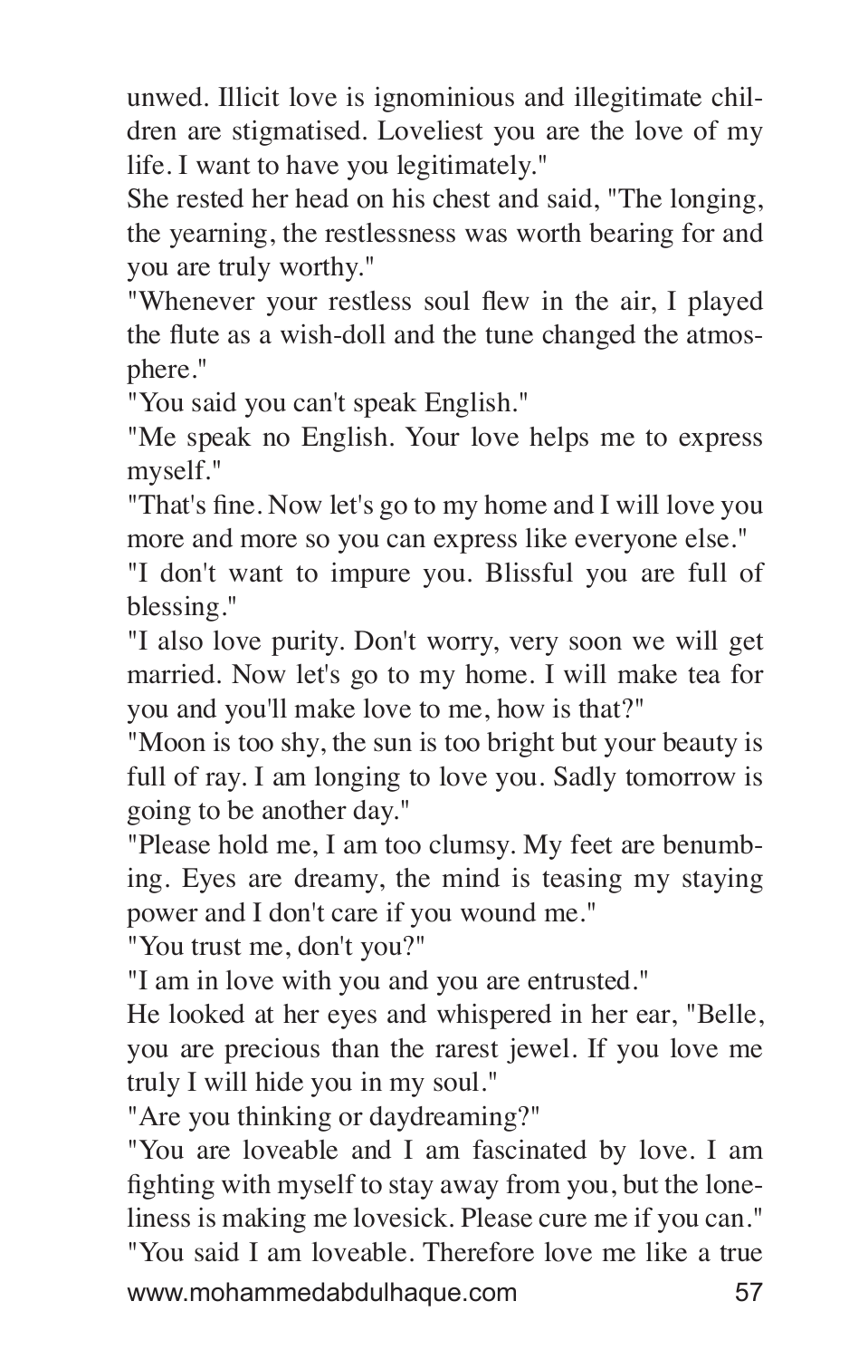unwed. Illicit love is ignominious and illegitimate children are stigmatised. Loveliest you are the love of my life. I want to have you legitimately."

She rested her head on his chest and said, "The longing, the yearning, the restlessness was worth bearing for and you are truly worthy."

"Whenever your restless soul flew in the air, I played the flute as a wish-doll and the tune changed the atmosphere."

"You said you can't speak English."

"Me speak no English. Your love helps me to express myself."

"That's fine. Now let's go to my home and I will love you more and more so you can express like everyone else."

"I don't want to impure you. Blissful you are full of blessing."

"I also love purity. Don't worry, very soon we will get married. Now let's go to my home. I will make tea for you and you'll make love to me, how is that?"

"Moon is too shy, the sun is too bright but your beauty is full of ray. I am longing to love you. Sadly tomorrow is going to be another day."

"Please hold me, I am too clumsy. My feet are benumbing. Eyes are dreamy, the mind is teasing my staying power and I don't care if you wound me."

"You trust me, don't you?"

"I am in love with you and you are entrusted."

He looked at her eyes and whispered in her ear, "Belle, you are precious than the rarest jewel. If you love me truly I will hide you in my soul."

"Are you thinking or daydreaming?"

"You are loveable and I am fascinated by love. I am fighting with myself to stay away from you, but the loneliness is making me lovesick. Please cure me if you can."

"You said I am loveable. Therefore love me like a true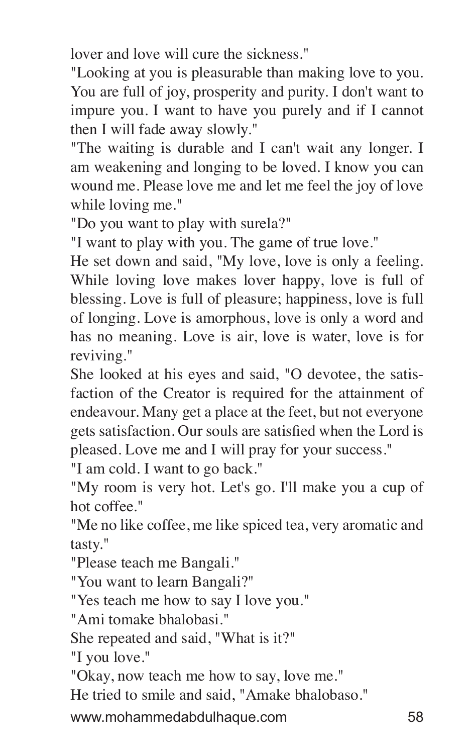lover and love will cure the sickness."

"Looking at you is pleasurable than making love to you. You are full of joy, prosperity and purity. I don't want to impure you. I want to have you purely and if I cannot then I will fade away slowly."

"The waiting is durable and I can't wait any longer. I am weakening and longing to be loved. I know you can wound me. Please love me and let me feel the joy of love while loving me."

"Do you want to play with surela?"

"I want to play with you. The game of true love."

He set down and said, "My love, love is only a feeling. While loving love makes lover happy, love is full of blessing. Love is full of pleasure; happiness, love is full of longing. Love is amorphous, love is only a word and has no meaning. Love is air, love is water, love is for reviving."

She looked at his eyes and said, "O devotee, the satisfaction of the Creator is required for the attainment of endeavour. Many get a place at the feet, but not everyone gets satisfaction. Our souls are satisfied when the Lord is pleased. Love me and I will pray for your success."

"I am cold. I want to go back."

"My room is very hot. Let's go. I'll make you a cup of hot coffee."

"Me no like coffee, me like spiced tea, very aromatic and tasty."

"Please teach me Bangali."

"You want to learn Bangali?"

"Yes teach me how to say I love you."

"Ami tomake bhalobasi."

She repeated and said, "What is it?"

"I you love."

"Okay, now teach me how to say, love me."

He tried to smile and said, "Amake bhalobaso."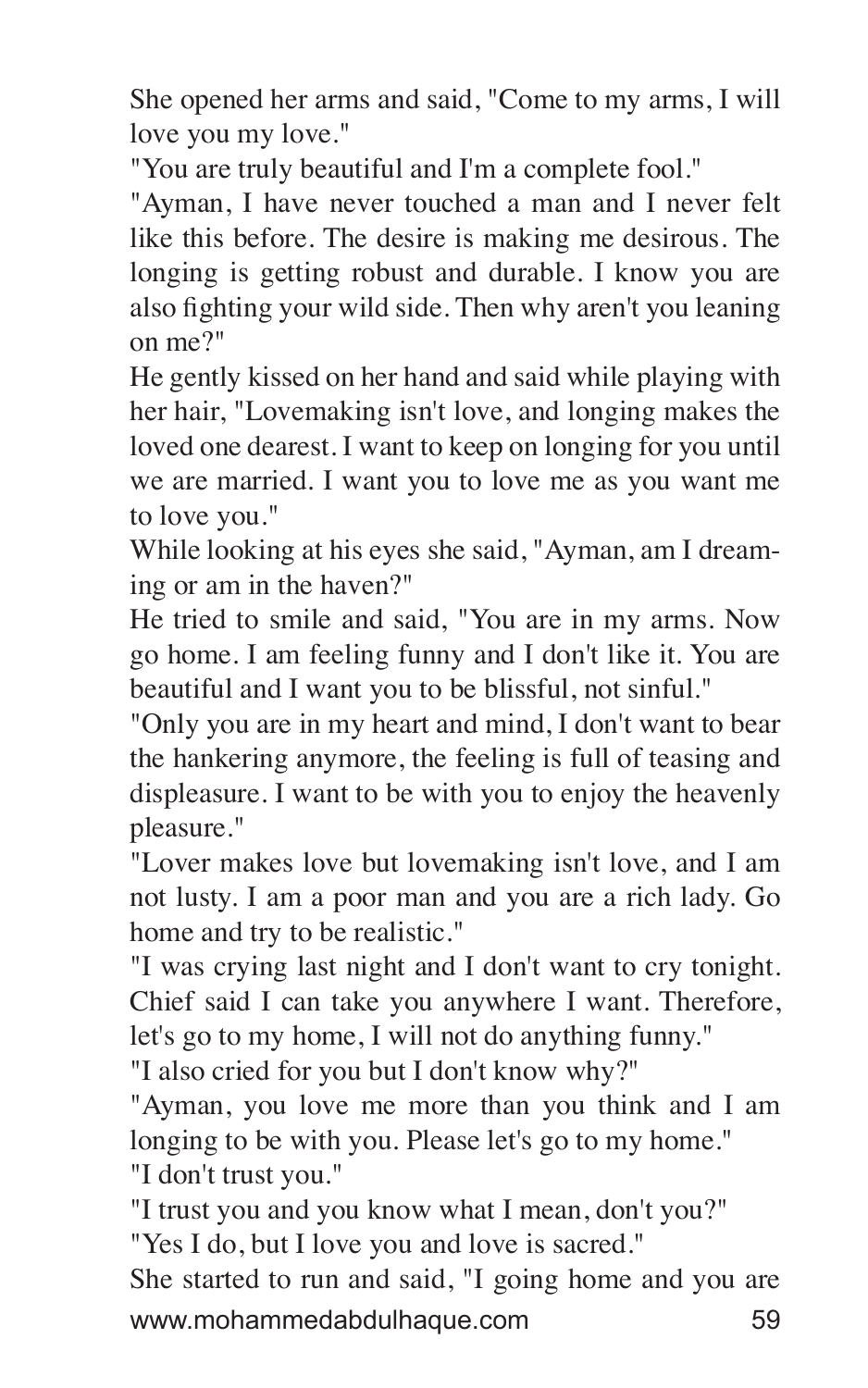She opened her arms and said, "Come to my arms, I will love you my love."

"You are truly beautiful and I'm a complete fool."

"Ayman, I have never touched a man and I never felt like this before. The desire is making me desirous. The longing is getting robust and durable. I know you are also fighting your wild side. Then why aren't you leaning on me?"

He gently kissed on her hand and said while playing with her hair, "Lovemaking isn't love, and longing makes the loved one dearest. I want to keep on longing for you until we are married. I want you to love me as you want me to love you."

While looking at his eyes she said, "Ayman, am I dreaming or am in the haven?"

He tried to smile and said, "You are in my arms. Now go home. I am feeling funny and I don't like it. You are beautiful and I want you to be blissful, not sinful."

"Only you are in my heart and mind, I don't want to bear the hankering anymore, the feeling is full of teasing and displeasure. I want to be with you to enjoy the heavenly pleasure."

"Lover makes love but lovemaking isn't love, and I am not lusty. I am a poor man and you are a rich lady. Go home and try to be realistic."

"I was crying last night and I don't want to cry tonight. Chief said I can take you anywhere I want. Therefore, let's go to my home, I will not do anything funny."

"I also cried for you but I don't know why?"

"Ayman, you love me more than you think and I am longing to be with you. Please let's go to my home."

"I don't trust you."

"I trust you and you know what I mean, don't you?"

"Yes I do, but I love you and love is sacred."

She started to run and said, "I going home and you are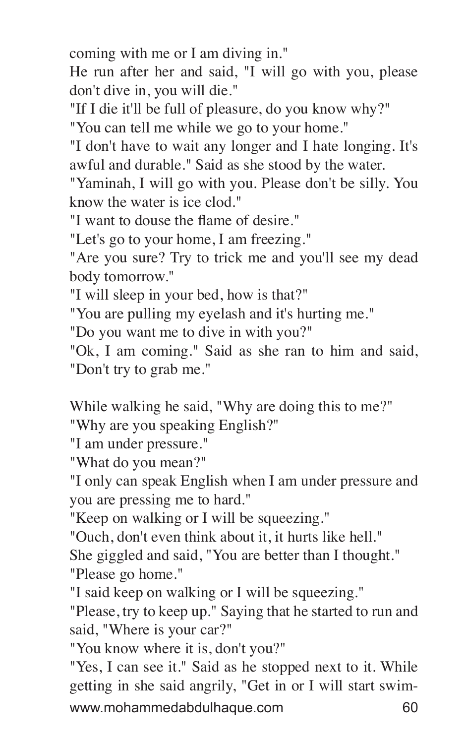coming with me or I am diving in."

He run after her and said, "I will go with you, please don't dive in, you will die."

"If I die it'll be full of pleasure, do you know why?"

"You can tell me while we go to your home."

"I don't have to wait any longer and I hate longing. It's awful and durable." Said as she stood by the water.

"Yaminah, I will go with you. Please don't be silly. You know the water is ice clod."

"I want to douse the flame of desire."

"Let's go to your home, I am freezing."

"Are you sure? Try to trick me and you'll see my dead body tomorrow."

"I will sleep in your bed, how is that?"

"You are pulling my eyelash and it's hurting me."

"Do you want me to dive in with you?"

"Ok, I am coming." Said as she ran to him and said, "Don't try to grab me."

While walking he said, "Why are doing this to me?"

"Why are you speaking English?"

"I am under pressure."

"What do you mean?"

"I only can speak English when I am under pressure and you are pressing me to hard."

"Keep on walking or I will be squeezing."

"Ouch, don't even think about it, it hurts like hell."

She giggled and said, "You are better than I thought."

"Please go home."

"I said keep on walking or I will be squeezing."

"Please, try to keep up." Saying that he started to run and said, "Where is your car?"

"You know where it is, don't you?"

"Yes, I can see it." Said as he stopped next to it. While getting in she said angrily, "Get in or I will start swim-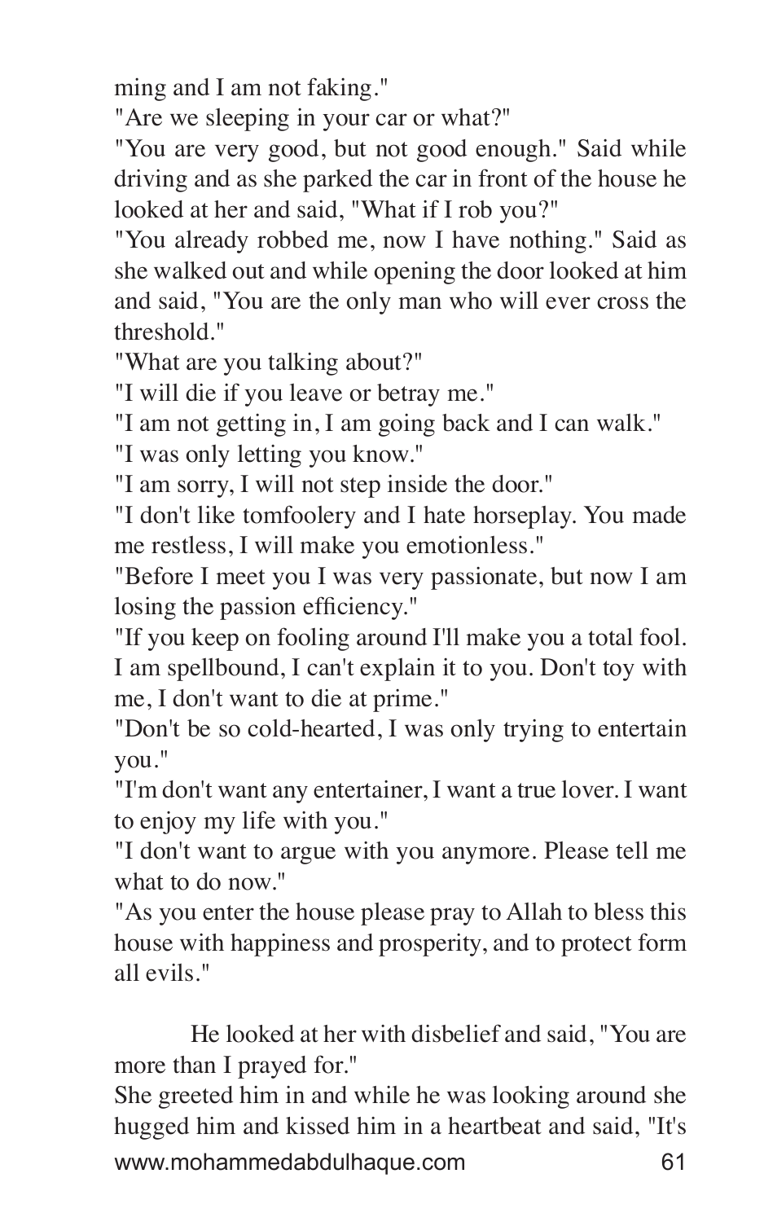ming and I am not faking."

"Are we sleeping in your car or what?"

"You are very good, but not good enough." Said while driving and as she parked the car in front of the house he looked at her and said, "What if I rob you?"

"You already robbed me, now I have nothing." Said as she walked out and while opening the door looked at him and said, "You are the only man who will ever cross the threshold."

"What are you talking about?"

"I will die if you leave or betray me."

"I am not getting in, I am going back and I can walk."

"I was only letting you know."

"I am sorry, I will not step inside the door."

"I don't like tomfoolery and I hate horseplay. You made me restless, I will make you emotionless."

"Before I meet you I was very passionate, but now I am losing the passion efficiency."

"If you keep on fooling around I'll make you a total fool. I am spellbound, I can't explain it to you. Don't toy with me, I don't want to die at prime."

"Don't be so cold-hearted, I was only trying to entertain you."

"I'm don't want any entertainer, I want a true lover. I want to enjoy my life with you."

"I don't want to argue with you anymore. Please tell me what to do now."

"As you enter the house please pray to Allah to bless this house with happiness and prosperity, and to protect form all evils."

He looked at her with disbelief and said, "You are more than I prayed for."

She greeted him in and while he was looking around she hugged him and kissed him in a heartbeat and said, "It's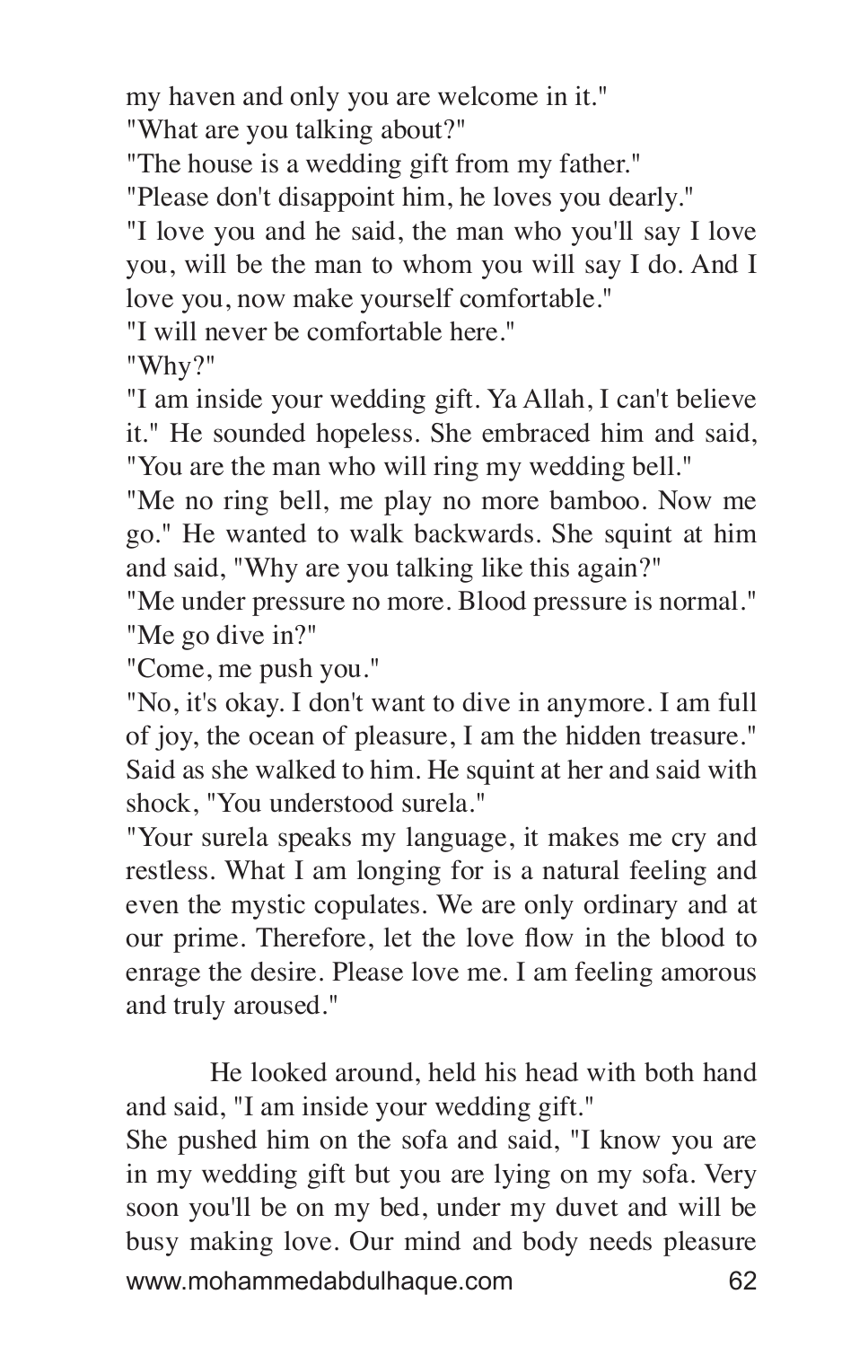my haven and only you are welcome in it."

"What are you talking about?"

"The house is a wedding gift from my father."

"Please don't disappoint him, he loves you dearly."

"I love you and he said, the man who you'll say I love you, will be the man to whom you will say I do. And I love you, now make yourself comfortable."

"I will never be comfortable here."

"Why?"

"I am inside your wedding gift. Ya Allah, I can't believe it." He sounded hopeless. She embraced him and said, "You are the man who will ring my wedding bell."

"Me no ring bell, me play no more bamboo. Now me go." He wanted to walk backwards. She squint at him and said, "Why are you talking like this again?"

"Me under pressure no more. Blood pressure is normal."

"Me go dive in?"

"Come, me push you."

"No, it's okay. I don't want to dive in anymore. I am full of joy, the ocean of pleasure, I am the hidden treasure." Said as she walked to him. He squint at her and said with shock, "You understood surela."

"Your surela speaks my language, it makes me cry and restless. What I am longing for is a natural feeling and even the mystic copulates. We are only ordinary and at our prime. Therefore, let the love flow in the blood to enrage the desire. Please love me. I am feeling amorous and truly aroused."

He looked around, held his head with both hand and said, "I am inside your wedding gift."

She pushed him on the sofa and said, "I know you are in my wedding gift but you are lying on my sofa. Very soon you'll be on my bed, under my duvet and will be busy making love. Our mind and body needs pleasure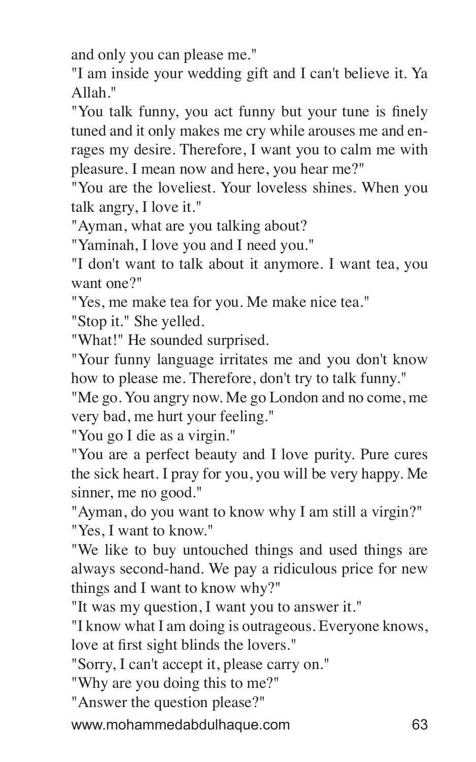and only you can please me."

"I am inside your wedding gift and I can't believe it. Ya Allah."

"You talk funny, you act funny but your tune is finely tuned and it only makes me cry while arouses me and enrages my desire. Therefore, I want you to calm me with pleasure. I mean now and here, you hear me?"

"You are the loveliest. Your loveless shines. When you talk angry, I love it."

"Ayman, what are you talking about?

"Yaminah, I love you and I need you."

"I don't want to talk about it anymore. I want tea, you want one?"

"Yes, me make tea for you. Me make nice tea."

"Stop it." She yelled.

"What!" He sounded surprised.

"Your funny language irritates me and you don't know how to please me. Therefore, don't try to talk funny."

"Me go. You angry now. Me go London and no come, me very bad, me hurt your feeling."

"You go I die as a virgin."

"You are a perfect beauty and I love purity. Pure cures the sick heart. I pray for you, you will be very happy. Me sinner, me no good."

"Ayman, do you want to know why I am still a virgin?"

"Yes, I want to know."

"We like to buy untouched things and used things are always second-hand. We pay a ridiculous price for new things and I want to know why?"

"It was my question, I want you to answer it."

"I know what I am doing is outrageous. Everyone knows, love at first sight blinds the lovers."

"Sorry, I can't accept it, please carry on."

"Why are you doing this to me?"

"Answer the question please?"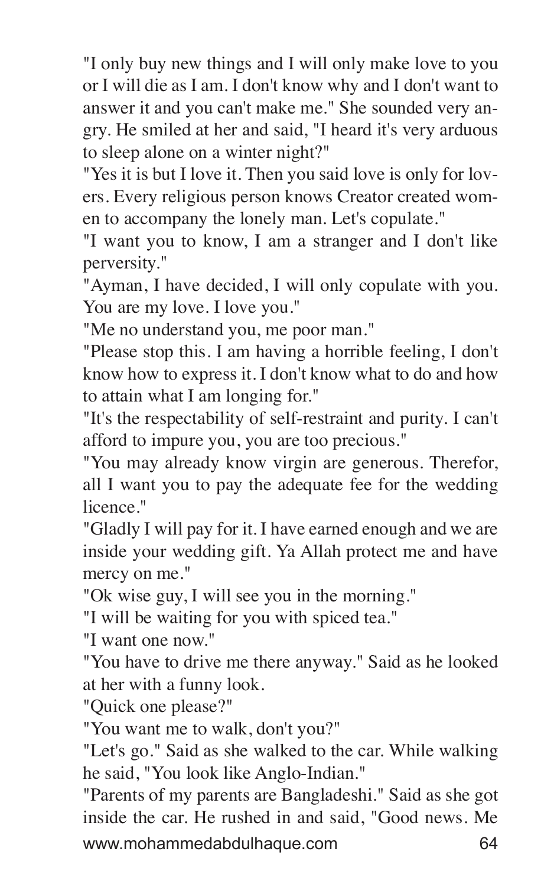"I only buy new things and I will only make love to you or I will die as I am. I don't know why and I don't want to answer it and you can't make me." She sounded very angry. He smiled at her and said, "I heard it's very arduous to sleep alone on a winter night?"

"Yes it is but I love it. Then you said love is only for lovers. Every religious person knows Creator created women to accompany the lonely man. Let's copulate."

"I want you to know, I am a stranger and I don't like perversity."

"Ayman, I have decided, I will only copulate with you. You are my love. I love you."

"Me no understand you, me poor man."

"Please stop this. I am having a horrible feeling, I don't know how to express it. I don't know what to do and how to attain what I am longing for."

"It's the respectability of self-restraint and purity. I can't afford to impure you, you are too precious."

"You may already know virgin are generous. Therefor, all I want you to pay the adequate fee for the wedding licence."

"Gladly I will pay for it. I have earned enough and we are inside your wedding gift. Ya Allah protect me and have mercy on me."

"Ok wise guy, I will see you in the morning."

"I will be waiting for you with spiced tea."

"I want one now."

"You have to drive me there anyway." Said as he looked at her with a funny look.

"Quick one please?"

"You want me to walk, don't you?"

"Let's go." Said as she walked to the car. While walking he said, "You look like Anglo-Indian."

"Parents of my parents are Bangladeshi." Said as she got inside the car. He rushed in and said, "Good news. Me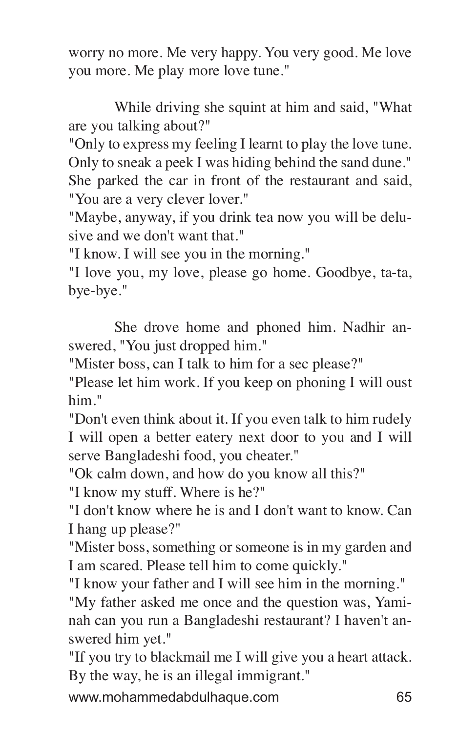worry no more. Me very happy. You very good. Me love you more. Me play more love tune."

While driving she squint at him and said, "What are you talking about?"

"Only to express my feeling I learnt to play the love tune. Only to sneak a peek I was hiding behind the sand dune."

She parked the car in front of the restaurant and said, "You are a very clever lover."

"Maybe, anyway, if you drink tea now you will be delusive and we don't want that."

"I know. I will see you in the morning."

"I love you, my love, please go home. Goodbye, ta-ta, bye-bye."

She drove home and phoned him. Nadhir answered, "You just dropped him."

"Mister boss, can I talk to him for a sec please?"

"Please let him work. If you keep on phoning I will oust him."

"Don't even think about it. If you even talk to him rudely I will open a better eatery next door to you and I will serve Bangladeshi food, you cheater."

"Ok calm down, and how do you know all this?"

"I know my stuff. Where is he?"

"I don't know where he is and I don't want to know. Can I hang up please?"

"Mister boss, something or someone is in my garden and I am scared. Please tell him to come quickly."

"I know your father and I will see him in the morning."

"My father asked me once and the question was, Yaminah can you run a Bangladeshi restaurant? I haven't answered him yet."

"If you try to blackmail me I will give you a heart attack. By the way, he is an illegal immigrant."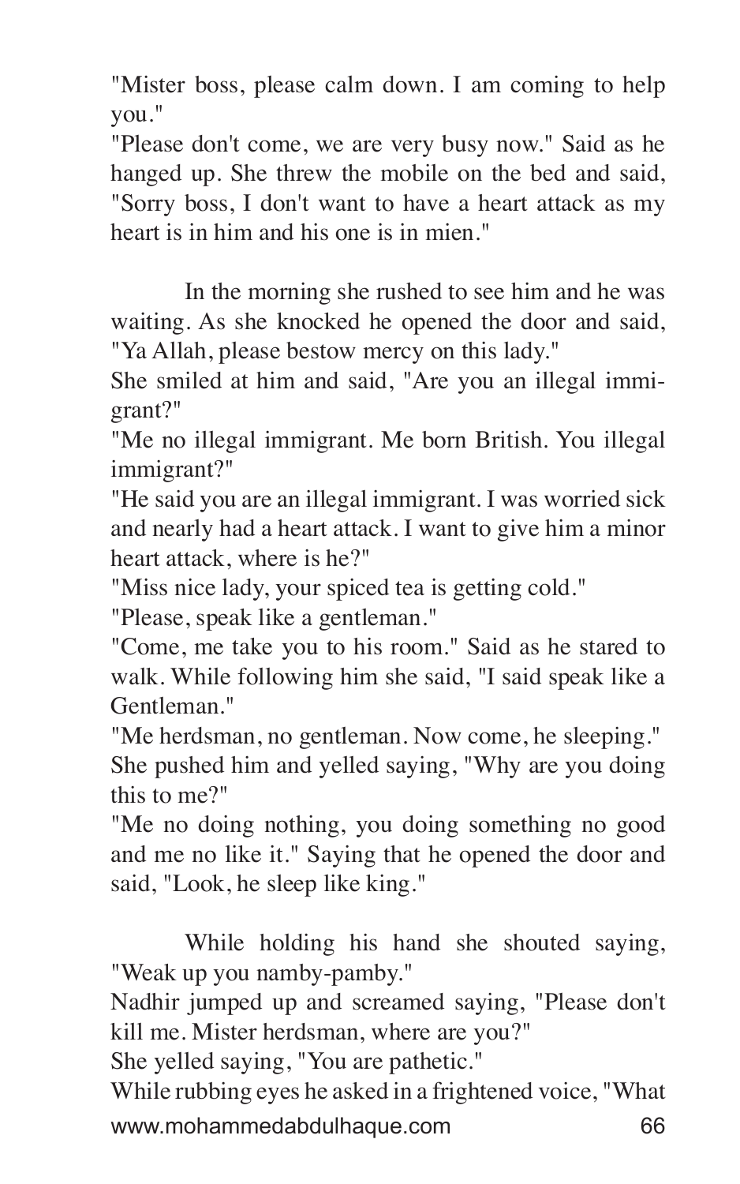"Mister boss, please calm down. I am coming to help you."

"Please don't come, we are very busy now." Said as he hanged up. She threw the mobile on the bed and said, "Sorry boss, I don't want to have a heart attack as my heart is in him and his one is in mien."

In the morning she rushed to see him and he was waiting. As she knocked he opened the door and said, "Ya Allah, please bestow mercy on this lady."

She smiled at him and said, "Are you an illegal immigrant?"

"Me no illegal immigrant. Me born British. You illegal immigrant?"

"He said you are an illegal immigrant. I was worried sick and nearly had a heart attack. I want to give him a minor heart attack, where is he?"

"Miss nice lady, your spiced tea is getting cold."

"Please, speak like a gentleman."

"Come, me take you to his room." Said as he stared to walk. While following him she said, "I said speak like a Gentleman."

"Me herdsman, no gentleman. Now come, he sleeping."

She pushed him and yelled saying, "Why are you doing this to me?"

"Me no doing nothing, you doing something no good and me no like it." Saying that he opened the door and said, "Look, he sleep like king."

While holding his hand she shouted saying, "Weak up you namby-pamby."

Nadhir jumped up and screamed saying, "Please don't kill me. Mister herdsman, where are you?"

She yelled saying, "You are pathetic."

While rubbing eyes he asked in a frightened voice, "What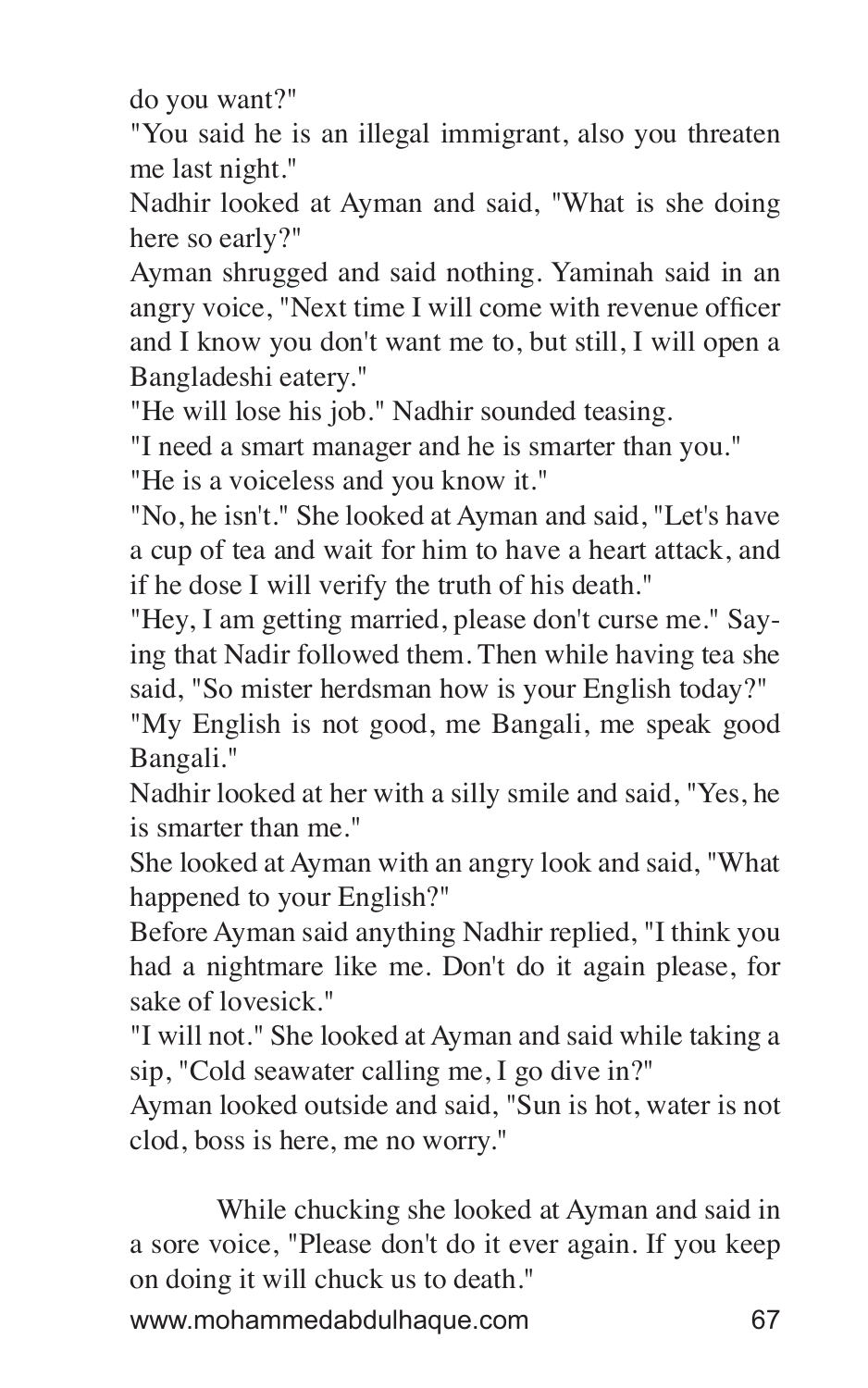do you want?"

"You said he is an illegal immigrant, also you threaten me last night."

Nadhir looked at Ayman and said, "What is she doing here so early?"

Ayman shrugged and said nothing. Yaminah said in an angry voice, "Next time I will come with revenue officer and I know you don't want me to, but still, I will open a Bangladeshi eatery."

"He will lose his job." Nadhir sounded teasing.

"I need a smart manager and he is smarter than you."

"He is a voiceless and you know it."

"No, he isn't." She looked at Ayman and said, "Let's have a cup of tea and wait for him to have a heart attack, and if he dose I will verify the truth of his death."

"Hey, I am getting married, please don't curse me." Saying that Nadir followed them. Then while having tea she said, "So mister herdsman how is your English today?"

"My English is not good, me Bangali, me speak good Bangali."

Nadhir looked at her with a silly smile and said, "Yes, he is smarter than me."

She looked at Ayman with an angry look and said, "What happened to your English?"

Before Ayman said anything Nadhir replied, "I think you had a nightmare like me. Don't do it again please, for sake of lovesick."

"I will not." She looked at Ayman and said while taking a sip, "Cold seawater calling me, I go dive in?"

Ayman looked outside and said, "Sun is hot, water is not clod, boss is here, me no worry."

While chucking she looked at Ayman and said in a sore voice, "Please don't do it ever again. If you keep on doing it will chuck us to death."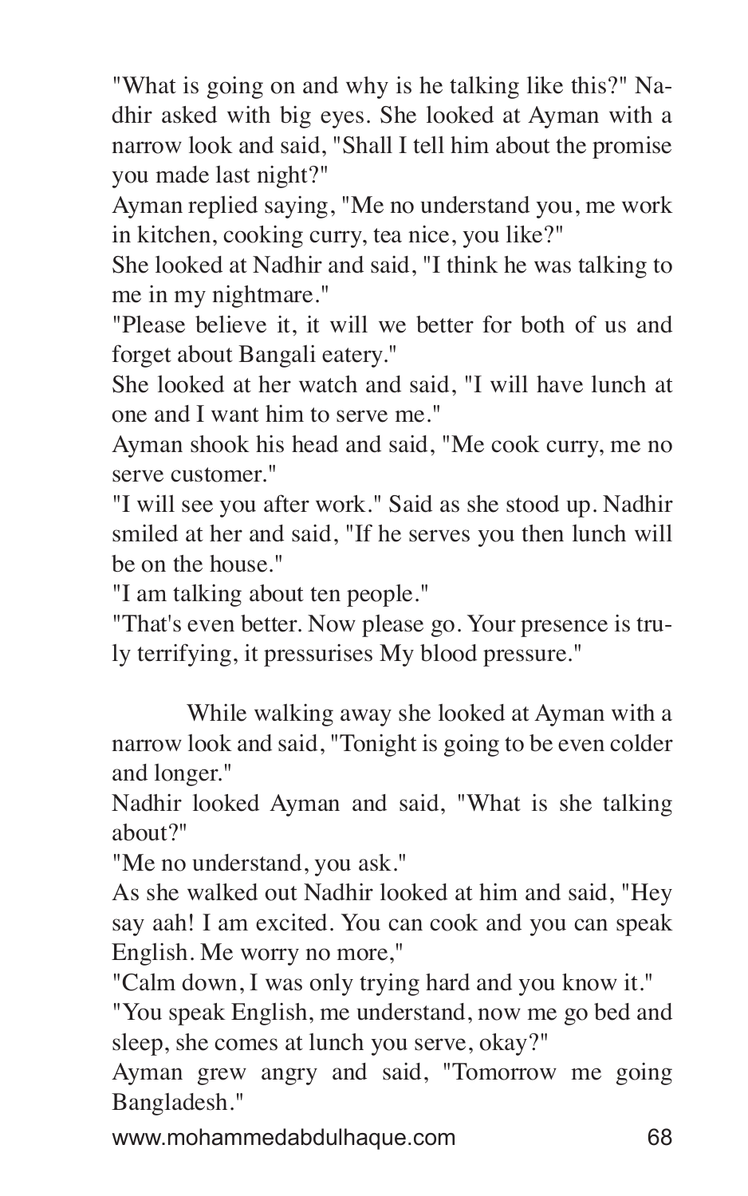"What is going on and why is he talking like this?" Nadhir asked with big eyes. She looked at Ayman with a narrow look and said, "Shall I tell him about the promise you made last night?"
Ayman replied saying, "Me no understand you, me work in kitchen, cooking curry, tea nice, you like?"
She looked at Nadhir and said, "I think he was talking to me in my nightmare."
"Please believe it, it will we better for both of us and forget about Bangali eatery."
She looked at her watch and said, "I will have lunch at one and I want him to serve me."
Ayman shook his head and said, "Me cook curry, me no serve customer."
"I will see you after work." Said as she stood up. Nadhir smiled at her and said, "If he serves you then lunch will be on the house."
"I am talking about ten people."
"That's even better. Now please go. Your presence is truly terrifying, it pressurises My blood pressure."

While walking away she looked at Ayman with a narrow look and said, "Tonight is going to be even colder and longer."
Nadhir looked Ayman and said, "What is she talking about?"
"Me no understand, you ask."
As she walked out Nadhir looked at him and said, "Hey say aah! I am excited. You can cook and you can speak English. Me worry no more,"
"Calm down, I was only trying hard and you know it."
"You speak English, me understand, now me go bed and sleep, she comes at lunch you serve, okay?"
Ayman grew angry and said, "Tomorrow me going Bangladesh."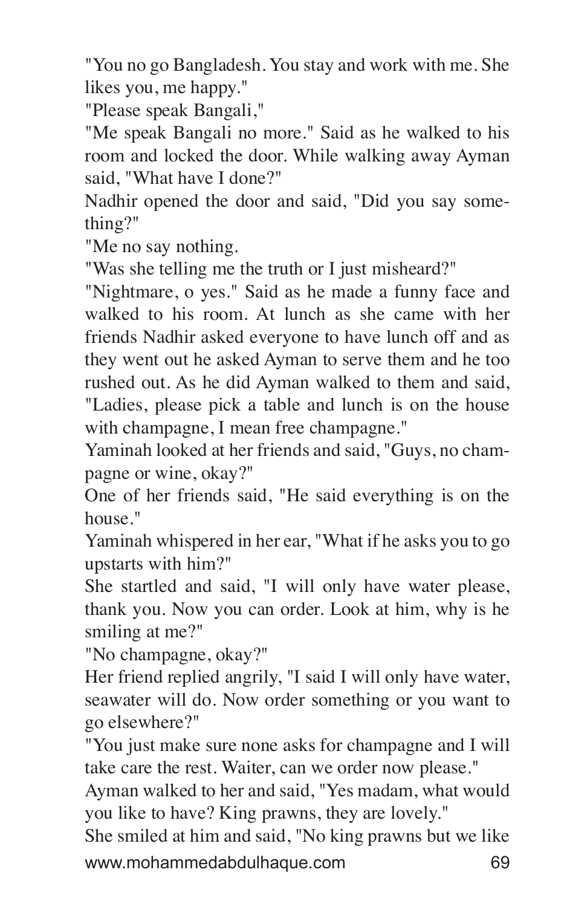"You no go Bangladesh. You stay and work with me. She likes you, me happy."

"Please speak Bangali,"

"Me speak Bangali no more." Said as he walked to his room and locked the door. While walking away Ayman said, "What have I done?"

Nadhir opened the door and said, "Did you say something?"

"Me no say nothing.

"Was she telling me the truth or I just misheard?"

"Nightmare, o yes." Said as he made a funny face and walked to his room. At lunch as she came with her friends Nadhir asked everyone to have lunch off and as they went out he asked Ayman to serve them and he too rushed out. As he did Ayman walked to them and said, "Ladies, please pick a table and lunch is on the house with champagne, I mean free champagne."

Yaminah looked at her friends and said, "Guys, no champagne or wine, okay?"

One of her friends said, "He said everything is on the house."

Yaminah whispered in her ear, "What if he asks you to go upstarts with him?"

She startled and said, "I will only have water please, thank you. Now you can order. Look at him, why is he smiling at me?"

"No champagne, okay?"

Her friend replied angrily, "I said I will only have water, seawater will do. Now order something or you want to go elsewhere?"

"You just make sure none asks for champagne and I will take care the rest. Waiter, can we order now please."

Ayman walked to her and said, "Yes madam, what would you like to have? King prawns, they are lovely."

She smiled at him and said, "No king prawns but we like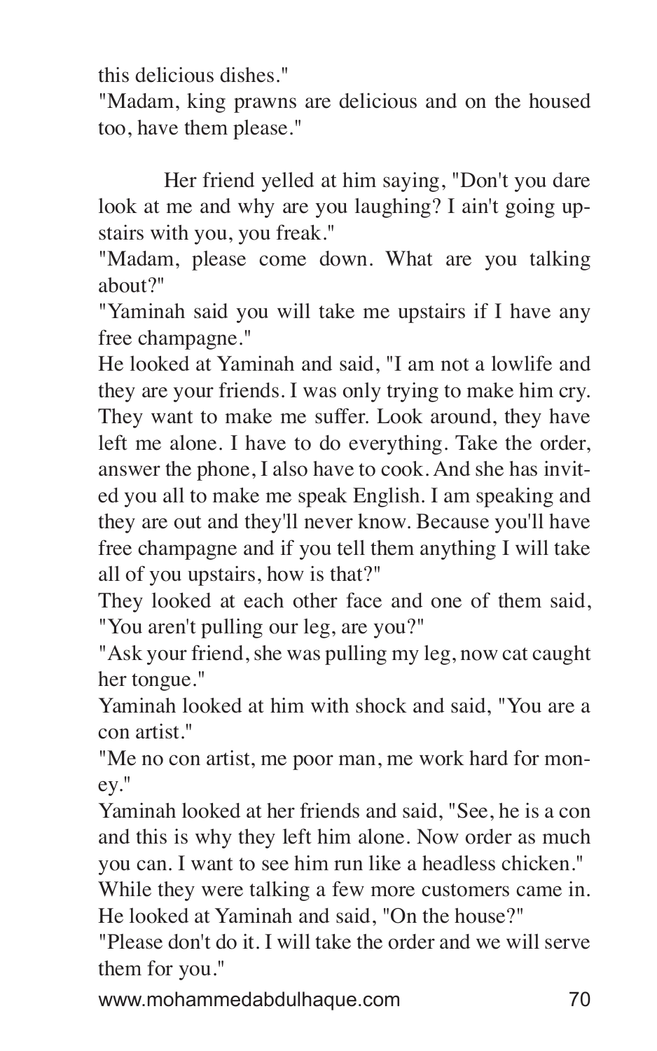this delicious dishes."

"Madam, king prawns are delicious and on the housed too, have them please."

Her friend yelled at him saying, "Don't you dare look at me and why are you laughing? I ain't going upstairs with you, you freak."

"Madam, please come down. What are you talking about?"

"Yaminah said you will take me upstairs if I have any free champagne."

He looked at Yaminah and said, "I am not a lowlife and they are your friends. I was only trying to make him cry. They want to make me suffer. Look around, they have left me alone. I have to do everything. Take the order, answer the phone, I also have to cook. And she has invited you all to make me speak English. I am speaking and they are out and they'll never know. Because you'll have free champagne and if you tell them anything I will take all of you upstairs, how is that?"

They looked at each other face and one of them said, "You aren't pulling our leg, are you?"

"Ask your friend, she was pulling my leg, now cat caught her tongue."

Yaminah looked at him with shock and said, "You are a con artist."

"Me no con artist, me poor man, me work hard for money."

Yaminah looked at her friends and said, "See, he is a con and this is why they left him alone. Now order as much you can. I want to see him run like a headless chicken."

While they were talking a few more customers came in. He looked at Yaminah and said, "On the house?"

"Please don't do it. I will take the order and we will serve them for you."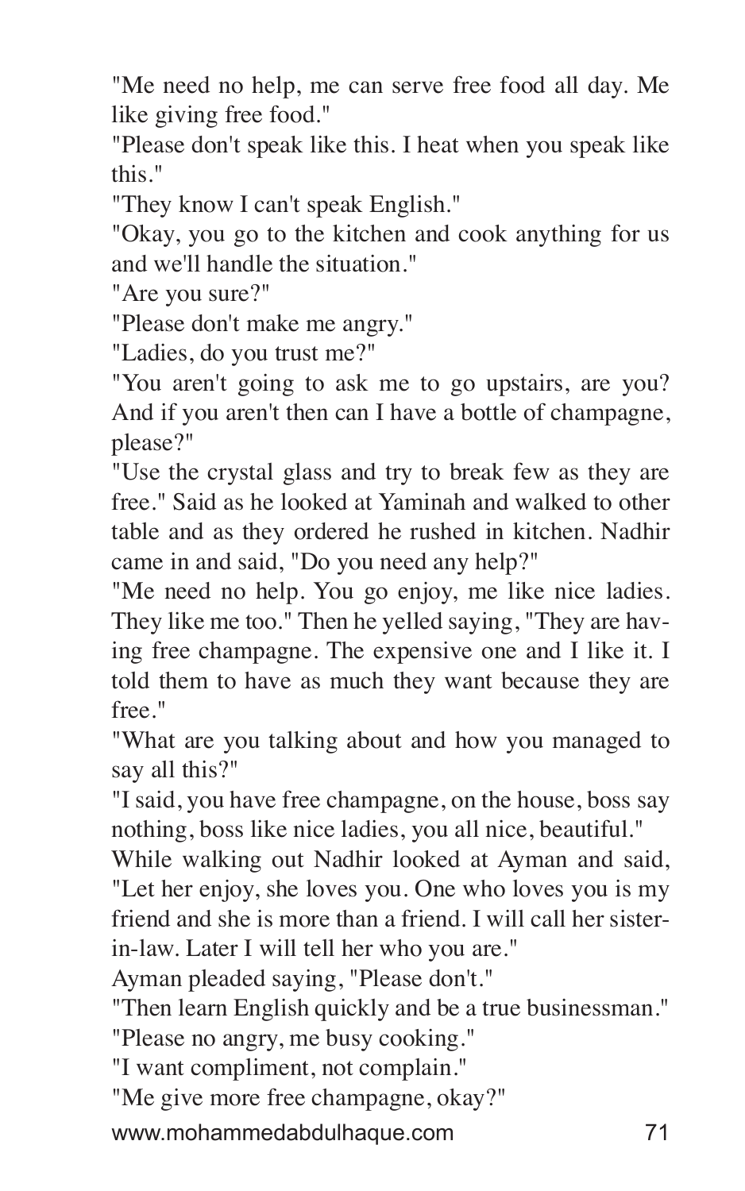"Me need no help, me can serve free food all day. Me like giving free food."

"Please don't speak like this. I heat when you speak like this."

"They know I can't speak English."

"Okay, you go to the kitchen and cook anything for us and we'll handle the situation."

"Are you sure?"

"Please don't make me angry."

"Ladies, do you trust me?"

"You aren't going to ask me to go upstairs, are you? And if you aren't then can I have a bottle of champagne, please?"

"Use the crystal glass and try to break few as they are free." Said as he looked at Yaminah and walked to other table and as they ordered he rushed in kitchen. Nadhir came in and said, "Do you need any help?"

"Me need no help. You go enjoy, me like nice ladies. They like me too." Then he yelled saying, "They are having free champagne. The expensive one and I like it. I told them to have as much they want because they are free."

"What are you talking about and how you managed to say all this?"

"I said, you have free champagne, on the house, boss say nothing, boss like nice ladies, you all nice, beautiful."

While walking out Nadhir looked at Ayman and said, "Let her enjoy, she loves you. One who loves you is my friend and she is more than a friend. I will call her sister-in-law. Later I will tell her who you are."

Ayman pleaded saying, "Please don't."

"Then learn English quickly and be a true businessman."

"Please no angry, me busy cooking."

"I want compliment, not complain."

"Me give more free champagne, okay?"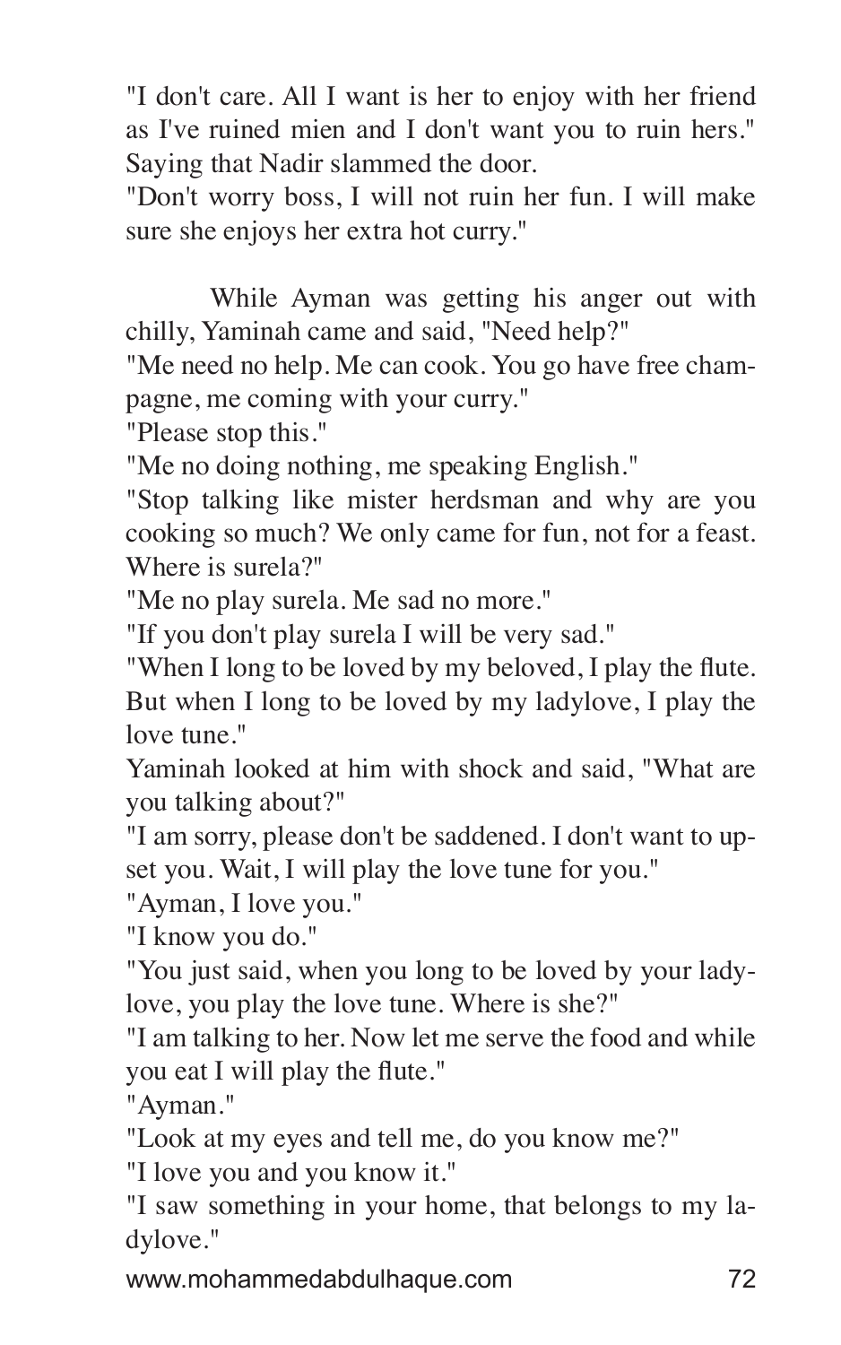"I don't care. All I want is her to enjoy with her friend as I've ruined mien and I don't want you to ruin hers." Saying that Nadir slammed the door.

"Don't worry boss, I will not ruin her fun. I will make sure she enjoys her extra hot curry."

While Ayman was getting his anger out with chilly, Yaminah came and said, "Need help?"

"Me need no help. Me can cook. You go have free champagne, me coming with your curry."

"Please stop this."

"Me no doing nothing, me speaking English."

"Stop talking like mister herdsman and why are you cooking so much? We only came for fun, not for a feast. Where is surela?"

"Me no play surela. Me sad no more."

"If you don't play surela I will be very sad."

"When I long to be loved by my beloved, I play the flute. But when I long to be loved by my ladylove, I play the love tune."

Yaminah looked at him with shock and said, "What are you talking about?"

"I am sorry, please don't be saddened. I don't want to upset you. Wait, I will play the love tune for you."

"Ayman, I love you."

"I know you do."

"You just said, when you long to be loved by your ladylove, you play the love tune. Where is she?"

"I am talking to her. Now let me serve the food and while you eat I will play the flute."

"Ayman."

"Look at my eyes and tell me, do you know me?"

"I love you and you know it."

"I saw something in your home, that belongs to my ladylove."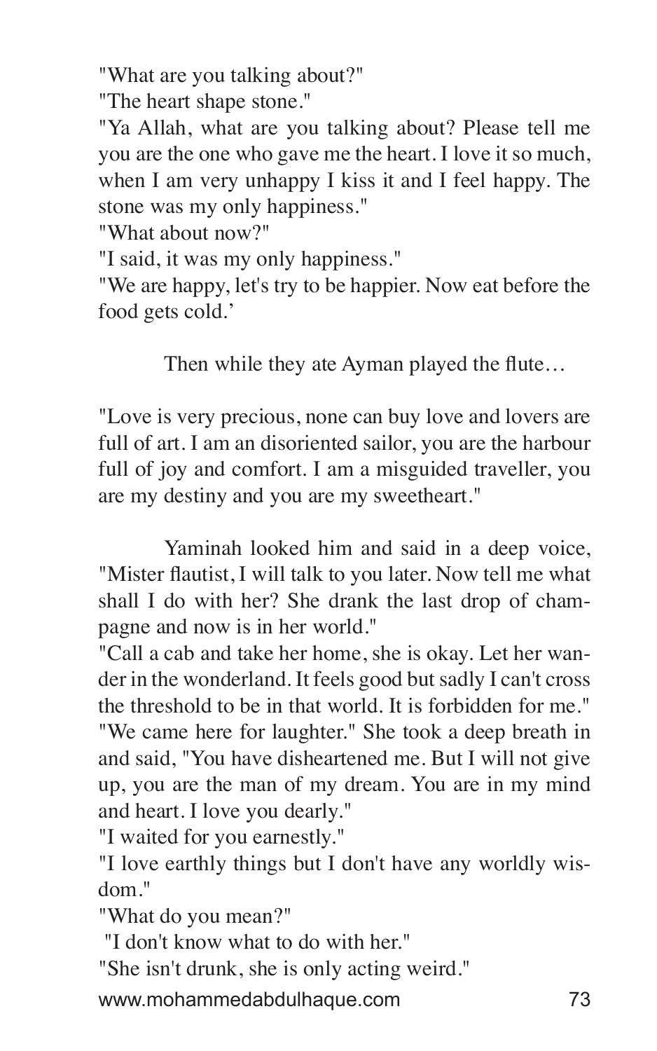"What are you talking about?"

"The heart shape stone."

"Ya Allah, what are you talking about? Please tell me you are the one who gave me the heart. I love it so much, when I am very unhappy I kiss it and I feel happy. The stone was my only happiness."

"What about now?"

"I said, it was my only happiness."

"We are happy, let's try to be happier. Now eat before the food gets cold.'

Then while they ate Ayman played the flute…

"Love is very precious, none can buy love and lovers are full of art. I am an disoriented sailor, you are the harbour full of joy and comfort. I am a misguided traveller, you are my destiny and you are my sweetheart."

Yaminah looked him and said in a deep voice, "Mister flautist, I will talk to you later. Now tell me what shall I do with her? She drank the last drop of champagne and now is in her world."

"Call a cab and take her home, she is okay. Let her wander in the wonderland. It feels good but sadly I can't cross the threshold to be in that world. It is forbidden for me."

"We came here for laughter." She took a deep breath in and said, "You have disheartened me. But I will not give up, you are the man of my dream. You are in my mind and heart. I love you dearly."

"I waited for you earnestly."

"I love earthly things but I don't have any worldly wisdom."

"What do you mean?"

"I don't know what to do with her."

"She isn't drunk, she is only acting weird."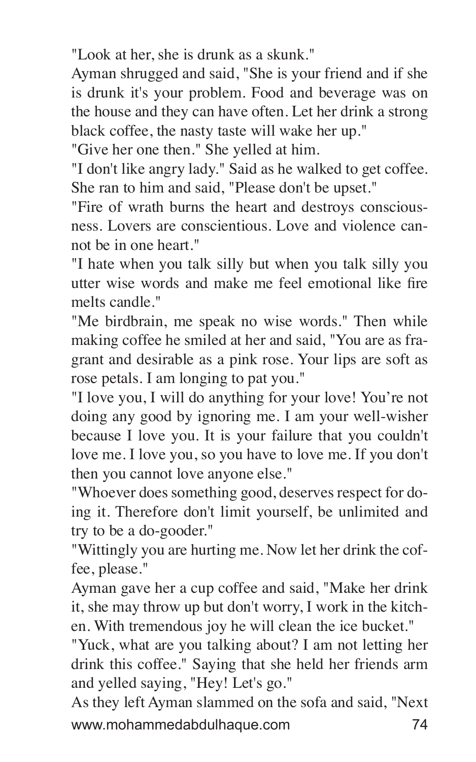"Look at her, she is drunk as a skunk."

Ayman shrugged and said, "She is your friend and if she is drunk it's your problem. Food and beverage was on the house and they can have often. Let her drink a strong black coffee, the nasty taste will wake her up."

"Give her one then." She yelled at him.

"I don't like angry lady." Said as he walked to get coffee. She ran to him and said, "Please don't be upset."

"Fire of wrath burns the heart and destroys consciousness. Lovers are conscientious. Love and violence cannot be in one heart."

"I hate when you talk silly but when you talk silly you utter wise words and make me feel emotional like fire melts candle."

"Me birdbrain, me speak no wise words." Then while making coffee he smiled at her and said, "You are as fragrant and desirable as a pink rose. Your lips are soft as rose petals. I am longing to pat you."

"I love you, I will do anything for your love! You're not doing any good by ignoring me. I am your well-wisher because I love you. It is your failure that you couldn't love me. I love you, so you have to love me. If you don't then you cannot love anyone else."

"Whoever does something good, deserves respect for doing it. Therefore don't limit yourself, be unlimited and try to be a do-gooder."

"Wittingly you are hurting me. Now let her drink the coffee, please."

Ayman gave her a cup coffee and said, "Make her drink it, she may throw up but don't worry, I work in the kitchen. With tremendous joy he will clean the ice bucket."

"Yuck, what are you talking about? I am not letting her drink this coffee." Saying that she held her friends arm and yelled saying, "Hey! Let's go."

As they left Ayman slammed on the sofa and said, "Next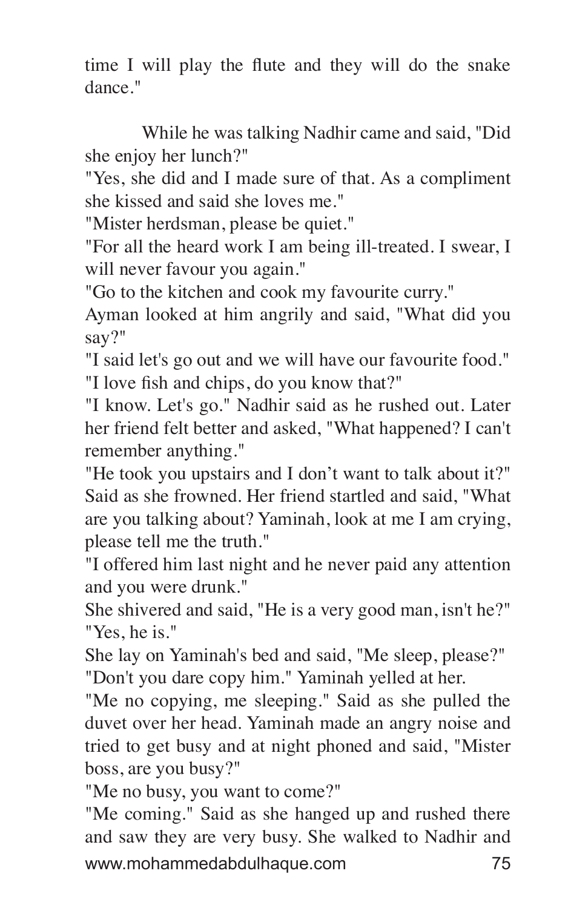time I will play the flute and they will do the snake dance."

While he was talking Nadhir came and said, "Did she enjoy her lunch?"

"Yes, she did and I made sure of that. As a compliment she kissed and said she loves me."

"Mister herdsman, please be quiet."

"For all the heard work I am being ill-treated. I swear, I will never favour you again."

"Go to the kitchen and cook my favourite curry."

Ayman looked at him angrily and said, "What did you say?"

"I said let's go out and we will have our favourite food."

"I love fish and chips, do you know that?"

"I know. Let's go." Nadhir said as he rushed out. Later her friend felt better and asked, "What happened? I can't remember anything."

"He took you upstairs and I don't want to talk about it?" Said as she frowned. Her friend startled and said, "What are you talking about? Yaminah, look at me I am crying, please tell me the truth."

"I offered him last night and he never paid any attention and you were drunk."

She shivered and said, "He is a very good man, isn't he?"

"Yes, he is."

She lay on Yaminah's bed and said, "Me sleep, please?"

"Don't you dare copy him." Yaminah yelled at her.

"Me no copying, me sleeping." Said as she pulled the duvet over her head. Yaminah made an angry noise and tried to get busy and at night phoned and said, "Mister boss, are you busy?"

"Me no busy, you want to come?"

"Me coming." Said as she hanged up and rushed there and saw they are very busy. She walked to Nadhir and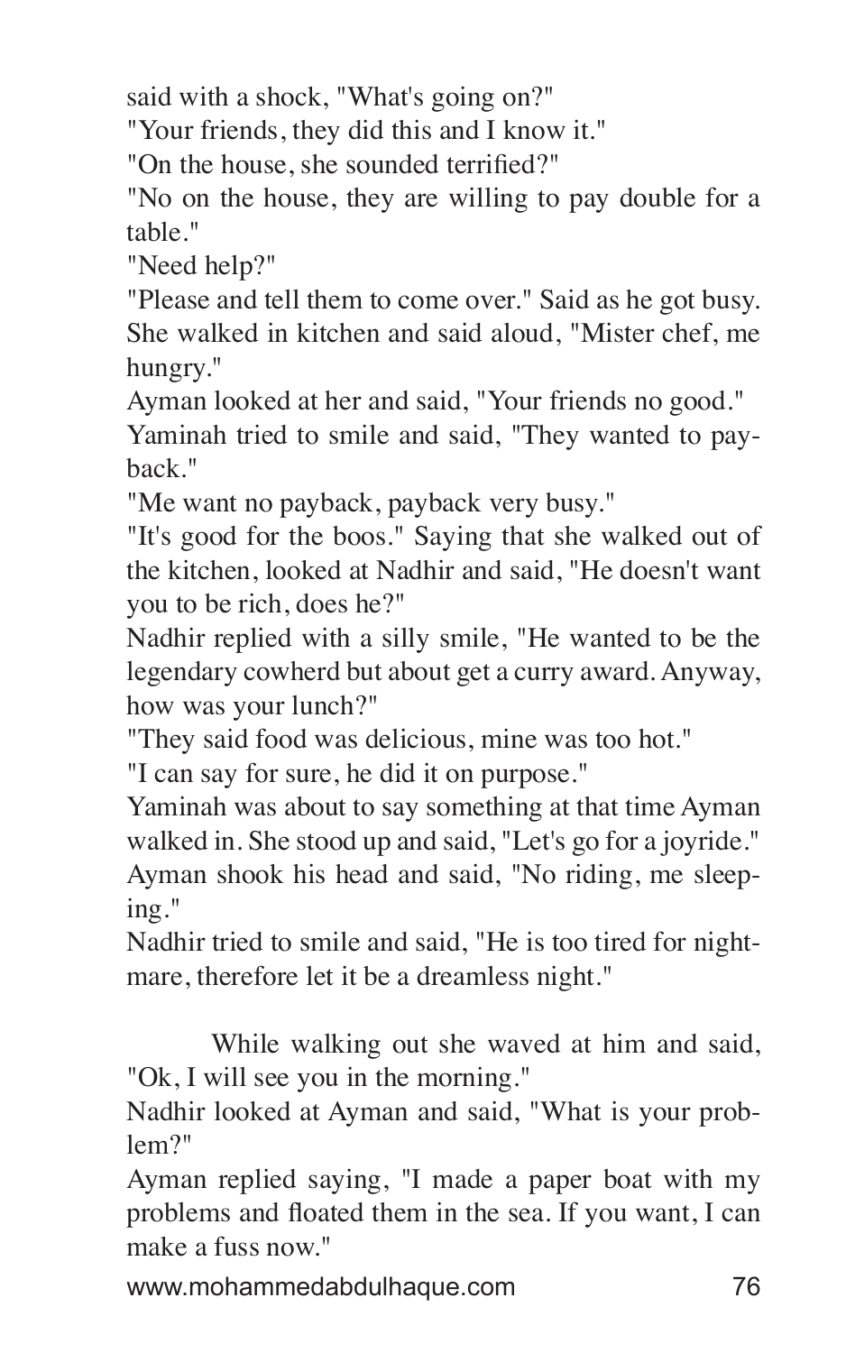said with a shock, "What's going on?"

"Your friends, they did this and I know it."

"On the house, she sounded terrified?"

"No on the house, they are willing to pay double for a table."

"Need help?"

"Please and tell them to come over." Said as he got busy. She walked in kitchen and said aloud, "Mister chef, me hungry."

Ayman looked at her and said, "Your friends no good."

Yaminah tried to smile and said, "They wanted to payback."

"Me want no payback, payback very busy."

"It's good for the boos." Saying that she walked out of the kitchen, looked at Nadhir and said, "He doesn't want you to be rich, does he?"

Nadhir replied with a silly smile, "He wanted to be the legendary cowherd but about get a curry award. Anyway, how was your lunch?"

"They said food was delicious, mine was too hot."

"I can say for sure, he did it on purpose."

Yaminah was about to say something at that time Ayman walked in. She stood up and said, "Let's go for a joyride."

Ayman shook his head and said, "No riding, me sleeping."

Nadhir tried to smile and said, "He is too tired for nightmare, therefore let it be a dreamless night."

While walking out she waved at him and said, "Ok, I will see you in the morning."

Nadhir looked at Ayman and said, "What is your problem?"

Ayman replied saying, "I made a paper boat with my problems and floated them in the sea. If you want, I can make a fuss now."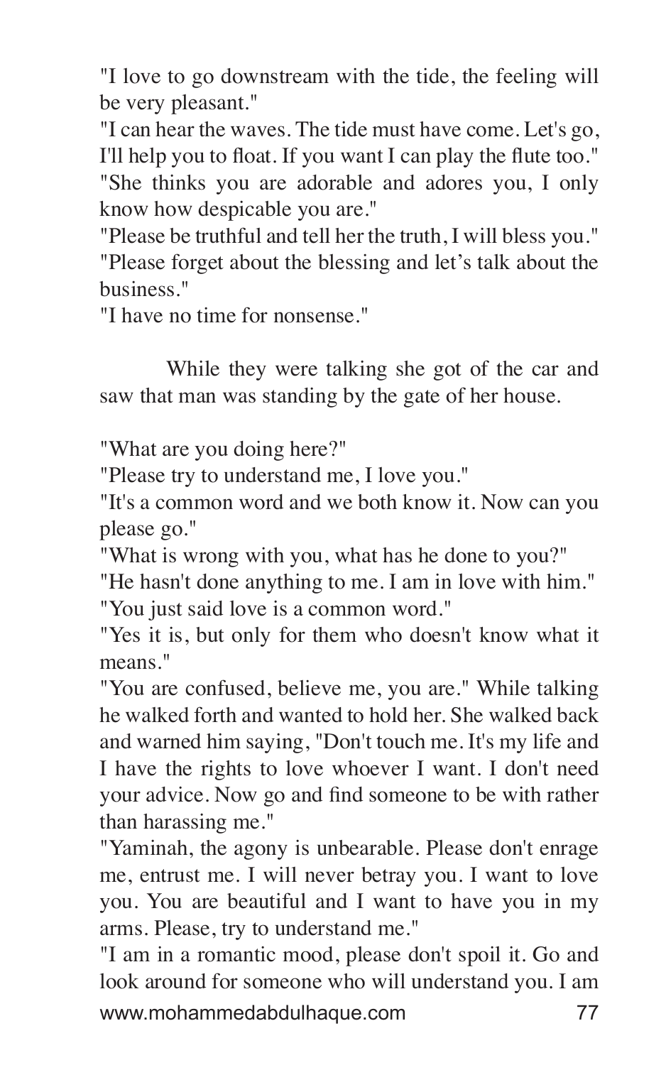"I love to go downstream with the tide, the feeling will be very pleasant."

"I can hear the waves. The tide must have come. Let's go, I'll help you to float. If you want I can play the flute too."

"She thinks you are adorable and adores you, I only know how despicable you are."

"Please be truthful and tell her the truth, I will bless you."

"Please forget about the blessing and let's talk about the business."

"I have no time for nonsense."

While they were talking she got of the car and saw that man was standing by the gate of her house.

"What are you doing here?"

"Please try to understand me, I love you."

"It's a common word and we both know it. Now can you please go."

"What is wrong with you, what has he done to you?"

"He hasn't done anything to me. I am in love with him."

"You just said love is a common word."

"Yes it is, but only for them who doesn't know what it means."

"You are confused, believe me, you are." While talking he walked forth and wanted to hold her. She walked back and warned him saying, "Don't touch me. It's my life and I have the rights to love whoever I want. I don't need your advice. Now go and find someone to be with rather than harassing me."

"Yaminah, the agony is unbearable. Please don't enrage me, entrust me. I will never betray you. I want to love you. You are beautiful and I want to have you in my arms. Please, try to understand me."

"I am in a romantic mood, please don't spoil it. Go and look around for someone who will understand you. I am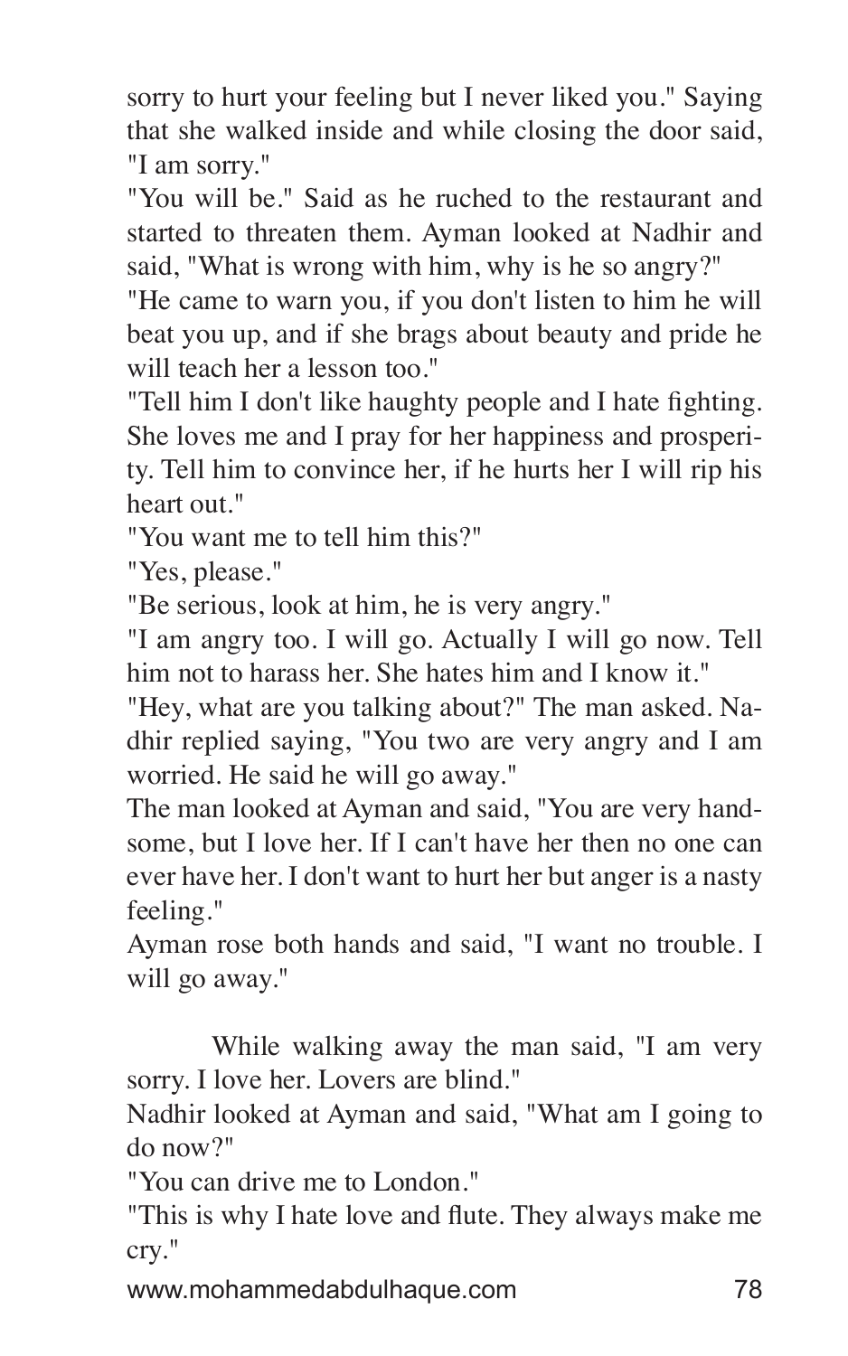sorry to hurt your feeling but I never liked you." Saying that she walked inside and while closing the door said, "I am sorry."

"You will be." Said as he ruched to the restaurant and started to threaten them. Ayman looked at Nadhir and said, "What is wrong with him, why is he so angry?"

"He came to warn you, if you don't listen to him he will beat you up, and if she brags about beauty and pride he will teach her a lesson too."

"Tell him I don't like haughty people and I hate fighting. She loves me and I pray for her happiness and prosperity. Tell him to convince her, if he hurts her I will rip his heart out."

"You want me to tell him this?"

"Yes, please."

"Be serious, look at him, he is very angry."

"I am angry too. I will go. Actually I will go now. Tell him not to harass her. She hates him and I know it."

"Hey, what are you talking about?" The man asked. Nadhir replied saying, "You two are very angry and I am worried. He said he will go away."

The man looked at Ayman and said, "You are very handsome, but I love her. If I can't have her then no one can ever have her. I don't want to hurt her but anger is a nasty feeling."

Ayman rose both hands and said, "I want no trouble. I will go away."

While walking away the man said, "I am very sorry. I love her. Lovers are blind."

Nadhir looked at Ayman and said, "What am I going to do now?"

"You can drive me to London."

"This is why I hate love and flute. They always make me cry."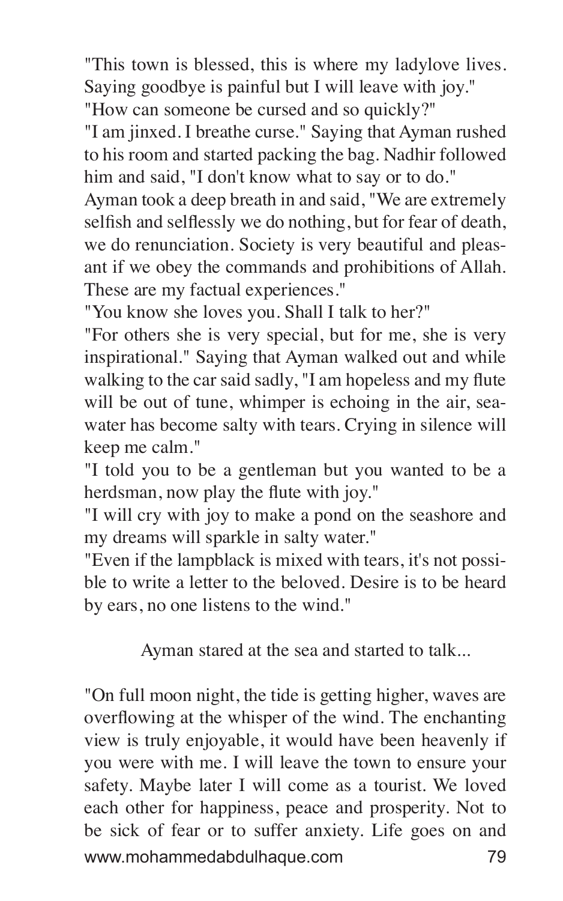"This town is blessed, this is where my ladylove lives. Saying goodbye is painful but I will leave with joy."

"How can someone be cursed and so quickly?"

"I am jinxed. I breathe curse." Saying that Ayman rushed to his room and started packing the bag. Nadhir followed him and said, "I don't know what to say or to do."

Ayman took a deep breath in and said, "We are extremely selfish and selflessly we do nothing, but for fear of death, we do renunciation. Society is very beautiful and pleasant if we obey the commands and prohibitions of Allah. These are my factual experiences."

"You know she loves you. Shall I talk to her?"

"For others she is very special, but for me, she is very inspirational." Saying that Ayman walked out and while walking to the car said sadly, "I am hopeless and my flute will be out of tune, whimper is echoing in the air, seawater has become salty with tears. Crying in silence will keep me calm."

"I told you to be a gentleman but you wanted to be a herdsman, now play the flute with joy."

"I will cry with joy to make a pond on the seashore and my dreams will sparkle in salty water."

"Even if the lampblack is mixed with tears, it's not possible to write a letter to the beloved. Desire is to be heard by ears, no one listens to the wind."

Ayman stared at the sea and started to talk...

"On full moon night, the tide is getting higher, waves are overflowing at the whisper of the wind. The enchanting view is truly enjoyable, it would have been heavenly if you were with me. I will leave the town to ensure your safety. Maybe later I will come as a tourist. We loved each other for happiness, peace and prosperity. Not to be sick of fear or to suffer anxiety. Life goes on and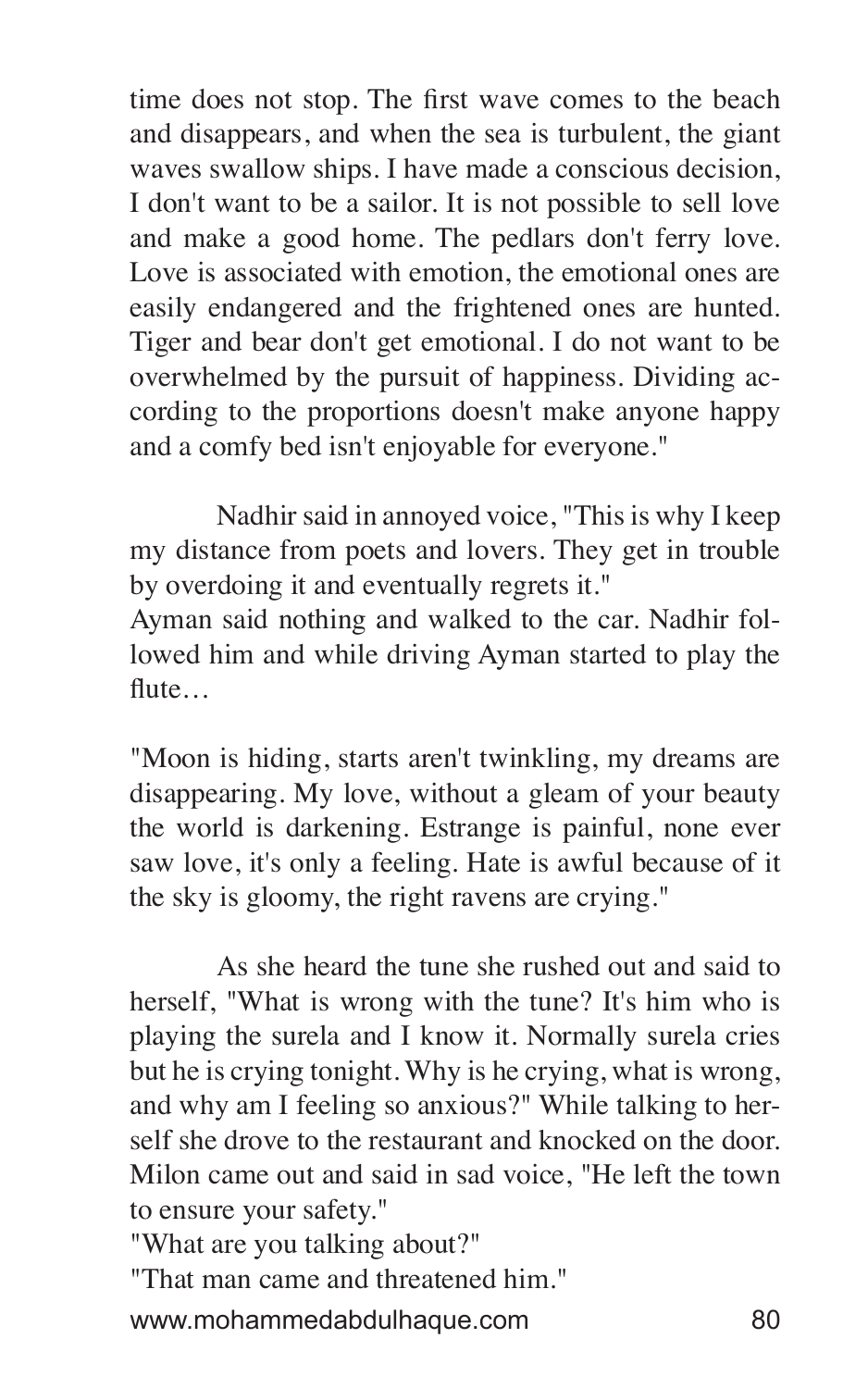time does not stop. The first wave comes to the beach and disappears, and when the sea is turbulent, the giant waves swallow ships. I have made a conscious decision, I don't want to be a sailor. It is not possible to sell love and make a good home. The pedlars don't ferry love. Love is associated with emotion, the emotional ones are easily endangered and the frightened ones are hunted. Tiger and bear don't get emotional. I do not want to be overwhelmed by the pursuit of happiness. Dividing according to the proportions doesn't make anyone happy and a comfy bed isn't enjoyable for everyone."

Nadhir said in annoyed voice, "This is why I keep my distance from poets and lovers. They get in trouble by overdoing it and eventually regrets it."
Ayman said nothing and walked to the car. Nadhir followed him and while driving Ayman started to play the flute…

"Moon is hiding, starts aren't twinkling, my dreams are disappearing. My love, without a gleam of your beauty the world is darkening. Estrange is painful, none ever saw love, it's only a feeling. Hate is awful because of it the sky is gloomy, the right ravens are crying."

As she heard the tune she rushed out and said to herself, "What is wrong with the tune? It's him who is playing the surela and I know it. Normally surela cries but he is crying tonight. Why is he crying, what is wrong, and why am I feeling so anxious?" While talking to herself she drove to the restaurant and knocked on the door. Milon came out and said in sad voice, "He left the town to ensure your safety."
"What are you talking about?"
"That man came and threatened him."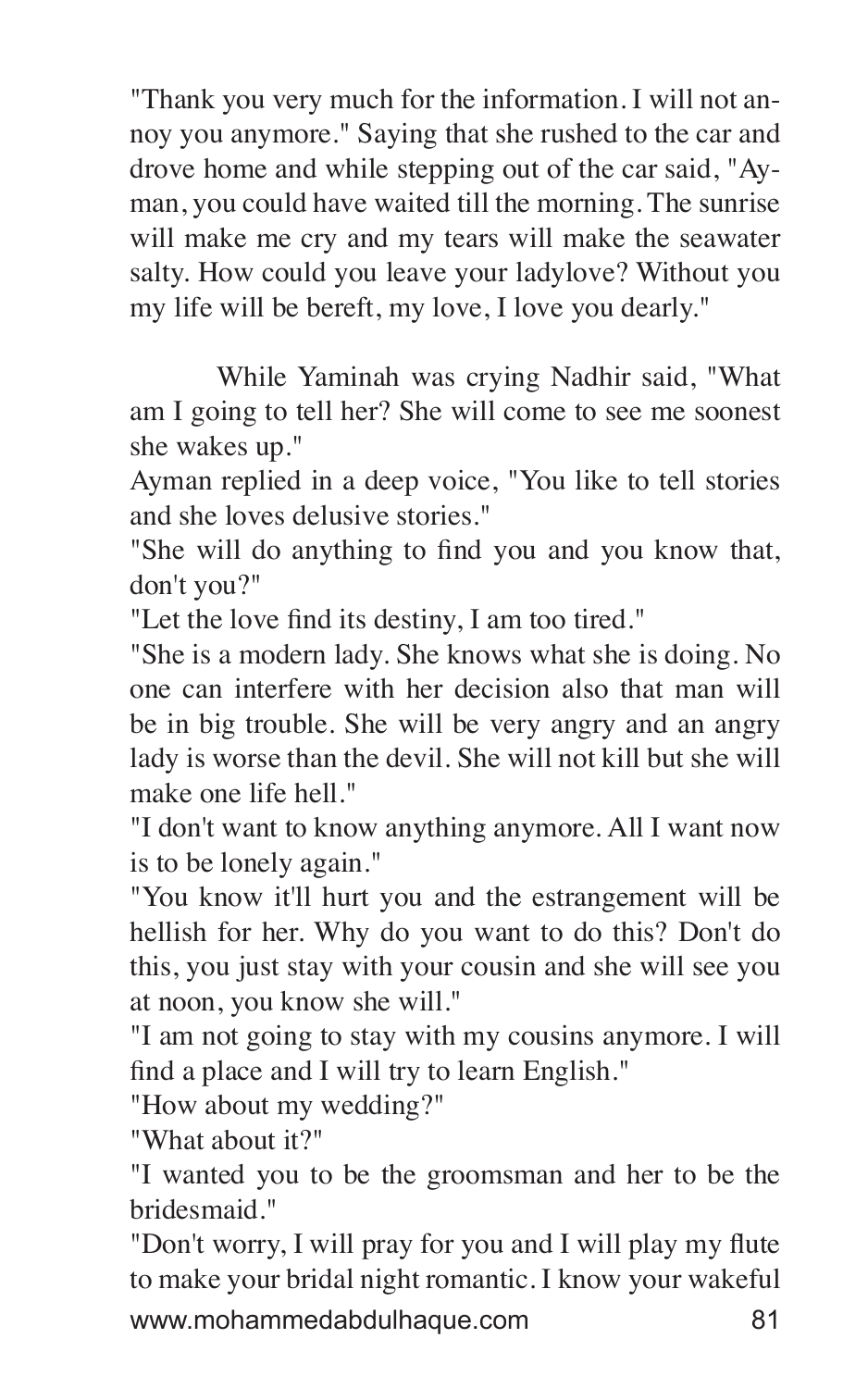"Thank you very much for the information. I will not annoy you anymore." Saying that she rushed to the car and drove home and while stepping out of the car said, "Ayman, you could have waited till the morning. The sunrise will make me cry and my tears will make the seawater salty. How could you leave your ladylove? Without you my life will be bereft, my love, I love you dearly."

While Yaminah was crying Nadhir said, "What am I going to tell her? She will come to see me soonest she wakes up."

Ayman replied in a deep voice, "You like to tell stories and she loves delusive stories."

"She will do anything to find you and you know that, don't you?"

"Let the love find its destiny, I am too tired."

"She is a modern lady. She knows what she is doing. No one can interfere with her decision also that man will be in big trouble. She will be very angry and an angry lady is worse than the devil. She will not kill but she will make one life hell."

"I don't want to know anything anymore. All I want now is to be lonely again."

"You know it'll hurt you and the estrangement will be hellish for her. Why do you want to do this? Don't do this, you just stay with your cousin and she will see you at noon, you know she will."

"I am not going to stay with my cousins anymore. I will find a place and I will try to learn English."

"How about my wedding?"

"What about it?"

"I wanted you to be the groomsman and her to be the bridesmaid."

"Don't worry, I will pray for you and I will play my flute to make your bridal night romantic. I know your wakeful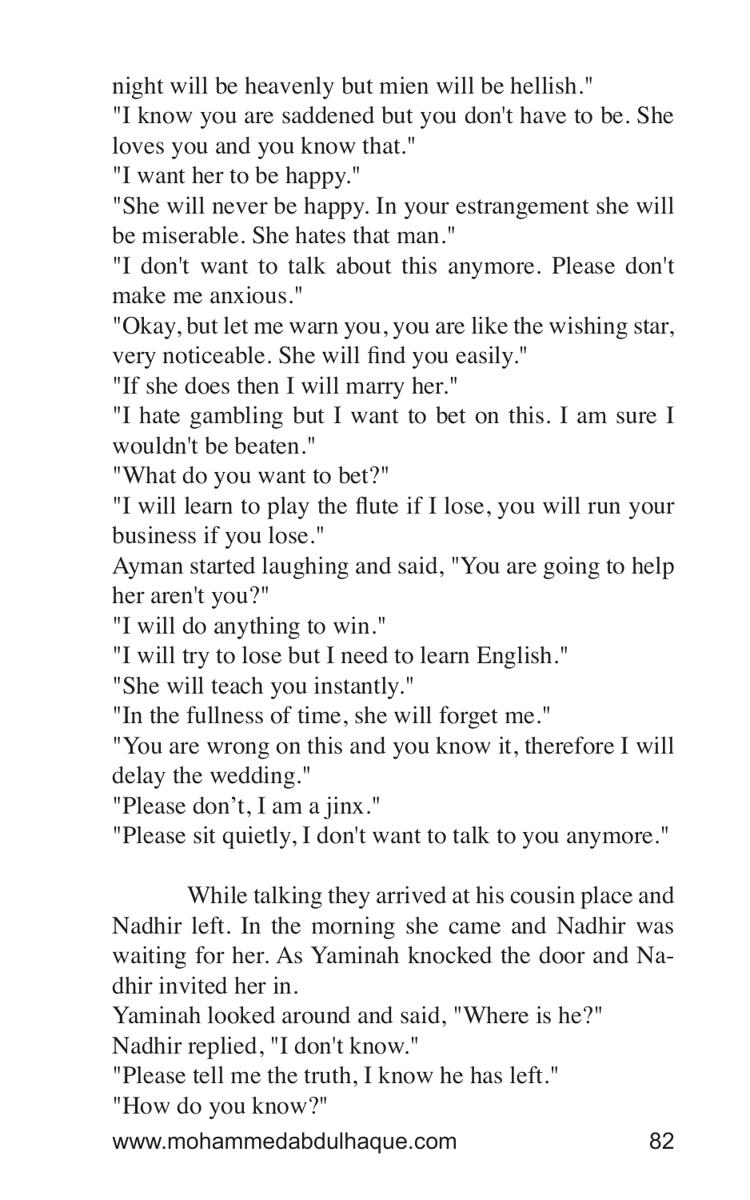night will be heavenly but mien will be hellish."

"I know you are saddened but you don't have to be. She loves you and you know that."

"I want her to be happy."

"She will never be happy. In your estrangement she will be miserable. She hates that man."

"I don't want to talk about this anymore. Please don't make me anxious."

"Okay, but let me warn you, you are like the wishing star, very noticeable. She will find you easily."

"If she does then I will marry her."

"I hate gambling but I want to bet on this. I am sure I wouldn't be beaten."

"What do you want to bet?"

"I will learn to play the flute if I lose, you will run your business if you lose."

Ayman started laughing and said, "You are going to help her aren't you?"

"I will do anything to win."

"I will try to lose but I need to learn English."

"She will teach you instantly."

"In the fullness of time, she will forget me."

"You are wrong on this and you know it, therefore I will delay the wedding."

"Please don't, I am a jinx."

"Please sit quietly, I don't want to talk to you anymore."

While talking they arrived at his cousin place and Nadhir left. In the morning she came and Nadhir was waiting for her. As Yaminah knocked the door and Nadhir invited her in.

Yaminah looked around and said, "Where is he?"

Nadhir replied, "I don't know."

"Please tell me the truth, I know he has left."

"How do you know?"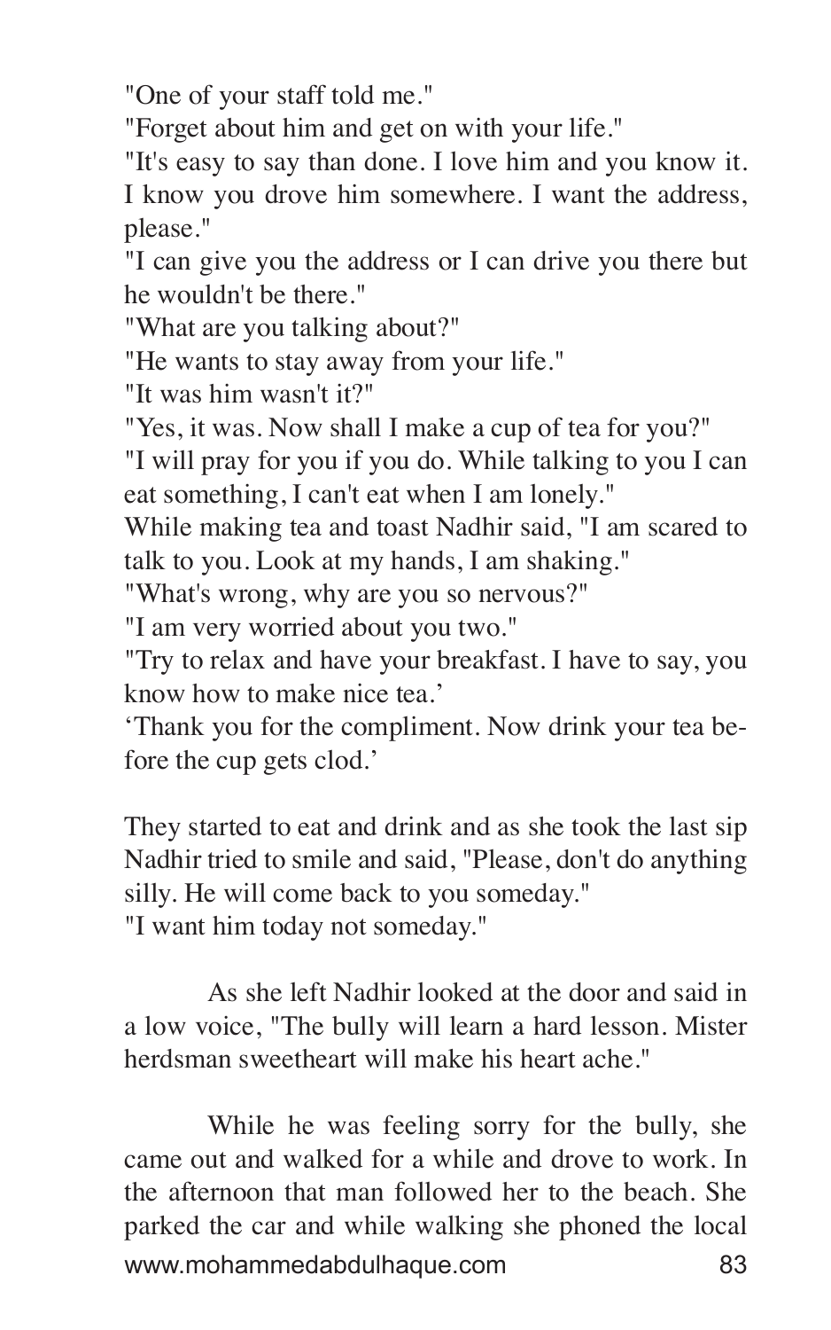"One of your staff told me."

"Forget about him and get on with your life."

"It's easy to say than done. I love him and you know it. I know you drove him somewhere. I want the address, please."

"I can give you the address or I can drive you there but he wouldn't be there."

"What are you talking about?"

"He wants to stay away from your life."

"It was him wasn't it?"

"Yes, it was. Now shall I make a cup of tea for you?"

"I will pray for you if you do. While talking to you I can eat something, I can't eat when I am lonely."

While making tea and toast Nadhir said, "I am scared to talk to you. Look at my hands, I am shaking."

"What's wrong, why are you so nervous?"

"I am very worried about you two."

"Try to relax and have your breakfast. I have to say, you know how to make nice tea.'

'Thank you for the compliment. Now drink your tea before the cup gets clod.'

They started to eat and drink and as she took the last sip Nadhir tried to smile and said, "Please, don't do anything silly. He will come back to you someday."

"I want him today not someday."

As she left Nadhir looked at the door and said in a low voice, "The bully will learn a hard lesson. Mister herdsman sweetheart will make his heart ache."

While he was feeling sorry for the bully, she came out and walked for a while and drove to work. In the afternoon that man followed her to the beach. She parked the car and while walking she phoned the local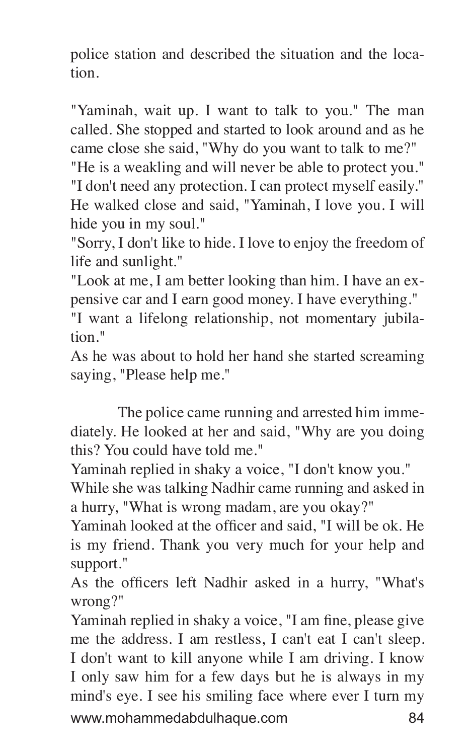police station and described the situation and the location.

"Yaminah, wait up. I want to talk to you." The man called. She stopped and started to look around and as he came close she said, "Why do you want to talk to me?"
"He is a weakling and will never be able to protect you."
"I don't need any protection. I can protect myself easily."
He walked close and said, "Yaminah, I love you. I will hide you in my soul."
"Sorry, I don't like to hide. I love to enjoy the freedom of life and sunlight."
"Look at me, I am better looking than him. I have an expensive car and I earn good money. I have everything."
"I want a lifelong relationship, not momentary jubilation."
As he was about to hold her hand she started screaming saying, "Please help me."

The police came running and arrested him immediately. He looked at her and said, "Why are you doing this? You could have told me."
Yaminah replied in shaky a voice, "I don't know you."
While she was talking Nadhir came running and asked in a hurry, "What is wrong madam, are you okay?"
Yaminah looked at the officer and said, "I will be ok. He is my friend. Thank you very much for your help and support."
As the officers left Nadhir asked in a hurry, "What's wrong?"
Yaminah replied in shaky a voice, "I am fine, please give me the address. I am restless, I can't eat I can't sleep. I don't want to kill anyone while I am driving. I know I only saw him for a few days but he is always in my mind's eye. I see his smiling face where ever I turn my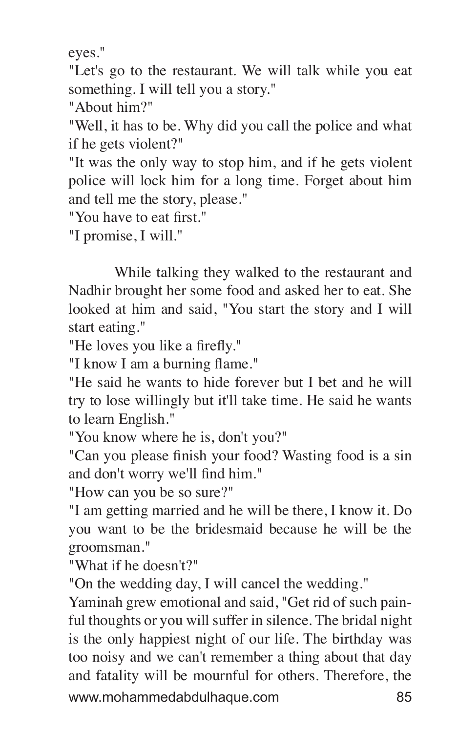eyes."

"Let's go to the restaurant. We will talk while you eat something. I will tell you a story."

"About him?"

"Well, it has to be. Why did you call the police and what if he gets violent?"

"It was the only way to stop him, and if he gets violent police will lock him for a long time. Forget about him and tell me the story, please."

"You have to eat first."

"I promise, I will."

While talking they walked to the restaurant and Nadhir brought her some food and asked her to eat. She looked at him and said, "You start the story and I will start eating."

"He loves you like a firefly."

"I know I am a burning flame."

"He said he wants to hide forever but I bet and he will try to lose willingly but it'll take time. He said he wants to learn English."

"You know where he is, don't you?"

"Can you please finish your food? Wasting food is a sin and don't worry we'll find him."

"How can you be so sure?"

"I am getting married and he will be there, I know it. Do you want to be the bridesmaid because he will be the groomsman."

"What if he doesn't?"

"On the wedding day, I will cancel the wedding."

Yaminah grew emotional and said, "Get rid of such painful thoughts or you will suffer in silence. The bridal night is the only happiest night of our life. The birthday was too noisy and we can't remember a thing about that day and fatality will be mournful for others. Therefore, the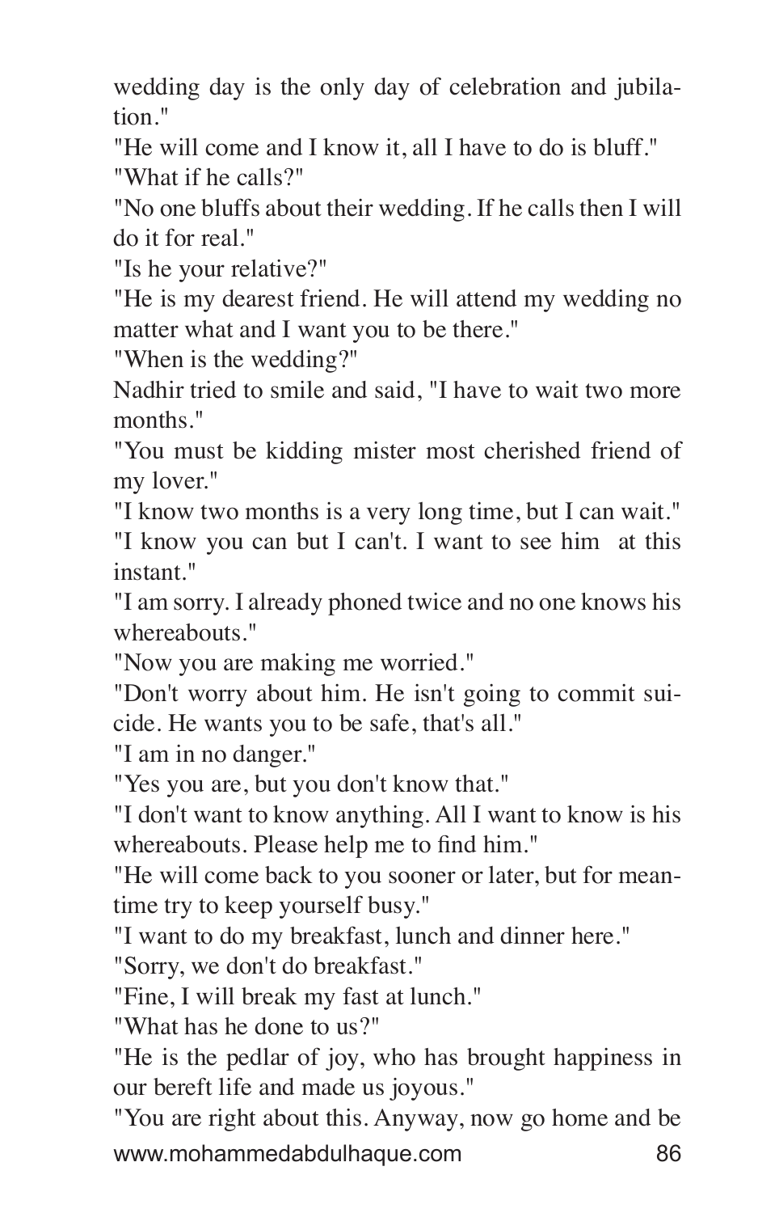wedding day is the only day of celebration and jubilation."

"He will come and I know it, all I have to do is bluff."

"What if he calls?"

"No one bluffs about their wedding. If he calls then I will do it for real."

"Is he your relative?"

"He is my dearest friend. He will attend my wedding no matter what and I want you to be there."

"When is the wedding?"

Nadhir tried to smile and said, "I have to wait two more months."

"You must be kidding mister most cherished friend of my lover."

"I know two months is a very long time, but I can wait."

"I know you can but I can't. I want to see him at this instant."

"I am sorry. I already phoned twice and no one knows his whereabouts."

"Now you are making me worried."

"Don't worry about him. He isn't going to commit suicide. He wants you to be safe, that's all."

"I am in no danger."

"Yes you are, but you don't know that."

"I don't want to know anything. All I want to know is his whereabouts. Please help me to find him."

"He will come back to you sooner or later, but for meantime try to keep yourself busy."

"I want to do my breakfast, lunch and dinner here."

"Sorry, we don't do breakfast."

"Fine, I will break my fast at lunch."

"What has he done to us?"

"He is the pedlar of joy, who has brought happiness in our bereft life and made us joyous."

"You are right about this. Anyway, now go home and be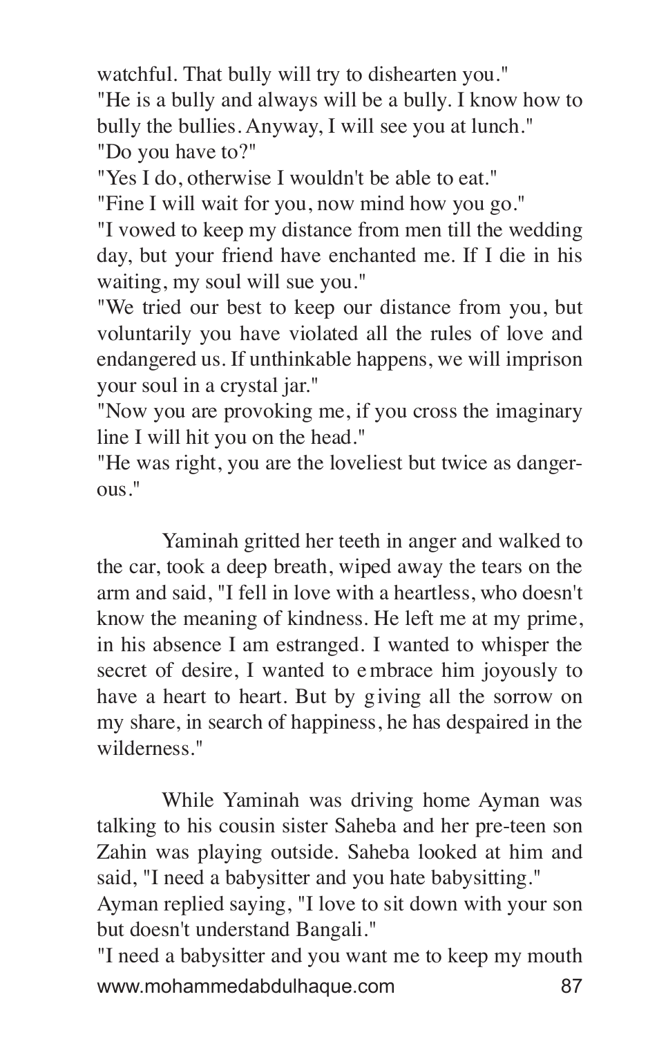watchful. That bully will try to dishearten you."

"He is a bully and always will be a bully. I know how to bully the bullies. Anyway, I will see you at lunch."

"Do you have to?"

"Yes I do, otherwise I wouldn't be able to eat."

"Fine I will wait for you, now mind how you go."

"I vowed to keep my distance from men till the wedding day, but your friend have enchanted me. If I die in his waiting, my soul will sue you."

"We tried our best to keep our distance from you, but voluntarily you have violated all the rules of love and endangered us. If unthinkable happens, we will imprison your soul in a crystal jar."

"Now you are provoking me, if you cross the imaginary line I will hit you on the head."

"He was right, you are the loveliest but twice as dangerous."

Yaminah gritted her teeth in anger and walked to the car, took a deep breath, wiped away the tears on the arm and said, "I fell in love with a heartless, who doesn't know the meaning of kindness. He left me at my prime, in his absence I am estranged. I wanted to whisper the secret of desire, I wanted to embrace him joyously to have a heart to heart. But by giving all the sorrow on my share, in search of happiness, he has despaired in the wilderness."

While Yaminah was driving home Ayman was talking to his cousin sister Saheba and her pre-teen son Zahin was playing outside. Saheba looked at him and said, "I need a babysitter and you hate babysitting."

Ayman replied saying, "I love to sit down with your son but doesn't understand Bangali."

"I need a babysitter and you want me to keep my mouth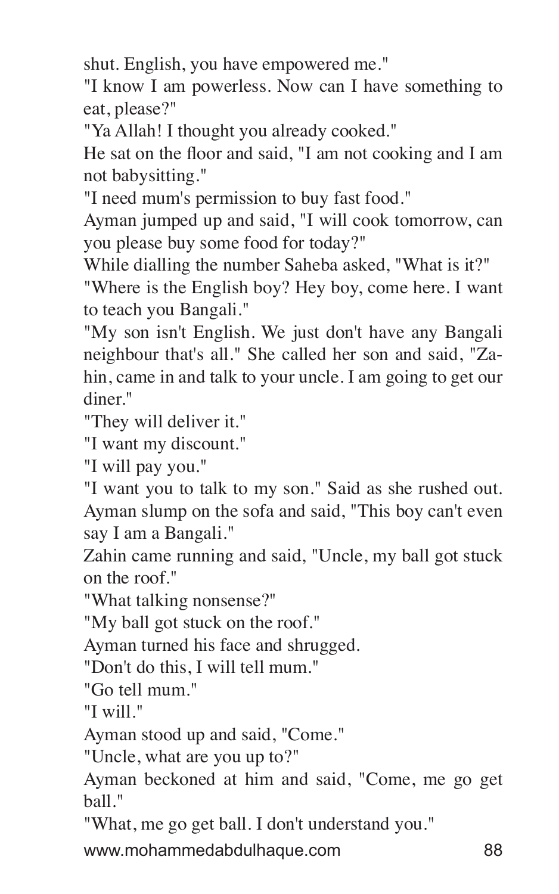shut. English, you have empowered me."

"I know I am powerless. Now can I have something to eat, please?"

"Ya Allah! I thought you already cooked."

He sat on the floor and said, "I am not cooking and I am not babysitting."

"I need mum's permission to buy fast food."

Ayman jumped up and said, "I will cook tomorrow, can you please buy some food for today?"

While dialling the number Saheba asked, "What is it?"

"Where is the English boy? Hey boy, come here. I want to teach you Bangali."

"My son isn't English. We just don't have any Bangali neighbour that's all." She called her son and said, "Zahin, came in and talk to your uncle. I am going to get our diner."

"They will deliver it."

"I want my discount."

"I will pay you."

"I want you to talk to my son." Said as she rushed out. Ayman slump on the sofa and said, "This boy can't even say I am a Bangali."

Zahin came running and said, "Uncle, my ball got stuck on the roof."

"What talking nonsense?"

"My ball got stuck on the roof."

Ayman turned his face and shrugged.

"Don't do this, I will tell mum."

"Go tell mum."

"I will."

Ayman stood up and said, "Come."

"Uncle, what are you up to?"

Ayman beckoned at him and said, "Come, me go get ball."

"What, me go get ball. I don't understand you."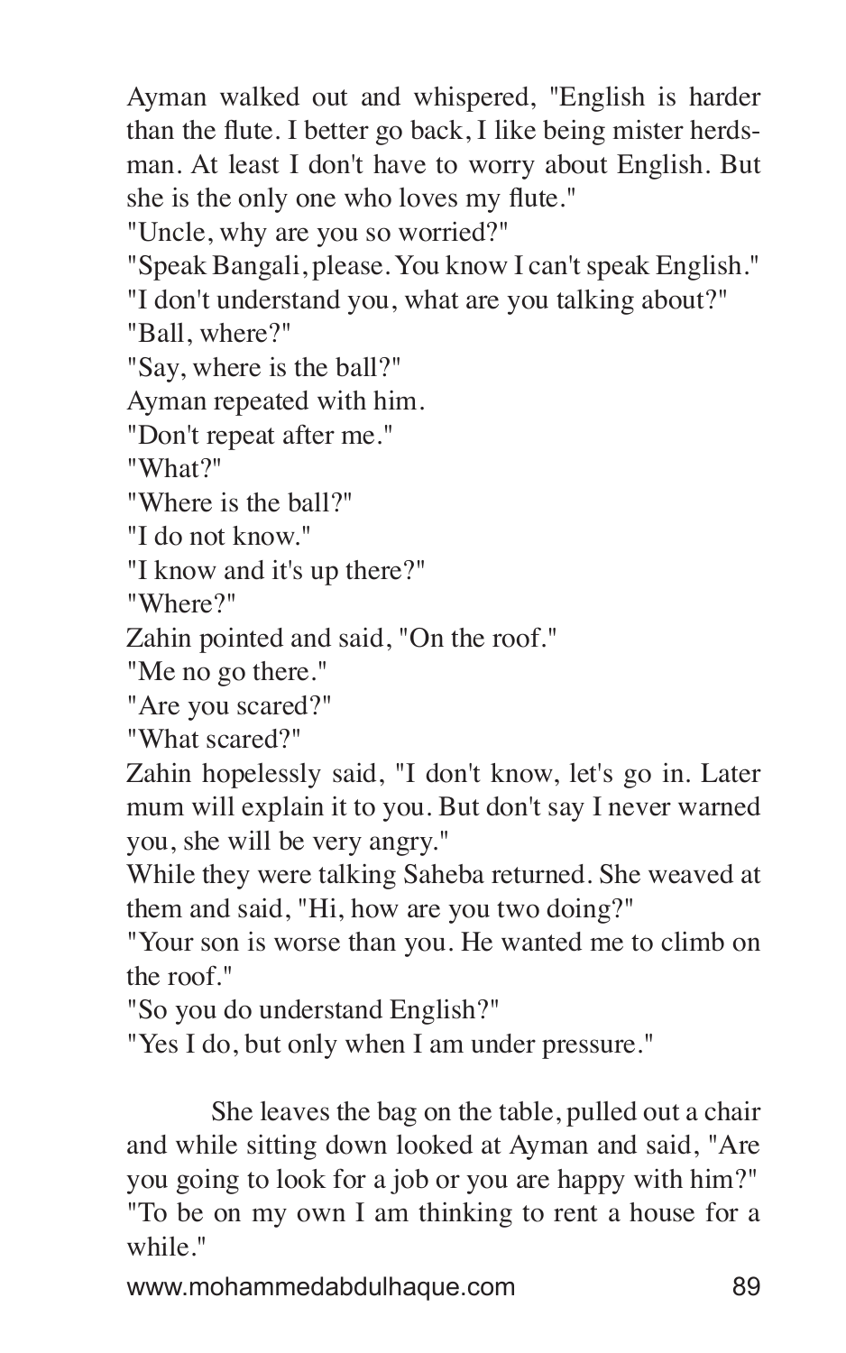Ayman walked out and whispered, "English is harder than the flute. I better go back, I like being mister herdsman. At least I don't have to worry about English. But she is the only one who loves my flute."

"Uncle, why are you so worried?"

"Speak Bangali, please. You know I can't speak English."

"I don't understand you, what are you talking about?"

"Ball, where?"

"Say, where is the ball?"

Ayman repeated with him.

"Don't repeat after me."

"What?"

"Where is the ball?"

"I do not know."

"I know and it's up there?"

"Where?"

Zahin pointed and said, "On the roof."

"Me no go there."

"Are you scared?"

"What scared?"

Zahin hopelessly said, "I don't know, let's go in. Later mum will explain it to you. But don't say I never warned you, she will be very angry."

While they were talking Saheba returned. She weaved at them and said, "Hi, how are you two doing?"

"Your son is worse than you. He wanted me to climb on the roof."

"So you do understand English?"

"Yes I do, but only when I am under pressure."

She leaves the bag on the table, pulled out a chair and while sitting down looked at Ayman and said, "Are you going to look for a job or you are happy with him?"

"To be on my own I am thinking to rent a house for a while."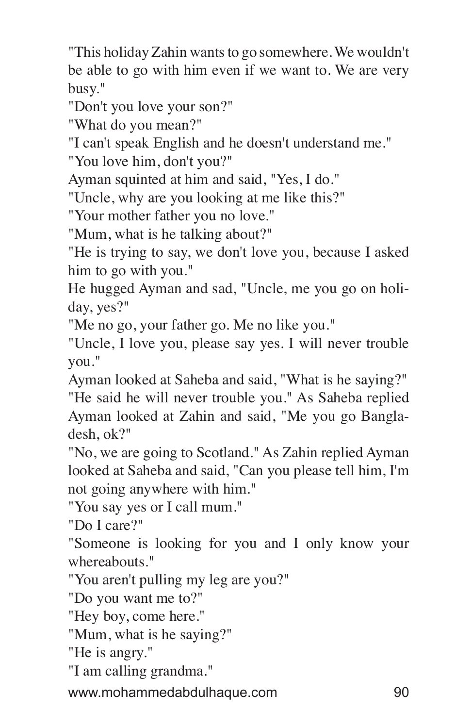"This holiday Zahin wants to go somewhere. We wouldn't be able to go with him even if we want to. We are very busy."

"Don't you love your son?"

"What do you mean?"

"I can't speak English and he doesn't understand me."

"You love him, don't you?"

Ayman squinted at him and said, "Yes, I do."

"Uncle, why are you looking at me like this?"

"Your mother father you no love."

"Mum, what is he talking about?"

"He is trying to say, we don't love you, because I asked him to go with you."

He hugged Ayman and sad, "Uncle, me you go on holiday, yes?"

"Me no go, your father go. Me no like you."

"Uncle, I love you, please say yes. I will never trouble you."

Ayman looked at Saheba and said, "What is he saying?"

"He said he will never trouble you." As Saheba replied Ayman looked at Zahin and said, "Me you go Bangladesh, ok?"

"No, we are going to Scotland." As Zahin replied Ayman looked at Saheba and said, "Can you please tell him, I'm not going anywhere with him."

"You say yes or I call mum."

"Do I care?"

"Someone is looking for you and I only know your whereabouts."

"You aren't pulling my leg are you?"

"Do you want me to?"

"Hey boy, come here."

"Mum, what is he saying?"

"He is angry."

"I am calling grandma."

www.mohammedabdulhaque.com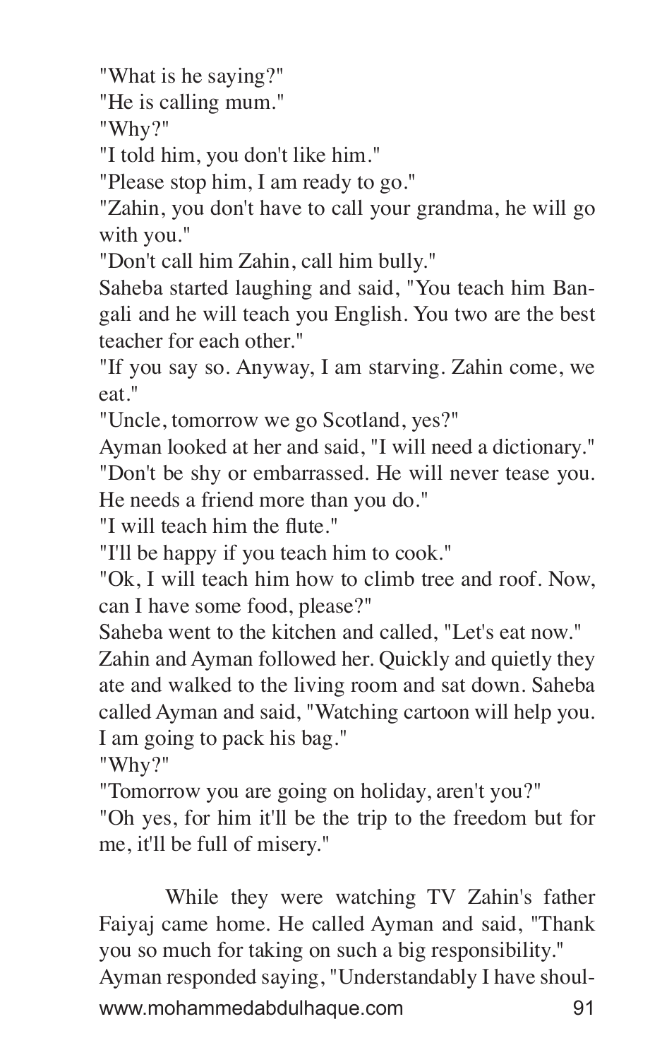"What is he saying?"

"He is calling mum."

"Why?"

"I told him, you don't like him."

"Please stop him, I am ready to go."

"Zahin, you don't have to call your grandma, he will go with you."

"Don't call him Zahin, call him bully."

Saheba started laughing and said, "You teach him Bangali and he will teach you English. You two are the best teacher for each other."

"If you say so. Anyway, I am starving. Zahin come, we eat."

"Uncle, tomorrow we go Scotland, yes?"

Ayman looked at her and said, "I will need a dictionary."

"Don't be shy or embarrassed. He will never tease you. He needs a friend more than you do."

"I will teach him the flute."

"I'll be happy if you teach him to cook."

"Ok, I will teach him how to climb tree and roof. Now, can I have some food, please?"

Saheba went to the kitchen and called, "Let's eat now."

Zahin and Ayman followed her. Quickly and quietly they ate and walked to the living room and sat down. Saheba called Ayman and said, "Watching cartoon will help you. I am going to pack his bag."

"Why?"

"Tomorrow you are going on holiday, aren't you?"

"Oh yes, for him it'll be the trip to the freedom but for me, it'll be full of misery."

While they were watching TV Zahin's father Faiyaj came home. He called Ayman and said, "Thank you so much for taking on such a big responsibility."

Ayman responded saying, "Understandably I have shoul-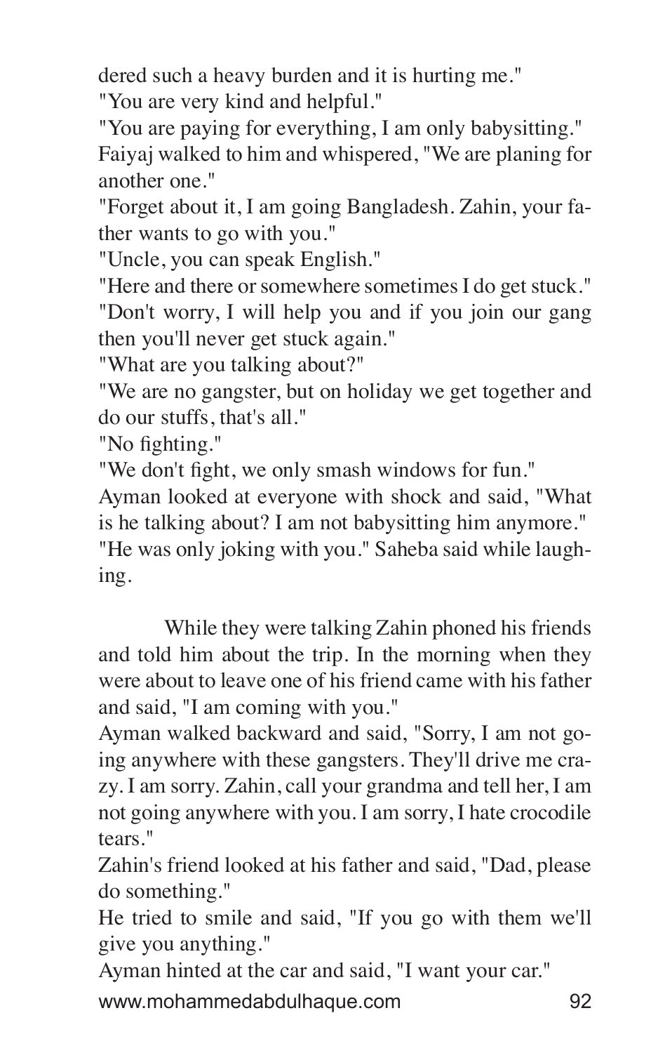dered such a heavy burden and it is hurting me."
"You are very kind and helpful."
"You are paying for everything, I am only babysitting."
Faiyaj walked to him and whispered, "We are planing for another one."
"Forget about it, I am going Bangladesh. Zahin, your father wants to go with you."
"Uncle, you can speak English."
"Here and there or somewhere sometimes I do get stuck."
"Don't worry, I will help you and if you join our gang then you'll never get stuck again."
"What are you talking about?"
"We are no gangster, but on holiday we get together and do our stuffs, that's all."
"No fighting."
"We don't fight, we only smash windows for fun."
Ayman looked at everyone with shock and said, "What is he talking about? I am not babysitting him anymore."
"He was only joking with you." Saheba said while laughing.

While they were talking Zahin phoned his friends and told him about the trip. In the morning when they were about to leave one of his friend came with his father and said, "I am coming with you."
Ayman walked backward and said, "Sorry, I am not going anywhere with these gangsters. They'll drive me crazy. I am sorry. Zahin, call your grandma and tell her, I am not going anywhere with you. I am sorry, I hate crocodile tears."
Zahin's friend looked at his father and said, "Dad, please do something."
He tried to smile and said, "If you go with them we'll give you anything."
Ayman hinted at the car and said, "I want your car."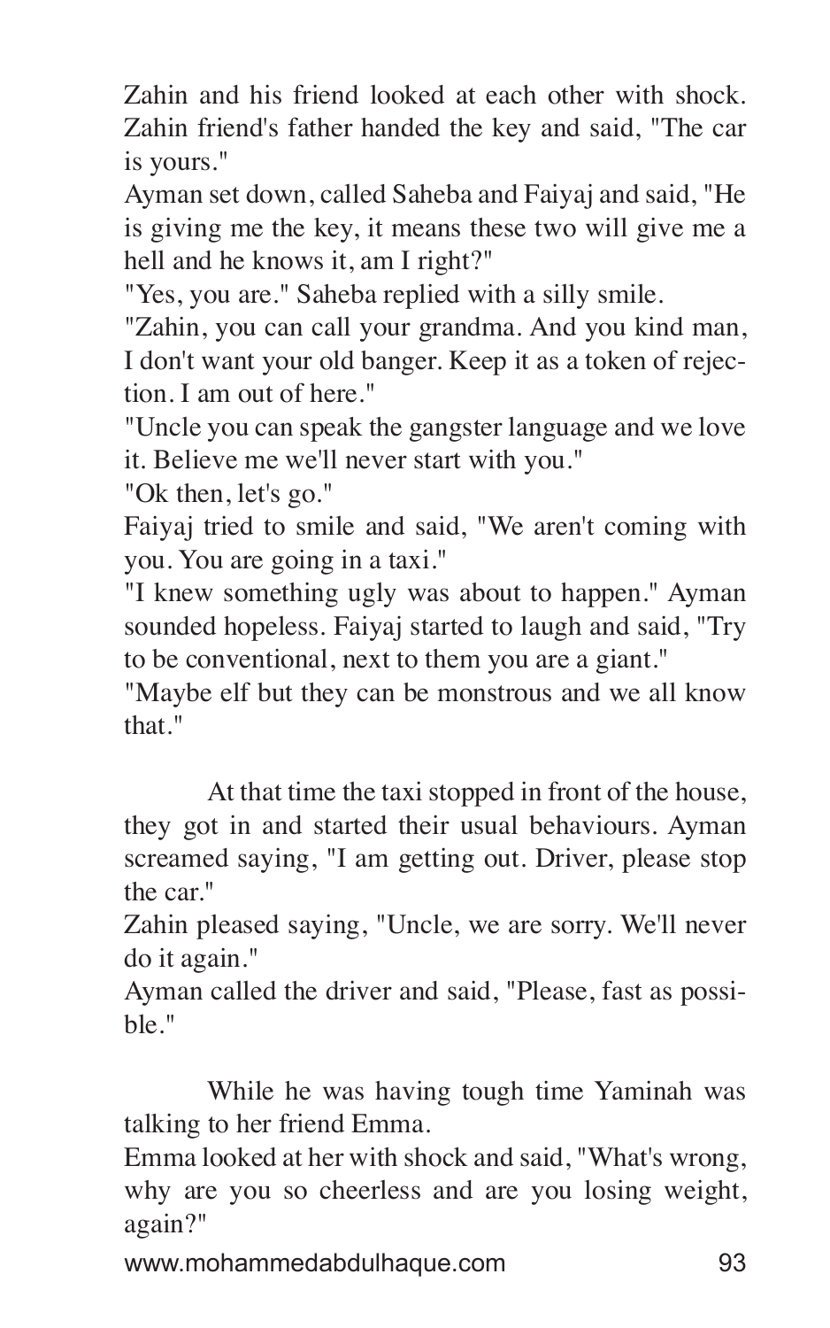Zahin and his friend looked at each other with shock. Zahin friend's father handed the key and said, "The car is yours."

Ayman set down, called Saheba and Faiyaj and said, "He is giving me the key, it means these two will give me a hell and he knows it, am I right?"

"Yes, you are." Saheba replied with a silly smile.

"Zahin, you can call your grandma. And you kind man, I don't want your old banger. Keep it as a token of rejection. I am out of here."

"Uncle you can speak the gangster language and we love it. Believe me we'll never start with you."

"Ok then, let's go."

Faiyaj tried to smile and said, "We aren't coming with you. You are going in a taxi."

"I knew something ugly was about to happen." Ayman sounded hopeless. Faiyaj started to laugh and said, "Try to be conventional, next to them you are a giant."

"Maybe elf but they can be monstrous and we all know that."

At that time the taxi stopped in front of the house, they got in and started their usual behaviours. Ayman screamed saying, "I am getting out. Driver, please stop the car."

Zahin pleased saying, "Uncle, we are sorry. We'll never do it again."

Ayman called the driver and said, "Please, fast as possible."

While he was having tough time Yaminah was talking to her friend Emma.

Emma looked at her with shock and said, "What's wrong, why are you so cheerless and are you losing weight, again?"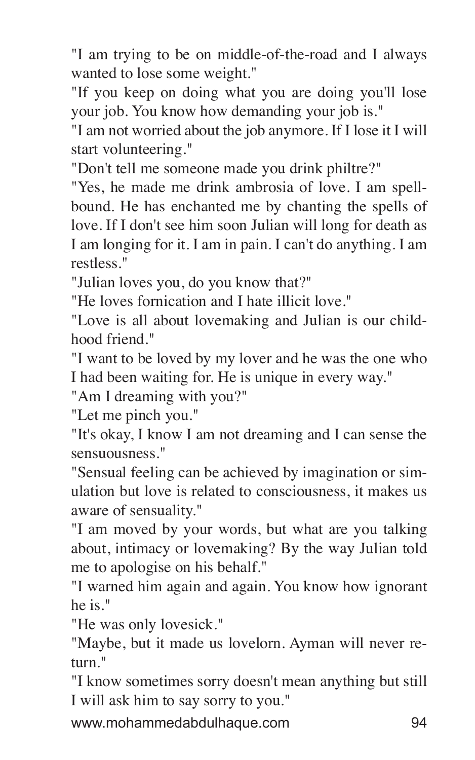"I am trying to be on middle-of-the-road and I always wanted to lose some weight."

"If you keep on doing what you are doing you'll lose your job. You know how demanding your job is."

"I am not worried about the job anymore. If I lose it I will start volunteering."

"Don't tell me someone made you drink philtre?"

"Yes, he made me drink ambrosia of love. I am spellbound. He has enchanted me by chanting the spells of love. If I don't see him soon Julian will long for death as I am longing for it. I am in pain. I can't do anything. I am restless."

"Julian loves you, do you know that?"

"He loves fornication and I hate illicit love."

"Love is all about lovemaking and Julian is our childhood friend."

"I want to be loved by my lover and he was the one who I had been waiting for. He is unique in every way."

"Am I dreaming with you?"

"Let me pinch you."

"It's okay, I know I am not dreaming and I can sense the sensuousness."

"Sensual feeling can be achieved by imagination or simulation but love is related to consciousness, it makes us aware of sensuality."

"I am moved by your words, but what are you talking about, intimacy or lovemaking? By the way Julian told me to apologise on his behalf."

"I warned him again and again. You know how ignorant he is."

"He was only lovesick."

"Maybe, but it made us lovelorn. Ayman will never return."

"I know sometimes sorry doesn't mean anything but still I will ask him to say sorry to you."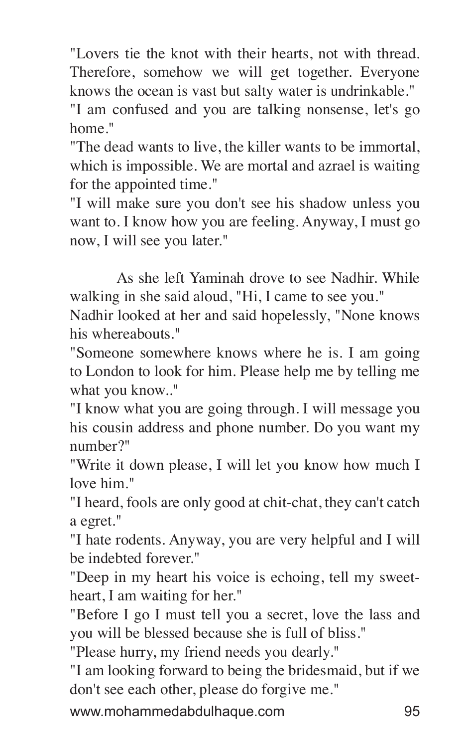"Lovers tie the knot with their hearts, not with thread. Therefore, somehow we will get together. Everyone knows the ocean is vast but salty water is undrinkable."

"I am confused and you are talking nonsense, let's go home."

"The dead wants to live, the killer wants to be immortal, which is impossible. We are mortal and azrael is waiting for the appointed time."

"I will make sure you don't see his shadow unless you want to. I know how you are feeling. Anyway, I must go now, I will see you later."

As she left Yaminah drove to see Nadhir. While walking in she said aloud, "Hi, I came to see you."

Nadhir looked at her and said hopelessly, "None knows his whereabouts."

"Someone somewhere knows where he is. I am going to London to look for him. Please help me by telling me what you know.."

"I know what you are going through. I will message you his cousin address and phone number. Do you want my number?"

"Write it down please, I will let you know how much I love him."

"I heard, fools are only good at chit-chat, they can't catch a egret."

"I hate rodents. Anyway, you are very helpful and I will be indebted forever."

"Deep in my heart his voice is echoing, tell my sweetheart, I am waiting for her."

"Before I go I must tell you a secret, love the lass and you will be blessed because she is full of bliss."

"Please hurry, my friend needs you dearly."

"I am looking forward to being the bridesmaid, but if we don't see each other, please do forgive me."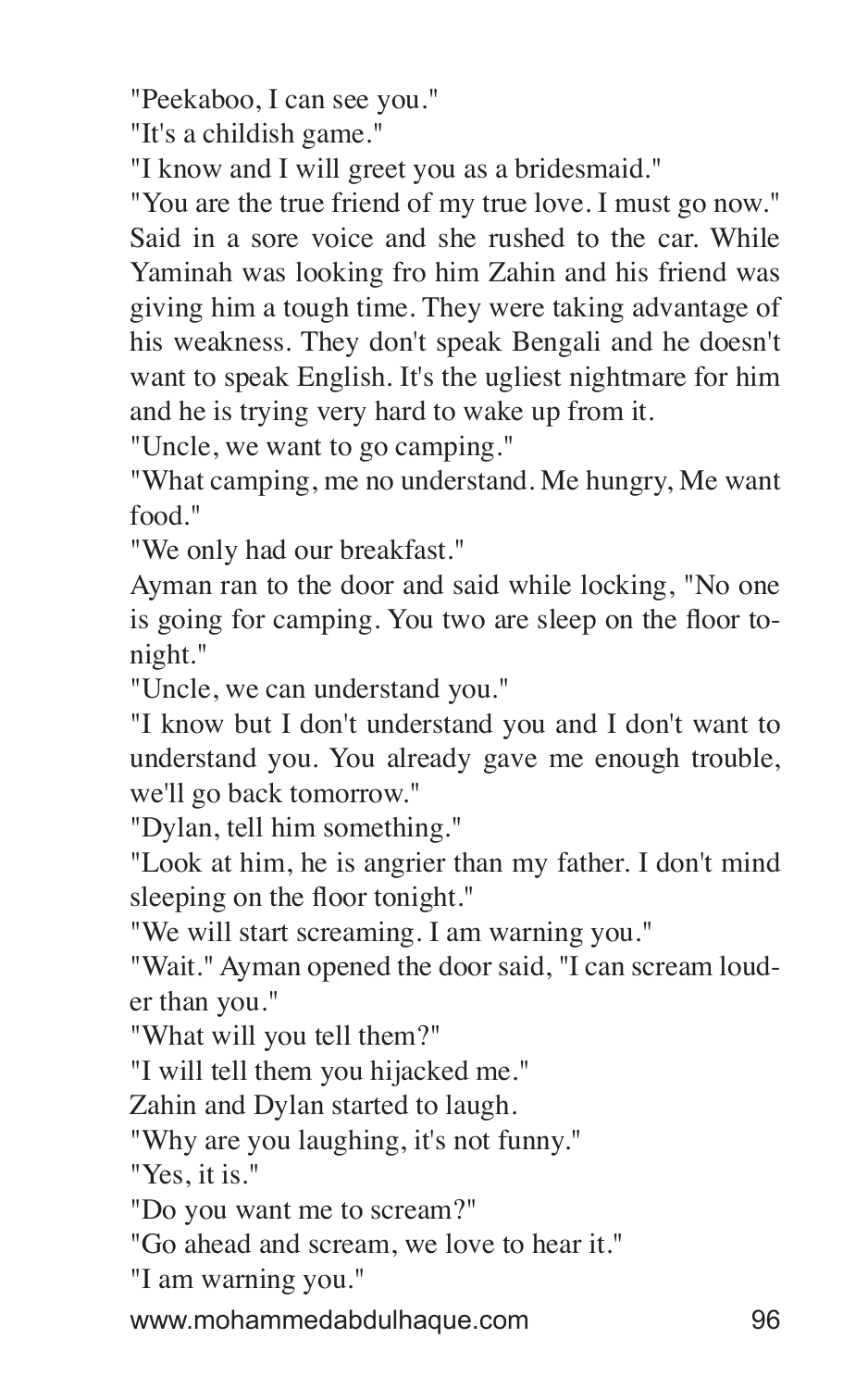"Peekaboo, I can see you."

"It's a childish game."

"I know and I will greet you as a bridesmaid."

"You are the true friend of my true love. I must go now." Said in a sore voice and she rushed to the car. While Yaminah was looking fro him Zahin and his friend was giving him a tough time. They were taking advantage of his weakness. They don't speak Bengali and he doesn't want to speak English. It's the ugliest nightmare for him and he is trying very hard to wake up from it.

"Uncle, we want to go camping."

"What camping, me no understand. Me hungry, Me want food."

"We only had our breakfast."

Ayman ran to the door and said while locking, "No one is going for camping. You two are sleep on the floor tonight."

"Uncle, we can understand you."

"I know but I don't understand you and I don't want to understand you. You already gave me enough trouble, we'll go back tomorrow."

"Dylan, tell him something."

"Look at him, he is angrier than my father. I don't mind sleeping on the floor tonight."

"We will start screaming. I am warning you."

"Wait." Ayman opened the door said, "I can scream louder than you."

"What will you tell them?"

"I will tell them you hijacked me."

Zahin and Dylan started to laugh.

"Why are you laughing, it's not funny."

"Yes, it is."

"Do you want me to scream?"

"Go ahead and scream, we love to hear it."

"I am warning you."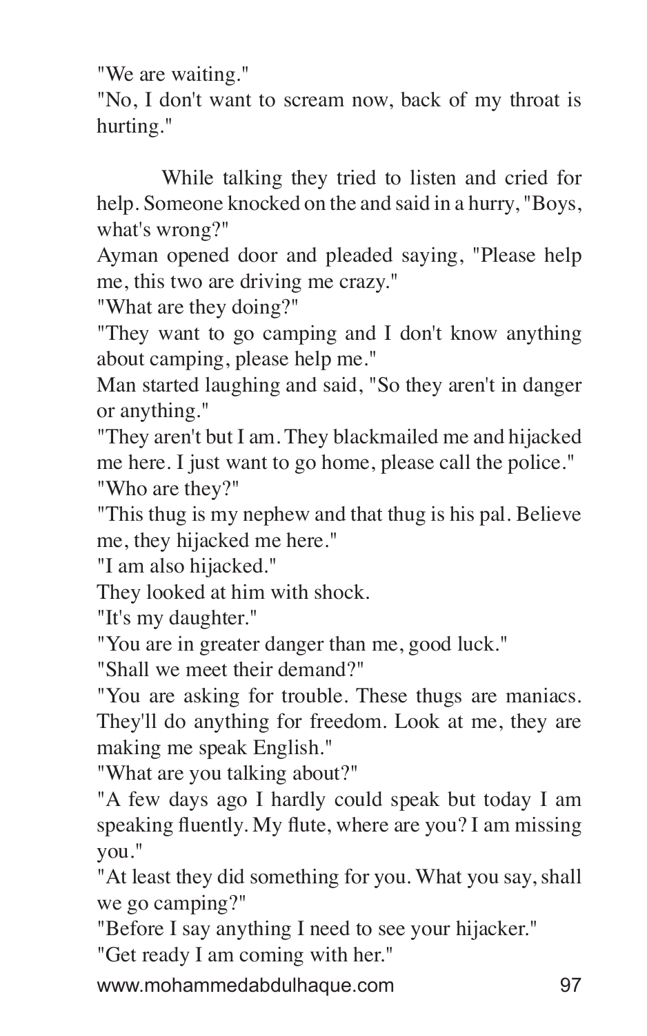"We are waiting."

"No, I don't want to scream now, back of my throat is hurting."

While talking they tried to listen and cried for help. Someone knocked on the and said in a hurry, "Boys, what's wrong?"

Ayman opened door and pleaded saying, "Please help me, this two are driving me crazy."

"What are they doing?"

"They want to go camping and I don't know anything about camping, please help me."

Man started laughing and said, "So they aren't in danger or anything."

"They aren't but I am. They blackmailed me and hijacked me here. I just want to go home, please call the police."

"Who are they?"

"This thug is my nephew and that thug is his pal. Believe me, they hijacked me here."

"I am also hijacked."

They looked at him with shock.

"It's my daughter."

"You are in greater danger than me, good luck."

"Shall we meet their demand?"

"You are asking for trouble. These thugs are maniacs. They'll do anything for freedom. Look at me, they are making me speak English."

"What are you talking about?"

"A few days ago I hardly could speak but today I am speaking fluently. My flute, where are you? I am missing you."

"At least they did something for you. What you say, shall we go camping?"

"Before I say anything I need to see your hijacker."

"Get ready I am coming with her."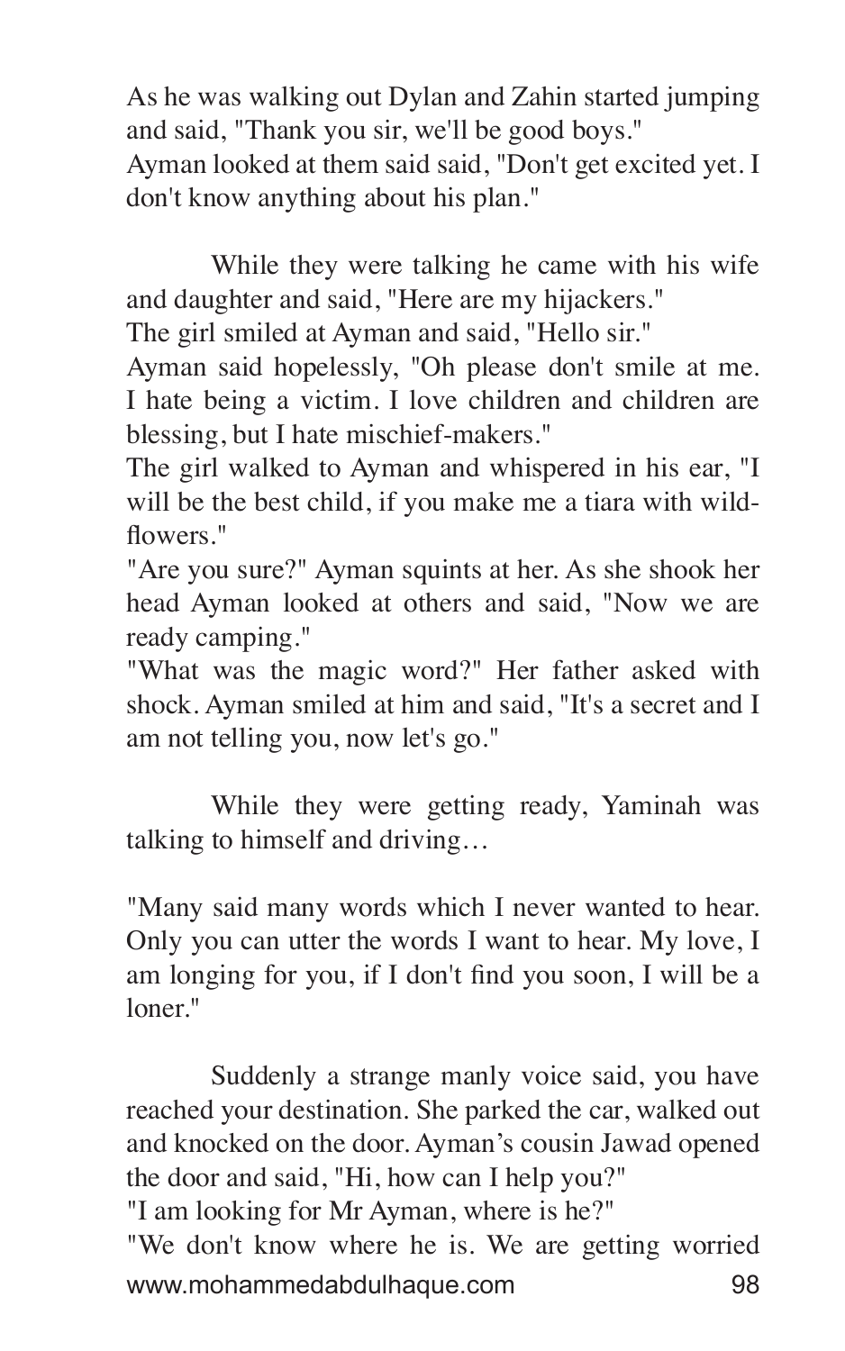As he was walking out Dylan and Zahin started jumping and said, "Thank you sir, we'll be good boys."
Ayman looked at them said said, "Don't get excited yet. I don't know anything about his plan."

While they were talking he came with his wife and daughter and said, "Here are my hijackers."
The girl smiled at Ayman and said, "Hello sir."
Ayman said hopelessly, "Oh please don't smile at me. I hate being a victim. I love children and children are blessing, but I hate mischief-makers."
The girl walked to Ayman and whispered in his ear, "I will be the best child, if you make me a tiara with wild-flowers."
"Are you sure?" Ayman squints at her. As she shook her head Ayman looked at others and said, "Now we are ready camping."
"What was the magic word?" Her father asked with shock. Ayman smiled at him and said, "It's a secret and I am not telling you, now let's go."

While they were getting ready, Yaminah was talking to himself and driving…

"Many said many words which I never wanted to hear. Only you can utter the words I want to hear. My love, I am longing for you, if I don't find you soon, I will be a loner."

Suddenly a strange manly voice said, you have reached your destination. She parked the car, walked out and knocked on the door. Ayman's cousin Jawad opened the door and said, "Hi, how can I help you?"
"I am looking for Mr Ayman, where is he?"
"We don't know where he is. We are getting worried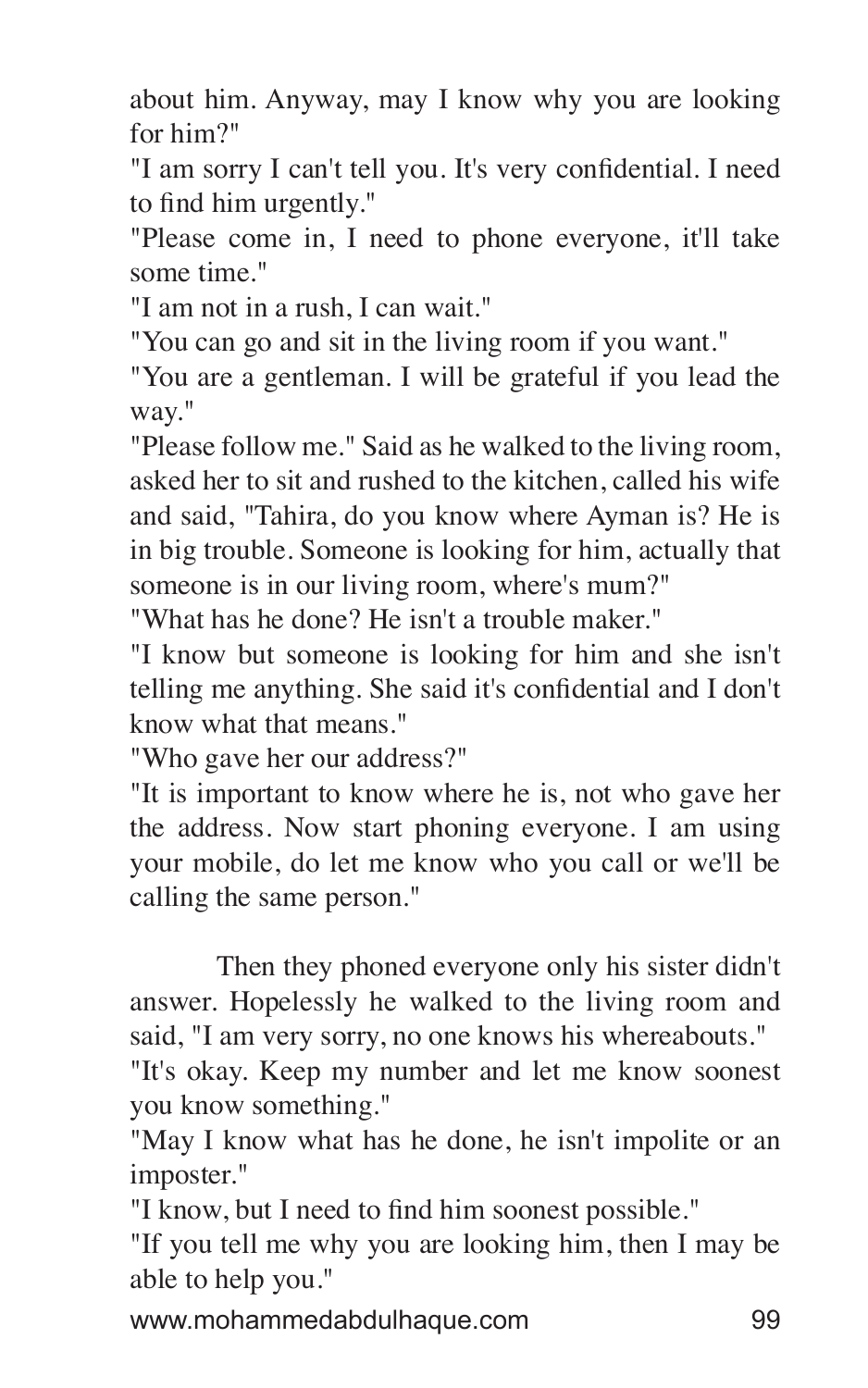about him. Anyway, may I know why you are looking for him?"

"I am sorry I can't tell you. It's very confidential. I need to find him urgently."

"Please come in, I need to phone everyone, it'll take some time."

"I am not in a rush, I can wait."

"You can go and sit in the living room if you want."

"You are a gentleman. I will be grateful if you lead the way."

"Please follow me." Said as he walked to the living room, asked her to sit and rushed to the kitchen, called his wife and said, "Tahira, do you know where Ayman is? He is in big trouble. Someone is looking for him, actually that someone is in our living room, where's mum?"

"What has he done? He isn't a trouble maker."

"I know but someone is looking for him and she isn't telling me anything. She said it's confidential and I don't know what that means."

"Who gave her our address?"

"It is important to know where he is, not who gave her the address. Now start phoning everyone. I am using your mobile, do let me know who you call or we'll be calling the same person."

Then they phoned everyone only his sister didn't answer. Hopelessly he walked to the living room and said, "I am very sorry, no one knows his whereabouts."

"It's okay. Keep my number and let me know soonest you know something."

"May I know what has he done, he isn't impolite or an imposter."

"I know, but I need to find him soonest possible."

"If you tell me why you are looking him, then I may be able to help you."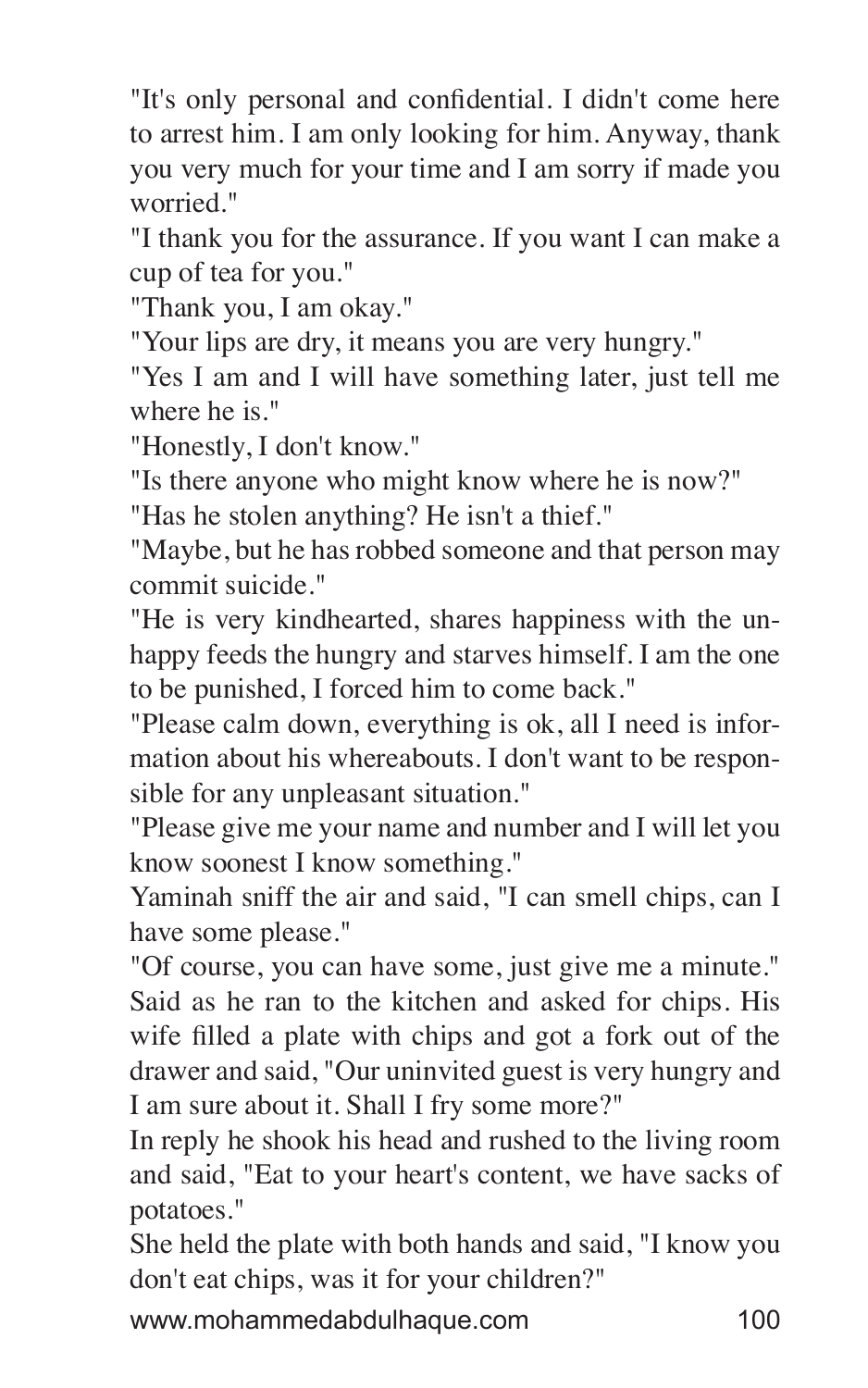"It's only personal and confidential. I didn't come here to arrest him. I am only looking for him. Anyway, thank you very much for your time and I am sorry if made you worried."

"I thank you for the assurance. If you want I can make a cup of tea for you."

"Thank you, I am okay."

"Your lips are dry, it means you are very hungry."

"Yes I am and I will have something later, just tell me where he is."

"Honestly, I don't know."

"Is there anyone who might know where he is now?"

"Has he stolen anything? He isn't a thief."

"Maybe, but he has robbed someone and that person may commit suicide."

"He is very kindhearted, shares happiness with the unhappy feeds the hungry and starves himself. I am the one to be punished, I forced him to come back."

"Please calm down, everything is ok, all I need is information about his whereabouts. I don't want to be responsible for any unpleasant situation."

"Please give me your name and number and I will let you know soonest I know something."

Yaminah sniff the air and said, "I can smell chips, can I have some please."

"Of course, you can have some, just give me a minute." Said as he ran to the kitchen and asked for chips. His wife filled a plate with chips and got a fork out of the drawer and said, "Our uninvited guest is very hungry and I am sure about it. Shall I fry some more?"

In reply he shook his head and rushed to the living room and said, "Eat to your heart's content, we have sacks of potatoes."

She held the plate with both hands and said, "I know you don't eat chips, was it for your children?"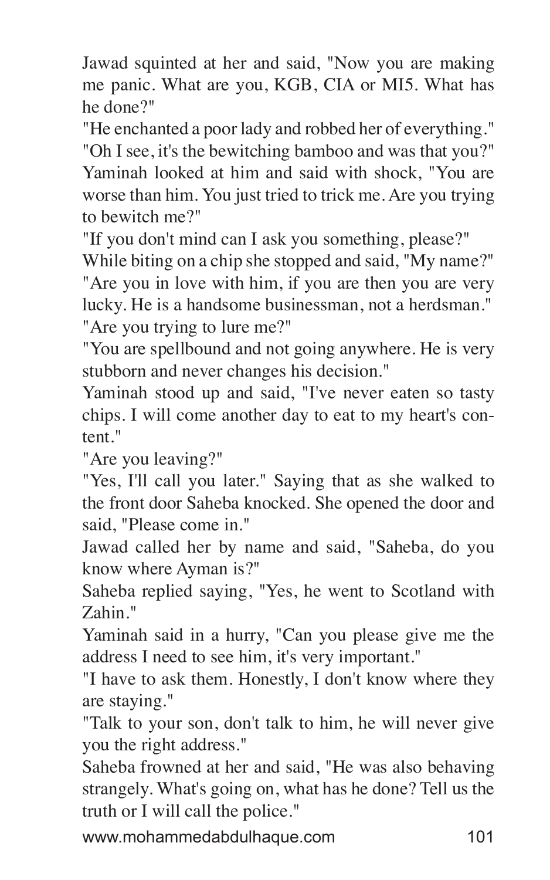Jawad squinted at her and said, "Now you are making me panic. What are you, KGB, CIA or MI5. What has he done?"

"He enchanted a poor lady and robbed her of everything."

"Oh I see, it's the bewitching bamboo and was that you?"

Yaminah looked at him and said with shock, "You are worse than him. You just tried to trick me. Are you trying to bewitch me?"

"If you don't mind can I ask you something, please?"

While biting on a chip she stopped and said, "My name?"

"Are you in love with him, if you are then you are very lucky. He is a handsome businessman, not a herdsman."

"Are you trying to lure me?"

"You are spellbound and not going anywhere. He is very stubborn and never changes his decision."

Yaminah stood up and said, "I've never eaten so tasty chips. I will come another day to eat to my heart's content."

"Are you leaving?"

"Yes, I'll call you later." Saying that as she walked to the front door Saheba knocked. She opened the door and said, "Please come in."

Jawad called her by name and said, "Saheba, do you know where Ayman is?"

Saheba replied saying, "Yes, he went to Scotland with Zahin."

Yaminah said in a hurry, "Can you please give me the address I need to see him, it's very important."

"I have to ask them. Honestly, I don't know where they are staying."

"Talk to your son, don't talk to him, he will never give you the right address."

Saheba frowned at her and said, "He was also behaving strangely. What's going on, what has he done? Tell us the truth or I will call the police."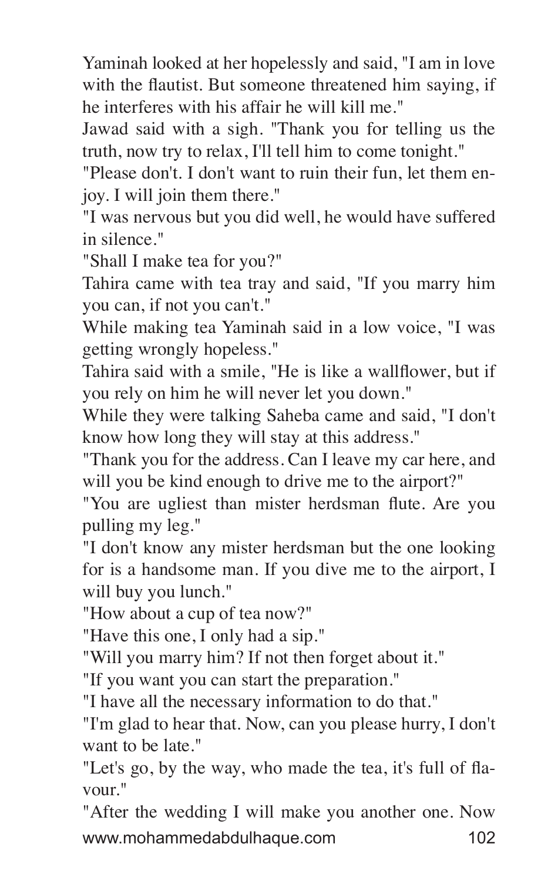Yaminah looked at her hopelessly and said, "I am in love with the flautist. But someone threatened him saying, if he interferes with his affair he will kill me."

Jawad said with a sigh. "Thank you for telling us the truth, now try to relax, I'll tell him to come tonight."

"Please don't. I don't want to ruin their fun, let them enjoy. I will join them there."

"I was nervous but you did well, he would have suffered in silence."

"Shall I make tea for you?"

Tahira came with tea tray and said, "If you marry him you can, if not you can't."

While making tea Yaminah said in a low voice, "I was getting wrongly hopeless."

Tahira said with a smile, "He is like a wallflower, but if you rely on him he will never let you down."

While they were talking Saheba came and said, "I don't know how long they will stay at this address."

"Thank you for the address. Can I leave my car here, and will you be kind enough to drive me to the airport?"

"You are ugliest than mister herdsman flute. Are you pulling my leg."

"I don't know any mister herdsman but the one looking for is a handsome man. If you dive me to the airport, I will buy you lunch."

"How about a cup of tea now?"

"Have this one, I only had a sip."

"Will you marry him? If not then forget about it."

"If you want you can start the preparation."

"I have all the necessary information to do that."

"I'm glad to hear that. Now, can you please hurry, I don't want to be late."

"Let's go, by the way, who made the tea, it's full of flavour."

"After the wedding I will make you another one. Now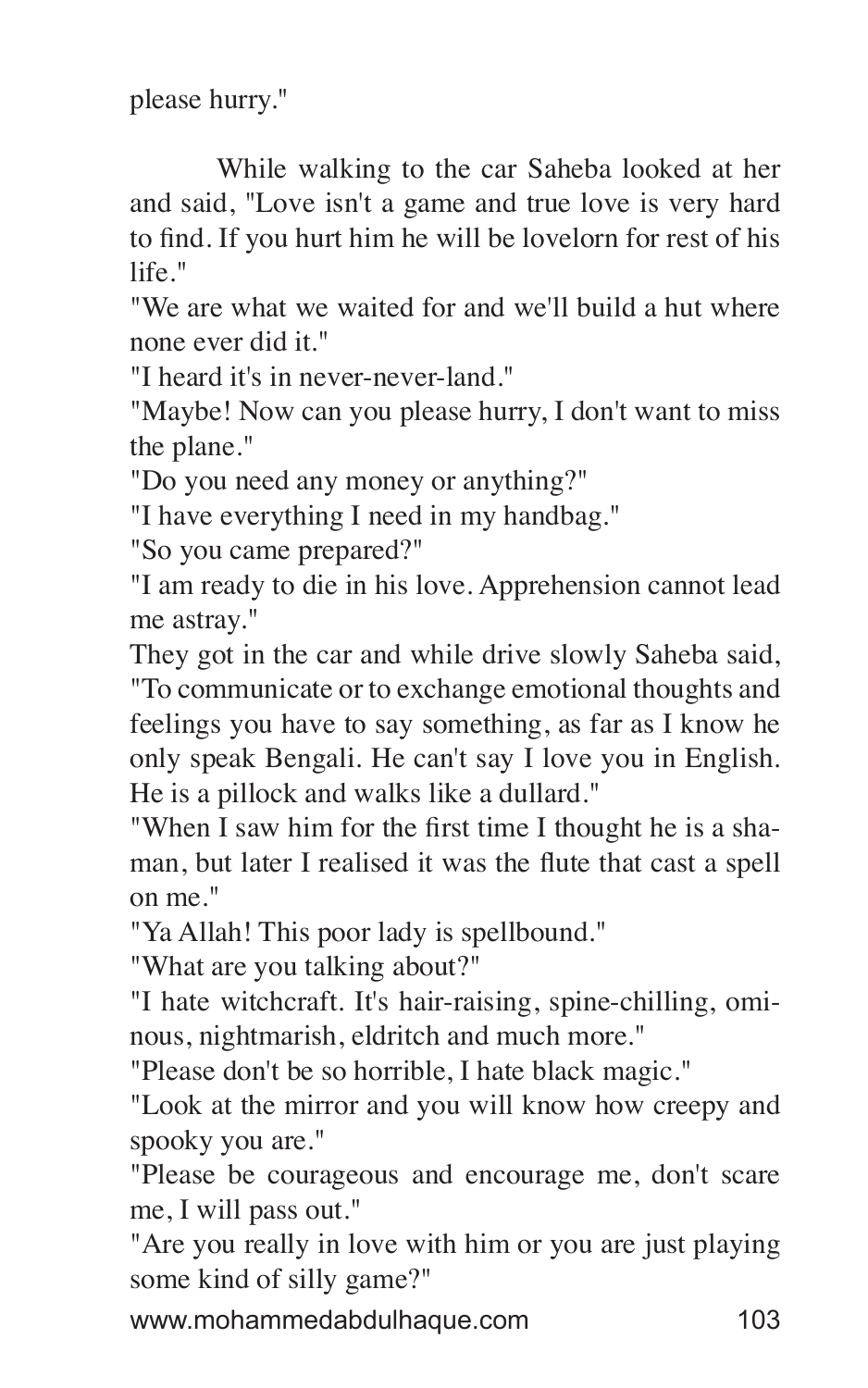please hurry."

While walking to the car Saheba looked at her and said, "Love isn't a game and true love is very hard to find. If you hurt him he will be lovelorn for rest of his life."

"We are what we waited for and we'll build a hut where none ever did it."

"I heard it's in never-never-land."

"Maybe! Now can you please hurry, I don't want to miss the plane."

"Do you need any money or anything?"

"I have everything I need in my handbag."

"So you came prepared?"

"I am ready to die in his love. Apprehension cannot lead me astray."

They got in the car and while drive slowly Saheba said, "To communicate or to exchange emotional thoughts and feelings you have to say something, as far as I know he only speak Bengali. He can't say I love you in English. He is a pillock and walks like a dullard."

"When I saw him for the first time I thought he is a shaman, but later I realised it was the flute that cast a spell on me."

"Ya Allah! This poor lady is spellbound."

"What are you talking about?"

"I hate witchcraft. It's hair-raising, spine-chilling, ominous, nightmarish, eldritch and much more."

"Please don't be so horrible, I hate black magic."

"Look at the mirror and you will know how creepy and spooky you are."

"Please be courageous and encourage me, don't scare me, I will pass out."

"Are you really in love with him or you are just playing some kind of silly game?"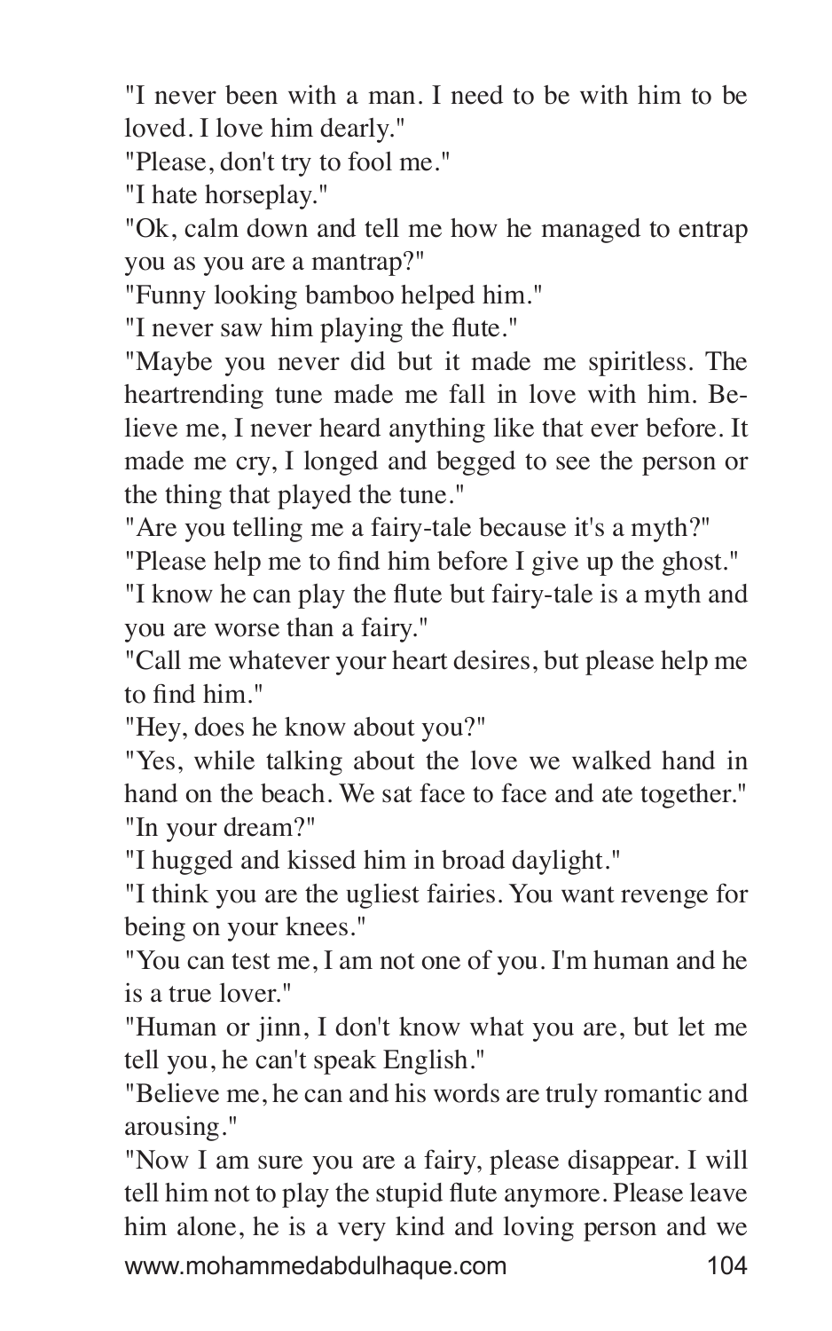"I never been with a man. I need to be with him to be loved. I love him dearly."

"Please, don't try to fool me."

"I hate horseplay."

"Ok, calm down and tell me how he managed to entrap you as you are a mantrap?"

"Funny looking bamboo helped him."

"I never saw him playing the flute."

"Maybe you never did but it made me spiritless. The heartrending tune made me fall in love with him. Believe me, I never heard anything like that ever before. It made me cry, I longed and begged to see the person or the thing that played the tune."

"Are you telling me a fairy-tale because it's a myth?"

"Please help me to find him before I give up the ghost."

"I know he can play the flute but fairy-tale is a myth and you are worse than a fairy."

"Call me whatever your heart desires, but please help me to find him."

"Hey, does he know about you?"

"Yes, while talking about the love we walked hand in hand on the beach. We sat face to face and ate together."

"In your dream?"

"I hugged and kissed him in broad daylight."

"I think you are the ugliest fairies. You want revenge for being on your knees."

"You can test me, I am not one of you. I'm human and he is a true lover."

"Human or jinn, I don't know what you are, but let me tell you, he can't speak English."

"Believe me, he can and his words are truly romantic and arousing."

"Now I am sure you are a fairy, please disappear. I will tell him not to play the stupid flute anymore. Please leave him alone, he is a very kind and loving person and we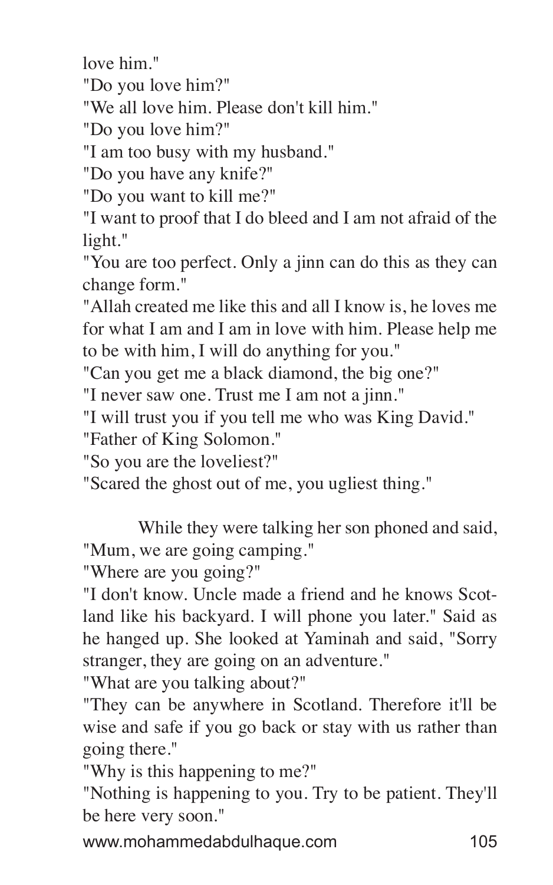love him."

"Do you love him?"

"We all love him. Please don't kill him."

"Do you love him?"

"I am too busy with my husband."

"Do you have any knife?"

"Do you want to kill me?"

"I want to proof that I do bleed and I am not afraid of the light."

"You are too perfect. Only a jinn can do this as they can change form."

"Allah created me like this and all I know is, he loves me for what I am and I am in love with him. Please help me to be with him, I will do anything for you."

"Can you get me a black diamond, the big one?"

"I never saw one. Trust me I am not a jinn."

"I will trust you if you tell me who was King David."

"Father of King Solomon."

"So you are the loveliest?"

"Scared the ghost out of me, you ugliest thing."

While they were talking her son phoned and said, "Mum, we are going camping."

"Where are you going?"

"I don't know. Uncle made a friend and he knows Scotland like his backyard. I will phone you later." Said as he hanged up. She looked at Yaminah and said, "Sorry stranger, they are going on an adventure."

"What are you talking about?"

"They can be anywhere in Scotland. Therefore it'll be wise and safe if you go back or stay with us rather than going there."

"Why is this happening to me?"

"Nothing is happening to you. Try to be patient. They'll be here very soon."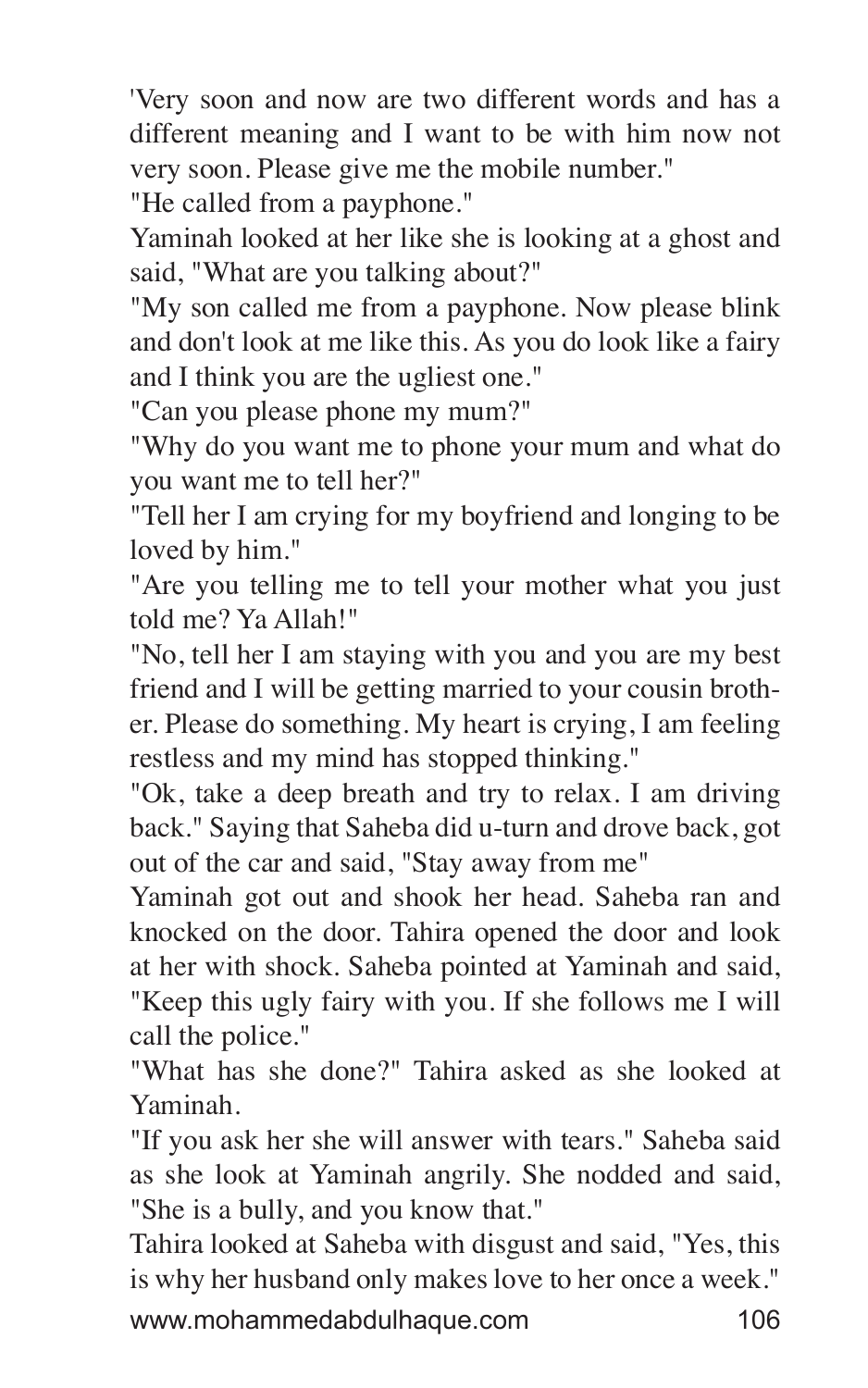'Very soon and now are two different words and has a different meaning and I want to be with him now not very soon. Please give me the mobile number."

"He called from a payphone."

Yaminah looked at her like she is looking at a ghost and said, "What are you talking about?"

"My son called me from a payphone. Now please blink and don't look at me like this. As you do look like a fairy and I think you are the ugliest one."

"Can you please phone my mum?"

"Why do you want me to phone your mum and what do you want me to tell her?"

"Tell her I am crying for my boyfriend and longing to be loved by him."

"Are you telling me to tell your mother what you just told me? Ya Allah!"

"No, tell her I am staying with you and you are my best friend and I will be getting married to your cousin brother. Please do something. My heart is crying, I am feeling restless and my mind has stopped thinking."

"Ok, take a deep breath and try to relax. I am driving back." Saying that Saheba did u-turn and drove back, got out of the car and said, "Stay away from me"

Yaminah got out and shook her head. Saheba ran and knocked on the door. Tahira opened the door and look at her with shock. Saheba pointed at Yaminah and said, "Keep this ugly fairy with you. If she follows me I will call the police."

"What has she done?" Tahira asked as she looked at Yaminah.

"If you ask her she will answer with tears." Saheba said as she look at Yaminah angrily. She nodded and said, "She is a bully, and you know that."

Tahira looked at Saheba with disgust and said, "Yes, this is why her husband only makes love to her once a week."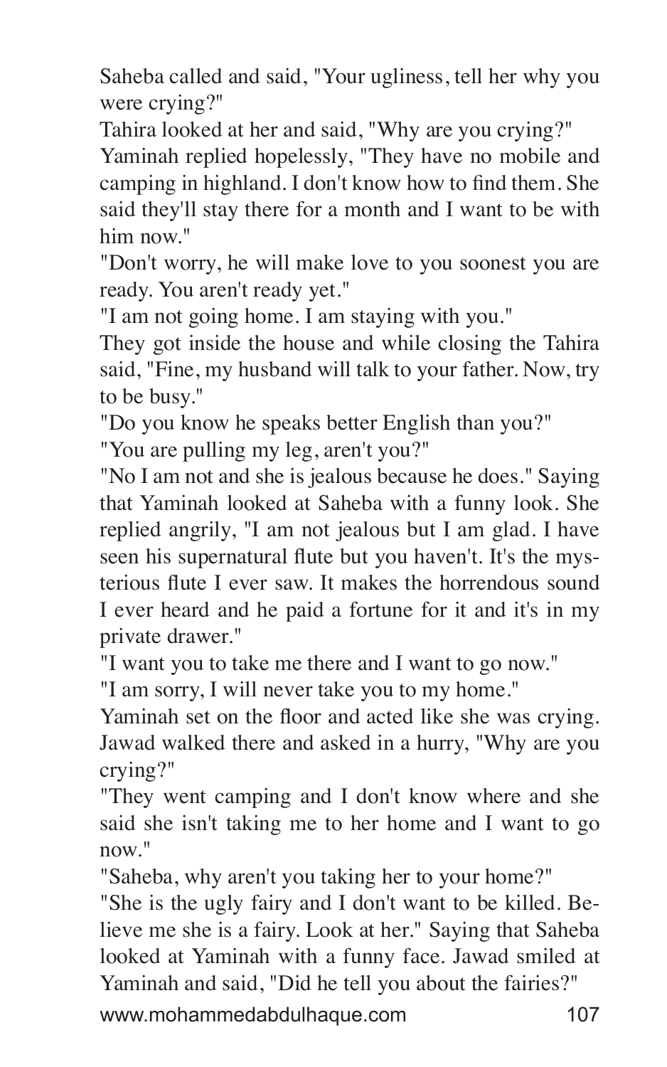Saheba called and said, "Your ugliness, tell her why you were crying?"

Tahira looked at her and said, "Why are you crying?"

Yaminah replied hopelessly, "They have no mobile and camping in highland. I don't know how to find them. She said they'll stay there for a month and I want to be with him now."

"Don't worry, he will make love to you soonest you are ready. You aren't ready yet."

"I am not going home. I am staying with you."

They got inside the house and while closing the Tahira said, "Fine, my husband will talk to your father. Now, try to be busy."

"Do you know he speaks better English than you?"

"You are pulling my leg, aren't you?"

"No I am not and she is jealous because he does." Saying that Yaminah looked at Saheba with a funny look. She replied angrily, "I am not jealous but I am glad. I have seen his supernatural flute but you haven't. It's the mysterious flute I ever saw. It makes the horrendous sound I ever heard and he paid a fortune for it and it's in my private drawer."

"I want you to take me there and I want to go now."

"I am sorry, I will never take you to my home."

Yaminah set on the floor and acted like she was crying. Jawad walked there and asked in a hurry, "Why are you crying?"

"They went camping and I don't know where and she said she isn't taking me to her home and I want to go now."

"Saheba, why aren't you taking her to your home?"

"She is the ugly fairy and I don't want to be killed. Believe me she is a fairy. Look at her." Saying that Saheba looked at Yaminah with a funny face. Jawad smiled at Yaminah and said, "Did he tell you about the fairies?"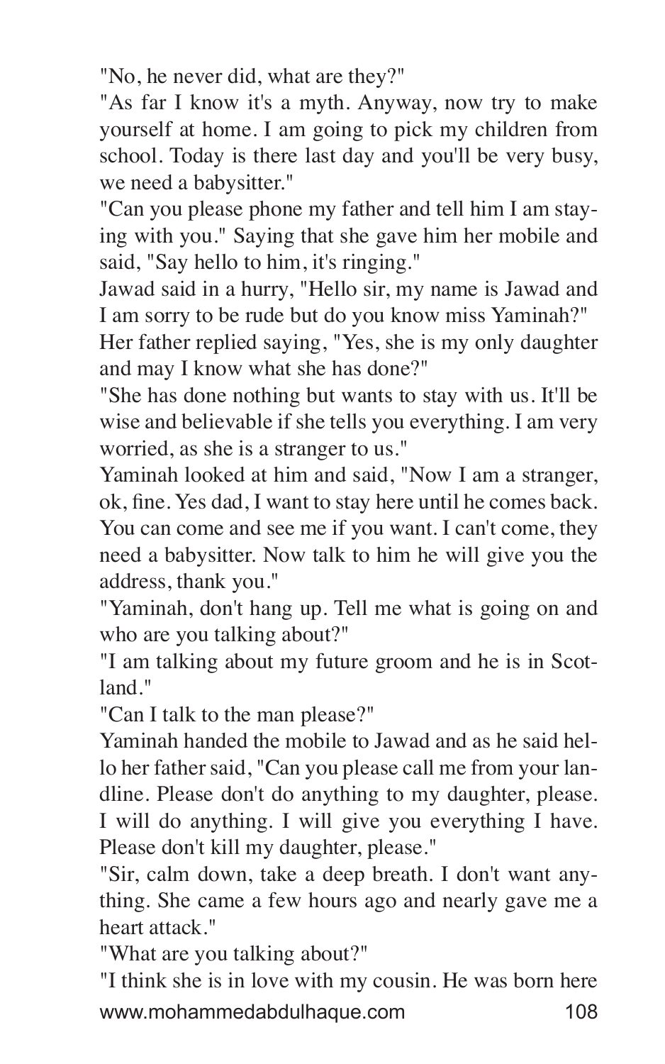"No, he never did, what are they?"

"As far I know it's a myth. Anyway, now try to make yourself at home. I am going to pick my children from school. Today is there last day and you'll be very busy, we need a babysitter."

"Can you please phone my father and tell him I am staying with you." Saying that she gave him her mobile and said, "Say hello to him, it's ringing."

Jawad said in a hurry, "Hello sir, my name is Jawad and I am sorry to be rude but do you know miss Yaminah?"

Her father replied saying, "Yes, she is my only daughter and may I know what she has done?"

"She has done nothing but wants to stay with us. It'll be wise and believable if she tells you everything. I am very worried, as she is a stranger to us."

Yaminah looked at him and said, "Now I am a stranger, ok, fine. Yes dad, I want to stay here until he comes back. You can come and see me if you want. I can't come, they need a babysitter. Now talk to him he will give you the address, thank you."

"Yaminah, don't hang up. Tell me what is going on and who are you talking about?"

"I am talking about my future groom and he is in Scotland."

"Can I talk to the man please?"

Yaminah handed the mobile to Jawad and as he said hello her father said, "Can you please call me from your landline. Please don't do anything to my daughter, please. I will do anything. I will give you everything I have. Please don't kill my daughter, please."

"Sir, calm down, take a deep breath. I don't want anything. She came a few hours ago and nearly gave me a heart attack."

"What are you talking about?"

"I think she is in love with my cousin. He was born here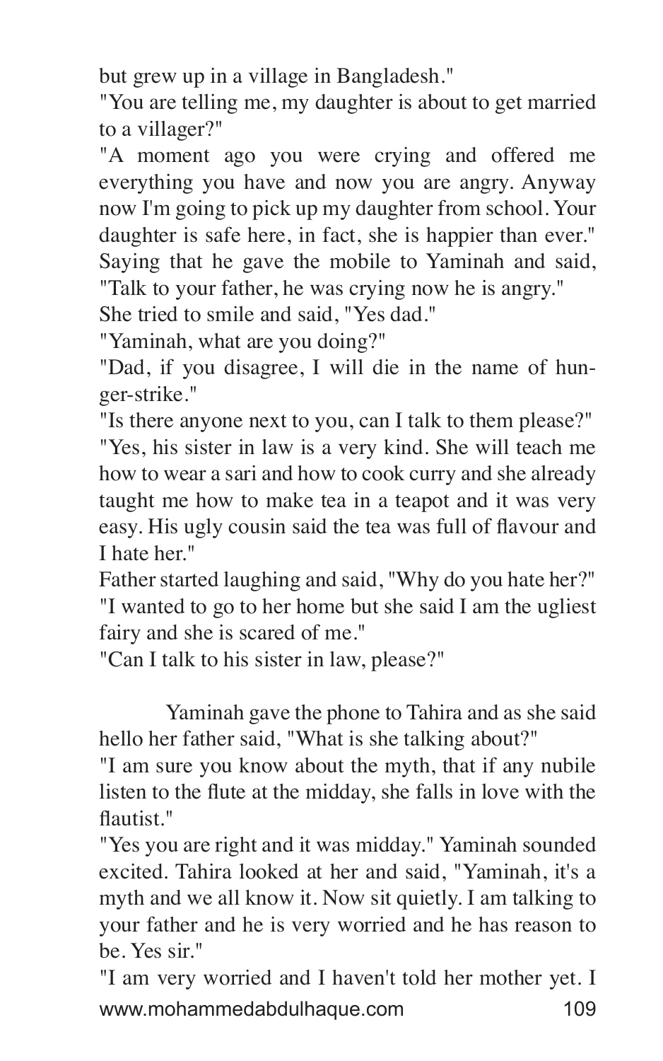but grew up in a village in Bangladesh."

"You are telling me, my daughter is about to get married to a villager?"

"A moment ago you were crying and offered me everything you have and now you are angry. Anyway now I'm going to pick up my daughter from school. Your daughter is safe here, in fact, she is happier than ever." Saying that he gave the mobile to Yaminah and said, "Talk to your father, he was crying now he is angry."

She tried to smile and said, "Yes dad."

"Yaminah, what are you doing?"

"Dad, if you disagree, I will die in the name of hunger-strike."

"Is there anyone next to you, can I talk to them please?"

"Yes, his sister in law is a very kind. She will teach me how to wear a sari and how to cook curry and she already taught me how to make tea in a teapot and it was very easy. His ugly cousin said the tea was full of flavour and I hate her."

Father started laughing and said, "Why do you hate her?"

"I wanted to go to her home but she said I am the ugliest fairy and she is scared of me."

"Can I talk to his sister in law, please?"

Yaminah gave the phone to Tahira and as she said hello her father said, "What is she talking about?"

"I am sure you know about the myth, that if any nubile listen to the flute at the midday, she falls in love with the flautist."

"Yes you are right and it was midday." Yaminah sounded excited. Tahira looked at her and said, "Yaminah, it's a myth and we all know it. Now sit quietly. I am talking to your father and he is very worried and he has reason to be. Yes sir."

"I am very worried and I haven't told her mother yet. I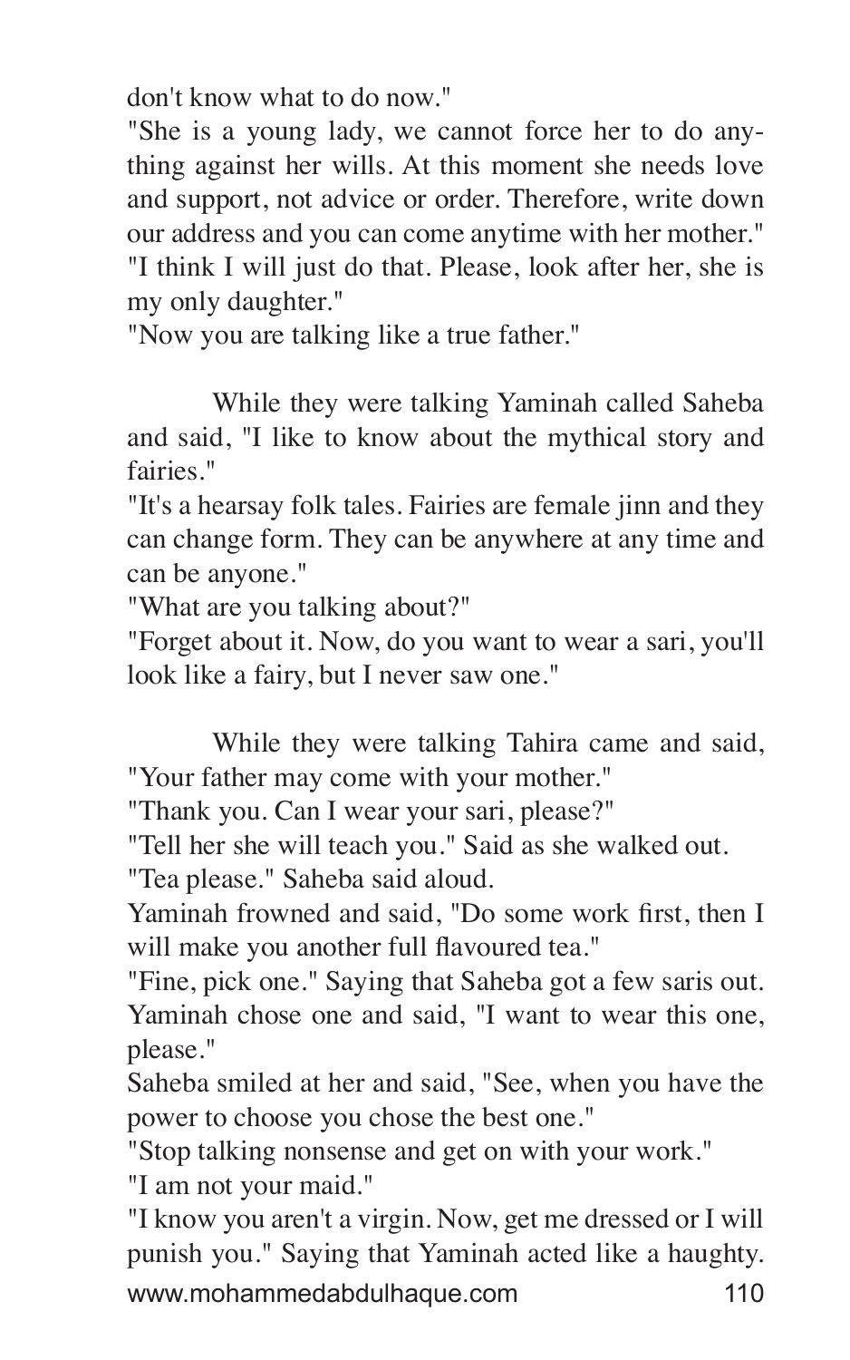don't know what to do now."

"She is a young lady, we cannot force her to do anything against her wills. At this moment she needs love and support, not advice or order. Therefore, write down our address and you can come anytime with her mother."

"I think I will just do that. Please, look after her, she is my only daughter."

"Now you are talking like a true father."

While they were talking Yaminah called Saheba and said, "I like to know about the mythical story and fairies."

"It's a hearsay folk tales. Fairies are female jinn and they can change form. They can be anywhere at any time and can be anyone."

"What are you talking about?"

"Forget about it. Now, do you want to wear a sari, you'll look like a fairy, but I never saw one."

While they were talking Tahira came and said, "Your father may come with your mother."

"Thank you. Can I wear your sari, please?"

"Tell her she will teach you." Said as she walked out.

"Tea please." Saheba said aloud.

Yaminah frowned and said, "Do some work first, then I will make you another full flavoured tea."

"Fine, pick one." Saying that Saheba got a few saris out. Yaminah chose one and said, "I want to wear this one, please."

Saheba smiled at her and said, "See, when you have the power to choose you chose the best one."

"Stop talking nonsense and get on with your work."

"I am not your maid."

"I know you aren't a virgin. Now, get me dressed or I will punish you." Saying that Yaminah acted like a haughty.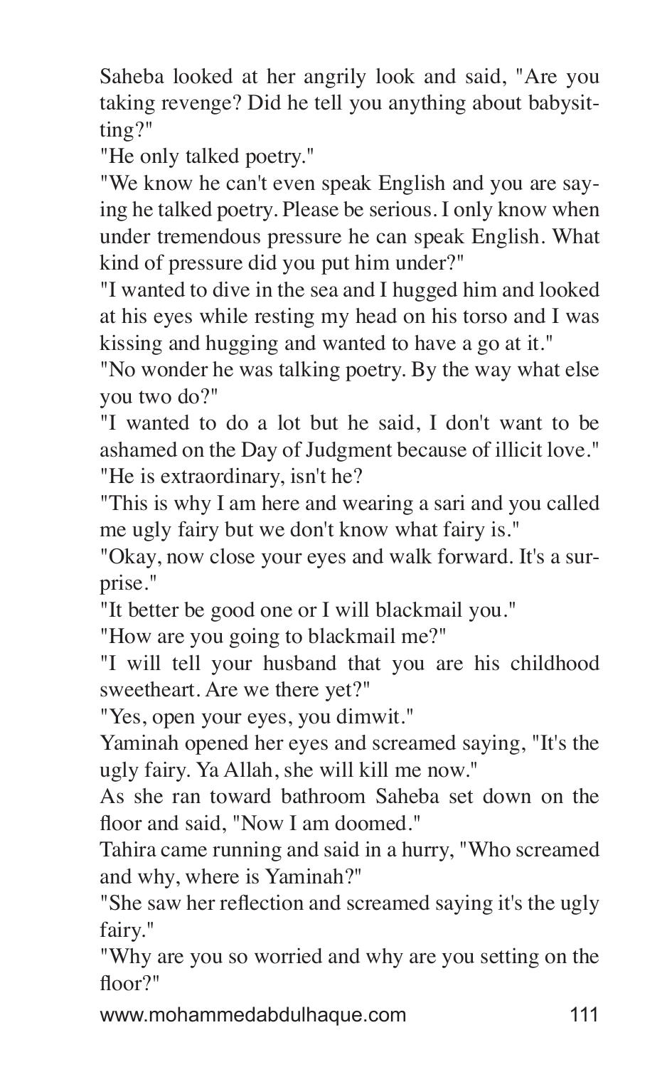Saheba looked at her angrily look and said, "Are you taking revenge? Did he tell you anything about babysitting?"

"He only talked poetry."

"We know he can't even speak English and you are saying he talked poetry. Please be serious. I only know when under tremendous pressure he can speak English. What kind of pressure did you put him under?"

"I wanted to dive in the sea and I hugged him and looked at his eyes while resting my head on his torso and I was kissing and hugging and wanted to have a go at it."

"No wonder he was talking poetry. By the way what else you two do?"

"I wanted to do a lot but he said, I don't want to be ashamed on the Day of Judgment because of illicit love."

"He is extraordinary, isn't he?

"This is why I am here and wearing a sari and you called me ugly fairy but we don't know what fairy is."

"Okay, now close your eyes and walk forward. It's a surprise."

"It better be good one or I will blackmail you."

"How are you going to blackmail me?"

"I will tell your husband that you are his childhood sweetheart. Are we there yet?"

"Yes, open your eyes, you dimwit."

Yaminah opened her eyes and screamed saying, "It's the ugly fairy. Ya Allah, she will kill me now."

As she ran toward bathroom Saheba set down on the floor and said, "Now I am doomed."

Tahira came running and said in a hurry, "Who screamed and why, where is Yaminah?"

"She saw her reflection and screamed saying it's the ugly fairy."

"Why are you so worried and why are you setting on the floor?"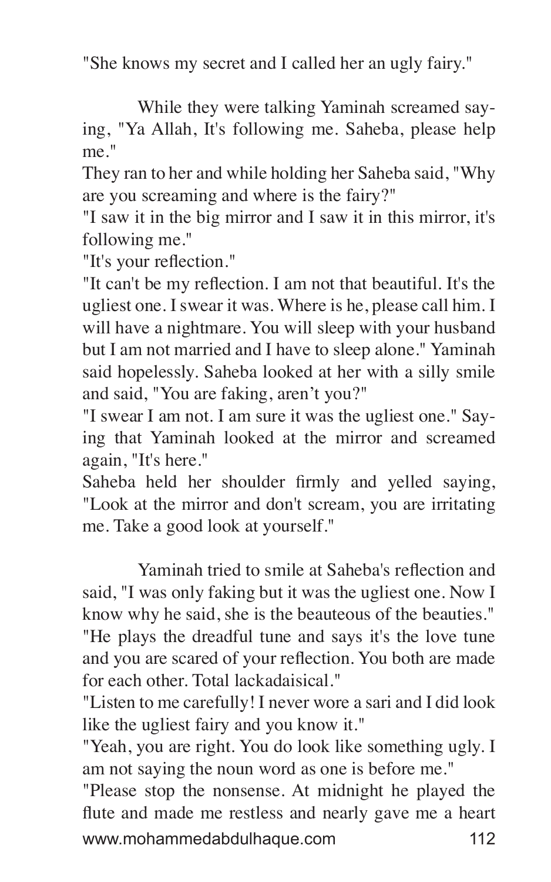"She knows my secret and I called her an ugly fairy."

While they were talking Yaminah screamed saying, "Ya Allah, It's following me. Saheba, please help me."

They ran to her and while holding her Saheba said, "Why are you screaming and where is the fairy?"

"I saw it in the big mirror and I saw it in this mirror, it's following me."

"It's your reflection."

"It can't be my reflection. I am not that beautiful. It's the ugliest one. I swear it was. Where is he, please call him. I will have a nightmare. You will sleep with your husband but I am not married and I have to sleep alone." Yaminah said hopelessly. Saheba looked at her with a silly smile and said, "You are faking, aren't you?"

"I swear I am not. I am sure it was the ugliest one." Saying that Yaminah looked at the mirror and screamed again, "It's here."

Saheba held her shoulder firmly and yelled saying, "Look at the mirror and don't scream, you are irritating me. Take a good look at yourself."

Yaminah tried to smile at Saheba's reflection and said, "I was only faking but it was the ugliest one. Now I know why he said, she is the beauteous of the beauties."

"He plays the dreadful tune and says it's the love tune and you are scared of your reflection. You both are made for each other. Total lackadaisical."

"Listen to me carefully! I never wore a sari and I did look like the ugliest fairy and you know it."

"Yeah, you are right. You do look like something ugly. I am not saying the noun word as one is before me."

"Please stop the nonsense. At midnight he played the flute and made me restless and nearly gave me a heart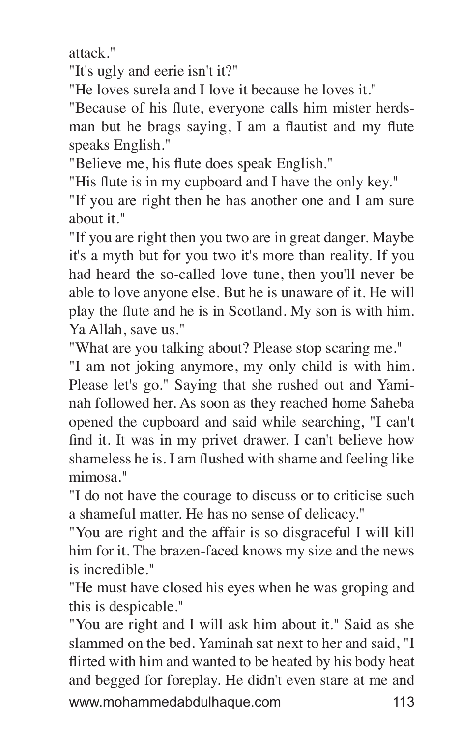attack."

"It's ugly and eerie isn't it?"

"He loves surela and I love it because he loves it."

"Because of his flute, everyone calls him mister herdsman but he brags saying, I am a flautist and my flute speaks English."

"Believe me, his flute does speak English."

"His flute is in my cupboard and I have the only key."

"If you are right then he has another one and I am sure about it."

"If you are right then you two are in great danger. Maybe it's a myth but for you two it's more than reality. If you had heard the so-called love tune, then you'll never be able to love anyone else. But he is unaware of it. He will play the flute and he is in Scotland. My son is with him. Ya Allah, save us."

"What are you talking about? Please stop scaring me."

"I am not joking anymore, my only child is with him. Please let's go." Saying that she rushed out and Yaminah followed her. As soon as they reached home Saheba opened the cupboard and said while searching, "I can't find it. It was in my privet drawer. I can't believe how shameless he is. I am flushed with shame and feeling like mimosa."

"I do not have the courage to discuss or to criticise such a shameful matter. He has no sense of delicacy."

"You are right and the affair is so disgraceful I will kill him for it. The brazen-faced knows my size and the news is incredible."

"He must have closed his eyes when he was groping and this is despicable."

"You are right and I will ask him about it." Said as she slammed on the bed. Yaminah sat next to her and said, "I flirted with him and wanted to be heated by his body heat and begged for foreplay. He didn't even stare at me and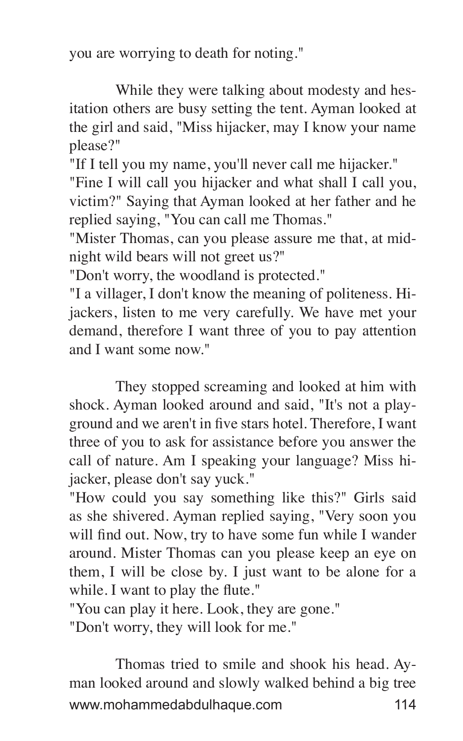you are worrying to death for noting."

While they were talking about modesty and hesitation others are busy setting the tent. Ayman looked at the girl and said, "Miss hijacker, may I know your name please?"

"If I tell you my name, you'll never call me hijacker."

"Fine I will call you hijacker and what shall I call you, victim?" Saying that Ayman looked at her father and he replied saying, "You can call me Thomas."

"Mister Thomas, can you please assure me that, at midnight wild bears will not greet us?"

"Don't worry, the woodland is protected."

"I a villager, I don't know the meaning of politeness. Hijackers, listen to me very carefully. We have met your demand, therefore I want three of you to pay attention and I want some now."

They stopped screaming and looked at him with shock. Ayman looked around and said, "It's not a playground and we aren't in five stars hotel. Therefore, I want three of you to ask for assistance before you answer the call of nature. Am I speaking your language? Miss hijacker, please don't say yuck."

"How could you say something like this?" Girls said as she shivered. Ayman replied saying, "Very soon you will find out. Now, try to have some fun while I wander around. Mister Thomas can you please keep an eye on them, I will be close by. I just want to be alone for a while. I want to play the flute."

"You can play it here. Look, they are gone."

"Don't worry, they will look for me."

Thomas tried to smile and shook his head. Ayman looked around and slowly walked behind a big tree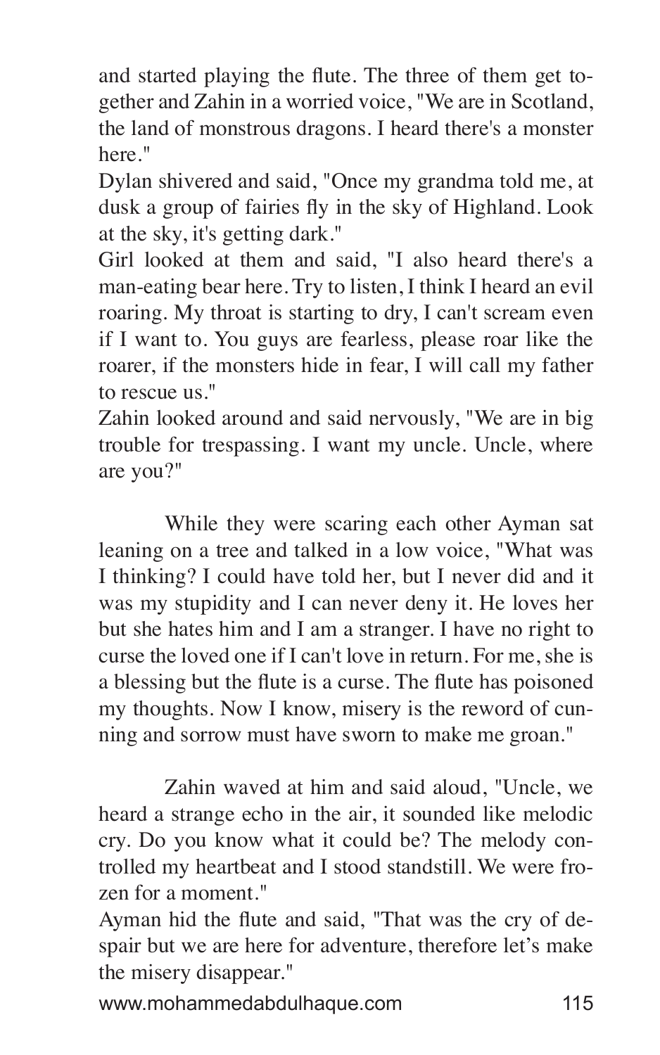and started playing the flute. The three of them get together and Zahin in a worried voice, "We are in Scotland, the land of monstrous dragons. I heard there's a monster here."

Dylan shivered and said, "Once my grandma told me, at dusk a group of fairies fly in the sky of Highland. Look at the sky, it's getting dark."

Girl looked at them and said, "I also heard there's a man-eating bear here. Try to listen, I think I heard an evil roaring. My throat is starting to dry, I can't scream even if I want to. You guys are fearless, please roar like the roarer, if the monsters hide in fear, I will call my father to rescue us."

Zahin looked around and said nervously, "We are in big trouble for trespassing. I want my uncle. Uncle, where are you?"

While they were scaring each other Ayman sat leaning on a tree and talked in a low voice, "What was I thinking? I could have told her, but I never did and it was my stupidity and I can never deny it. He loves her but she hates him and I am a stranger. I have no right to curse the loved one if I can't love in return. For me, she is a blessing but the flute is a curse. The flute has poisoned my thoughts. Now I know, misery is the reword of cunning and sorrow must have sworn to make me groan."

Zahin waved at him and said aloud, "Uncle, we heard a strange echo in the air, it sounded like melodic cry. Do you know what it could be? The melody controlled my heartbeat and I stood standstill. We were frozen for a moment."

Ayman hid the flute and said, "That was the cry of despair but we are here for adventure, therefore let's make the misery disappear."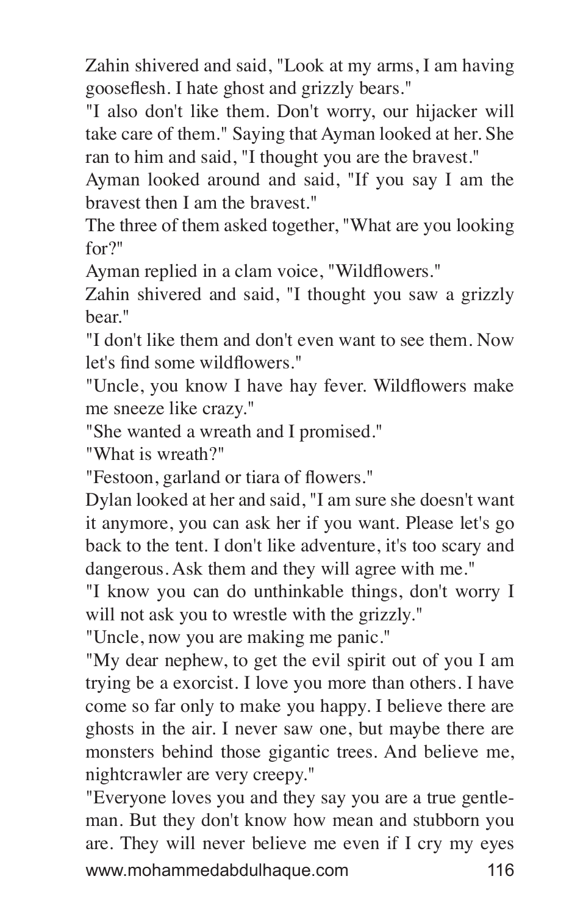Zahin shivered and said, "Look at my arms, I am having gooseflesh. I hate ghost and grizzly bears."

"I also don't like them. Don't worry, our hijacker will take care of them." Saying that Ayman looked at her. She ran to him and said, "I thought you are the bravest."

Ayman looked around and said, "If you say I am the bravest then I am the bravest."

The three of them asked together, "What are you looking for?"

Ayman replied in a clam voice, "Wildflowers."

Zahin shivered and said, "I thought you saw a grizzly bear."

"I don't like them and don't even want to see them. Now let's find some wildflowers."

"Uncle, you know I have hay fever. Wildflowers make me sneeze like crazy."

"She wanted a wreath and I promised."

"What is wreath?"

"Festoon, garland or tiara of flowers."

Dylan looked at her and said, "I am sure she doesn't want it anymore, you can ask her if you want. Please let's go back to the tent. I don't like adventure, it's too scary and dangerous. Ask them and they will agree with me."

"I know you can do unthinkable things, don't worry I will not ask you to wrestle with the grizzly."

"Uncle, now you are making me panic."

"My dear nephew, to get the evil spirit out of you I am trying be a exorcist. I love you more than others. I have come so far only to make you happy. I believe there are ghosts in the air. I never saw one, but maybe there are monsters behind those gigantic trees. And believe me, nightcrawler are very creepy."

"Everyone loves you and they say you are a true gentleman. But they don't know how mean and stubborn you are. They will never believe me even if I cry my eyes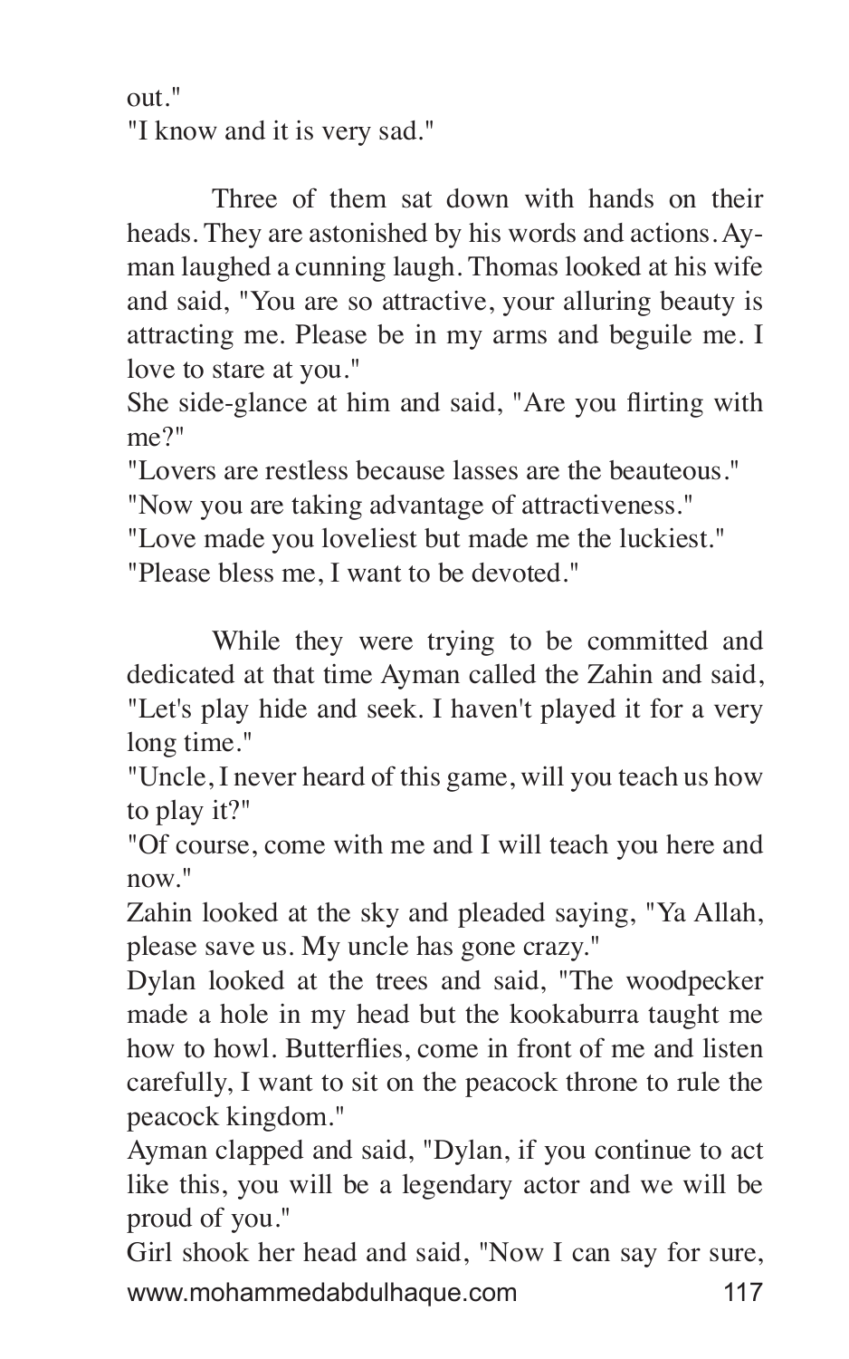out."
"I know and it is very sad."

Three of them sat down with hands on their heads. They are astonished by his words and actions. Ayman laughed a cunning laugh. Thomas looked at his wife and said, "You are so attractive, your alluring beauty is attracting me. Please be in my arms and beguile me. I love to stare at you."
She side-glance at him and said, "Are you flirting with me?"
"Lovers are restless because lasses are the beauteous."
"Now you are taking advantage of attractiveness."
"Love made you loveliest but made me the luckiest."
"Please bless me, I want to be devoted."

While they were trying to be committed and dedicated at that time Ayman called the Zahin and said, "Let's play hide and seek. I haven't played it for a very long time."
"Uncle, I never heard of this game, will you teach us how to play it?"
"Of course, come with me and I will teach you here and now."
Zahin looked at the sky and pleaded saying, "Ya Allah, please save us. My uncle has gone crazy."
Dylan looked at the trees and said, "The woodpecker made a hole in my head but the kookaburra taught me how to howl. Butterflies, come in front of me and listen carefully, I want to sit on the peacock throne to rule the peacock kingdom."
Ayman clapped and said, "Dylan, if you continue to act like this, you will be a legendary actor and we will be proud of you."
Girl shook her head and said, "Now I can say for sure,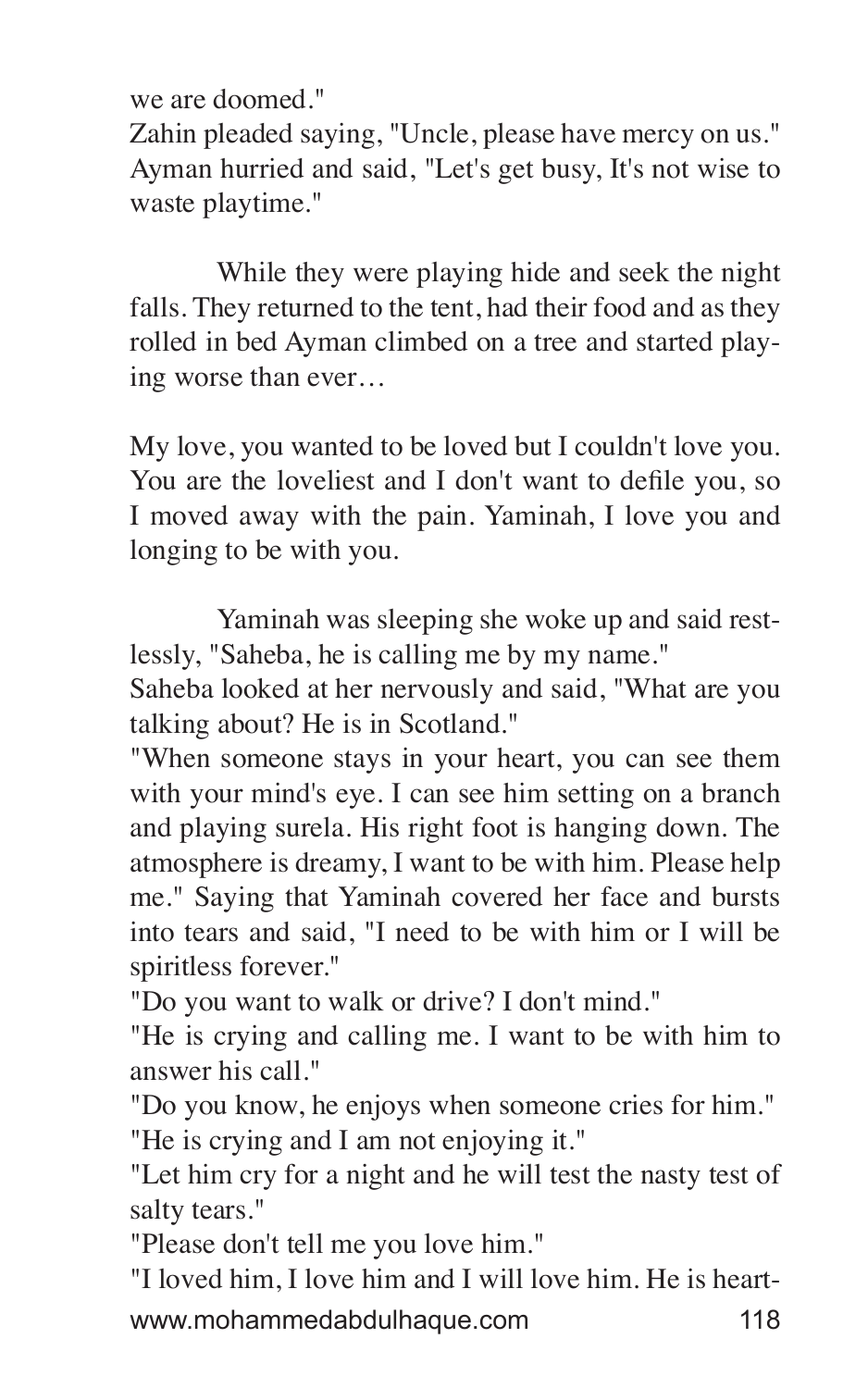we are doomed."

Zahin pleaded saying, "Uncle, please have mercy on us."
Ayman hurried and said, "Let's get busy, It's not wise to waste playtime."

While they were playing hide and seek the night falls. They returned to the tent, had their food and as they rolled in bed Ayman climbed on a tree and started playing worse than ever…

My love, you wanted to be loved but I couldn't love you. You are the loveliest and I don't want to defile you, so I moved away with the pain. Yaminah, I love you and longing to be with you.

Yaminah was sleeping she woke up and said restlessly, "Saheba, he is calling me by my name."
Saheba looked at her nervously and said, "What are you talking about? He is in Scotland."
"When someone stays in your heart, you can see them with your mind's eye. I can see him setting on a branch and playing surela. His right foot is hanging down. The atmosphere is dreamy, I want to be with him. Please help me." Saying that Yaminah covered her face and bursts into tears and said, "I need to be with him or I will be spiritless forever."
"Do you want to walk or drive? I don't mind."
"He is crying and calling me. I want to be with him to answer his call."
"Do you know, he enjoys when someone cries for him."
"He is crying and I am not enjoying it."
"Let him cry for a night and he will test the nasty test of salty tears."
"Please don't tell me you love him."
"I loved him, I love him and I will love him. He is heart-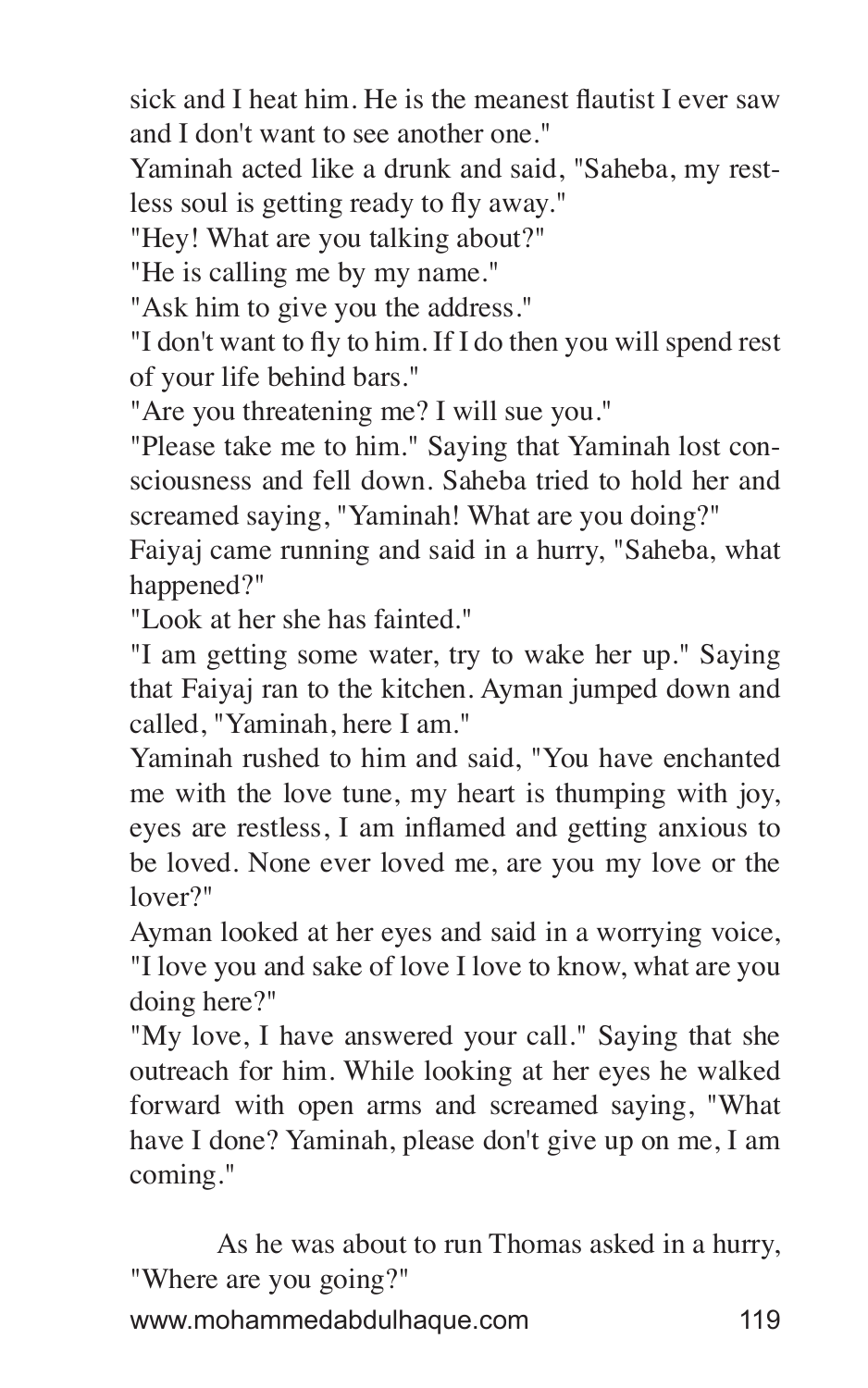sick and I heat him. He is the meanest flautist I ever saw and I don't want to see another one."

Yaminah acted like a drunk and said, "Saheba, my restless soul is getting ready to fly away."

"Hey! What are you talking about?"

"He is calling me by my name."

"Ask him to give you the address."

"I don't want to fly to him. If I do then you will spend rest of your life behind bars."

"Are you threatening me? I will sue you."

"Please take me to him." Saying that Yaminah lost consciousness and fell down. Saheba tried to hold her and screamed saying, "Yaminah! What are you doing?"

Faiyaj came running and said in a hurry, "Saheba, what happened?"

"Look at her she has fainted."

"I am getting some water, try to wake her up." Saying that Faiyaj ran to the kitchen. Ayman jumped down and called, "Yaminah, here I am."

Yaminah rushed to him and said, "You have enchanted me with the love tune, my heart is thumping with joy, eyes are restless, I am inflamed and getting anxious to be loved. None ever loved me, are you my love or the lover?"

Ayman looked at her eyes and said in a worrying voice, "I love you and sake of love I love to know, what are you doing here?"

"My love, I have answered your call." Saying that she outreach for him. While looking at her eyes he walked forward with open arms and screamed saying, "What have I done? Yaminah, please don't give up on me, I am coming."

As he was about to run Thomas asked in a hurry, "Where are you going?"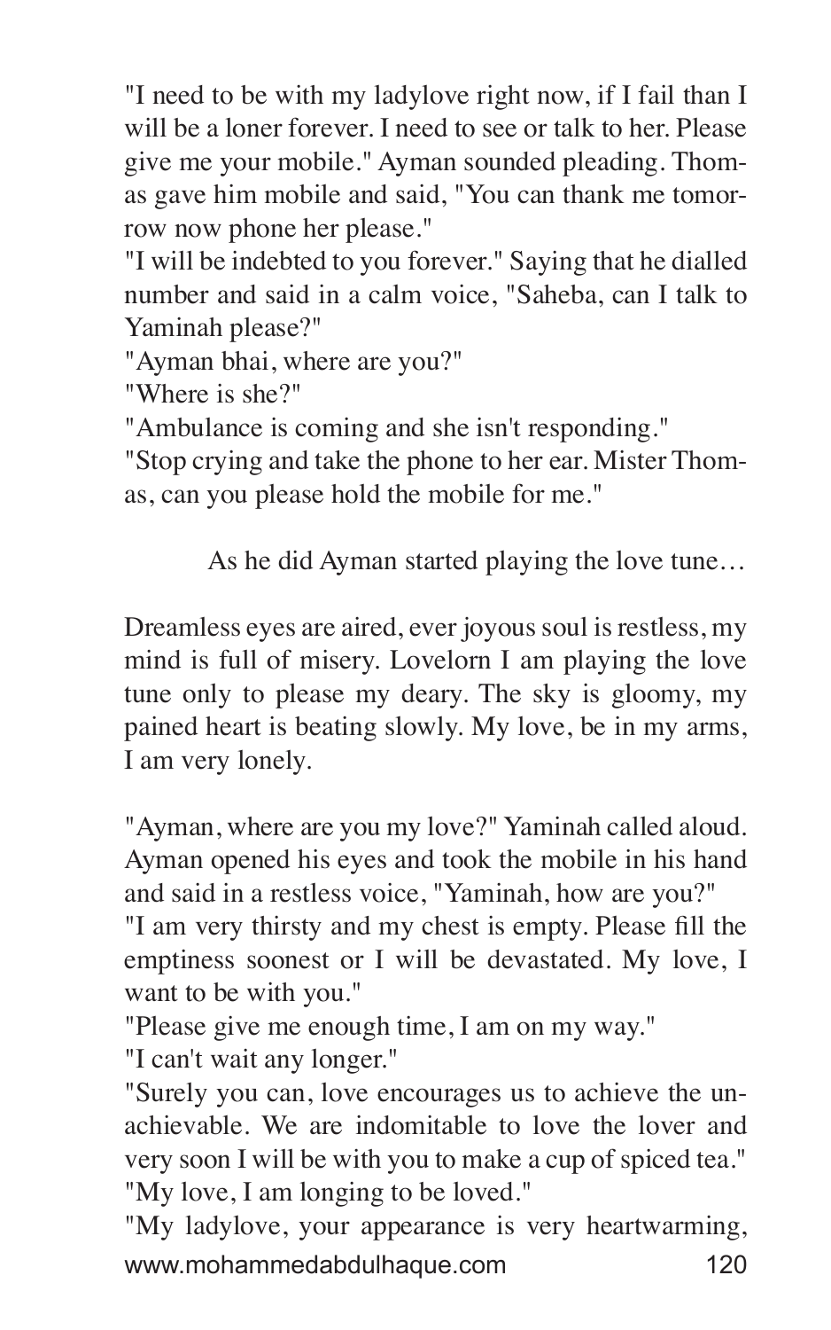"I need to be with my ladylove right now, if I fail than I will be a loner forever. I need to see or talk to her. Please give me your mobile." Ayman sounded pleading. Thomas gave him mobile and said, "You can thank me tomorrow now phone her please."

"I will be indebted to you forever." Saying that he dialled number and said in a calm voice, "Saheba, can I talk to Yaminah please?"

"Ayman bhai, where are you?"

"Where is she?"

"Ambulance is coming and she isn't responding."

"Stop crying and take the phone to her ear. Mister Thomas, can you please hold the mobile for me."

As he did Ayman started playing the love tune…

Dreamless eyes are aired, ever joyous soul is restless, my mind is full of misery. Lovelorn I am playing the love tune only to please my deary. The sky is gloomy, my pained heart is beating slowly. My love, be in my arms, I am very lonely.

"Ayman, where are you my love?" Yaminah called aloud. Ayman opened his eyes and took the mobile in his hand and said in a restless voice, "Yaminah, how are you?"

"I am very thirsty and my chest is empty. Please fill the emptiness soonest or I will be devastated. My love, I want to be with you."

"Please give me enough time, I am on my way."

"I can't wait any longer."

"Surely you can, love encourages us to achieve the unachievable. We are indomitable to love the lover and very soon I will be with you to make a cup of spiced tea."

"My love, I am longing to be loved."

"My ladylove, your appearance is very heartwarming,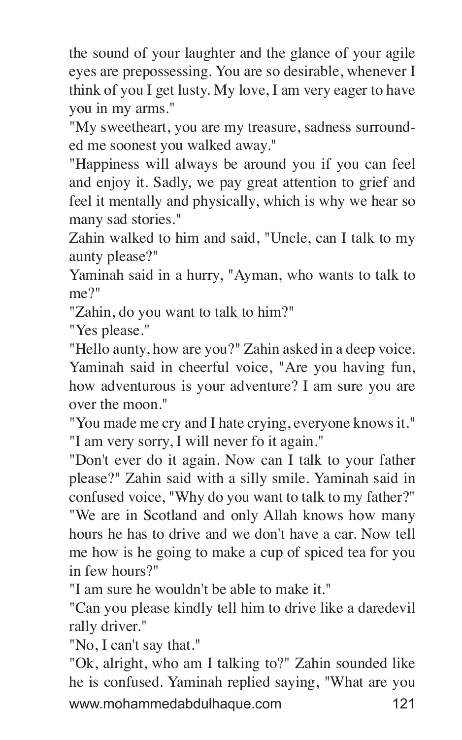the sound of your laughter and the glance of your agile eyes are prepossessing. You are so desirable, whenever I think of you I get lusty. My love, I am very eager to have you in my arms."

"My sweetheart, you are my treasure, sadness surrounded me soonest you walked away."

"Happiness will always be around you if you can feel and enjoy it. Sadly, we pay great attention to grief and feel it mentally and physically, which is why we hear so many sad stories."

Zahin walked to him and said, "Uncle, can I talk to my aunty please?"

Yaminah said in a hurry, "Ayman, who wants to talk to me?"

"Zahin, do you want to talk to him?"

"Yes please."

"Hello aunty, how are you?" Zahin asked in a deep voice. Yaminah said in cheerful voice, "Are you having fun, how adventurous is your adventure? I am sure you are over the moon."

"You made me cry and I hate crying, everyone knows it."

"I am very sorry, I will never fo it again."

"Don't ever do it again. Now can I talk to your father please?" Zahin said with a silly smile. Yaminah said in confused voice, "Why do you want to talk to my father?"

"We are in Scotland and only Allah knows how many hours he has to drive and we don't have a car. Now tell me how is he going to make a cup of spiced tea for you in few hours?"

"I am sure he wouldn't be able to make it."

"Can you please kindly tell him to drive like a daredevil rally driver."

"No, I can't say that."

"Ok, alright, who am I talking to?" Zahin sounded like he is confused. Yaminah replied saying, "What are you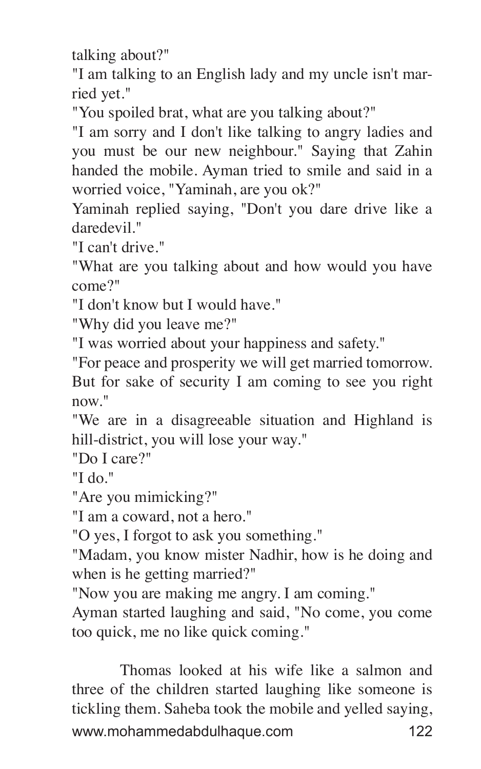talking about?"

"I am talking to an English lady and my uncle isn't married yet."

"You spoiled brat, what are you talking about?"

"I am sorry and I don't like talking to angry ladies and you must be our new neighbour." Saying that Zahin handed the mobile. Ayman tried to smile and said in a worried voice, "Yaminah, are you ok?"

Yaminah replied saying, "Don't you dare drive like a daredevil."

"I can't drive."

"What are you talking about and how would you have come?"

"I don't know but I would have."

"Why did you leave me?"

"I was worried about your happiness and safety."

"For peace and prosperity we will get married tomorrow. But for sake of security I am coming to see you right now."

"We are in a disagreeable situation and Highland is hill-district, you will lose your way."

"Do I care?"

"I do."

"Are you mimicking?"

"I am a coward, not a hero."

"O yes, I forgot to ask you something."

"Madam, you know mister Nadhir, how is he doing and when is he getting married?"

"Now you are making me angry. I am coming."

Ayman started laughing and said, "No come, you come too quick, me no like quick coming."

Thomas looked at his wife like a salmon and three of the children started laughing like someone is tickling them. Saheba took the mobile and yelled saying,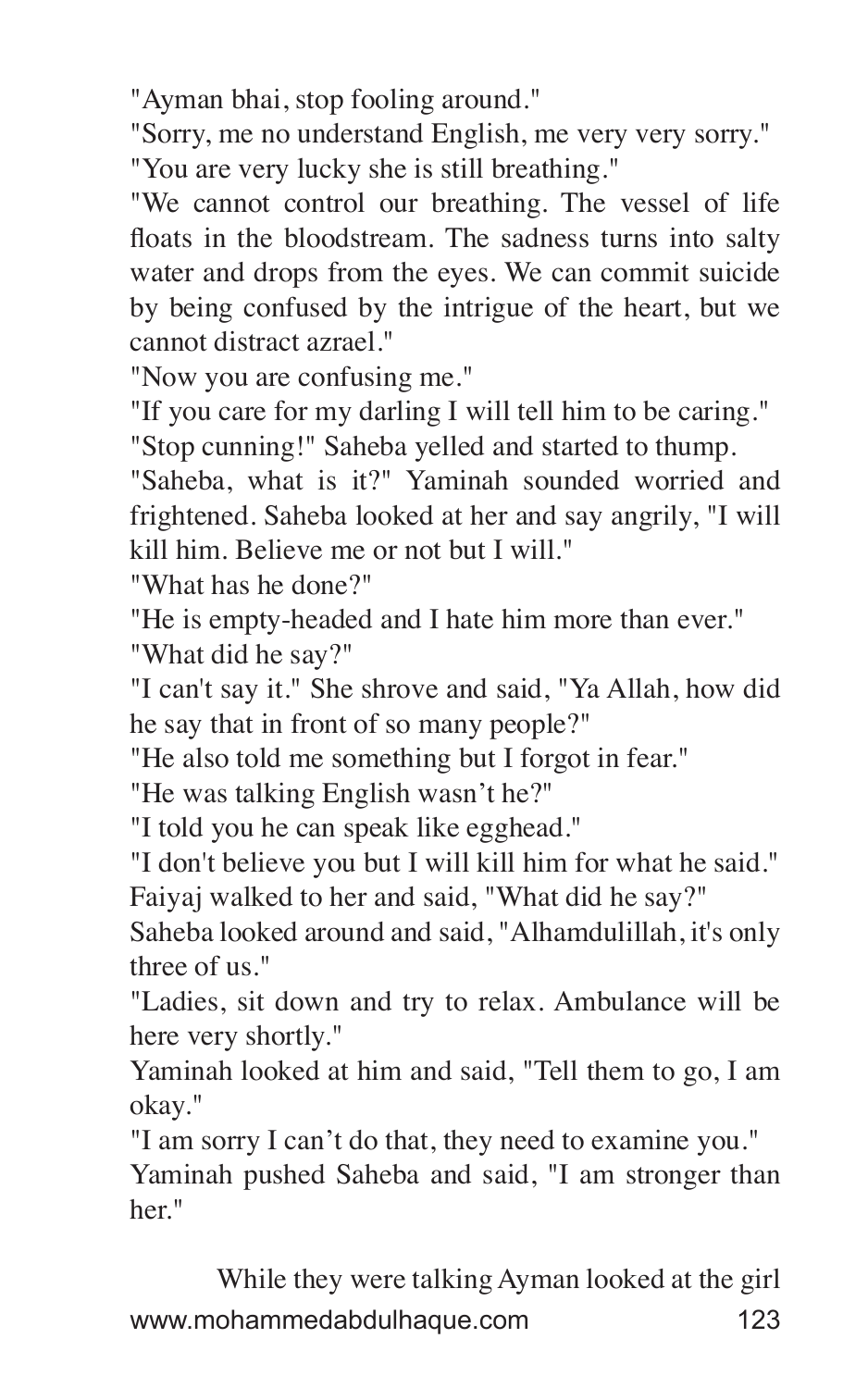"Ayman bhai, stop fooling around."

"Sorry, me no understand English, me very very sorry."

"You are very lucky she is still breathing."

"We cannot control our breathing. The vessel of life floats in the bloodstream. The sadness turns into salty water and drops from the eyes. We can commit suicide by being confused by the intrigue of the heart, but we cannot distract azrael."

"Now you are confusing me."

"If you care for my darling I will tell him to be caring."

"Stop cunning!" Saheba yelled and started to thump.

"Saheba, what is it?" Yaminah sounded worried and frightened. Saheba looked at her and say angrily, "I will kill him. Believe me or not but I will."

"What has he done?"

"He is empty-headed and I hate him more than ever."

"What did he say?"

"I can't say it." She shrove and said, "Ya Allah, how did he say that in front of so many people?"

"He also told me something but I forgot in fear."

"He was talking English wasn't he?"

"I told you he can speak like egghead."

"I don't believe you but I will kill him for what he said."

Faiyaj walked to her and said, "What did he say?"

Saheba looked around and said, "Alhamdulillah, it's only three of us."

"Ladies, sit down and try to relax. Ambulance will be here very shortly."

Yaminah looked at him and said, "Tell them to go, I am okay."

"I am sorry I can't do that, they need to examine you."

Yaminah pushed Saheba and said, "I am stronger than her."

While they were talking Ayman looked at the girl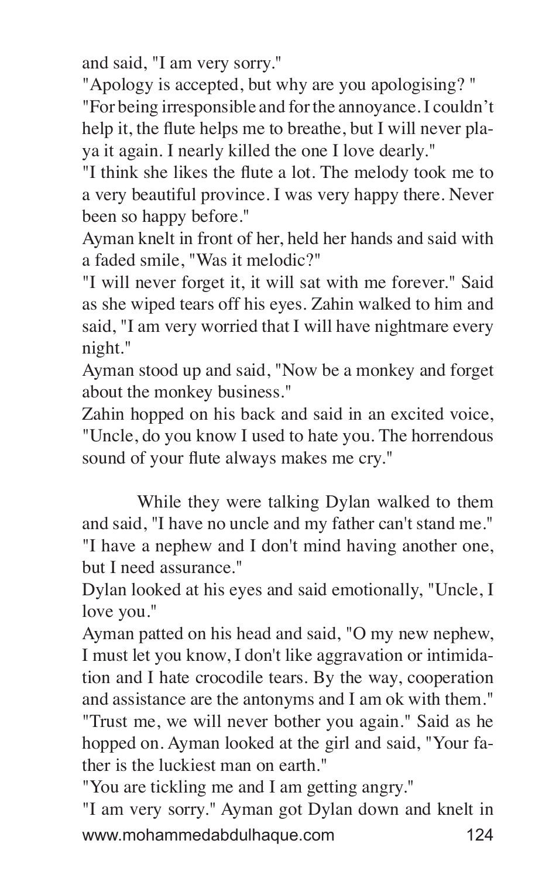and said, "I am very sorry."

"Apology is accepted, but why are you apologising? "

"For being irresponsible and for the annoyance. I couldn't help it, the flute helps me to breathe, but I will never playa it again. I nearly killed the one I love dearly."

"I think she likes the flute a lot. The melody took me to a very beautiful province. I was very happy there. Never been so happy before."

Ayman knelt in front of her, held her hands and said with a faded smile, "Was it melodic?"

"I will never forget it, it will sat with me forever." Said as she wiped tears off his eyes. Zahin walked to him and said, "I am very worried that I will have nightmare every night."

Ayman stood up and said, "Now be a monkey and forget about the monkey business."

Zahin hopped on his back and said in an excited voice, "Uncle, do you know I used to hate you. The horrendous sound of your flute always makes me cry."

While they were talking Dylan walked to them and said, "I have no uncle and my father can't stand me."

"I have a nephew and I don't mind having another one, but I need assurance."

Dylan looked at his eyes and said emotionally, "Uncle, I love you."

Ayman patted on his head and said, "O my new nephew, I must let you know, I don't like aggravation or intimidation and I hate crocodile tears. By the way, cooperation and assistance are the antonyms and I am ok with them."

"Trust me, we will never bother you again." Said as he hopped on. Ayman looked at the girl and said, "Your father is the luckiest man on earth."

"You are tickling me and I am getting angry."

"I am very sorry." Ayman got Dylan down and knelt in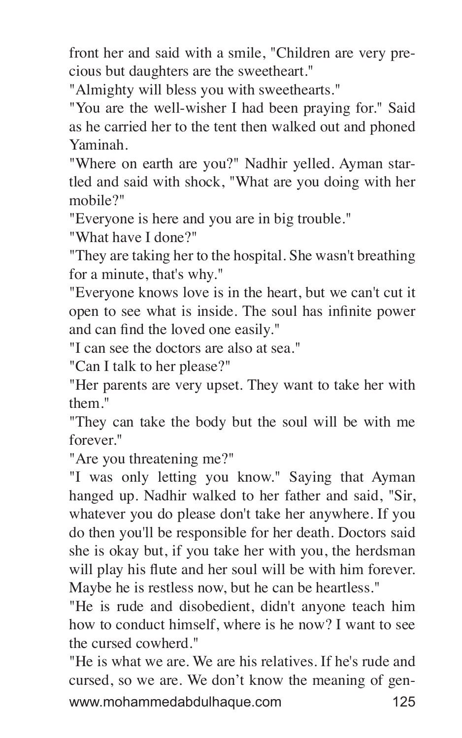front her and said with a smile, "Children are very precious but daughters are the sweetheart."

"Almighty will bless you with sweethearts."

"You are the well-wisher I had been praying for." Said as he carried her to the tent then walked out and phoned Yaminah.

"Where on earth are you?" Nadhir yelled. Ayman startled and said with shock, "What are you doing with her mobile?"

"Everyone is here and you are in big trouble."

"What have I done?"

"They are taking her to the hospital. She wasn't breathing for a minute, that's why."

"Everyone knows love is in the heart, but we can't cut it open to see what is inside. The soul has infinite power and can find the loved one easily."

"I can see the doctors are also at sea."

"Can I talk to her please?"

"Her parents are very upset. They want to take her with them."

"They can take the body but the soul will be with me forever."

"Are you threatening me?"

"I was only letting you know." Saying that Ayman hanged up. Nadhir walked to her father and said, "Sir, whatever you do please don't take her anywhere. If you do then you'll be responsible for her death. Doctors said she is okay but, if you take her with you, the herdsman will play his flute and her soul will be with him forever. Maybe he is restless now, but he can be heartless."

"He is rude and disobedient, didn't anyone teach him how to conduct himself, where is he now? I want to see the cursed cowherd."

"He is what we are. We are his relatives. If he's rude and cursed, so we are. We don't know the meaning of gen-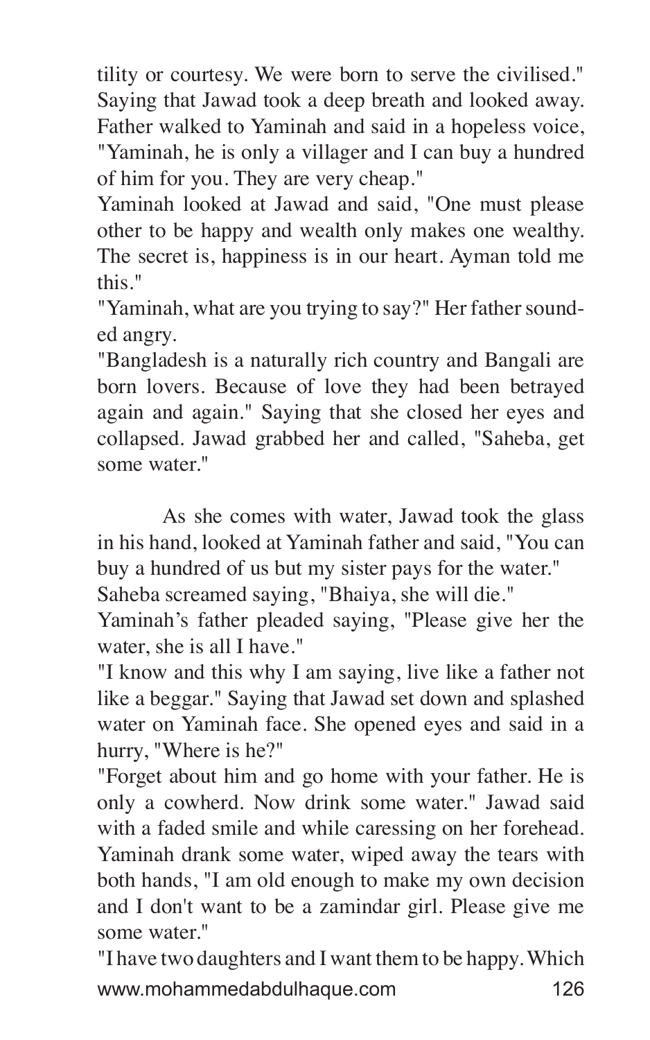tility or courtesy. We were born to serve the civilised." Saying that Jawad took a deep breath and looked away. Father walked to Yaminah and said in a hopeless voice, "Yaminah, he is only a villager and I can buy a hundred of him for you. They are very cheap."

Yaminah looked at Jawad and said, "One must please other to be happy and wealth only makes one wealthy. The secret is, happiness is in our heart. Ayman told me this."

"Yaminah, what are you trying to say?" Her father sounded angry.

"Bangladesh is a naturally rich country and Bangali are born lovers. Because of love they had been betrayed again and again." Saying that she closed her eyes and collapsed. Jawad grabbed her and called, "Saheba, get some water."

As she comes with water, Jawad took the glass in his hand, looked at Yaminah father and said, "You can buy a hundred of us but my sister pays for the water."

Saheba screamed saying, "Bhaiya, she will die."

Yaminah's father pleaded saying, "Please give her the water, she is all I have."

"I know and this why I am saying, live like a father not like a beggar." Saying that Jawad set down and splashed water on Yaminah face. She opened eyes and said in a hurry, "Where is he?"

"Forget about him and go home with your father. He is only a cowherd. Now drink some water." Jawad said with a faded smile and while caressing on her forehead. Yaminah drank some water, wiped away the tears with both hands, "I am old enough to make my own decision and I don't want to be a zamindar girl. Please give me some water."

"I have two daughters and I want them to be happy. Which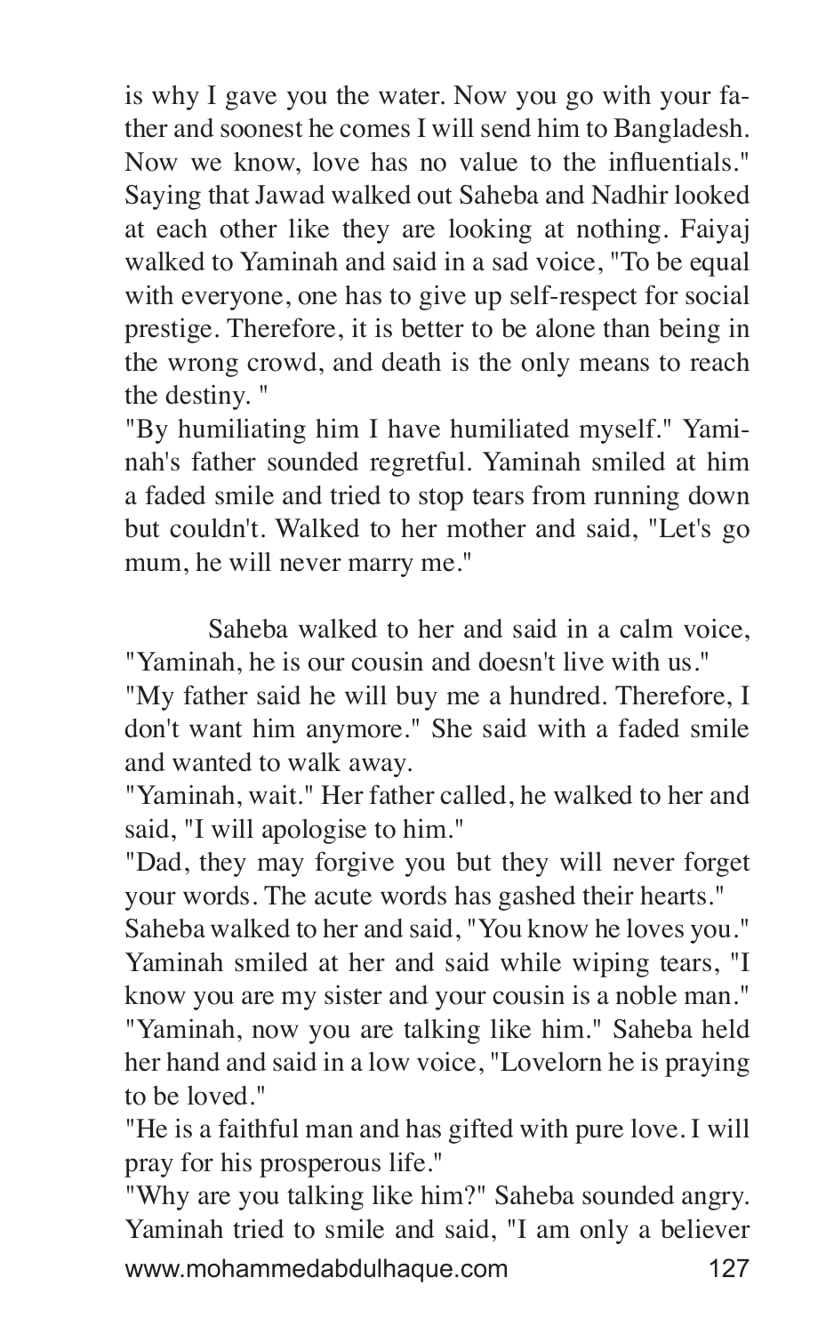is why I gave you the water. Now you go with your father and soonest he comes I will send him to Bangladesh. Now we know, love has no value to the influentials." Saying that Jawad walked out Saheba and Nadhir looked at each other like they are looking at nothing. Faiyaj walked to Yaminah and said in a sad voice, "To be equal with everyone, one has to give up self-respect for social prestige. Therefore, it is better to be alone than being in the wrong crowd, and death is the only means to reach the destiny. "

"By humiliating him I have humiliated myself." Yaminah's father sounded regretful. Yaminah smiled at him a faded smile and tried to stop tears from running down but couldn't. Walked to her mother and said, "Let's go mum, he will never marry me."

Saheba walked to her and said in a calm voice, "Yaminah, he is our cousin and doesn't live with us."

"My father said he will buy me a hundred. Therefore, I don't want him anymore." She said with a faded smile and wanted to walk away.

"Yaminah, wait." Her father called, he walked to her and said, "I will apologise to him."

"Dad, they may forgive you but they will never forget your words. The acute words has gashed their hearts."

Saheba walked to her and said, "You know he loves you."

Yaminah smiled at her and said while wiping tears, "I know you are my sister and your cousin is a noble man."

"Yaminah, now you are talking like him." Saheba held her hand and said in a low voice, "Lovelorn he is praying to be loved."

"He is a faithful man and has gifted with pure love. I will pray for his prosperous life."

"Why are you talking like him?" Saheba sounded angry. Yaminah tried to smile and said, "I am only a believer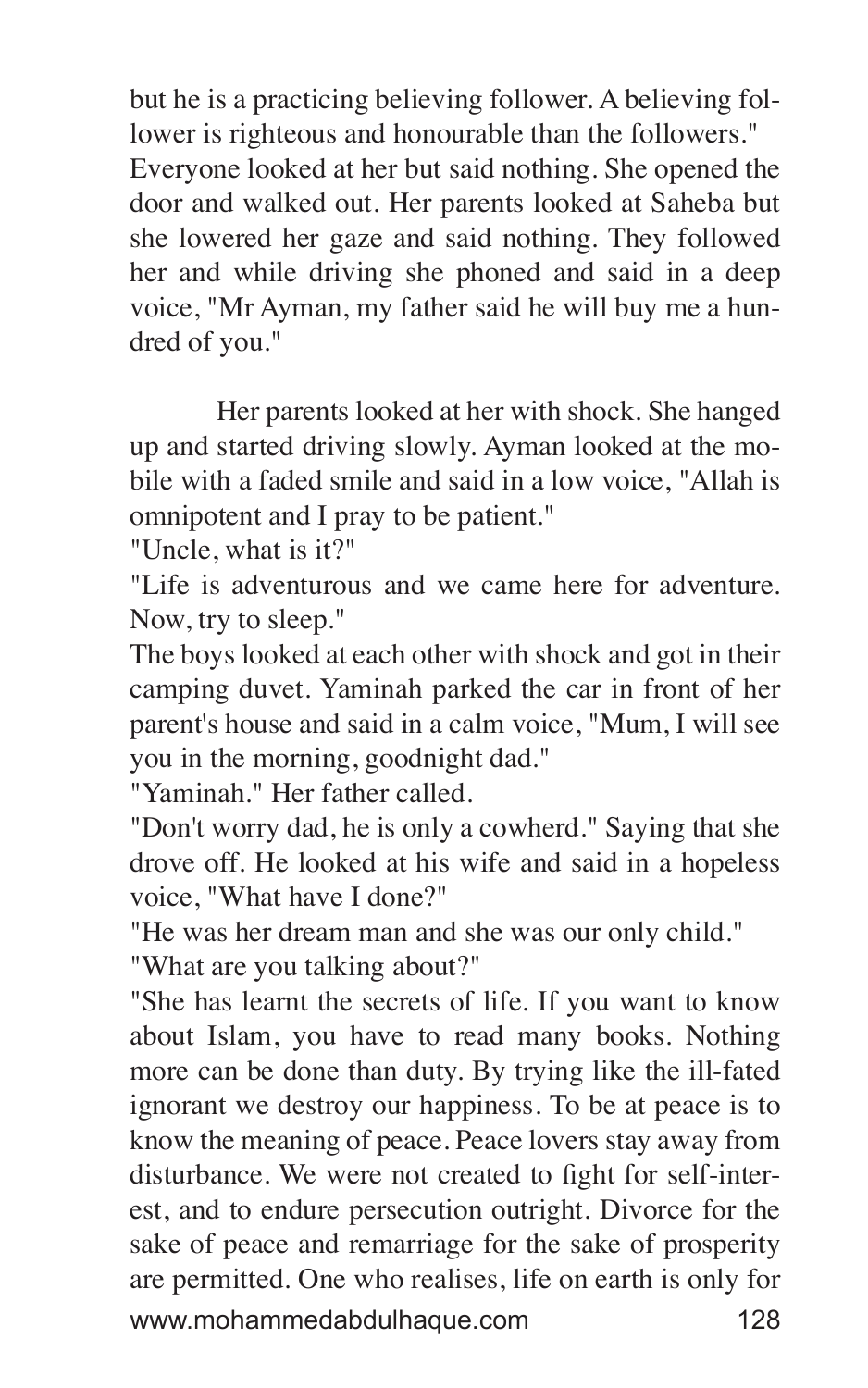but he is a practicing believing follower. A believing follower is righteous and honourable than the followers."
Everyone looked at her but said nothing. She opened the door and walked out. Her parents looked at Saheba but she lowered her gaze and said nothing. They followed her and while driving she phoned and said in a deep voice, "Mr Ayman, my father said he will buy me a hundred of you."

Her parents looked at her with shock. She hanged up and started driving slowly. Ayman looked at the mobile with a faded smile and said in a low voice, "Allah is omnipotent and I pray to be patient."
"Uncle, what is it?"
"Life is adventurous and we came here for adventure. Now, try to sleep."
The boys looked at each other with shock and got in their camping duvet. Yaminah parked the car in front of her parent's house and said in a calm voice, "Mum, I will see you in the morning, goodnight dad."
"Yaminah." Her father called.
"Don't worry dad, he is only a cowherd." Saying that she drove off. He looked at his wife and said in a hopeless voice, "What have I done?"
"He was her dream man and she was our only child."
"What are you talking about?"
"She has learnt the secrets of life. If you want to know about Islam, you have to read many books. Nothing more can be done than duty. By trying like the ill-fated ignorant we destroy our happiness. To be at peace is to know the meaning of peace. Peace lovers stay away from disturbance. We were not created to fight for self-interest, and to endure persecution outright. Divorce for the sake of peace and remarriage for the sake of prosperity are permitted. One who realises, life on earth is only for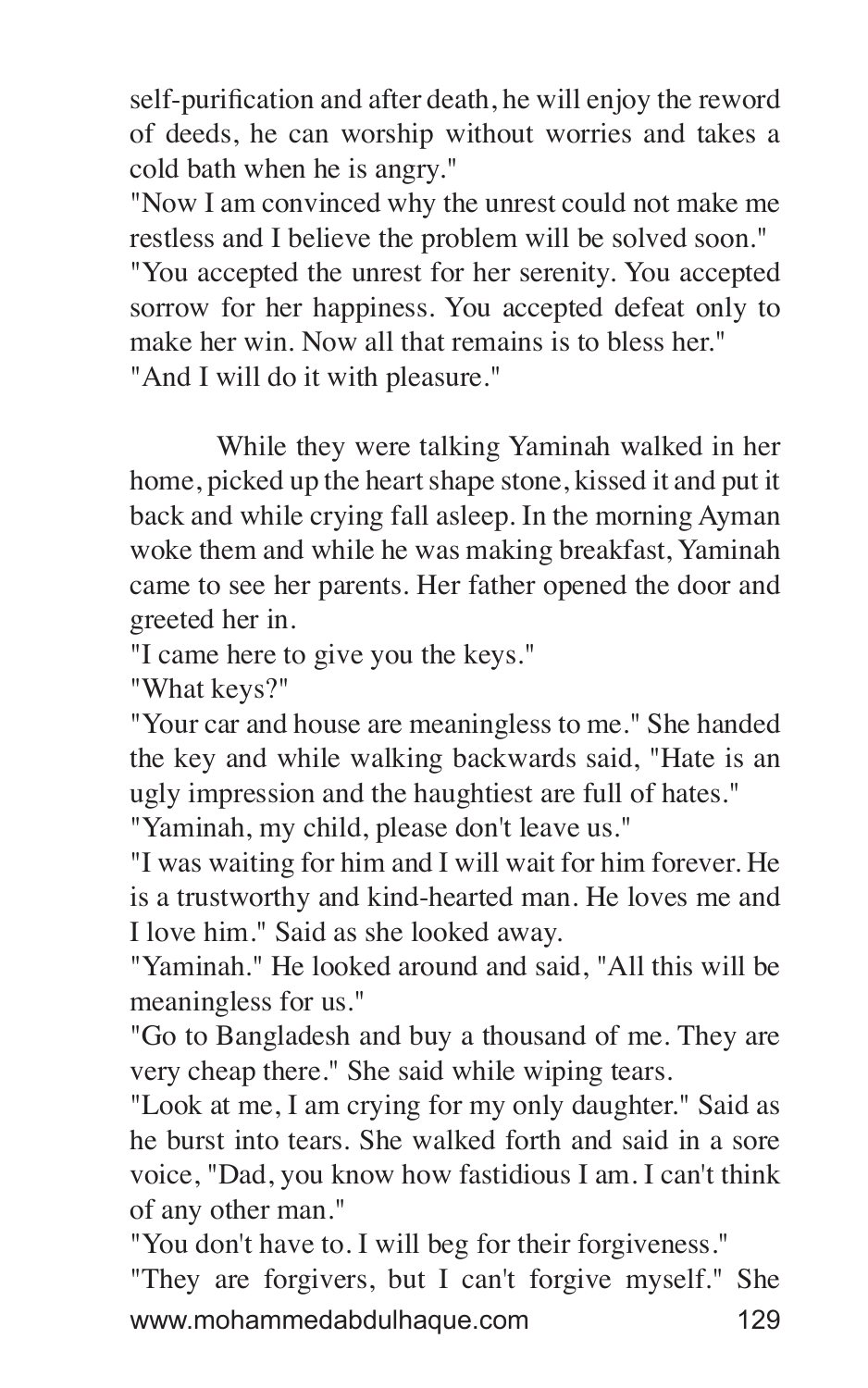self-purification and after death, he will enjoy the reword of deeds, he can worship without worries and takes a cold bath when he is angry."

"Now I am convinced why the unrest could not make me restless and I believe the problem will be solved soon."

"You accepted the unrest for her serenity. You accepted sorrow for her happiness. You accepted defeat only to make her win. Now all that remains is to bless her."

"And I will do it with pleasure."

While they were talking Yaminah walked in her home, picked up the heart shape stone, kissed it and put it back and while crying fall asleep. In the morning Ayman woke them and while he was making breakfast, Yaminah came to see her parents. Her father opened the door and greeted her in.

"I came here to give you the keys."

"What keys?"

"Your car and house are meaningless to me." She handed the key and while walking backwards said, "Hate is an ugly impression and the haughtiest are full of hates."

"Yaminah, my child, please don't leave us."

"I was waiting for him and I will wait for him forever. He is a trustworthy and kind-hearted man. He loves me and I love him." Said as she looked away.

"Yaminah." He looked around and said, "All this will be meaningless for us."

"Go to Bangladesh and buy a thousand of me. They are very cheap there." She said while wiping tears.

"Look at me, I am crying for my only daughter." Said as he burst into tears. She walked forth and said in a sore voice, "Dad, you know how fastidious I am. I can't think of any other man."

"You don't have to. I will beg for their forgiveness."

"They are forgivers, but I can't forgive myself." She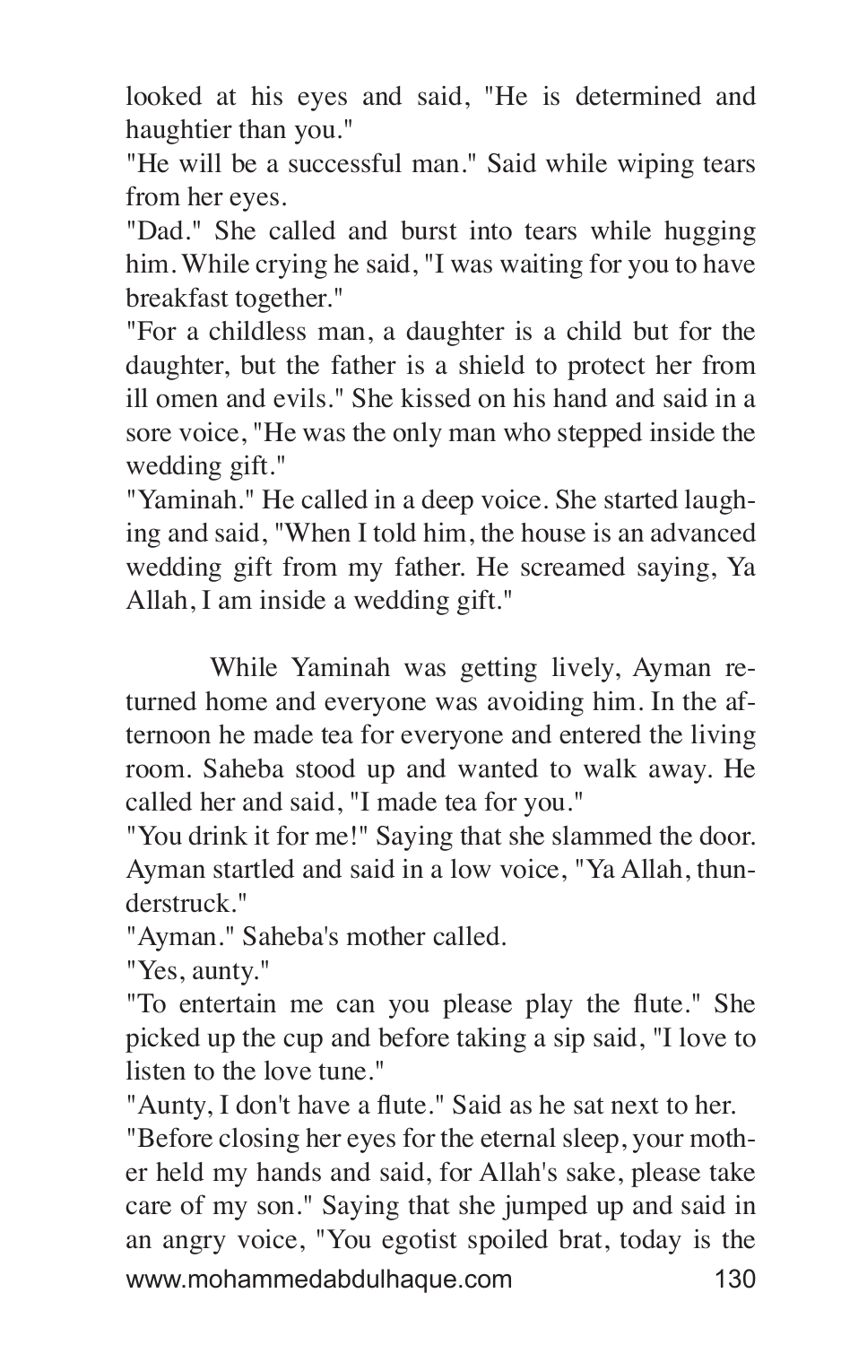looked at his eyes and said, "He is determined and haughtier than you."

"He will be a successful man." Said while wiping tears from her eyes.

"Dad." She called and burst into tears while hugging him. While crying he said, "I was waiting for you to have breakfast together."

"For a childless man, a daughter is a child but for the daughter, but the father is a shield to protect her from ill omen and evils." She kissed on his hand and said in a sore voice, "He was the only man who stepped inside the wedding gift."

"Yaminah." He called in a deep voice. She started laughing and said, "When I told him, the house is an advanced wedding gift from my father. He screamed saying, Ya Allah, I am inside a wedding gift."

While Yaminah was getting lively, Ayman returned home and everyone was avoiding him. In the afternoon he made tea for everyone and entered the living room. Saheba stood up and wanted to walk away. He called her and said, "I made tea for you."

"You drink it for me!" Saying that she slammed the door. Ayman startled and said in a low voice, "Ya Allah, thunderstruck."

"Ayman." Saheba's mother called.

"Yes, aunty."

"To entertain me can you please play the flute." She picked up the cup and before taking a sip said, "I love to listen to the love tune."

"Aunty, I don't have a flute." Said as he sat next to her.

"Before closing her eyes for the eternal sleep, your mother held my hands and said, for Allah's sake, please take care of my son." Saying that she jumped up and said in an angry voice, "You egotist spoiled brat, today is the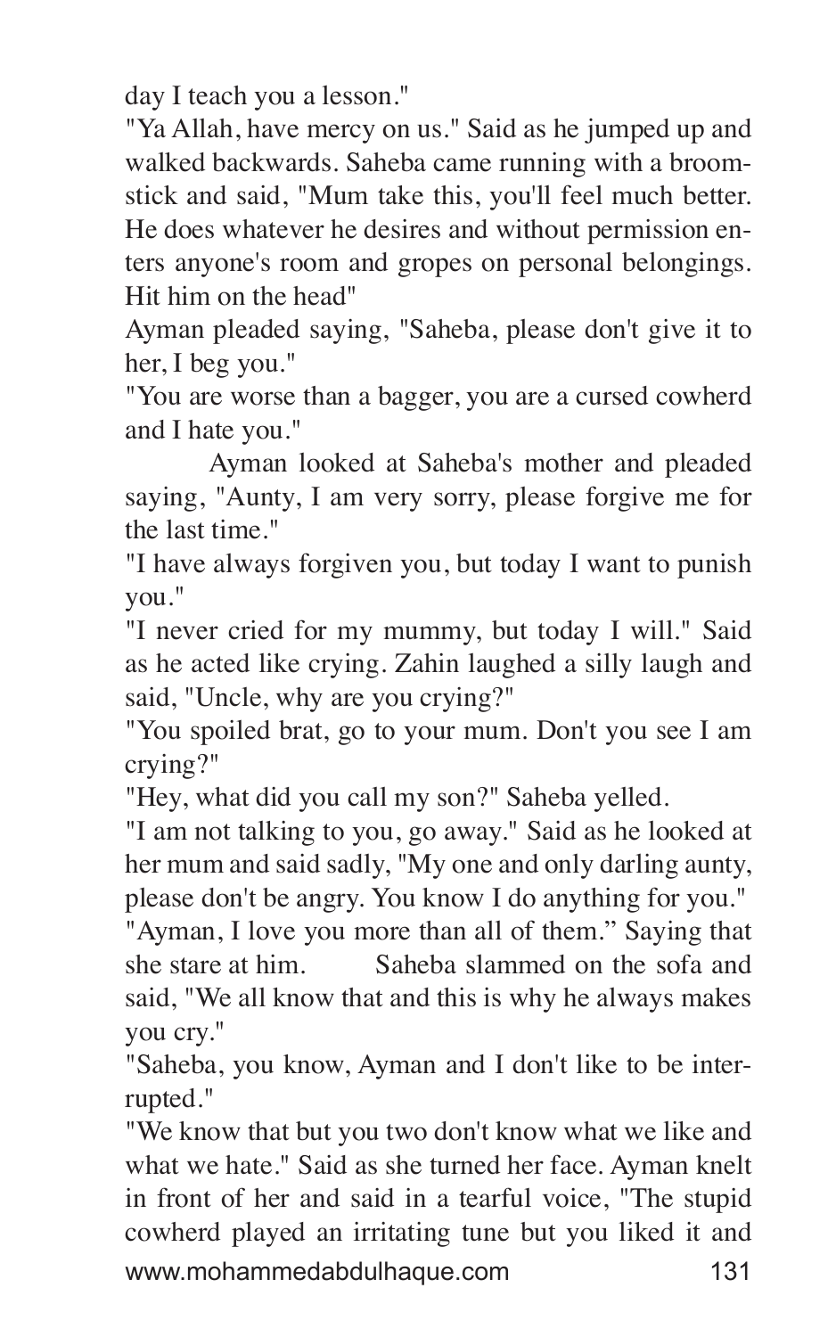day I teach you a lesson."

"Ya Allah, have mercy on us." Said as he jumped up and walked backwards. Saheba came running with a broom-stick and said, "Mum take this, you'll feel much better. He does whatever he desires and without permission enters anyone's room and gropes on personal belongings. Hit him on the head"

Ayman pleaded saying, "Saheba, please don't give it to her, I beg you."

"You are worse than a bagger, you are a cursed cowherd and I hate you."

Ayman looked at Saheba's mother and pleaded saying, "Aunty, I am very sorry, please forgive me for the last time."

"I have always forgiven you, but today I want to punish you."

"I never cried for my mummy, but today I will." Said as he acted like crying. Zahin laughed a silly laugh and said, "Uncle, why are you crying?"

"You spoiled brat, go to your mum. Don't you see I am crying?"

"Hey, what did you call my son?" Saheba yelled.

"I am not talking to you, go away." Said as he looked at her mum and said sadly, "My one and only darling aunty, please don't be angry. You know I do anything for you."

"Ayman, I love you more than all of them." Saying that she stare at him. Saheba slammed on the sofa and said, "We all know that and this is why he always makes you cry."

"Saheba, you know, Ayman and I don't like to be interrupted."

"We know that but you two don't know what we like and what we hate." Said as she turned her face. Ayman knelt in front of her and said in a tearful voice, "The stupid cowherd played an irritating tune but you liked it and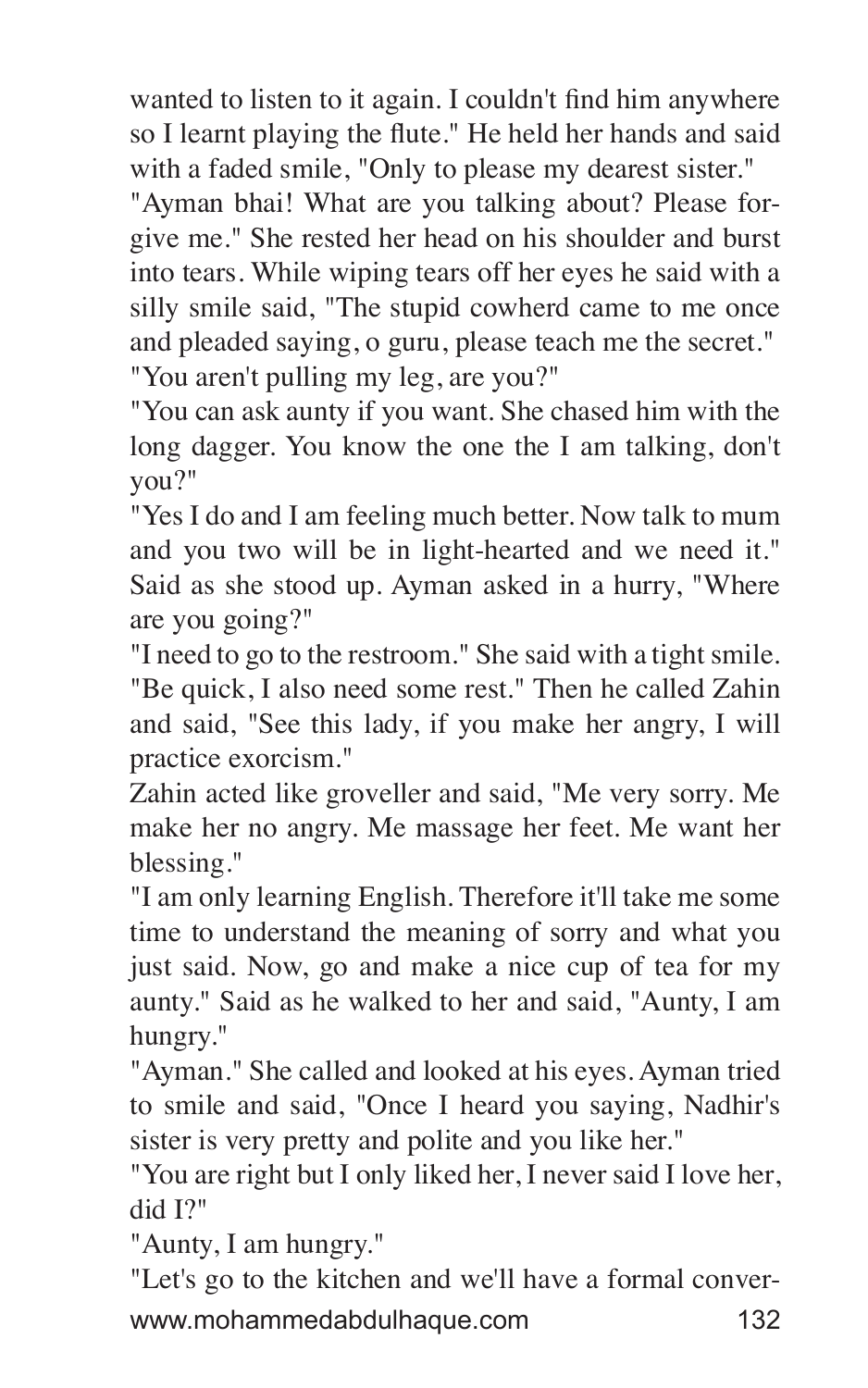wanted to listen to it again. I couldn't find him anywhere so I learnt playing the flute." He held her hands and said with a faded smile, "Only to please my dearest sister."

"Ayman bhai! What are you talking about? Please forgive me." She rested her head on his shoulder and burst into tears. While wiping tears off her eyes he said with a silly smile said, "The stupid cowherd came to me once and pleaded saying, o guru, please teach me the secret."

"You aren't pulling my leg, are you?"

"You can ask aunty if you want. She chased him with the long dagger. You know the one the I am talking, don't you?"

"Yes I do and I am feeling much better. Now talk to mum and you two will be in light-hearted and we need it." Said as she stood up. Ayman asked in a hurry, "Where are you going?"

"I need to go to the restroom." She said with a tight smile.

"Be quick, I also need some rest." Then he called Zahin and said, "See this lady, if you make her angry, I will practice exorcism."

Zahin acted like groveller and said, "Me very sorry. Me make her no angry. Me massage her feet. Me want her blessing."

"I am only learning English. Therefore it'll take me some time to understand the meaning of sorry and what you just said. Now, go and make a nice cup of tea for my aunty." Said as he walked to her and said, "Aunty, I am hungry."

"Ayman." She called and looked at his eyes. Ayman tried to smile and said, "Once I heard you saying, Nadhir's sister is very pretty and polite and you like her."

"You are right but I only liked her, I never said I love her, did I?"

"Aunty, I am hungry."

"Let's go to the kitchen and we'll have a formal conver-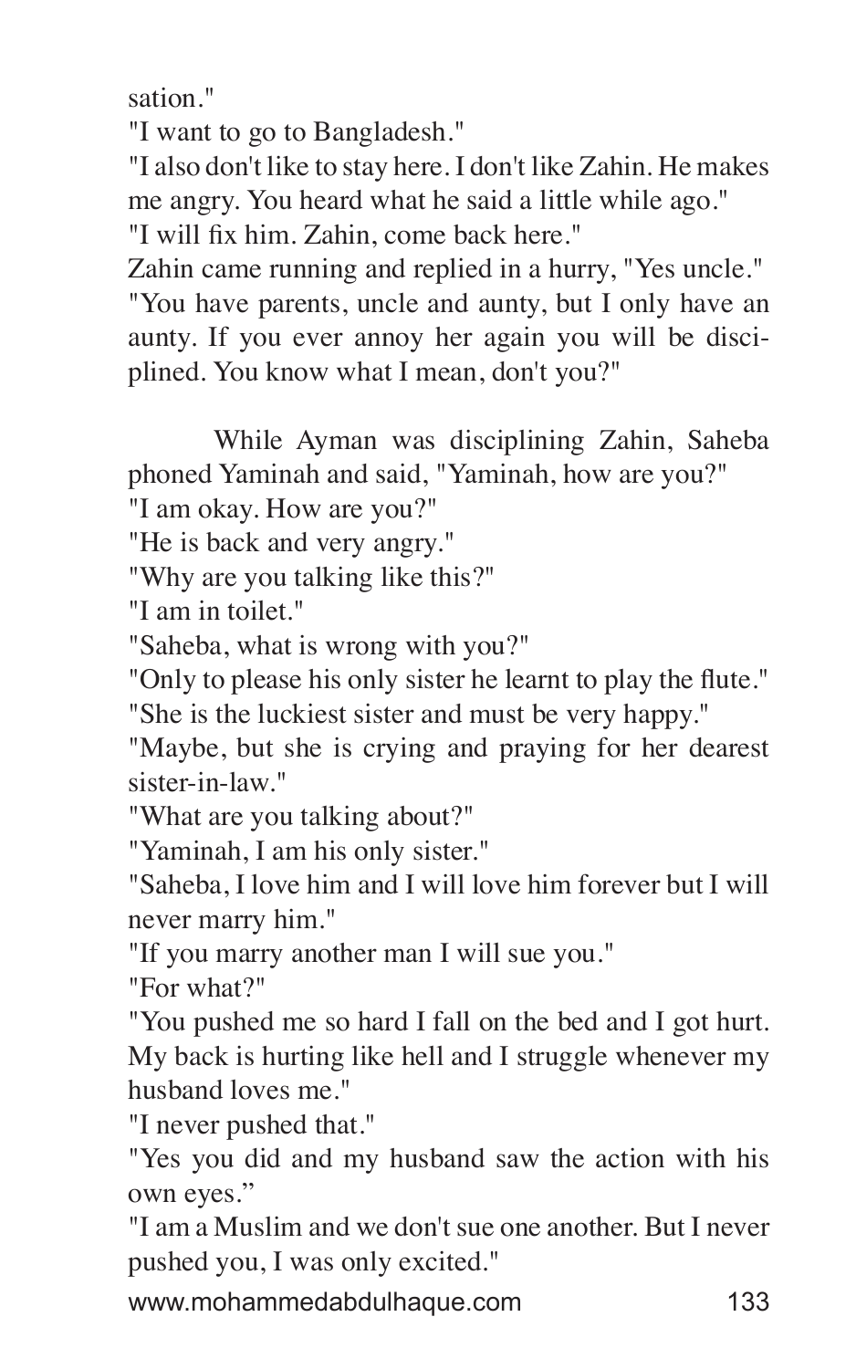sation."

"I want to go to Bangladesh."

"I also don't like to stay here. I don't like Zahin. He makes me angry. You heard what he said a little while ago."

"I will fix him. Zahin, come back here."

Zahin came running and replied in a hurry, "Yes uncle."

"You have parents, uncle and aunty, but I only have an aunty. If you ever annoy her again you will be disciplined. You know what I mean, don't you?"

While Ayman was disciplining Zahin, Saheba phoned Yaminah and said, "Yaminah, how are you?"

"I am okay. How are you?"

"He is back and very angry."

"Why are you talking like this?"

"I am in toilet."

"Saheba, what is wrong with you?"

"Only to please his only sister he learnt to play the flute."

"She is the luckiest sister and must be very happy."

"Maybe, but she is crying and praying for her dearest sister-in-law."

"What are you talking about?"

"Yaminah, I am his only sister."

"Saheba, I love him and I will love him forever but I will never marry him."

"If you marry another man I will sue you."

"For what?"

"You pushed me so hard I fall on the bed and I got hurt. My back is hurting like hell and I struggle whenever my husband loves me."

"I never pushed that."

"Yes you did and my husband saw the action with his own eyes."

"I am a Muslim and we don't sue one another. But I never pushed you, I was only excited."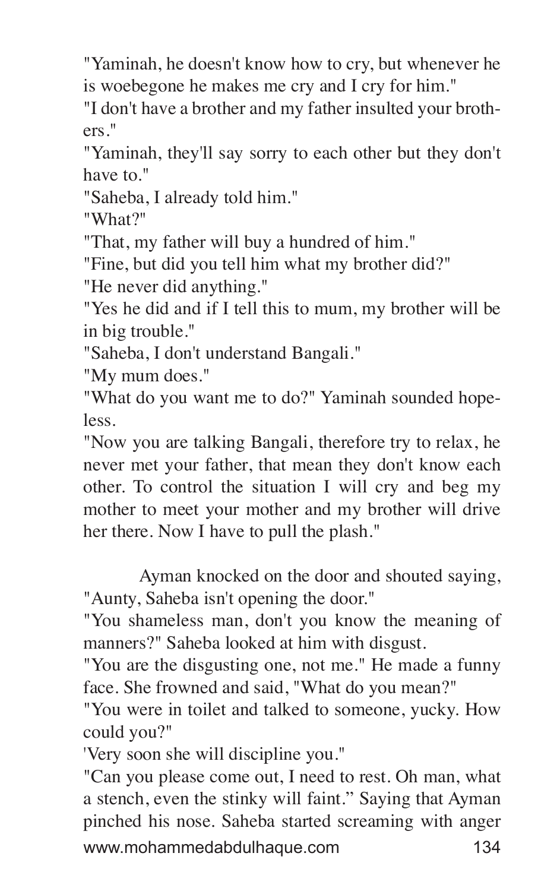"Yaminah, he doesn't know how to cry, but whenever he is woebegone he makes me cry and I cry for him."

"I don't have a brother and my father insulted your brothers."

"Yaminah, they'll say sorry to each other but they don't have to."

"Saheba, I already told him."

"What?"

"That, my father will buy a hundred of him."

"Fine, but did you tell him what my brother did?"

"He never did anything."

"Yes he did and if I tell this to mum, my brother will be in big trouble."

"Saheba, I don't understand Bangali."

"My mum does."

"What do you want me to do?" Yaminah sounded hopeless.

"Now you are talking Bangali, therefore try to relax, he never met your father, that mean they don't know each other. To control the situation I will cry and beg my mother to meet your mother and my brother will drive her there. Now I have to pull the plash."

Ayman knocked on the door and shouted saying, "Aunty, Saheba isn't opening the door."

"You shameless man, don't you know the meaning of manners?" Saheba looked at him with disgust.

"You are the disgusting one, not me." He made a funny face. She frowned and said, "What do you mean?"

"You were in toilet and talked to someone, yucky. How could you?"

'Very soon she will discipline you."

"Can you please come out, I need to rest. Oh man, what a stench, even the stinky will faint." Saying that Ayman pinched his nose. Saheba started screaming with anger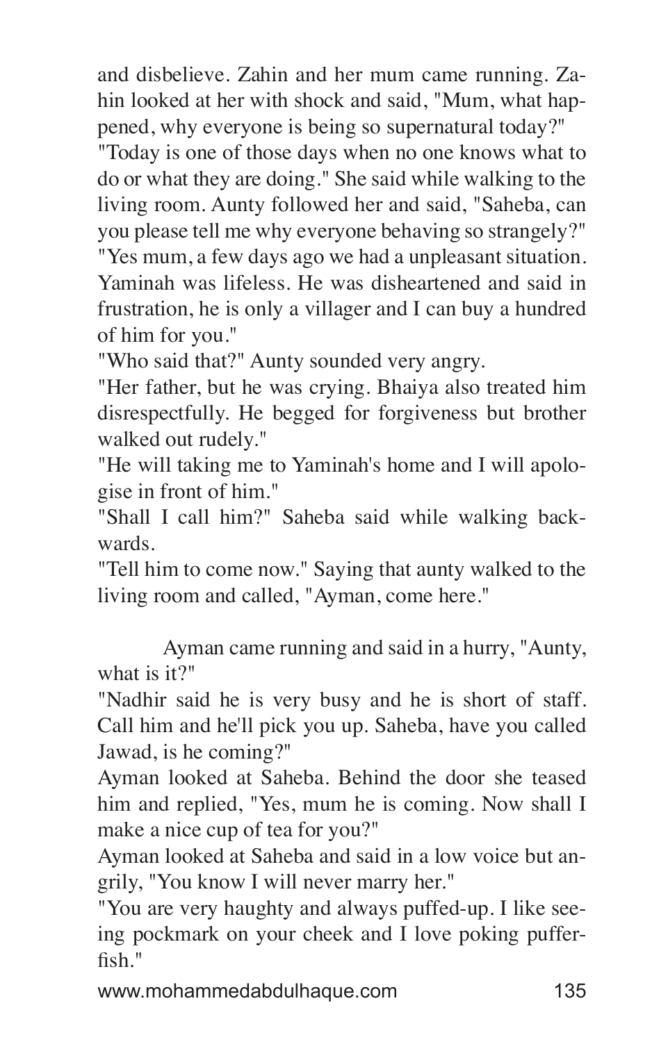and disbelieve. Zahin and her mum came running. Zahin looked at her with shock and said, "Mum, what happened, why everyone is being so supernatural today?"
"Today is one of those days when no one knows what to do or what they are doing." She said while walking to the living room. Aunty followed her and said, "Saheba, can you please tell me why everyone behaving so strangely?"
"Yes mum, a few days ago we had a unpleasant situation. Yaminah was lifeless. He was disheartened and said in frustration, he is only a villager and I can buy a hundred of him for you."
"Who said that?" Aunty sounded very angry.
"Her father, but he was crying. Bhaiya also treated him disrespectfully. He begged for forgiveness but brother walked out rudely."
"He will taking me to Yaminah's home and I will apologise in front of him."
"Shall I call him?" Saheba said while walking backwards.
"Tell him to come now." Saying that aunty walked to the living room and called, "Ayman, come here."

Ayman came running and said in a hurry, "Aunty, what is it?"
"Nadhir said he is very busy and he is short of staff. Call him and he'll pick you up. Saheba, have you called Jawad, is he coming?"
Ayman looked at Saheba. Behind the door she teased him and replied, "Yes, mum he is coming. Now shall I make a nice cup of tea for you?"
Ayman looked at Saheba and said in a low voice but angrily, "You know I will never marry her."
"You are very haughty and always puffed-up. I like seeing pockmark on your cheek and I love poking pufferfish."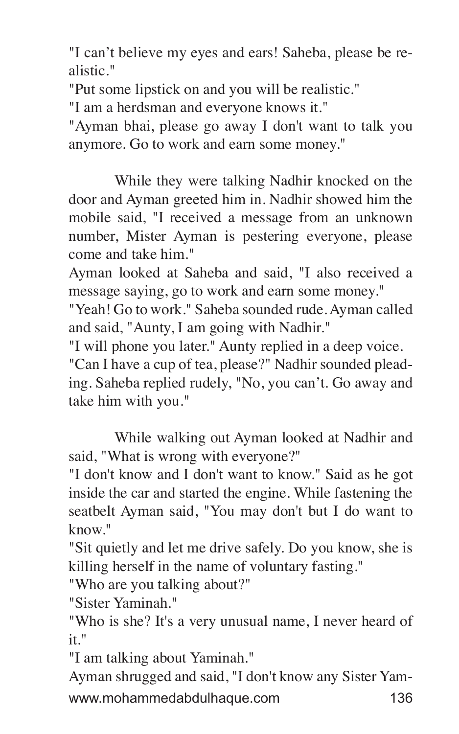"I can't believe my eyes and ears! Saheba, please be realistic."

"Put some lipstick on and you will be realistic."

"I am a herdsman and everyone knows it."

"Ayman bhai, please go away I don't want to talk you anymore. Go to work and earn some money."

While they were talking Nadhir knocked on the door and Ayman greeted him in. Nadhir showed him the mobile said, "I received a message from an unknown number, Mister Ayman is pestering everyone, please come and take him."

Ayman looked at Saheba and said, "I also received a message saying, go to work and earn some money."

"Yeah! Go to work." Saheba sounded rude. Ayman called and said, "Aunty, I am going with Nadhir."

"I will phone you later." Aunty replied in a deep voice.

"Can I have a cup of tea, please?" Nadhir sounded pleading. Saheba replied rudely, "No, you can't. Go away and take him with you."

While walking out Ayman looked at Nadhir and said, "What is wrong with everyone?"

"I don't know and I don't want to know." Said as he got inside the car and started the engine. While fastening the seatbelt Ayman said, "You may don't but I do want to know."

"Sit quietly and let me drive safely. Do you know, she is killing herself in the name of voluntary fasting."

"Who are you talking about?"

"Sister Yaminah."

"Who is she? It's a very unusual name, I never heard of it."

"I am talking about Yaminah."

Ayman shrugged and said, "I don't know any Sister Yam-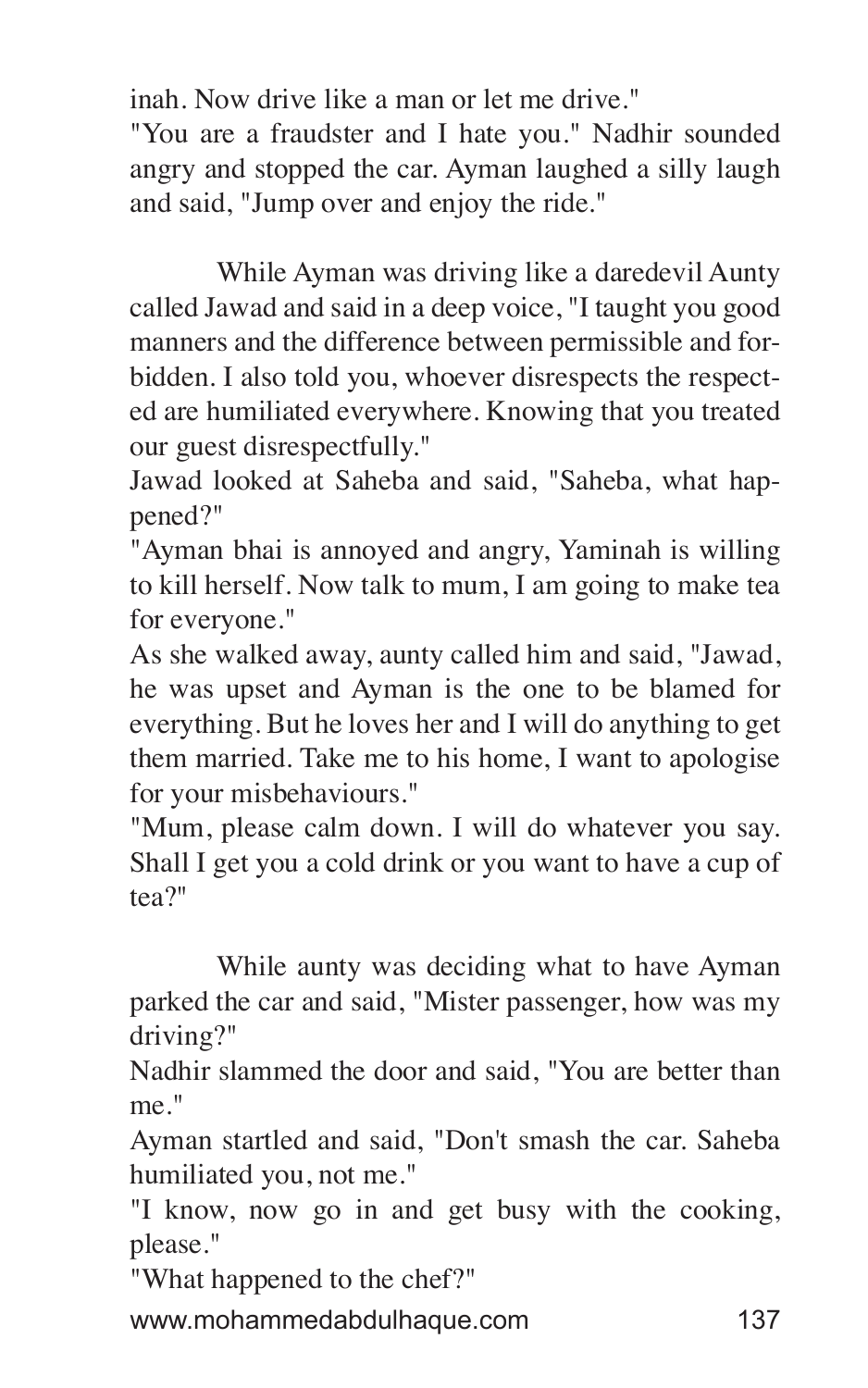inah. Now drive like a man or let me drive."

"You are a fraudster and I hate you." Nadhir sounded angry and stopped the car. Ayman laughed a silly laugh and said, "Jump over and enjoy the ride."

While Ayman was driving like a daredevil Aunty called Jawad and said in a deep voice, "I taught you good manners and the difference between permissible and forbidden. I also told you, whoever disrespects the respected are humiliated everywhere. Knowing that you treated our guest disrespectfully."

Jawad looked at Saheba and said, "Saheba, what happened?"

"Ayman bhai is annoyed and angry, Yaminah is willing to kill herself. Now talk to mum, I am going to make tea for everyone."

As she walked away, aunty called him and said, "Jawad, he was upset and Ayman is the one to be blamed for everything. But he loves her and I will do anything to get them married. Take me to his home, I want to apologise for your misbehaviours."

"Mum, please calm down. I will do whatever you say. Shall I get you a cold drink or you want to have a cup of tea?"

While aunty was deciding what to have Ayman parked the car and said, "Mister passenger, how was my driving?"

Nadhir slammed the door and said, "You are better than me."

Ayman startled and said, "Don't smash the car. Saheba humiliated you, not me."

"I know, now go in and get busy with the cooking, please."

"What happened to the chef?"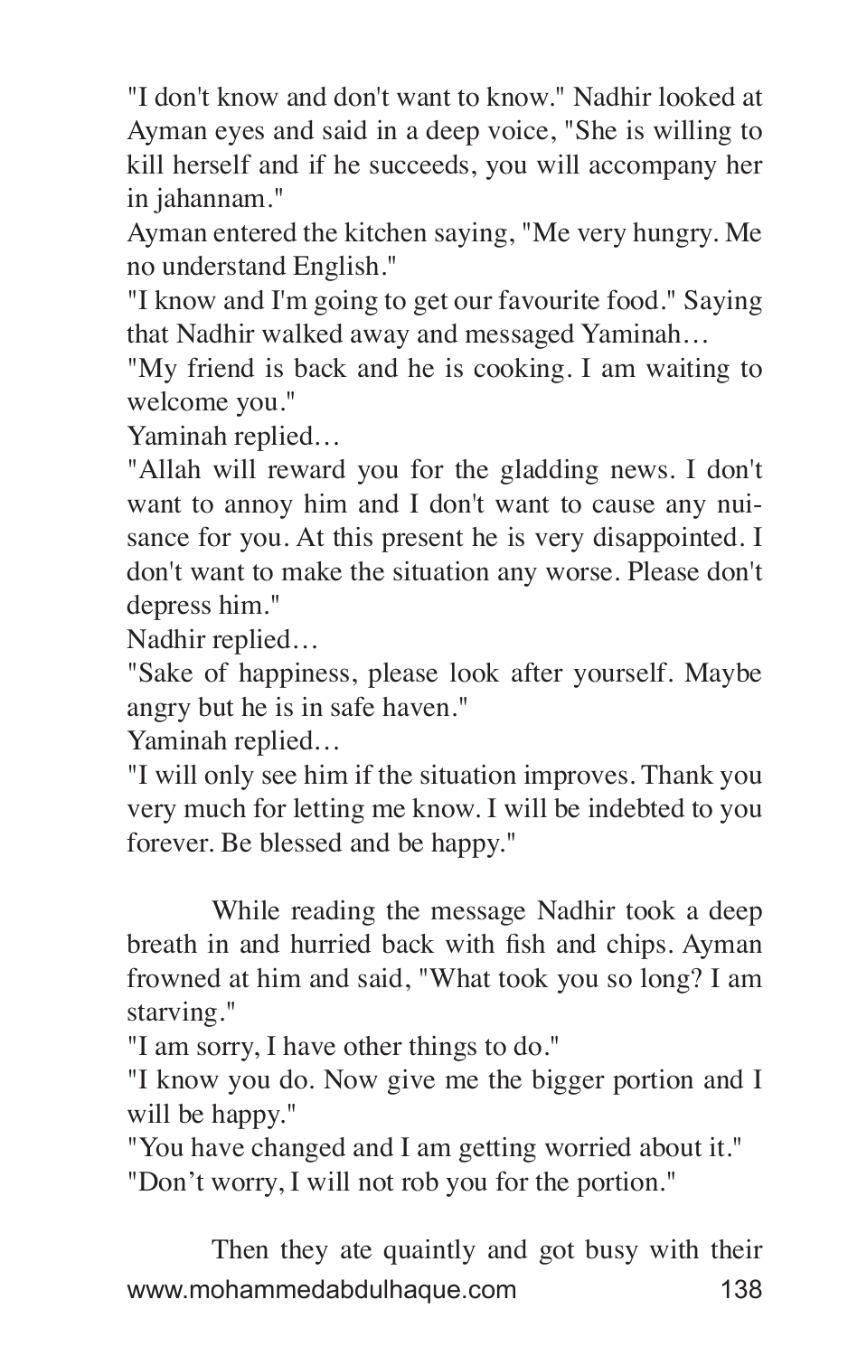"I don't know and don't want to know." Nadhir looked at Ayman eyes and said in a deep voice, "She is willing to kill herself and if he succeeds, you will accompany her in jahannam."
Ayman entered the kitchen saying, "Me very hungry. Me no understand English."
"I know and I'm going to get our favourite food." Saying that Nadhir walked away and messaged Yaminah…
"My friend is back and he is cooking. I am waiting to welcome you."
Yaminah replied…
"Allah will reward you for the gladding news. I don't want to annoy him and I don't want to cause any nuisance for you. At this present he is very disappointed. I don't want to make the situation any worse. Please don't depress him."
Nadhir replied…
"Sake of happiness, please look after yourself. Maybe angry but he is in safe haven."
Yaminah replied…
"I will only see him if the situation improves. Thank you very much for letting me know. I will be indebted to you forever. Be blessed and be happy."

While reading the message Nadhir took a deep breath in and hurried back with fish and chips. Ayman frowned at him and said, "What took you so long? I am starving."
"I am sorry, I have other things to do."
"I know you do. Now give me the bigger portion and I will be happy."
"You have changed and I am getting worried about it."
"Don't worry, I will not rob you for the portion."

Then they ate quaintly and got busy with their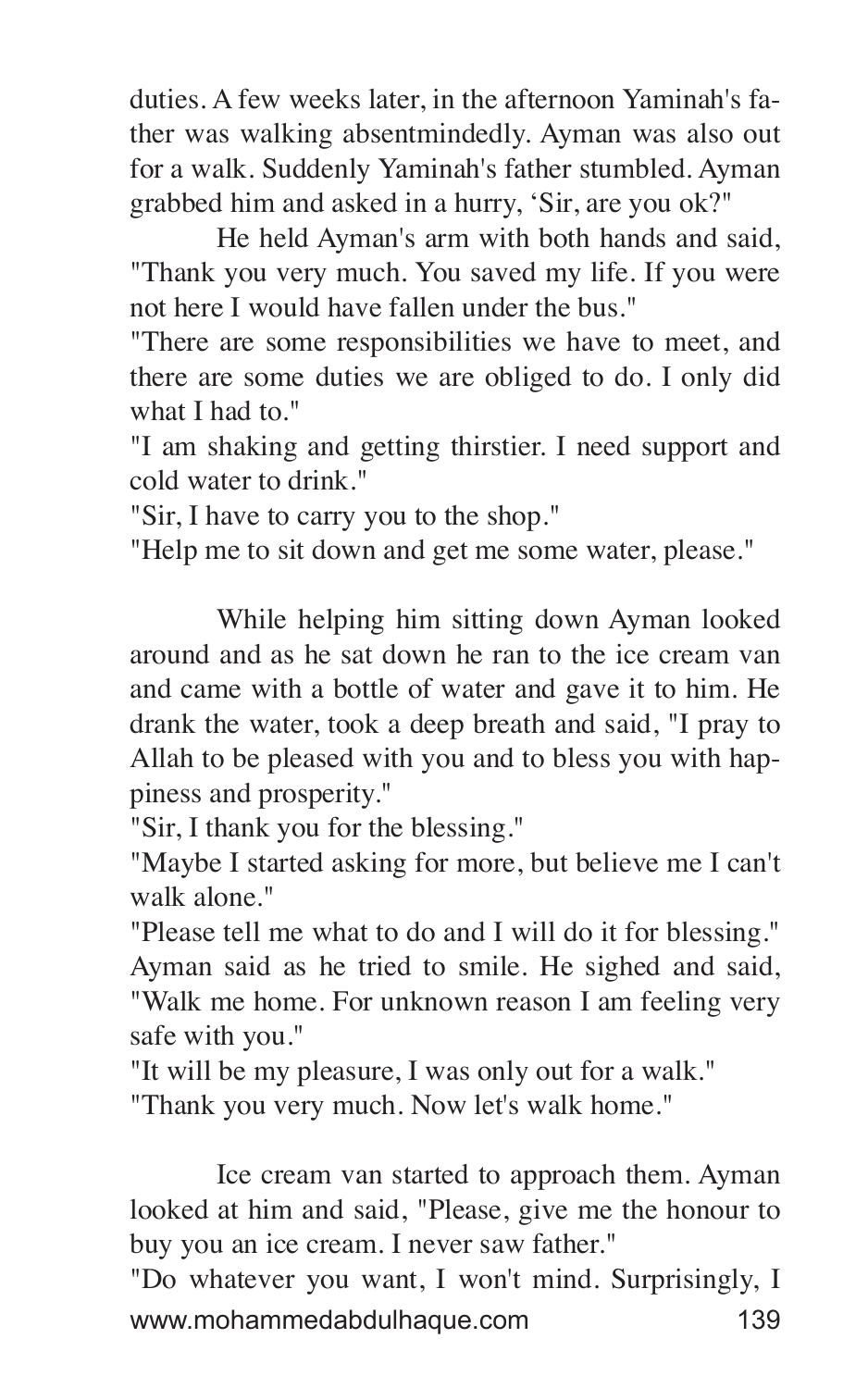duties. A few weeks later, in the afternoon Yaminah's father was walking absentmindedly. Ayman was also out for a walk. Suddenly Yaminah's father stumbled. Ayman grabbed him and asked in a hurry, 'Sir, are you ok?"

He held Ayman's arm with both hands and said, "Thank you very much. You saved my life. If you were not here I would have fallen under the bus."

"There are some responsibilities we have to meet, and there are some duties we are obliged to do. I only did what I had to."

"I am shaking and getting thirstier. I need support and cold water to drink."

"Sir, I have to carry you to the shop."

"Help me to sit down and get me some water, please."

While helping him sitting down Ayman looked around and as he sat down he ran to the ice cream van and came with a bottle of water and gave it to him. He drank the water, took a deep breath and said, "I pray to Allah to be pleased with you and to bless you with happiness and prosperity."

"Sir, I thank you for the blessing."

"Maybe I started asking for more, but believe me I can't walk alone."

"Please tell me what to do and I will do it for blessing." Ayman said as he tried to smile. He sighed and said, "Walk me home. For unknown reason I am feeling very safe with you."

"It will be my pleasure, I was only out for a walk."

"Thank you very much. Now let's walk home."

Ice cream van started to approach them. Ayman looked at him and said, "Please, give me the honour to buy you an ice cream. I never saw father."

"Do whatever you want, I won't mind. Surprisingly, I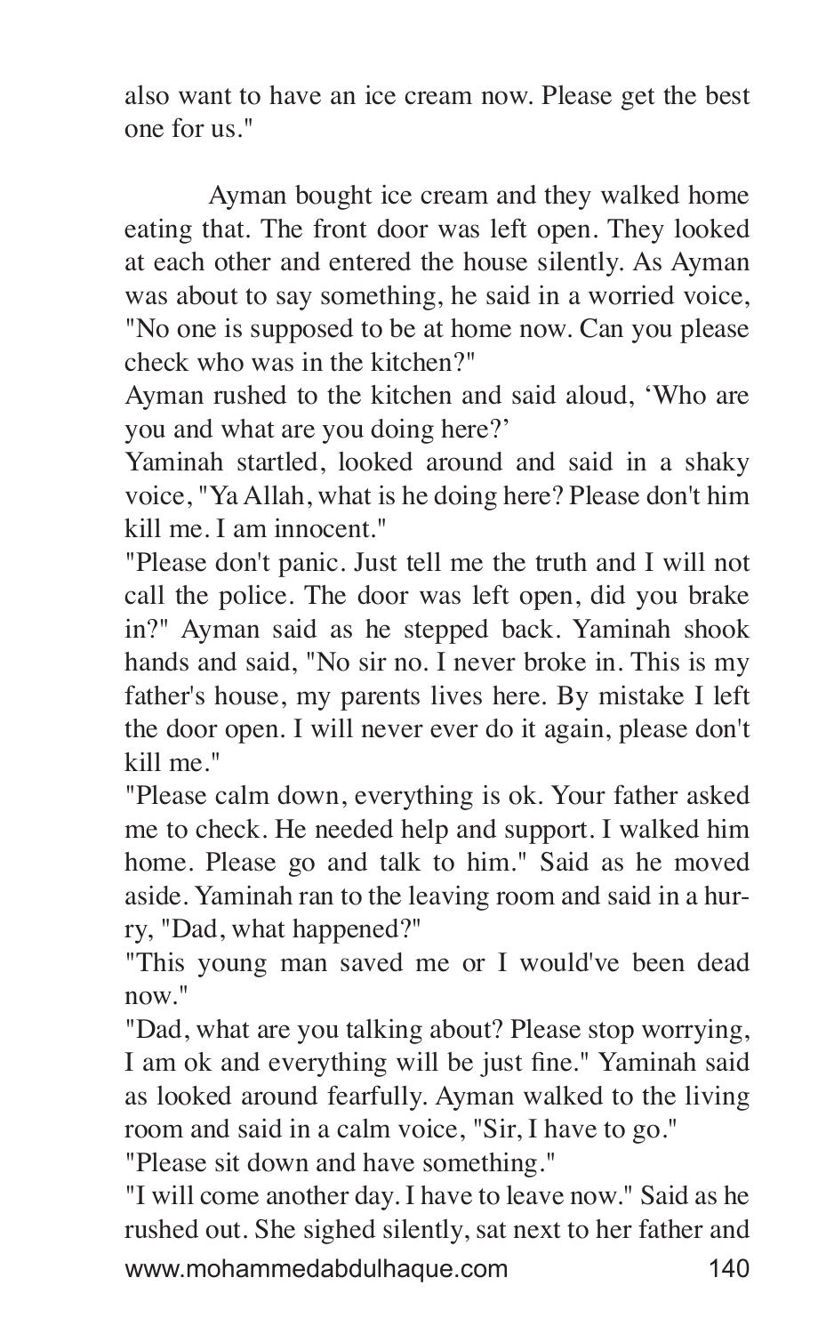also want to have an ice cream now. Please get the best one for us."

Ayman bought ice cream and they walked home eating that. The front door was left open. They looked at each other and entered the house silently. As Ayman was about to say something, he said in a worried voice, "No one is supposed to be at home now. Can you please check who was in the kitchen?"

Ayman rushed to the kitchen and said aloud, 'Who are you and what are you doing here?'

Yaminah startled, looked around and said in a shaky voice, "Ya Allah, what is he doing here? Please don't him kill me. I am innocent."

"Please don't panic. Just tell me the truth and I will not call the police. The door was left open, did you brake in?" Ayman said as he stepped back. Yaminah shook hands and said, "No sir no. I never broke in. This is my father's house, my parents lives here. By mistake I left the door open. I will never ever do it again, please don't kill me."

"Please calm down, everything is ok. Your father asked me to check. He needed help and support. I walked him home. Please go and talk to him." Said as he moved aside. Yaminah ran to the leaving room and said in a hurry, "Dad, what happened?"

"This young man saved me or I would've been dead now."

"Dad, what are you talking about? Please stop worrying, I am ok and everything will be just fine." Yaminah said as looked around fearfully. Ayman walked to the living room and said in a calm voice, "Sir, I have to go."

"Please sit down and have something."

"I will come another day. I have to leave now." Said as he rushed out. She sighed silently, sat next to her father and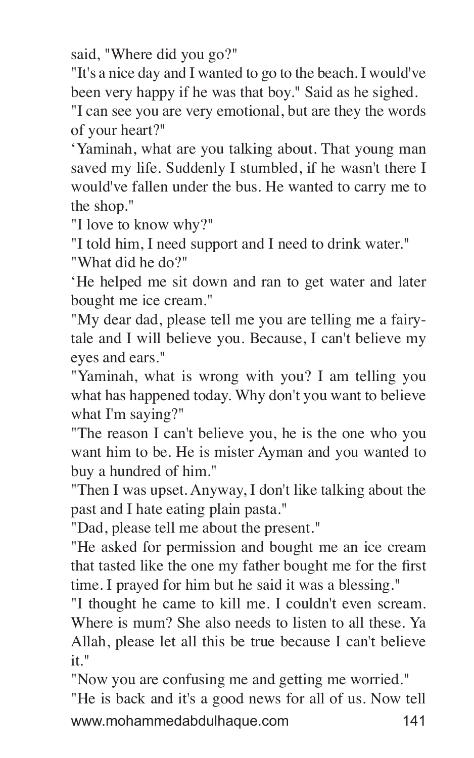said, "Where did you go?"

"It's a nice day and I wanted to go to the beach. I would've been very happy if he was that boy." Said as he sighed.

"I can see you are very emotional, but are they the words of your heart?"

'Yaminah, what are you talking about. That young man saved my life. Suddenly I stumbled, if he wasn't there I would've fallen under the bus. He wanted to carry me to the shop."

"I love to know why?"

"I told him, I need support and I need to drink water."

"What did he do?"

'He helped me sit down and ran to get water and later bought me ice cream."

"My dear dad, please tell me you are telling me a fairy-tale and I will believe you. Because, I can't believe my eyes and ears."

"Yaminah, what is wrong with you? I am telling you what has happened today. Why don't you want to believe what I'm saying?"

"The reason I can't believe you, he is the one who you want him to be. He is mister Ayman and you wanted to buy a hundred of him."

"Then I was upset. Anyway, I don't like talking about the past and I hate eating plain pasta."

"Dad, please tell me about the present."

"He asked for permission and bought me an ice cream that tasted like the one my father bought me for the first time. I prayed for him but he said it was a blessing."

"I thought he came to kill me. I couldn't even scream. Where is mum? She also needs to listen to all these. Ya Allah, please let all this be true because I can't believe it."

"Now you are confusing me and getting me worried."

"He is back and it's a good news for all of us. Now tell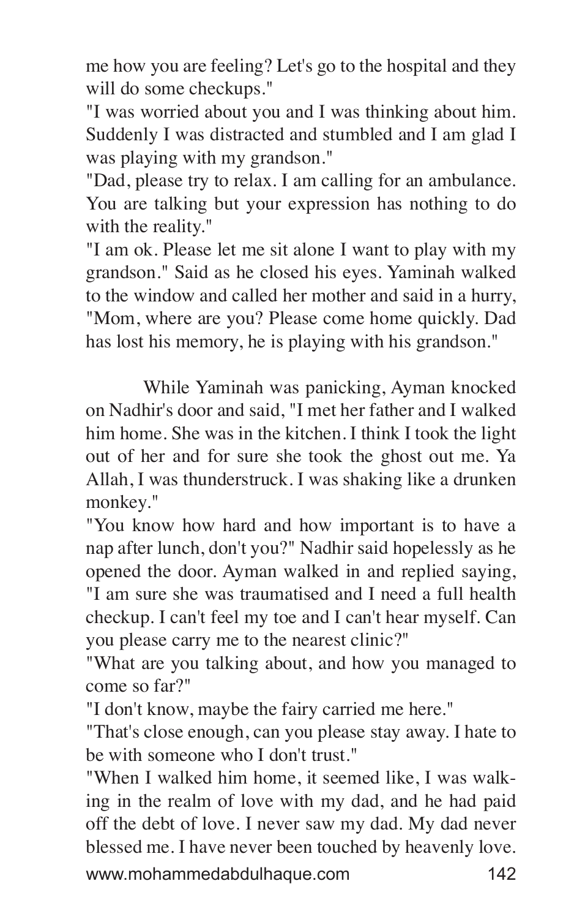me how you are feeling? Let's go to the hospital and they will do some checkups."

"I was worried about you and I was thinking about him. Suddenly I was distracted and stumbled and I am glad I was playing with my grandson."

"Dad, please try to relax. I am calling for an ambulance. You are talking but your expression has nothing to do with the reality."

"I am ok. Please let me sit alone I want to play with my grandson." Said as he closed his eyes. Yaminah walked to the window and called her mother and said in a hurry, "Mom, where are you? Please come home quickly. Dad has lost his memory, he is playing with his grandson."

While Yaminah was panicking, Ayman knocked on Nadhir's door and said, "I met her father and I walked him home. She was in the kitchen. I think I took the light out of her and for sure she took the ghost out me. Ya Allah, I was thunderstruck. I was shaking like a drunken monkey."

"You know how hard and how important is to have a nap after lunch, don't you?" Nadhir said hopelessly as he opened the door. Ayman walked in and replied saying, "I am sure she was traumatised and I need a full health checkup. I can't feel my toe and I can't hear myself. Can you please carry me to the nearest clinic?"

"What are you talking about, and how you managed to come so far?"

"I don't know, maybe the fairy carried me here."

"That's close enough, can you please stay away. I hate to be with someone who I don't trust."

"When I walked him home, it seemed like, I was walking in the realm of love with my dad, and he had paid off the debt of love. I never saw my dad. My dad never blessed me. I have never been touched by heavenly love.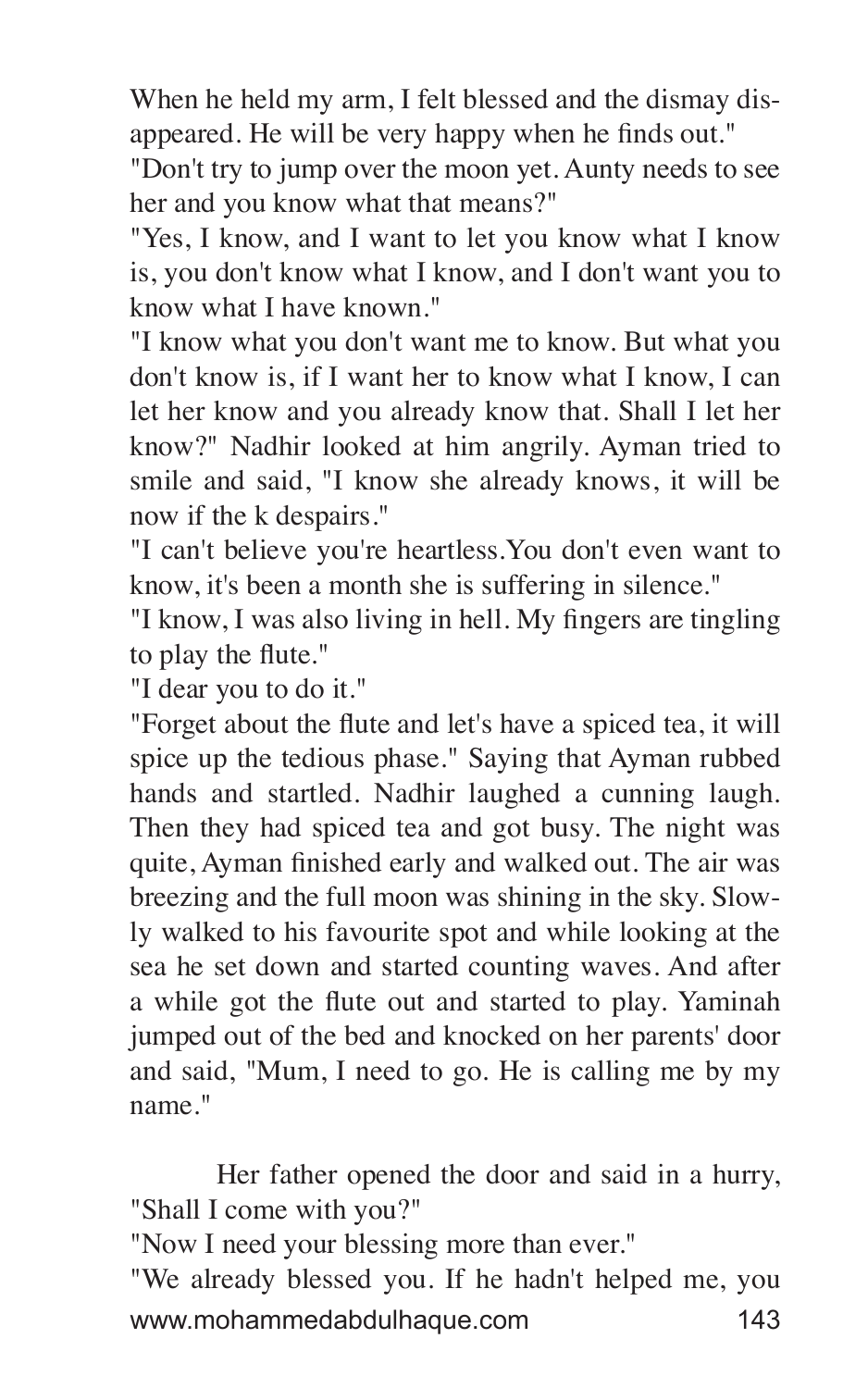When he held my arm, I felt blessed and the dismay disappeared. He will be very happy when he finds out."

"Don't try to jump over the moon yet. Aunty needs to see her and you know what that means?"

"Yes, I know, and I want to let you know what I know is, you don't know what I know, and I don't want you to know what I have known."

"I know what you don't want me to know. But what you don't know is, if I want her to know what I know, I can let her know and you already know that. Shall I let her know?" Nadhir looked at him angrily. Ayman tried to smile and said, "I know she already knows, it will be now if the k despairs."

"I can't believe you're heartless.You don't even want to know, it's been a month she is suffering in silence."

"I know, I was also living in hell. My fingers are tingling to play the flute."

"I dear you to do it."

"Forget about the flute and let's have a spiced tea, it will spice up the tedious phase." Saying that Ayman rubbed hands and startled. Nadhir laughed a cunning laugh. Then they had spiced tea and got busy. The night was quite, Ayman finished early and walked out. The air was breezing and the full moon was shining in the sky. Slowly walked to his favourite spot and while looking at the sea he set down and started counting waves. And after a while got the flute out and started to play. Yaminah jumped out of the bed and knocked on her parents' door and said, "Mum, I need to go. He is calling me by my name."

Her father opened the door and said in a hurry, "Shall I come with you?"

"Now I need your blessing more than ever."

"We already blessed you. If he hadn't helped me, you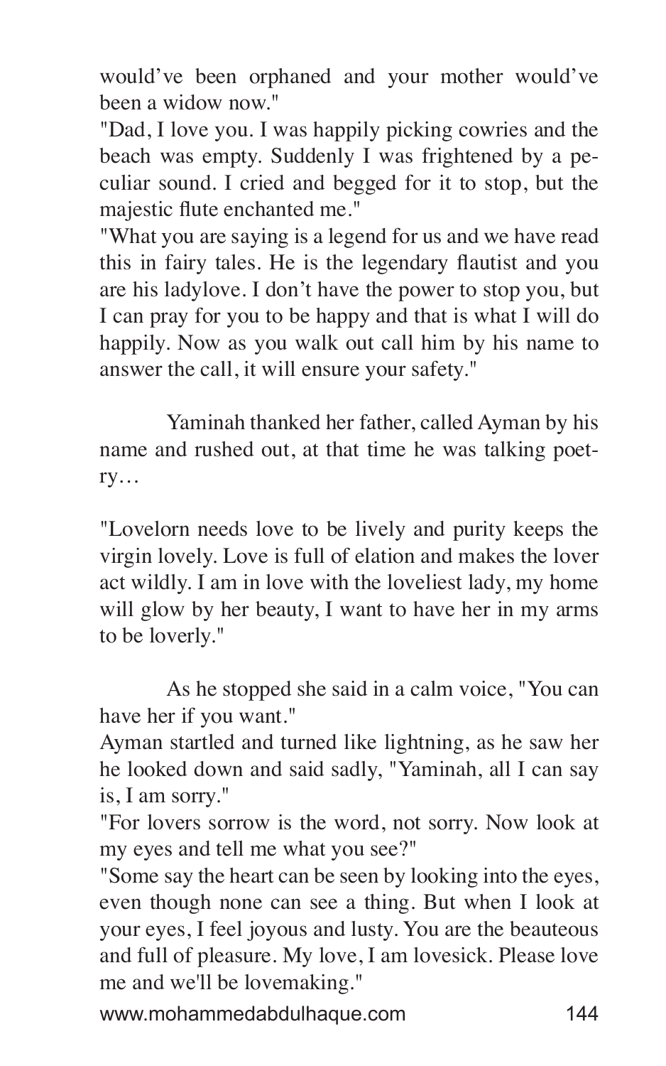would've been orphaned and your mother would've been a widow now."

"Dad, I love you. I was happily picking cowries and the beach was empty. Suddenly I was frightened by a peculiar sound. I cried and begged for it to stop, but the majestic flute enchanted me."

"What you are saying is a legend for us and we have read this in fairy tales. He is the legendary flautist and you are his ladylove. I don't have the power to stop you, but I can pray for you to be happy and that is what I will do happily. Now as you walk out call him by his name to answer the call, it will ensure your safety."

Yaminah thanked her father, called Ayman by his name and rushed out, at that time he was talking poetry…

"Lovelorn needs love to be lively and purity keeps the virgin lovely. Love is full of elation and makes the lover act wildly. I am in love with the loveliest lady, my home will glow by her beauty, I want to have her in my arms to be loverly."

As he stopped she said in a calm voice, "You can have her if you want."

Ayman startled and turned like lightning, as he saw her he looked down and said sadly, "Yaminah, all I can say is, I am sorry."

"For lovers sorrow is the word, not sorry. Now look at my eyes and tell me what you see?"

"Some say the heart can be seen by looking into the eyes, even though none can see a thing. But when I look at your eyes, I feel joyous and lusty. You are the beauteous and full of pleasure. My love, I am lovesick. Please love me and we'll be lovemaking."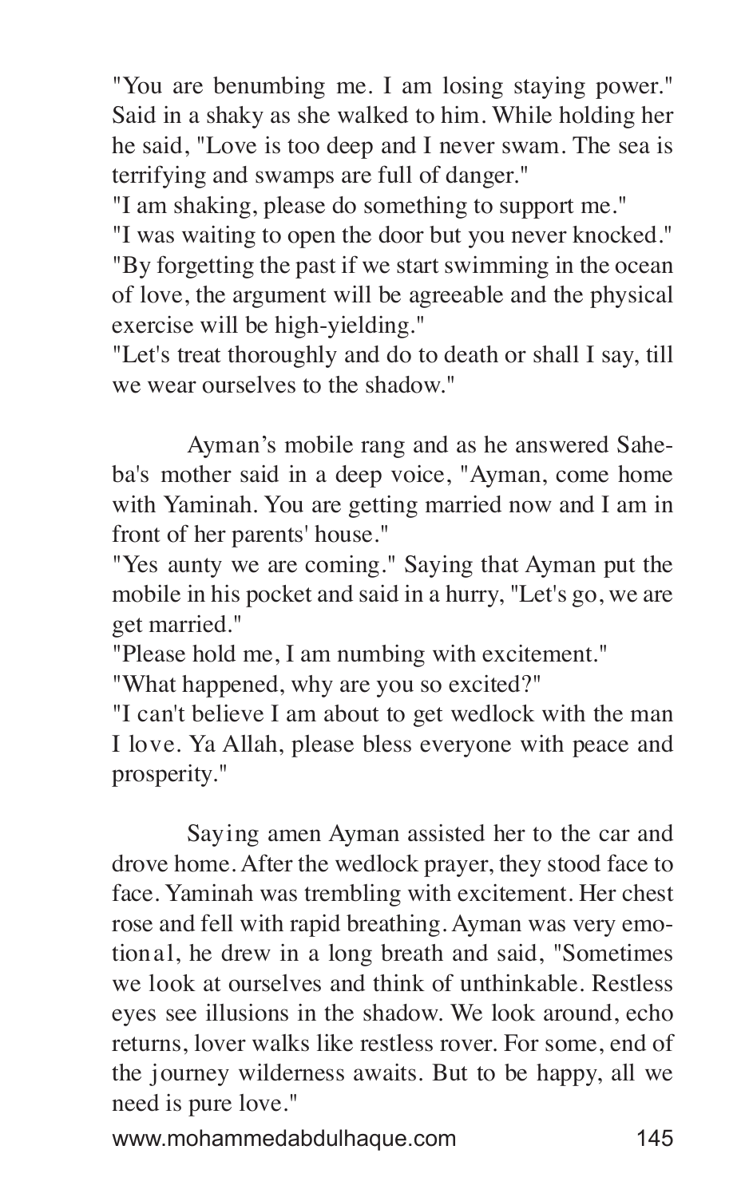"You are benumbing me. I am losing staying power." Said in a shaky as she walked to him. While holding her he said, "Love is too deep and I never swam. The sea is terrifying and swamps are full of danger."

"I am shaking, please do something to support me."

"I was waiting to open the door but you never knocked."

"By forgetting the past if we start swimming in the ocean of love, the argument will be agreeable and the physical exercise will be high-yielding."

"Let's treat thoroughly and do to death or shall I say, till we wear ourselves to the shadow."

Ayman's mobile rang and as he answered Saheba's mother said in a deep voice, "Ayman, come home with Yaminah. You are getting married now and I am in front of her parents' house."

"Yes aunty we are coming." Saying that Ayman put the mobile in his pocket and said in a hurry, "Let's go, we are get married."

"Please hold me, I am numbing with excitement."

"What happened, why are you so excited?"

"I can't believe I am about to get wedlock with the man I love. Ya Allah, please bless everyone with peace and prosperity."

Saying amen Ayman assisted her to the car and drove home. After the wedlock prayer, they stood face to face. Yaminah was trembling with excitement. Her chest rose and fell with rapid breathing. Ayman was very emotional, he drew in a long breath and said, "Sometimes we look at ourselves and think of unthinkable. Restless eyes see illusions in the shadow. We look around, echo returns, lover walks like restless rover. For some, end of the journey wilderness awaits. But to be happy, all we need is pure love."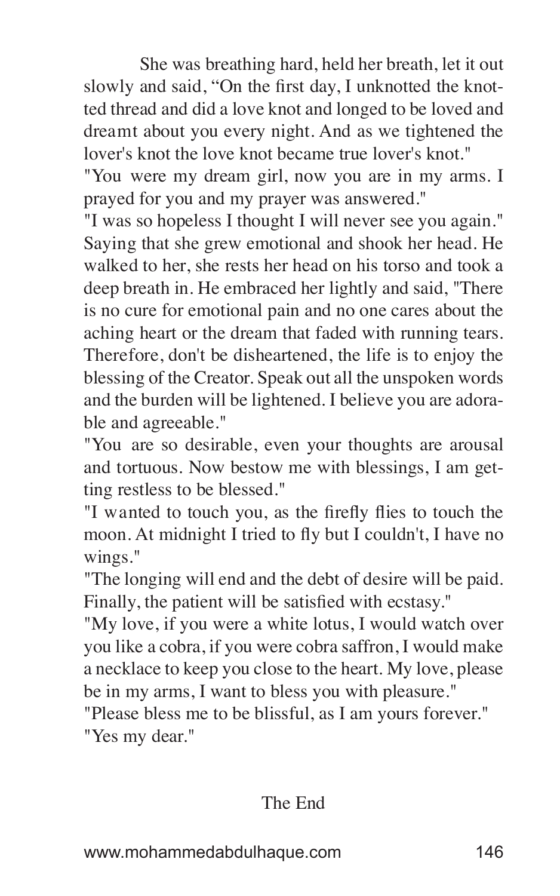She was breathing hard, held her breath, let it out slowly and said, “On the first day, I unknotted the knotted thread and did a love knot and longed to be loved and dreamt about you every night. And as we tightened the lover's knot the love knot became true lover's knot."

"You were my dream girl, now you are in my arms. I prayed for you and my prayer was answered."

"I was so hopeless I thought I will never see you again." Saying that she grew emotional and shook her head. He walked to her, she rests her head on his torso and took a deep breath in. He embraced her lightly and said, "There is no cure for emotional pain and no one cares about the aching heart or the dream that faded with running tears. Therefore, don't be disheartened, the life is to enjoy the blessing of the Creator. Speak out all the unspoken words and the burden will be lightened. I believe you are adorable and agreeable."

"You are so desirable, even your thoughts are arousal and tortuous. Now bestow me with blessings, I am getting restless to be blessed."

"I wanted to touch you, as the firefly flies to touch the moon. At midnight I tried to fly but I couldn't, I have no wings."

"The longing will end and the debt of desire will be paid. Finally, the patient will be satisfied with ecstasy."

"My love, if you were a white lotus, I would watch over you like a cobra, if you were cobra saffron, I would make a necklace to keep you close to the heart. My love, please be in my arms, I want to bless you with pleasure."

"Please bless me to be blissful, as I am yours forever."

"Yes my dear."

The End